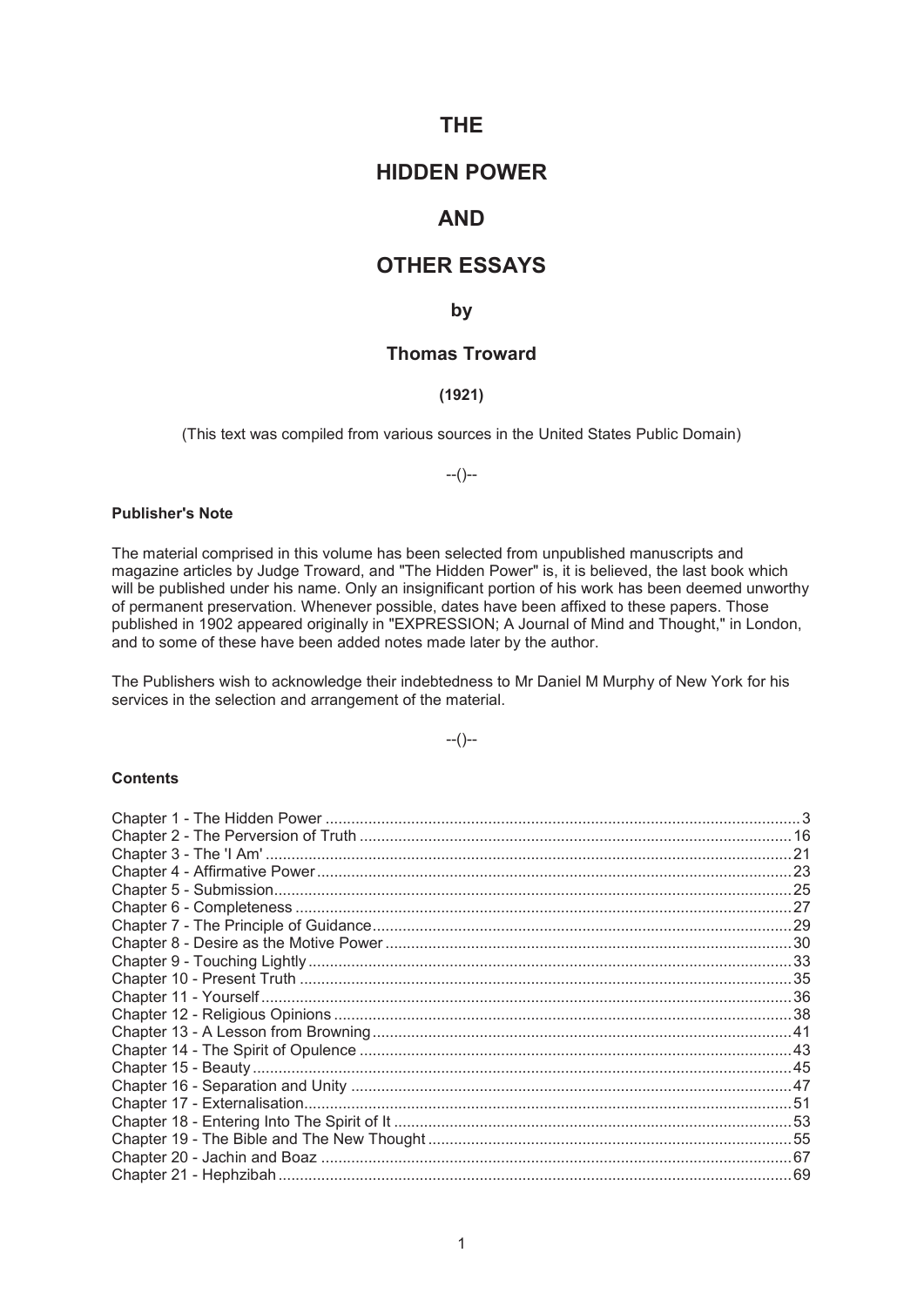# THE

# HIDDEN POWER

# AND

# OTHER ESSAYS

### by

## Thomas Troward

**(1921)**

(This text was compiled from various sources in the United States Public Domain)

--()--

**Publisher's Note**

The material comprised in this volume has been selected from unpublished manuscripts and magazine articles by Judge Troward, and "The Hidden Power" is, it is believed, the last book which will be published under his name. Only an insignificant portion of his work has been deemed unworthy of permanent preservation. Whenever possible, dates have been affixed to these papers. Those published in 1902 appeared originally in "EXPRESSION; A Journal of Mind and Thought," in London, and to some of these have been added notes made later by the author.

The Publishers wish to acknowledge their indebtedness to Mr Daniel M Murphy of New York for his services in the selection and arrangement of the material.

--()--

**Contents**

Chapter 1 - The Hidden Power ........ 3
Chapter 2 - The Perversion of Truth ........ 16
Chapter 3 - The 'I Am' ........ 21
Chapter 4 - Affirmative Power ........ 23
Chapter 5 - Submission ........ 25
Chapter 6 - Completeness ........ 27
Chapter 7 - The Principle of Guidance ........ 29
Chapter 8 - Desire as the Motive Power ........ 30
Chapter 9 - Touching Lightly ........ 33
Chapter 10 - Present Truth ........ 35
Chapter 11 - Yourself ........ 36
Chapter 12 - Religious Opinions ........ 38
Chapter 13 - A Lesson from Browning ........ 41
Chapter 14 - The Spirit of Opulence ........ 43
Chapter 15 - Beauty ........ 45
Chapter 16 - Separation and Unity ........ 47
Chapter 17 - Externalisation ........ 51
Chapter 18 - Entering Into The Spirit of It ........ 53
Chapter 19 - The Bible and The New Thought ........ 55
Chapter 20 - Jachin and Boaz ........ 67
Chapter 21 - Hephzibah ........ 69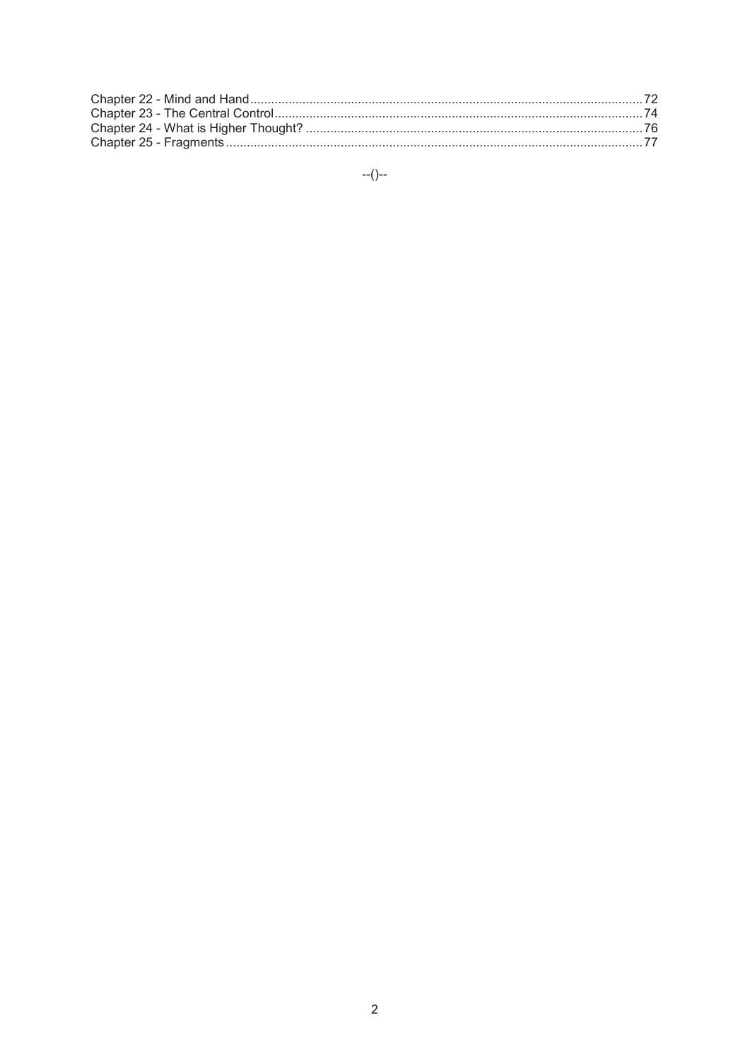Chapter 22 - Mind and Hand ........................................................................................................72
Chapter 23 - The Central Control ................................................................................................74
Chapter 24 - What is Higher Thought? .......................................................................................76
Chapter 25 - Fragments .............................................................................................................77

--()--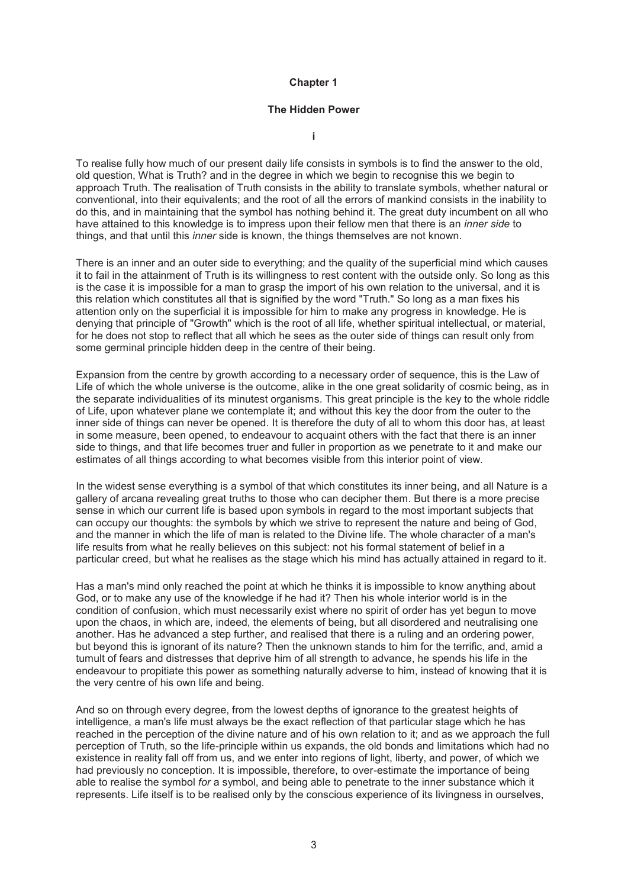# Chapter 1

## The Hidden Power

### i

To realise fully how much of our present daily life consists in symbols is to find the answer to the old, old question, What is Truth? and in the degree in which we begin to recognise this we begin to approach Truth. The realisation of Truth consists in the ability to translate symbols, whether natural or conventional, into their equivalents; and the root of all the errors of mankind consists in the inability to do this, and in maintaining that the symbol has nothing behind it. The great duty incumbent on all who have attained to this knowledge is to impress upon their fellow men that there is an *inner side* to things, and that until this *inner* side is known, the things themselves are not known.

There is an inner and an outer side to everything; and the quality of the superficial mind which causes it to fail in the attainment of Truth is its willingness to rest content with the outside only. So long as this is the case it is impossible for a man to grasp the import of his own relation to the universal, and it is this relation which constitutes all that is signified by the word "Truth." So long as a man fixes his attention only on the superficial it is impossible for him to make any progress in knowledge. He is denying that principle of "Growth" which is the root of all life, whether spiritual intellectual, or material, for he does not stop to reflect that all which he sees as the outer side of things can result only from some germinal principle hidden deep in the centre of their being.

Expansion from the centre by growth according to a necessary order of sequence, this is the Law of Life of which the whole universe is the outcome, alike in the one great solidarity of cosmic being, as in the separate individualities of its minutest organisms. This great principle is the key to the whole riddle of Life, upon whatever plane we contemplate it; and without this key the door from the outer to the inner side of things can never be opened. It is therefore the duty of all to whom this door has, at least in some measure, been opened, to endeavour to acquaint others with the fact that there is an inner side to things, and that life becomes truer and fuller in proportion as we penetrate to it and make our estimates of all things according to what becomes visible from this interior point of view.

In the widest sense everything is a symbol of that which constitutes its inner being, and all Nature is a gallery of arcana revealing great truths to those who can decipher them. But there is a more precise sense in which our current life is based upon symbols in regard to the most important subjects that can occupy our thoughts: the symbols by which we strive to represent the nature and being of God, and the manner in which the life of man is related to the Divine life. The whole character of a man's life results from what he really believes on this subject: not his formal statement of belief in a particular creed, but what he realises as the stage which his mind has actually attained in regard to it.

Has a man's mind only reached the point at which he thinks it is impossible to know anything about God, or to make any use of the knowledge if he had it? Then his whole interior world is in the condition of confusion, which must necessarily exist where no spirit of order has yet begun to move upon the chaos, in which are, indeed, the elements of being, but all disordered and neutralising one another. Has he advanced a step further, and realised that there is a ruling and an ordering power, but beyond this is ignorant of its nature? Then the unknown stands to him for the terrific, and, amid a tumult of fears and distresses that deprive him of all strength to advance, he spends his life in the endeavour to propitiate this power as something naturally adverse to him, instead of knowing that it is the very centre of his own life and being.

And so on through every degree, from the lowest depths of ignorance to the greatest heights of intelligence, a man's life must always be the exact reflection of that particular stage which he has reached in the perception of the divine nature and of his own relation to it; and as we approach the full perception of Truth, so the life-principle within us expands, the old bonds and limitations which had no existence in reality fall off from us, and we enter into regions of light, liberty, and power, of which we had previously no conception. It is impossible, therefore, to over-estimate the importance of being able to realise the symbol *for* a symbol, and being able to penetrate to the inner substance which it represents. Life itself is to be realised only by the conscious experience of its livingness in ourselves,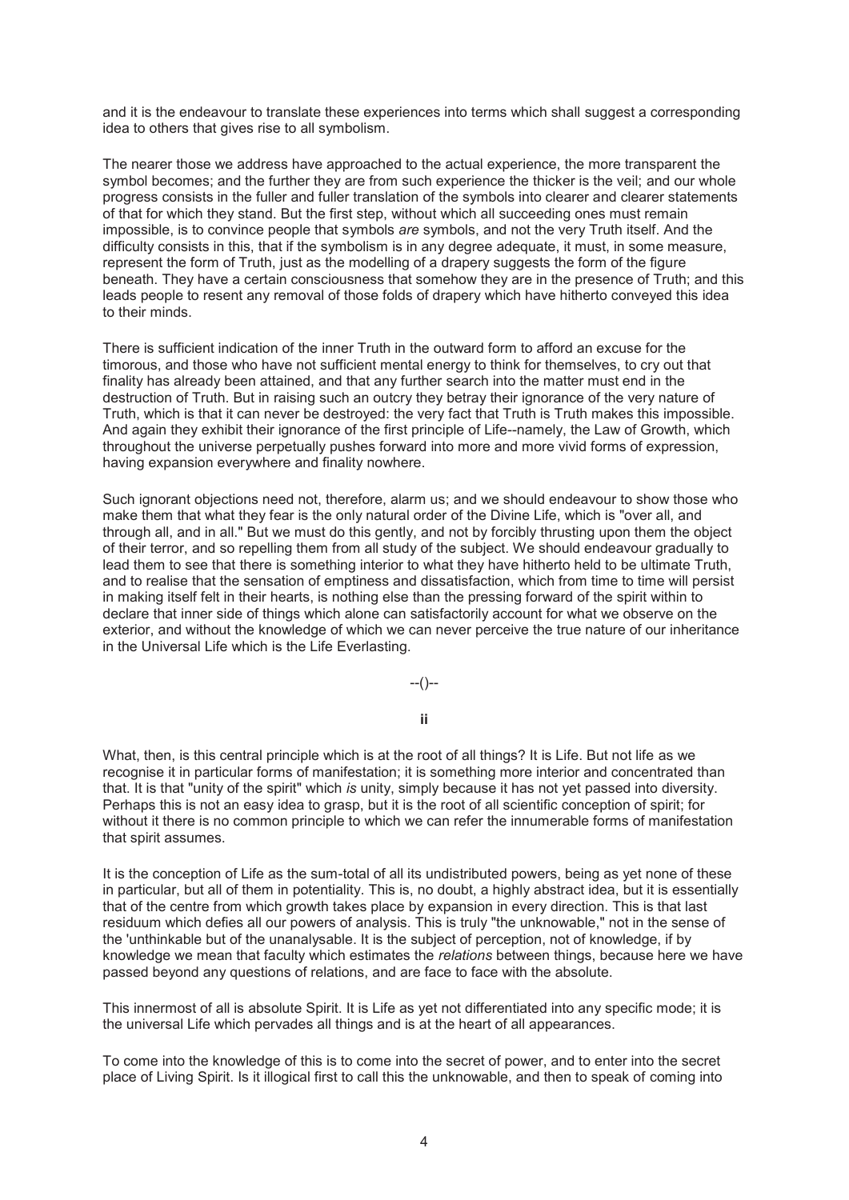and it is the endeavour to translate these experiences into terms which shall suggest a corresponding idea to others that gives rise to all symbolism.

The nearer those we address have approached to the actual experience, the more transparent the symbol becomes; and the further they are from such experience the thicker is the veil; and our whole progress consists in the fuller and fuller translation of the symbols into clearer and clearer statements of that for which they stand. But the first step, without which all succeeding ones must remain impossible, is to convince people that symbols *are* symbols, and not the very Truth itself. And the difficulty consists in this, that if the symbolism is in any degree adequate, it must, in some measure, represent the form of Truth, just as the modelling of a drapery suggests the form of the figure beneath. They have a certain consciousness that somehow they are in the presence of Truth; and this leads people to resent any removal of those folds of drapery which have hitherto conveyed this idea to their minds.

There is sufficient indication of the inner Truth in the outward form to afford an excuse for the timorous, and those who have not sufficient mental energy to think for themselves, to cry out that finality has already been attained, and that any further search into the matter must end in the destruction of Truth. But in raising such an outcry they betray their ignorance of the very nature of Truth, which is that it can never be destroyed: the very fact that Truth is Truth makes this impossible. And again they exhibit their ignorance of the first principle of Life--namely, the Law of Growth, which throughout the universe perpetually pushes forward into more and more vivid forms of expression, having expansion everywhere and finality nowhere.

Such ignorant objections need not, therefore, alarm us; and we should endeavour to show those who make them that what they fear is the only natural order of the Divine Life, which is "over all, and through all, and in all." But we must do this gently, and not by forcibly thrusting upon them the object of their terror, and so repelling them from all study of the subject. We should endeavour gradually to lead them to see that there is something interior to what they have hitherto held to be ultimate Truth, and to realise that the sensation of emptiness and dissatisfaction, which from time to time will persist in making itself felt in their hearts, is nothing else than the pressing forward of the spirit within to declare that inner side of things which alone can satisfactorily account for what we observe on the exterior, and without the knowledge of which we can never perceive the true nature of our inheritance in the Universal Life which is the Life Everlasting.

--()--

**ii**

What, then, is this central principle which is at the root of all things? It is Life. But not life as we recognise it in particular forms of manifestation; it is something more interior and concentrated than that. It is that "unity of the spirit" which *is* unity, simply because it has not yet passed into diversity. Perhaps this is not an easy idea to grasp, but it is the root of all scientific conception of spirit; for without it there is no common principle to which we can refer the innumerable forms of manifestation that spirit assumes.

It is the conception of Life as the sum-total of all its undistributed powers, being as yet none of these in particular, but all of them in potentiality. This is, no doubt, a highly abstract idea, but it is essentially that of the centre from which growth takes place by expansion in every direction. This is that last residuum which defies all our powers of analysis. This is truly "the unknowable," not in the sense of the 'unthinkable but of the unanalysable. It is the subject of perception, not of knowledge, if by knowledge we mean that faculty which estimates the *relations* between things, because here we have passed beyond any questions of relations, and are face to face with the absolute.

This innermost of all is absolute Spirit. It is Life as yet not differentiated into any specific mode; it is the universal Life which pervades all things and is at the heart of all appearances.

To come into the knowledge of this is to come into the secret of power, and to enter into the secret place of Living Spirit. Is it illogical first to call this the unknowable, and then to speak of coming into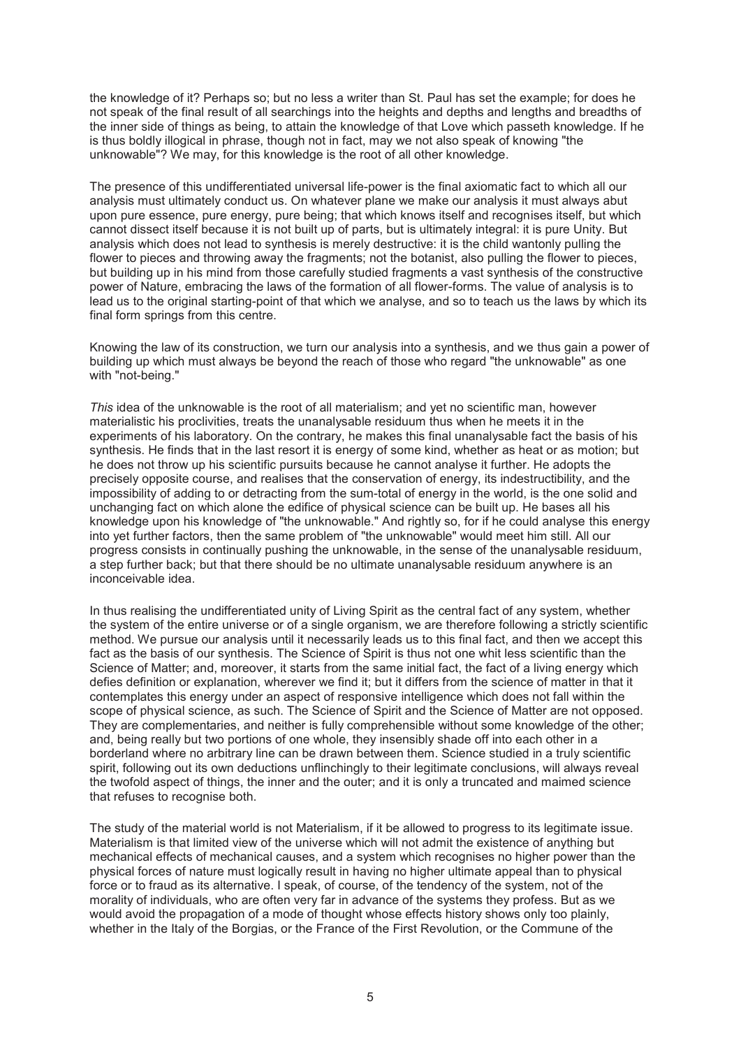the knowledge of it? Perhaps so; but no less a writer than St. Paul has set the example; for does he not speak of the final result of all searchings into the heights and depths and lengths and breadths of the inner side of things as being, to attain the knowledge of that Love which passeth knowledge. If he is thus boldly illogical in phrase, though not in fact, may we not also speak of knowing "the unknowable"? We may, for this knowledge is the root of all other knowledge.

The presence of this undifferentiated universal life-power is the final axiomatic fact to which all our analysis must ultimately conduct us. On whatever plane we make our analysis it must always abut upon pure essence, pure energy, pure being; that which knows itself and recognises itself, but which cannot dissect itself because it is not built up of parts, but is ultimately integral: it is pure Unity. But analysis which does not lead to synthesis is merely destructive: it is the child wantonly pulling the flower to pieces and throwing away the fragments; not the botanist, also pulling the flower to pieces, but building up in his mind from those carefully studied fragments a vast synthesis of the constructive power of Nature, embracing the laws of the formation of all flower-forms. The value of analysis is to lead us to the original starting-point of that which we analyse, and so to teach us the laws by which its final form springs from this centre.

Knowing the law of its construction, we turn our analysis into a synthesis, and we thus gain a power of building up which must always be beyond the reach of those who regard "the unknowable" as one with "not-being."

*This* idea of the unknowable is the root of all materialism; and yet no scientific man, however materialistic his proclivities, treats the unanalysable residuum thus when he meets it in the experiments of his laboratory. On the contrary, he makes this final unanalysable fact the basis of his synthesis. He finds that in the last resort it is energy of some kind, whether as heat or as motion; but he does not throw up his scientific pursuits because he cannot analyse it further. He adopts the precisely opposite course, and realises that the conservation of energy, its indestructibility, and the impossibility of adding to or detracting from the sum-total of energy in the world, is the one solid and unchanging fact on which alone the edifice of physical science can be built up. He bases all his knowledge upon his knowledge of "the unknowable." And rightly so, for if he could analyse this energy into yet further factors, then the same problem of "the unknowable" would meet him still. All our progress consists in continually pushing the unknowable, in the sense of the unanalysable residuum, a step further back; but that there should be no ultimate unanalysable residuum anywhere is an inconceivable idea.

In thus realising the undifferentiated unity of Living Spirit as the central fact of any system, whether the system of the entire universe or of a single organism, we are therefore following a strictly scientific method. We pursue our analysis until it necessarily leads us to this final fact, and then we accept this fact as the basis of our synthesis. The Science of Spirit is thus not one whit less scientific than the Science of Matter; and, moreover, it starts from the same initial fact, the fact of a living energy which defies definition or explanation, wherever we find it; but it differs from the science of matter in that it contemplates this energy under an aspect of responsive intelligence which does not fall within the scope of physical science, as such. The Science of Spirit and the Science of Matter are not opposed. They are complementaries, and neither is fully comprehensible without some knowledge of the other; and, being really but two portions of one whole, they insensibly shade off into each other in a borderland where no arbitrary line can be drawn between them. Science studied in a truly scientific spirit, following out its own deductions unflinchingly to their legitimate conclusions, will always reveal the twofold aspect of things, the inner and the outer; and it is only a truncated and maimed science that refuses to recognise both.

The study of the material world is not Materialism, if it be allowed to progress to its legitimate issue. Materialism is that limited view of the universe which will not admit the existence of anything but mechanical effects of mechanical causes, and a system which recognises no higher power than the physical forces of nature must logically result in having no higher ultimate appeal than to physical force or to fraud as its alternative. I speak, of course, of the tendency of the system, not of the morality of individuals, who are often very far in advance of the systems they profess. But as we would avoid the propagation of a mode of thought whose effects history shows only too plainly, whether in the Italy of the Borgias, or the France of the First Revolution, or the Commune of the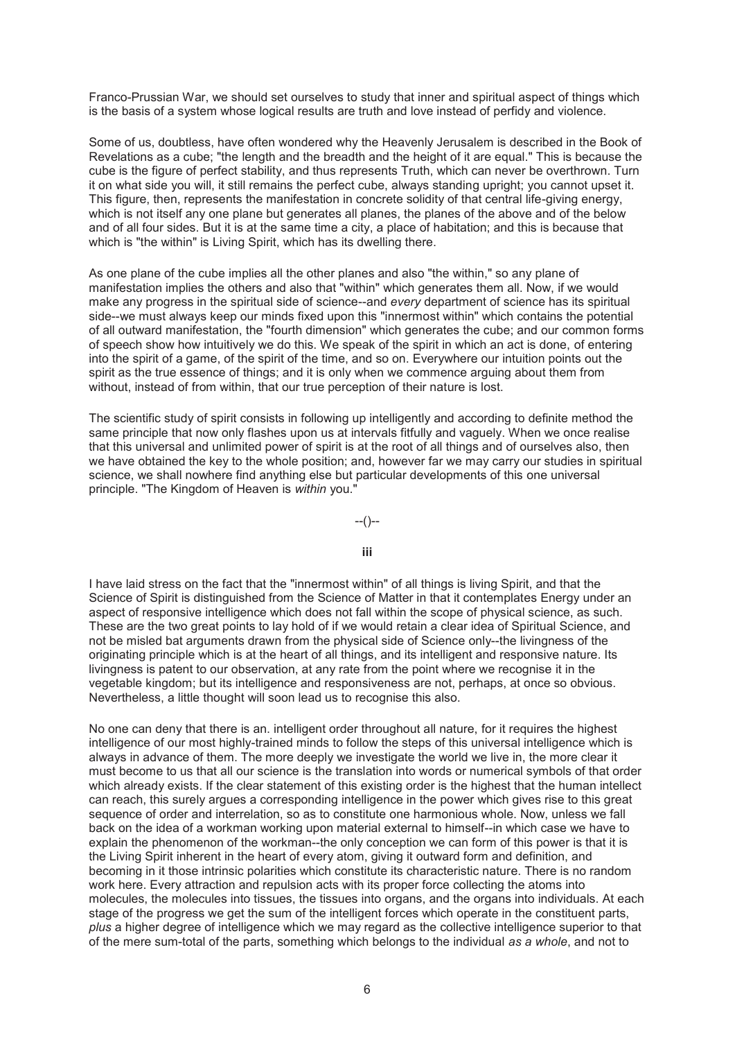Franco-Prussian War, we should set ourselves to study that inner and spiritual aspect of things which is the basis of a system whose logical results are truth and love instead of perfidy and violence.

Some of us, doubtless, have often wondered why the Heavenly Jerusalem is described in the Book of Revelations as a cube; "the length and the breadth and the height of it are equal." This is because the cube is the figure of perfect stability, and thus represents Truth, which can never be overthrown. Turn it on what side you will, it still remains the perfect cube, always standing upright; you cannot upset it. This figure, then, represents the manifestation in concrete solidity of that central life-giving energy, which is not itself any one plane but generates all planes, the planes of the above and of the below and of all four sides. But it is at the same time a city, a place of habitation; and this is because that which is "the within" is Living Spirit, which has its dwelling there.

As one plane of the cube implies all the other planes and also "the within," so any plane of manifestation implies the others and also that "within" which generates them all. Now, if we would make any progress in the spiritual side of science--and *every* department of science has its spiritual side--we must always keep our minds fixed upon this "innermost within" which contains the potential of all outward manifestation, the "fourth dimension" which generates the cube; and our common forms of speech show how intuitively we do this. We speak of the spirit in which an act is done, of entering into the spirit of a game, of the spirit of the time, and so on. Everywhere our intuition points out the spirit as the true essence of things; and it is only when we commence arguing about them from without, instead of from within, that our true perception of their nature is lost.

The scientific study of spirit consists in following up intelligently and according to definite method the same principle that now only flashes upon us at intervals fitfully and vaguely. When we once realise that this universal and unlimited power of spirit is at the root of all things and of ourselves also, then we have obtained the key to the whole position; and, however far we may carry our studies in spiritual science, we shall nowhere find anything else but particular developments of this one universal principle. "The Kingdom of Heaven is *within* you."

--()--

**iii**

I have laid stress on the fact that the "innermost within" of all things is living Spirit, and that the Science of Spirit is distinguished from the Science of Matter in that it contemplates Energy under an aspect of responsive intelligence which does not fall within the scope of physical science, as such. These are the two great points to lay hold of if we would retain a clear idea of Spiritual Science, and not be misled bat arguments drawn from the physical side of Science only--the livingness of the originating principle which is at the heart of all things, and its intelligent and responsive nature. Its livingness is patent to our observation, at any rate from the point where we recognise it in the vegetable kingdom; but its intelligence and responsiveness are not, perhaps, at once so obvious. Nevertheless, a little thought will soon lead us to recognise this also.

No one can deny that there is an. intelligent order throughout all nature, for it requires the highest intelligence of our most highly-trained minds to follow the steps of this universal intelligence which is always in advance of them. The more deeply we investigate the world we live in, the more clear it must become to us that all our science is the translation into words or numerical symbols of that order which already exists. If the clear statement of this existing order is the highest that the human intellect can reach, this surely argues a corresponding intelligence in the power which gives rise to this great sequence of order and interrelation, so as to constitute one harmonious whole. Now, unless we fall back on the idea of a workman working upon material external to himself--in which case we have to explain the phenomenon of the workman--the only conception we can form of this power is that it is the Living Spirit inherent in the heart of every atom, giving it outward form and definition, and becoming in it those intrinsic polarities which constitute its characteristic nature. There is no random work here. Every attraction and repulsion acts with its proper force collecting the atoms into molecules, the molecules into tissues, the tissues into organs, and the organs into individuals. At each stage of the progress we get the sum of the intelligent forces which operate in the constituent parts, *plus* a higher degree of intelligence which we may regard as the collective intelligence superior to that of the mere sum-total of the parts, something which belongs to the individual *as a whole*, and not to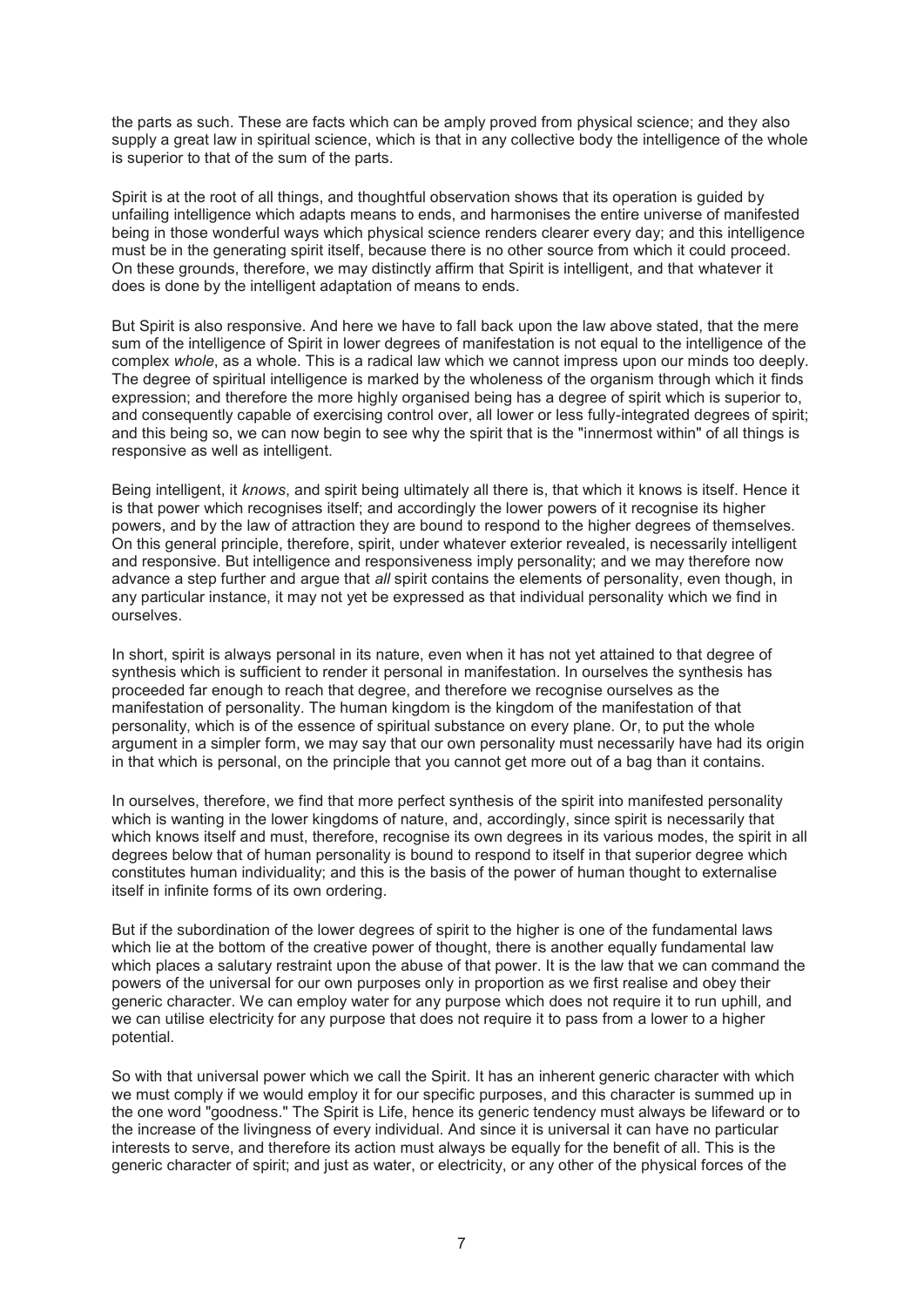the parts as such. These are facts which can be amply proved from physical science; and they also supply a great law in spiritual science, which is that in any collective body the intelligence of the whole is superior to that of the sum of the parts.

Spirit is at the root of all things, and thoughtful observation shows that its operation is guided by unfailing intelligence which adapts means to ends, and harmonises the entire universe of manifested being in those wonderful ways which physical science renders clearer every day; and this intelligence must be in the generating spirit itself, because there is no other source from which it could proceed. On these grounds, therefore, we may distinctly affirm that Spirit is intelligent, and that whatever it does is done by the intelligent adaptation of means to ends.

But Spirit is also responsive. And here we have to fall back upon the law above stated, that the mere sum of the intelligence of Spirit in lower degrees of manifestation is not equal to the intelligence of the complex *whole*, as a whole. This is a radical law which we cannot impress upon our minds too deeply. The degree of spiritual intelligence is marked by the wholeness of the organism through which it finds expression; and therefore the more highly organised being has a degree of spirit which is superior to, and consequently capable of exercising control over, all lower or less fully-integrated degrees of spirit; and this being so, we can now begin to see why the spirit that is the "innermost within" of all things is responsive as well as intelligent.

Being intelligent, it *knows*, and spirit being ultimately all there is, that which it knows is itself. Hence it is that power which recognises itself; and accordingly the lower powers of it recognise its higher powers, and by the law of attraction they are bound to respond to the higher degrees of themselves. On this general principle, therefore, spirit, under whatever exterior revealed, is necessarily intelligent and responsive. But intelligence and responsiveness imply personality; and we may therefore now advance a step further and argue that *all* spirit contains the elements of personality, even though, in any particular instance, it may not yet be expressed as that individual personality which we find in ourselves.

In short, spirit is always personal in its nature, even when it has not yet attained to that degree of synthesis which is sufficient to render it personal in manifestation. In ourselves the synthesis has proceeded far enough to reach that degree, and therefore we recognise ourselves as the manifestation of personality. The human kingdom is the kingdom of the manifestation of that personality, which is of the essence of spiritual substance on every plane. Or, to put the whole argument in a simpler form, we may say that our own personality must necessarily have had its origin in that which is personal, on the principle that you cannot get more out of a bag than it contains.

In ourselves, therefore, we find that more perfect synthesis of the spirit into manifested personality which is wanting in the lower kingdoms of nature, and, accordingly, since spirit is necessarily that which knows itself and must, therefore, recognise its own degrees in its various modes, the spirit in all degrees below that of human personality is bound to respond to itself in that superior degree which constitutes human individuality; and this is the basis of the power of human thought to externalise itself in infinite forms of its own ordering.

But if the subordination of the lower degrees of spirit to the higher is one of the fundamental laws which lie at the bottom of the creative power of thought, there is another equally fundamental law which places a salutary restraint upon the abuse of that power. It is the law that we can command the powers of the universal for our own purposes only in proportion as we first realise and obey their generic character. We can employ water for any purpose which does not require it to run uphill, and we can utilise electricity for any purpose that does not require it to pass from a lower to a higher potential.

So with that universal power which we call the Spirit. It has an inherent generic character with which we must comply if we would employ it for our specific purposes, and this character is summed up in the one word "goodness." The Spirit is Life, hence its generic tendency must always be lifeward or to the increase of the livingness of every individual. And since it is universal it can have no particular interests to serve, and therefore its action must always be equally for the benefit of all. This is the generic character of spirit; and just as water, or electricity, or any other of the physical forces of the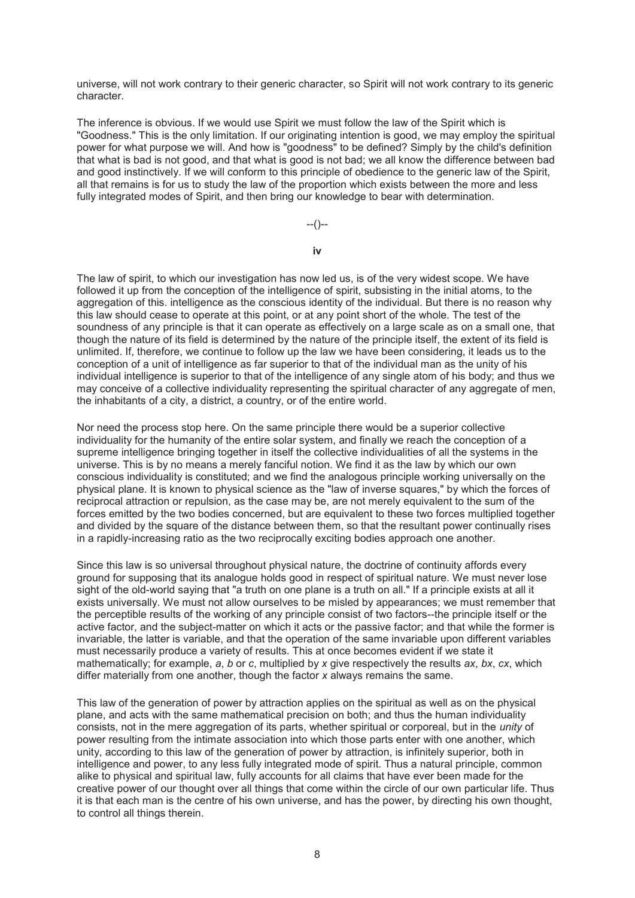universe, will not work contrary to their generic character, so Spirit will not work contrary to its generic character.

The inference is obvious. If we would use Spirit we must follow the law of the Spirit which is "Goodness." This is the only limitation. If our originating intention is good, we may employ the spiritual power for what purpose we will. And how is "goodness" to be defined? Simply by the child's definition that what is bad is not good, and that what is good is not bad; we all know the difference between bad and good instinctively. If we will conform to this principle of obedience to the generic law of the Spirit, all that remains is for us to study the law of the proportion which exists between the more and less fully integrated modes of Spirit, and then bring our knowledge to bear with determination.

--()--

## iv

The law of spirit, to which our investigation has now led us, is of the very widest scope. We have followed it up from the conception of the intelligence of spirit, subsisting in the initial atoms, to the aggregation of this. intelligence as the conscious identity of the individual. But there is no reason why this law should cease to operate at this point, or at any point short of the whole. The test of the soundness of any principle is that it can operate as effectively on a large scale as on a small one, that though the nature of its field is determined by the nature of the principle itself, the extent of its field is unlimited. If, therefore, we continue to follow up the law we have been considering, it leads us to the conception of a unit of intelligence as far superior to that of the individual man as the unity of his individual intelligence is superior to that of the intelligence of any single atom of his body; and thus we may conceive of a collective individuality representing the spiritual character of any aggregate of men, the inhabitants of a city, a district, a country, or of the entire world.

Nor need the process stop here. On the same principle there would be a superior collective individuality for the humanity of the entire solar system, and finally we reach the conception of a supreme intelligence bringing together in itself the collective individualities of all the systems in the universe. This is by no means a merely fanciful notion. We find it as the law by which our own conscious individuality is constituted; and we find the analogous principle working universally on the physical plane. It is known to physical science as the "law of inverse squares," by which the forces of reciprocal attraction or repulsion, as the case may be, are not merely equivalent to the sum of the forces emitted by the two bodies concerned, but are equivalent to these two forces multiplied together and divided by the square of the distance between them, so that the resultant power continually rises in a rapidly-increasing ratio as the two reciprocally exciting bodies approach one another.

Since this law is so universal throughout physical nature, the doctrine of continuity affords every ground for supposing that its analogue holds good in respect of spiritual nature. We must never lose sight of the old-world saying that "a truth on one plane is a truth on all." If a principle exists at all it exists universally. We must not allow ourselves to be misled by appearances; we must remember that the perceptible results of the working of any principle consist of two factors--the principle itself or the active factor, and the subject-matter on which it acts or the passive factor; and that while the former is invariable, the latter is variable, and that the operation of the same invariable upon different variables must necessarily produce a variety of results. This at once becomes evident if we state it mathematically; for example, $a$, $b$ or $c$, multiplied by $x$ give respectively the results $ax$, $bx$, $cx$, which differ materially from one another, though the factor $x$ always remains the same.

This law of the generation of power by attraction applies on the spiritual as well as on the physical plane, and acts with the same mathematical precision on both; and thus the human individuality consists, not in the mere aggregation of its parts, whether spiritual or corporeal, but in the *unity* of power resulting from the intimate association into which those parts enter with one another, which unity, according to this law of the generation of power by attraction, is infinitely superior, both in intelligence and power, to any less fully integrated mode of spirit. Thus a natural principle, common alike to physical and spiritual law, fully accounts for all claims that have ever been made for the creative power of our thought over all things that come within the circle of our own particular life. Thus it is that each man is the centre of his own universe, and has the power, by directing his own thought, to control all things therein.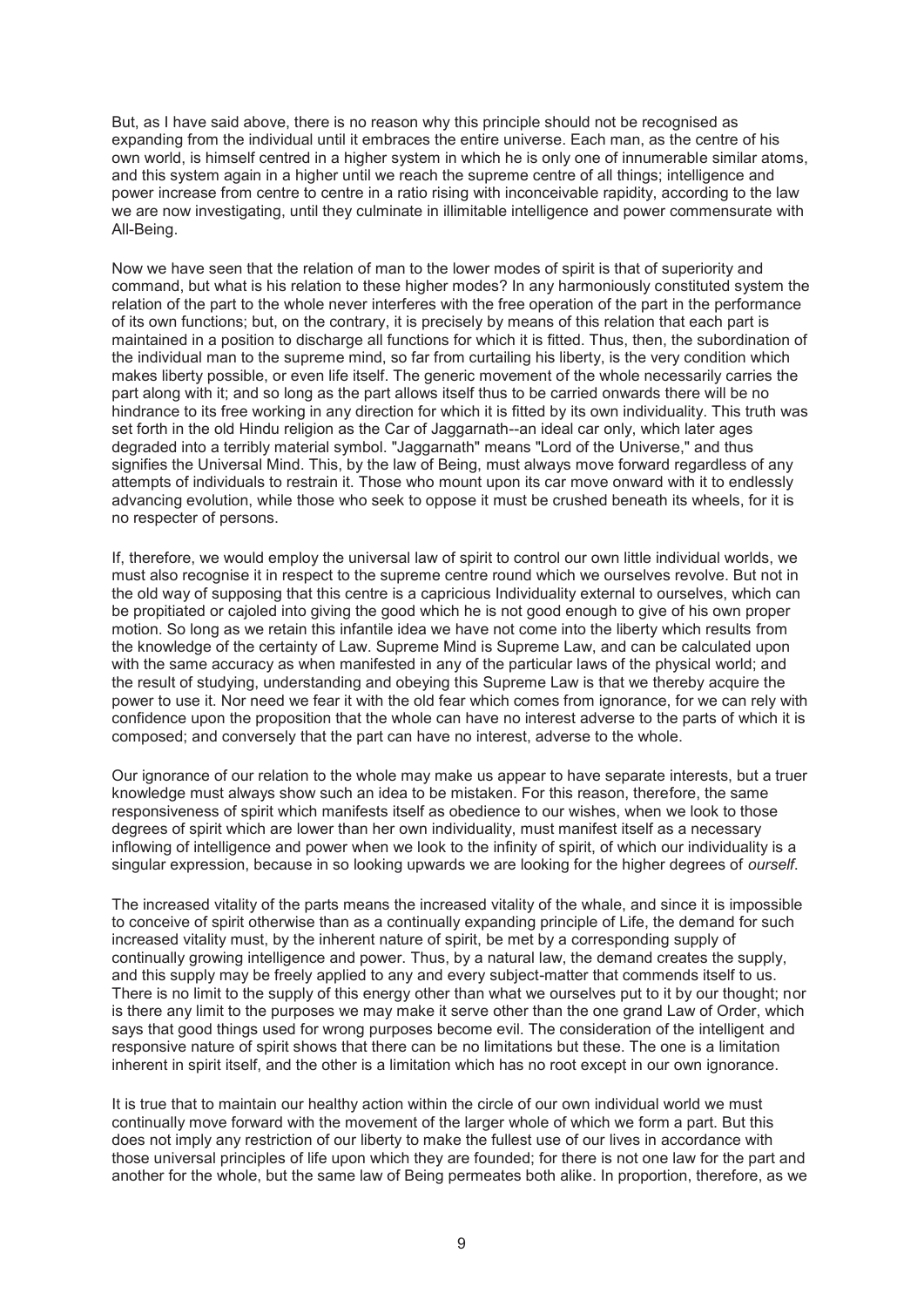But, as I have said above, there is no reason why this principle should not be recognised as expanding from the individual until it embraces the entire universe. Each man, as the centre of his own world, is himself centred in a higher system in which he is only one of innumerable similar atoms, and this system again in a higher until we reach the supreme centre of all things; intelligence and power increase from centre to centre in a ratio rising with inconceivable rapidity, according to the law we are now investigating, until they culminate in illimitable intelligence and power commensurate with All-Being.

Now we have seen that the relation of man to the lower modes of spirit is that of superiority and command, but what is his relation to these higher modes? In any harmoniously constituted system the relation of the part to the whole never interferes with the free operation of the part in the performance of its own functions; but, on the contrary, it is precisely by means of this relation that each part is maintained in a position to discharge all functions for which it is fitted. Thus, then, the subordination of the individual man to the supreme mind, so far from curtailing his liberty, is the very condition which makes liberty possible, or even life itself. The generic movement of the whole necessarily carries the part along with it; and so long as the part allows itself thus to be carried onwards there will be no hindrance to its free working in any direction for which it is fitted by its own individuality. This truth was set forth in the old Hindu religion as the Car of Jaggarnath--an ideal car only, which later ages degraded into a terribly material symbol. "Jaggarnath" means "Lord of the Universe," and thus signifies the Universal Mind. This, by the law of Being, must always move forward regardless of any attempts of individuals to restrain it. Those who mount upon its car move onward with it to endlessly advancing evolution, while those who seek to oppose it must be crushed beneath its wheels, for it is no respecter of persons.

If, therefore, we would employ the universal law of spirit to control our own little individual worlds, we must also recognise it in respect to the supreme centre round which we ourselves revolve. But not in the old way of supposing that this centre is a capricious Individuality external to ourselves, which can be propitiated or cajoled into giving the good which he is not good enough to give of his own proper motion. So long as we retain this infantile idea we have not come into the liberty which results from the knowledge of the certainty of Law. Supreme Mind is Supreme Law, and can be calculated upon with the same accuracy as when manifested in any of the particular laws of the physical world; and the result of studying, understanding and obeying this Supreme Law is that we thereby acquire the power to use it. Nor need we fear it with the old fear which comes from ignorance, for we can rely with confidence upon the proposition that the whole can have no interest adverse to the parts of which it is composed; and conversely that the part can have no interest, adverse to the whole.

Our ignorance of our relation to the whole may make us appear to have separate interests, but a truer knowledge must always show such an idea to be mistaken. For this reason, therefore, the same responsiveness of spirit which manifests itself as obedience to our wishes, when we look to those degrees of spirit which are lower than her own individuality, must manifest itself as a necessary inflowing of intelligence and power when we look to the infinity of spirit, of which our individuality is a singular expression, because in so looking upwards we are looking for the higher degrees of *ourself*.

The increased vitality of the parts means the increased vitality of the whale, and since it is impossible to conceive of spirit otherwise than as a continually expanding principle of Life, the demand for such increased vitality must, by the inherent nature of spirit, be met by a corresponding supply of continually growing intelligence and power. Thus, by a natural law, the demand creates the supply, and this supply may be freely applied to any and every subject-matter that commends itself to us. There is no limit to the supply of this energy other than what we ourselves put to it by our thought; nor is there any limit to the purposes we may make it serve other than the one grand Law of Order, which says that good things used for wrong purposes become evil. The consideration of the intelligent and responsive nature of spirit shows that there can be no limitations but these. The one is a limitation inherent in spirit itself, and the other is a limitation which has no root except in our own ignorance.

It is true that to maintain our healthy action within the circle of our own individual world we must continually move forward with the movement of the larger whole of which we form a part. But this does not imply any restriction of our liberty to make the fullest use of our lives in accordance with those universal principles of life upon which they are founded; for there is not one law for the part and another for the whole, but the same law of Being permeates both alike. In proportion, therefore, as we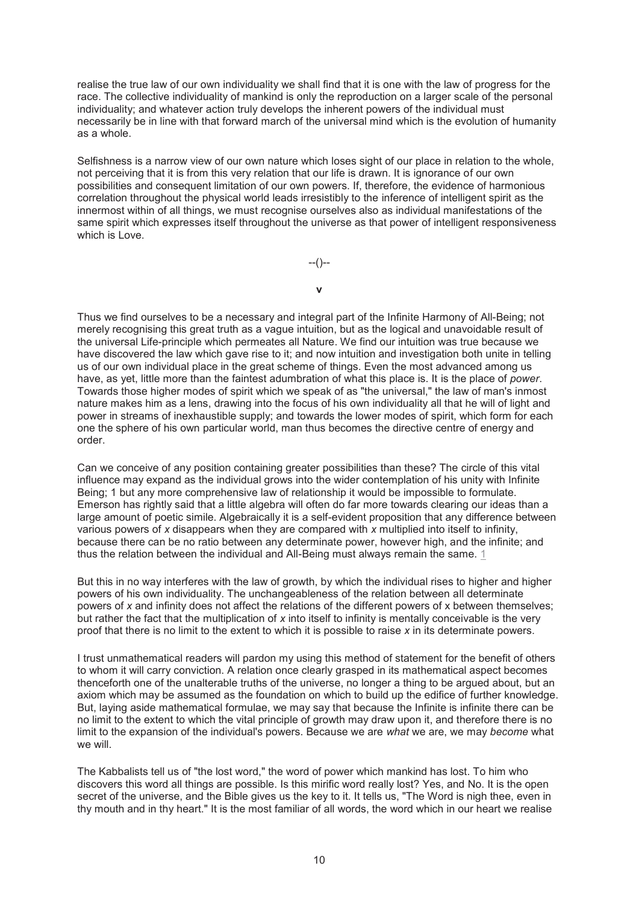realise the true law of our own individuality we shall find that it is one with the law of progress for the race. The collective individuality of mankind is only the reproduction on a larger scale of the personal individuality; and whatever action truly develops the inherent powers of the individual must necessarily be in line with that forward march of the universal mind which is the evolution of humanity as a whole.

Selfishness is a narrow view of our own nature which loses sight of our place in relation to the whole, not perceiving that it is from this very relation that our life is drawn. It is ignorance of our own possibilities and consequent limitation of our own powers. If, therefore, the evidence of harmonious correlation throughout the physical world leads irresistibly to the inference of intelligent spirit as the innermost within of all things, we must recognise ourselves also as individual manifestations of the same spirit which expresses itself throughout the universe as that power of intelligent responsiveness which is Love.

--()--

## V

Thus we find ourselves to be a necessary and integral part of the Infinite Harmony of All-Being; not merely recognising this great truth as a vague intuition, but as the logical and unavoidable result of the universal Life-principle which permeates all Nature. We find our intuition was true because we have discovered the law which gave rise to it; and now intuition and investigation both unite in telling us of our own individual place in the great scheme of things. Even the most advanced among us have, as yet, little more than the faintest adumbration of what this place is. It is the place of *power*. Towards those higher modes of spirit which we speak of as "the universal," the law of man's inmost nature makes him as a lens, drawing into the focus of his own individuality all that he will of light and power in streams of inexhaustible supply; and towards the lower modes of spirit, which form for each one the sphere of his own particular world, man thus becomes the directive centre of energy and order.

Can we conceive of any position containing greater possibilities than these? The circle of this vital influence may expand as the individual grows into the wider contemplation of his unity with Infinite Being; 1 but any more comprehensive law of relationship it would be impossible to formulate. Emerson has rightly said that a little algebra will often do far more towards clearing our ideas than a large amount of poetic simile. Algebraically it is a self-evident proposition that any difference between various powers of $x$ disappears when they are compared with $x$ multiplied into itself to infinity, because there can be no ratio between any determinate power, however high, and the infinite; and thus the relation between the individual and All-Being must always remain the same. [1]

But this in no way interferes with the law of growth, by which the individual rises to higher and higher powers of his own individuality. The unchangeableness of the relation between all determinate powers of $x$ and infinity does not affect the relations of the different powers of $x$ between themselves; but rather the fact that the multiplication of $x$ into itself to infinity is mentally conceivable is the very proof that there is no limit to the extent to which it is possible to raise $x$ in its determinate powers.

I trust unmathematical readers will pardon my using this method of statement for the benefit of others to whom it will carry conviction. A relation once clearly grasped in its mathematical aspect becomes thenceforth one of the unalterable truths of the universe, no longer a thing to be argued about, but an axiom which may be assumed as the foundation on which to build up the edifice of further knowledge. But, laying aside mathematical formulae, we may say that because the Infinite is infinite there can be no limit to the extent to which the vital principle of growth may draw upon it, and therefore there is no limit to the expansion of the individual's powers. Because we are *what* we are, we may *become* what we will.

The Kabbalists tell us of "the lost word," the word of power which mankind has lost. To him who discovers this word all things are possible. Is this mirific word really lost? Yes, and No. It is the open secret of the universe, and the Bible gives us the key to it. It tells us, "The Word is nigh thee, even in thy mouth and in thy heart." It is the most familiar of all words, the word which in our heart we realise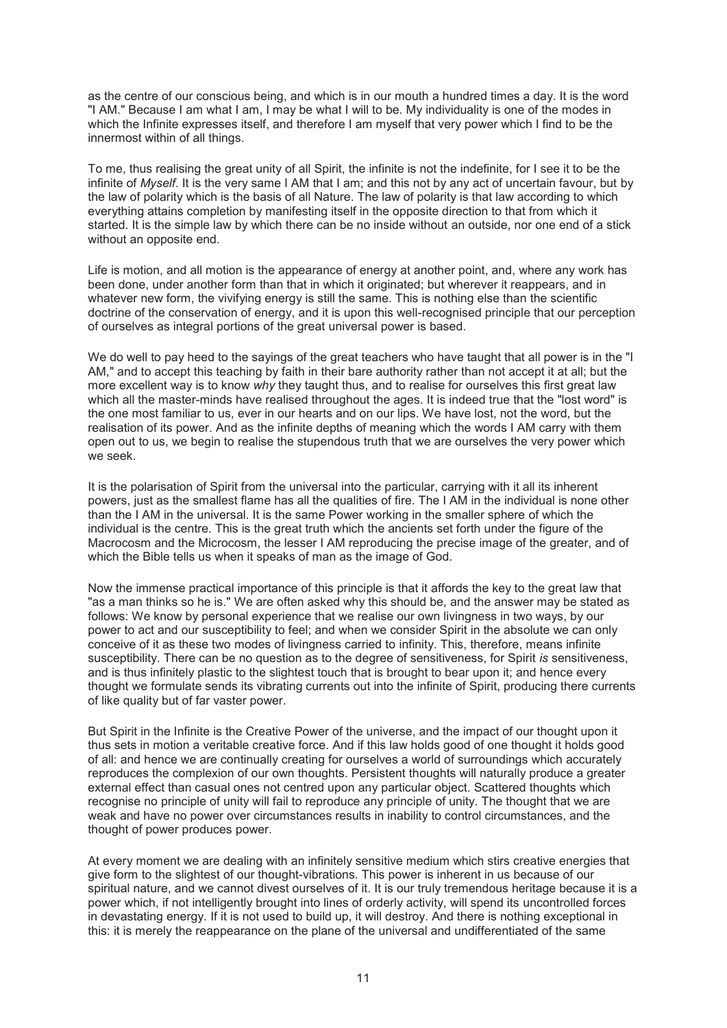as the centre of our conscious being, and which is in our mouth a hundred times a day. It is the word "I AM." Because I am what I am, I may be what I will to be. My individuality is one of the modes in which the Infinite expresses itself, and therefore I am myself that very power which I find to be the innermost within of all things.

To me, thus realising the great unity of all Spirit, the infinite is not the indefinite, for I see it to be the infinite of *Myself*. It is the very same I AM that I am; and this not by any act of uncertain favour, but by the law of polarity which is the basis of all Nature. The law of polarity is that law according to which everything attains completion by manifesting itself in the opposite direction to that from which it started. It is the simple law by which there can be no inside without an outside, nor one end of a stick without an opposite end.

Life is motion, and all motion is the appearance of energy at another point, and, where any work has been done, under another form than that in which it originated; but wherever it reappears, and in whatever new form, the vivifying energy is still the same. This is nothing else than the scientific doctrine of the conservation of energy, and it is upon this well-recognised principle that our perception of ourselves as integral portions of the great universal power is based.

We do well to pay heed to the sayings of the great teachers who have taught that all power is in the "I AM," and to accept this teaching by faith in their bare authority rather than not accept it at all; but the more excellent way is to know *why* they taught thus, and to realise for ourselves this first great law which all the master-minds have realised throughout the ages. It is indeed true that the "lost word" is the one most familiar to us, ever in our hearts and on our lips. We have lost, not the word, but the realisation of its power. And as the infinite depths of meaning which the words I AM carry with them open out to us, we begin to realise the stupendous truth that we are ourselves the very power which we seek.

It is the polarisation of Spirit from the universal into the particular, carrying with it all its inherent powers, just as the smallest flame has all the qualities of fire. The I AM in the individual is none other than the I AM in the universal. It is the same Power working in the smaller sphere of which the individual is the centre. This is the great truth which the ancients set forth under the figure of the Macrocosm and the Microcosm, the lesser I AM reproducing the precise image of the greater, and of which the Bible tells us when it speaks of man as the image of God.

Now the immense practical importance of this principle is that it affords the key to the great law that "as a man thinks so he is." We are often asked why this should be, and the answer may be stated as follows: We know by personal experience that we realise our own livingness in two ways, by our power to act and our susceptibility to feel; and when we consider Spirit in the absolute we can only conceive of it as these two modes of livingness carried to infinity. This, therefore, means infinite susceptibility. There can be no question as to the degree of sensitiveness, for Spirit *is* sensitiveness, and is thus infinitely plastic to the slightest touch that is brought to bear upon it; and hence every thought we formulate sends its vibrating currents out into the infinite of Spirit, producing there currents of like quality but of far vaster power.

But Spirit in the Infinite is the Creative Power of the universe, and the impact of our thought upon it thus sets in motion a veritable creative force. And if this law holds good of one thought it holds good of all: and hence we are continually creating for ourselves a world of surroundings which accurately reproduces the complexion of our own thoughts. Persistent thoughts will naturally produce a greater external effect than casual ones not centred upon any particular object. Scattered thoughts which recognise no principle of unity will fail to reproduce any principle of unity. The thought that we are weak and have no power over circumstances results in inability to control circumstances, and the thought of power produces power.

At every moment we are dealing with an infinitely sensitive medium which stirs creative energies that give form to the slightest of our thought-vibrations. This power is inherent in us because of our spiritual nature, and we cannot divest ourselves of it. It is our truly tremendous heritage because it is a power which, if not intelligently brought into lines of orderly activity, will spend its uncontrolled forces in devastating energy. If it is not used to build up, it will destroy. And there is nothing exceptional in this: it is merely the reappearance on the plane of the universal and undifferentiated of the same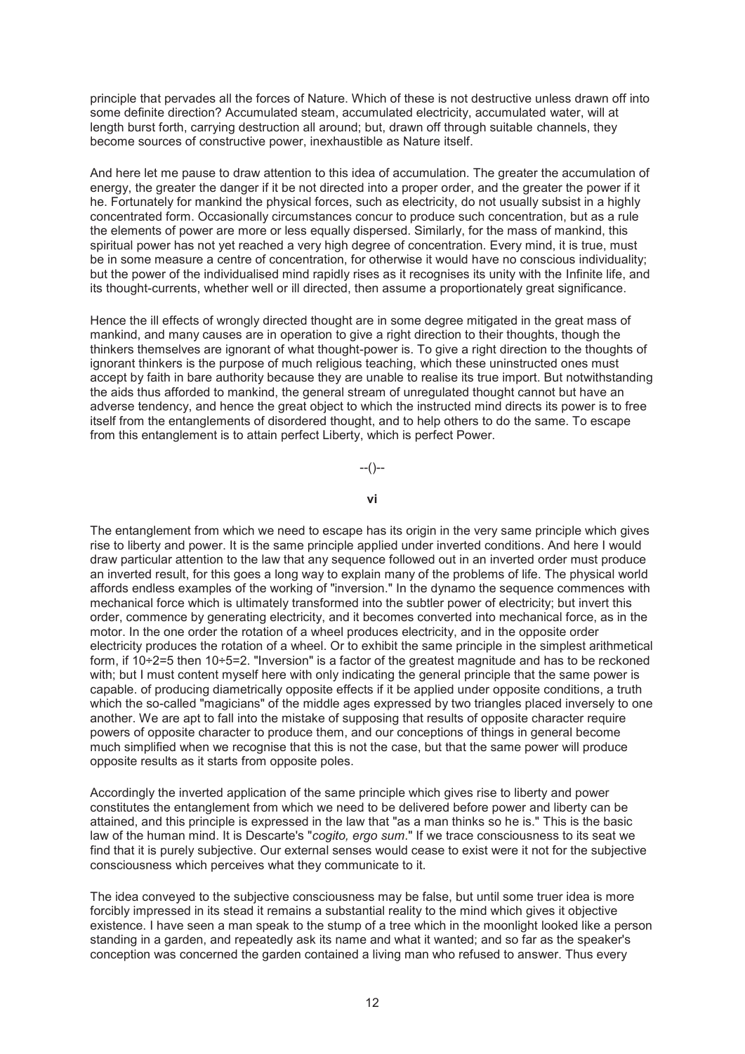principle that pervades all the forces of Nature. Which of these is not destructive unless drawn off into some definite direction? Accumulated steam, accumulated electricity, accumulated water, will at length burst forth, carrying destruction all around; but, drawn off through suitable channels, they become sources of constructive power, inexhaustible as Nature itself.

And here let me pause to draw attention to this idea of accumulation. The greater the accumulation of energy, the greater the danger if it be not directed into a proper order, and the greater the power if it he. Fortunately for mankind the physical forces, such as electricity, do not usually subsist in a highly concentrated form. Occasionally circumstances concur to produce such concentration, but as a rule the elements of power are more or less equally dispersed. Similarly, for the mass of mankind, this spiritual power has not yet reached a very high degree of concentration. Every mind, it is true, must be in some measure a centre of concentration, for otherwise it would have no conscious individuality; but the power of the individualised mind rapidly rises as it recognises its unity with the Infinite life, and its thought-currents, whether well or ill directed, then assume a proportionately great significance.

Hence the ill effects of wrongly directed thought are in some degree mitigated in the great mass of mankind, and many causes are in operation to give a right direction to their thoughts, though the thinkers themselves are ignorant of what thought-power is. To give a right direction to the thoughts of ignorant thinkers is the purpose of much religious teaching, which these uninstructed ones must accept by faith in bare authority because they are unable to realise its true import. But notwithstanding the aids thus afforded to mankind, the general stream of unregulated thought cannot but have an adverse tendency, and hence the great object to which the instructed mind directs its power is to free itself from the entanglements of disordered thought, and to help others to do the same. To escape from this entanglement is to attain perfect Liberty, which is perfect Power.

--()--

**vi**

The entanglement from which we need to escape has its origin in the very same principle which gives rise to liberty and power. It is the same principle applied under inverted conditions. And here I would draw particular attention to the law that any sequence followed out in an inverted order must produce an inverted result, for this goes a long way to explain many of the problems of life. The physical world affords endless examples of the working of "inversion." In the dynamo the sequence commences with mechanical force which is ultimately transformed into the subtler power of electricity; but invert this order, commence by generating electricity, and it becomes converted into mechanical force, as in the motor. In the one order the rotation of a wheel produces electricity, and in the opposite order electricity produces the rotation of a wheel. Or to exhibit the same principle in the simplest arithmetical form, if 10÷2=5 then 10÷5=2. "Inversion" is a factor of the greatest magnitude and has to be reckoned with; but I must content myself here with only indicating the general principle that the same power is capable. of producing diametrically opposite effects if it be applied under opposite conditions, a truth which the so-called "magicians" of the middle ages expressed by two triangles placed inversely to one another. We are apt to fall into the mistake of supposing that results of opposite character require powers of opposite character to produce them, and our conceptions of things in general become much simplified when we recognise that this is not the case, but that the same power will produce opposite results as it starts from opposite poles.

Accordingly the inverted application of the same principle which gives rise to liberty and power constitutes the entanglement from which we need to be delivered before power and liberty can be attained, and this principle is expressed in the law that "as a man thinks so he is." This is the basic law of the human mind. It is Descarte's "*cogito, ergo sum*." If we trace consciousness to its seat we find that it is purely subjective. Our external senses would cease to exist were it not for the subjective consciousness which perceives what they communicate to it.

The idea conveyed to the subjective consciousness may be false, but until some truer idea is more forcibly impressed in its stead it remains a substantial reality to the mind which gives it objective existence. I have seen a man speak to the stump of a tree which in the moonlight looked like a person standing in a garden, and repeatedly ask its name and what it wanted; and so far as the speaker's conception was concerned the garden contained a living man who refused to answer. Thus every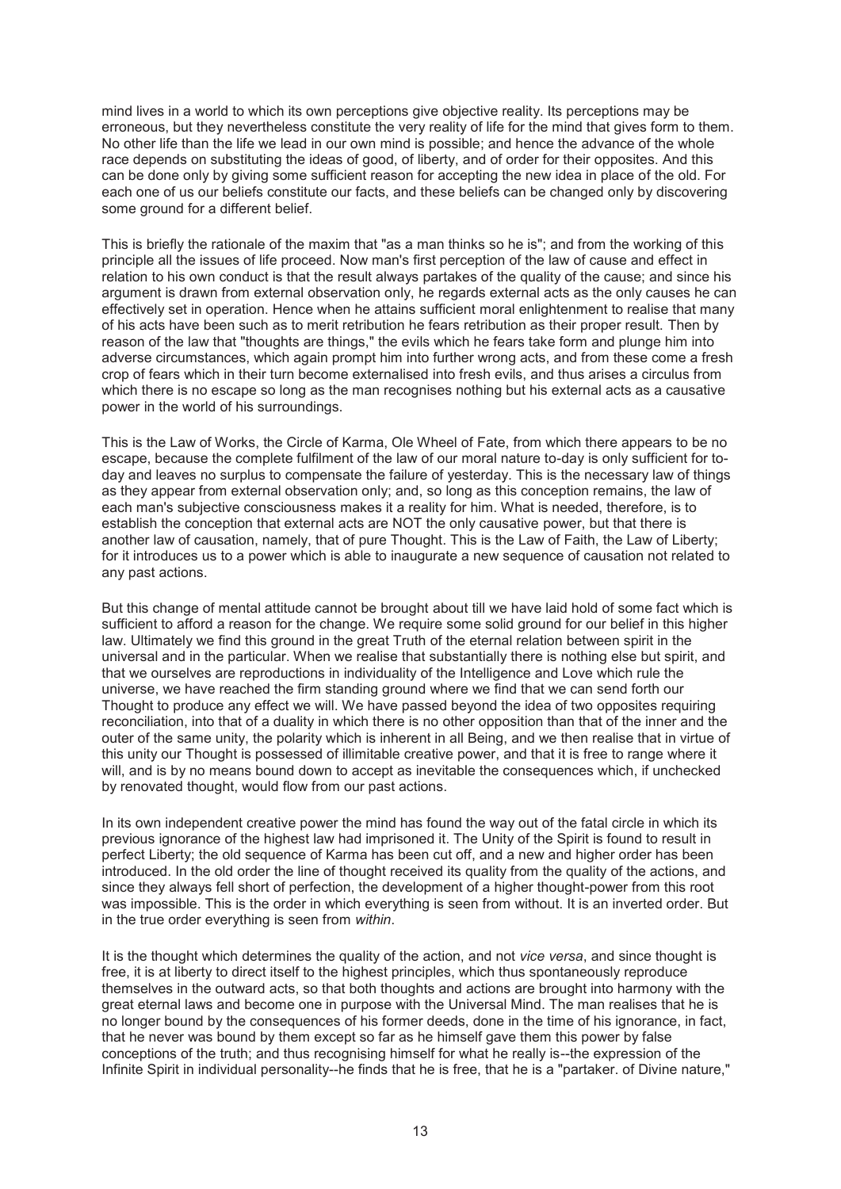mind lives in a world to which its own perceptions give objective reality. Its perceptions may be erroneous, but they nevertheless constitute the very reality of life for the mind that gives form to them. No other life than the life we lead in our own mind is possible; and hence the advance of the whole race depends on substituting the ideas of good, of liberty, and of order for their opposites. And this can be done only by giving some sufficient reason for accepting the new idea in place of the old. For each one of us our beliefs constitute our facts, and these beliefs can be changed only by discovering some ground for a different belief.

This is briefly the rationale of the maxim that "as a man thinks so he is"; and from the working of this principle all the issues of life proceed. Now man's first perception of the law of cause and effect in relation to his own conduct is that the result always partakes of the quality of the cause; and since his argument is drawn from external observation only, he regards external acts as the only causes he can effectively set in operation. Hence when he attains sufficient moral enlightenment to realise that many of his acts have been such as to merit retribution he fears retribution as their proper result. Then by reason of the law that "thoughts are things," the evils which he fears take form and plunge him into adverse circumstances, which again prompt him into further wrong acts, and from these come a fresh crop of fears which in their turn become externalised into fresh evils, and thus arises a circulus from which there is no escape so long as the man recognises nothing but his external acts as a causative power in the world of his surroundings.

This is the Law of Works, the Circle of Karma, Ole Wheel of Fate, from which there appears to be no escape, because the complete fulfilment of the law of our moral nature to-day is only sufficient for to-day and leaves no surplus to compensate the failure of yesterday. This is the necessary law of things as they appear from external observation only; and, so long as this conception remains, the law of each man's subjective consciousness makes it a reality for him. What is needed, therefore, is to establish the conception that external acts are NOT the only causative power, but that there is another law of causation, namely, that of pure Thought. This is the Law of Faith, the Law of Liberty; for it introduces us to a power which is able to inaugurate a new sequence of causation not related to any past actions.

But this change of mental attitude cannot be brought about till we have laid hold of some fact which is sufficient to afford a reason for the change. We require some solid ground for our belief in this higher law. Ultimately we find this ground in the great Truth of the eternal relation between spirit in the universal and in the particular. When we realise that substantially there is nothing else but spirit, and that we ourselves are reproductions in individuality of the Intelligence and Love which rule the universe, we have reached the firm standing ground where we find that we can send forth our Thought to produce any effect we will. We have passed beyond the idea of two opposites requiring reconciliation, into that of a duality in which there is no other opposition than that of the inner and the outer of the same unity, the polarity which is inherent in all Being, and we then realise that in virtue of this unity our Thought is possessed of illimitable creative power, and that it is free to range where it will, and is by no means bound down to accept as inevitable the consequences which, if unchecked by renovated thought, would flow from our past actions.

In its own independent creative power the mind has found the way out of the fatal circle in which its previous ignorance of the highest law had imprisoned it. The Unity of the Spirit is found to result in perfect Liberty; the old sequence of Karma has been cut off, and a new and higher order has been introduced. In the old order the line of thought received its quality from the quality of the actions, and since they always fell short of perfection, the development of a higher thought-power from this root was impossible. This is the order in which everything is seen from without. It is an inverted order. But in the true order everything is seen from *within*.

It is the thought which determines the quality of the action, and not *vice versa*, and since thought is free, it is at liberty to direct itself to the highest principles, which thus spontaneously reproduce themselves in the outward acts, so that both thoughts and actions are brought into harmony with the great eternal laws and become one in purpose with the Universal Mind. The man realises that he is no longer bound by the consequences of his former deeds, done in the time of his ignorance, in fact, that he never was bound by them except so far as he himself gave them this power by false conceptions of the truth; and thus recognising himself for what he really is--the expression of the Infinite Spirit in individual personality--he finds that he is free, that he is a "partaker. of Divine nature,"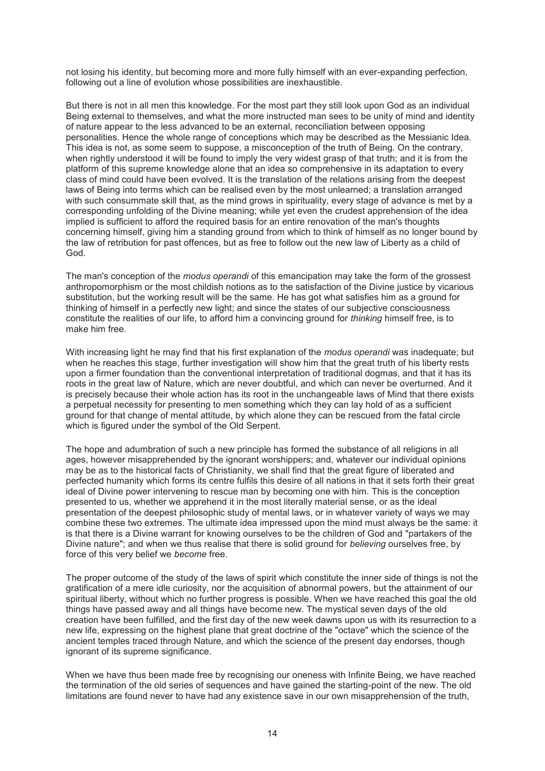not losing his identity, but becoming more and more fully himself with an ever-expanding perfection, following out a line of evolution whose possibilities are inexhaustible.

But there is not in all men this knowledge. For the most part they still look upon God as an individual Being external to themselves, and what the more instructed man sees to be unity of mind and identity of nature appear to the less advanced to be an external, reconciliation between opposing personalities. Hence the whole range of conceptions which may be described as the Messianic Idea. This idea is not, as some seem to suppose, a misconception of the truth of Being. On the contrary, when rightly understood it will be found to imply the very widest grasp of that truth; and it is from the platform of this supreme knowledge alone that an idea so comprehensive in its adaptation to every class of mind could have been evolved. It is the translation of the relations arising from the deepest laws of Being into terms which can be realised even by the most unlearned; a translation arranged with such consummate skill that, as the mind grows in spirituality, every stage of advance is met by a corresponding unfolding of the Divine meaning; while yet even the crudest apprehension of the idea implied is sufficient to afford the required basis for an entire renovation of the man's thoughts concerning himself, giving him a standing ground from which to think of himself as no longer bound by the law of retribution for past offences, but as free to follow out the new law of Liberty as a child of God.

The man's conception of the *modus operandi* of this emancipation may take the form of the grossest anthropomorphism or the most childish notions as to the satisfaction of the Divine justice by vicarious substitution, but the working result will be the same. He has got what satisfies him as a ground for thinking of himself in a perfectly new light; and since the states of our subjective consciousness constitute the realities of our life, to afford him a convincing ground for *thinking* himself free, is to make him free.

With increasing light he may find that his first explanation of the *modus operandi* was inadequate; but when he reaches this stage, further investigation will show him that the great truth of his liberty rests upon a firmer foundation than the conventional interpretation of traditional dogmas, and that it has its roots in the great law of Nature, which are never doubtful, and which can never be overturned. And it is precisely because their whole action has its root in the unchangeable laws of Mind that there exists a perpetual necessity for presenting to men something which they can lay hold of as a sufficient ground for that change of mental attitude, by which alone they can be rescued from the fatal circle which is figured under the symbol of the Old Serpent.

The hope and adumbration of such a new principle has formed the substance of all religions in all ages, however misapprehended by the ignorant worshippers; and, whatever our individual opinions may be as to the historical facts of Christianity, we shall find that the great figure of liberated and perfected humanity which forms its centre fulfils this desire of all nations in that it sets forth their great ideal of Divine power intervening to rescue man by becoming one with him. This is the conception presented to us, whether we apprehend it in the most literally material sense, or as the ideal presentation of the deepest philosophic study of mental laws, or in whatever variety of ways we may combine these two extremes. The ultimate idea impressed upon the mind must always be the same: it is that there is a Divine warrant for knowing ourselves to be the children of God and "partakers of the Divine nature"; and when we thus realise that there is solid ground for *believing* ourselves free, by force of this very belief we *become* free.

The proper outcome of the study of the laws of spirit which constitute the inner side of things is not the gratification of a mere idle curiosity, nor the acquisition of abnormal powers, but the attainment of our spiritual liberty, without which no further progress is possible. When we have reached this goal the old things have passed away and all things have become new. The mystical seven days of the old creation have been fulfilled, and the first day of the new week dawns upon us with its resurrection to a new life, expressing on the highest plane that great doctrine of the "octave" which the science of the ancient temples traced through Nature, and which the science of the present day endorses, though ignorant of its supreme significance.

When we have thus been made free by recognising our oneness with Infinite Being, we have reached the termination of the old series of sequences and have gained the starting-point of the new. The old limitations are found never to have had any existence save in our own misapprehension of the truth,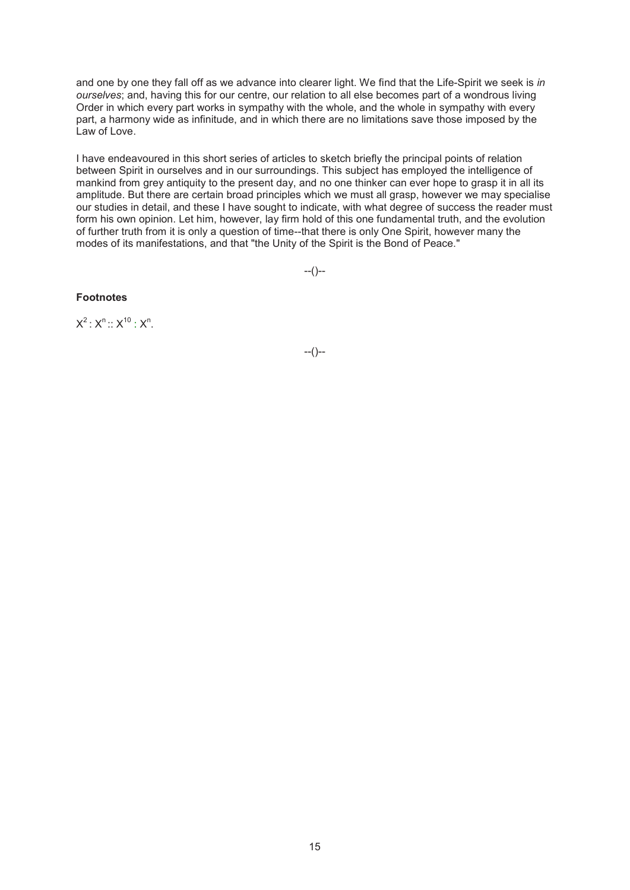and one by one they fall off as we advance into clearer light. We find that the Life-Spirit we seek is *in ourselves*; and, having this for our centre, our relation to all else becomes part of a wondrous living Order in which every part works in sympathy with the whole, and the whole in sympathy with every part, a harmony wide as infinitude, and in which there are no limitations save those imposed by the Law of Love.

I have endeavoured in this short series of articles to sketch briefly the principal points of relation between Spirit in ourselves and in our surroundings. This subject has employed the intelligence of mankind from grey antiquity to the present day, and no one thinker can ever hope to grasp it in all its amplitude. But there are certain broad principles which we must all grasp, however we may specialise our studies in detail, and these I have sought to indicate, with what degree of success the reader must form his own opinion. Let him, however, lay firm hold of this one fundamental truth, and the evolution of further truth from it is only a question of time--that there is only One Spirit, however many the modes of its manifestations, and that "the Unity of the Spirit is the Bond of Peace."

--()--

**Footnotes**

$X^2 : X^n :: X^{10} : X^n$.

--()--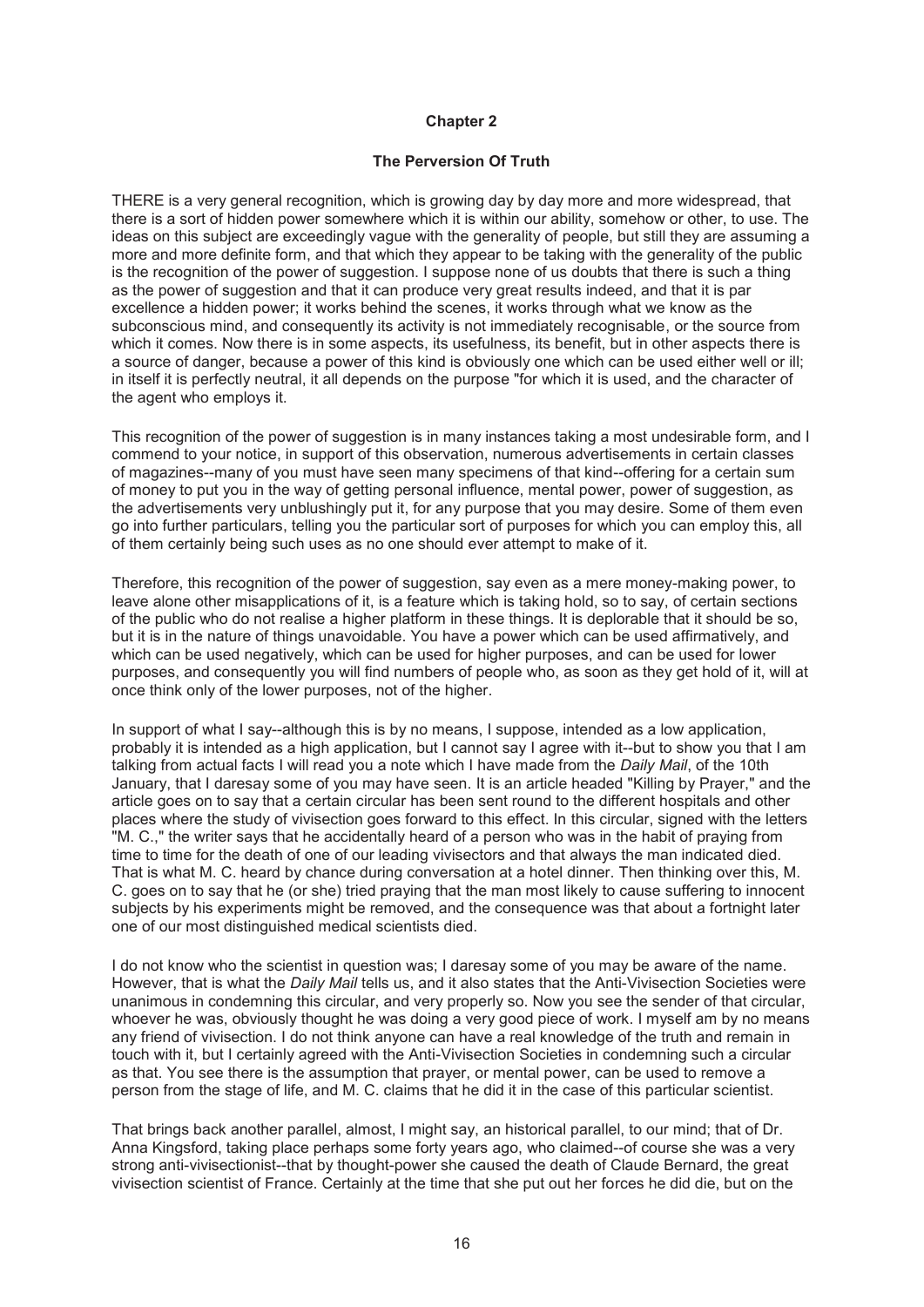## Chapter 2

### The Perversion Of Truth

THERE is a very general recognition, which is growing day by day more and more widespread, that there is a sort of hidden power somewhere which it is within our ability, somehow or other, to use. The ideas on this subject are exceedingly vague with the generality of people, but still they are assuming a more and more definite form, and that which they appear to be taking with the generality of the public is the recognition of the power of suggestion. I suppose none of us doubts that there is such a thing as the power of suggestion and that it can produce very great results indeed, and that it is par excellence a hidden power; it works behind the scenes, it works through what we know as the subconscious mind, and consequently its activity is not immediately recognisable, or the source from which it comes. Now there is in some aspects, its usefulness, its benefit, but in other aspects there is a source of danger, because a power of this kind is obviously one which can be used either well or ill; in itself it is perfectly neutral, it all depends on the purpose "for which it is used, and the character of the agent who employs it.

This recognition of the power of suggestion is in many instances taking a most undesirable form, and I commend to your notice, in support of this observation, numerous advertisements in certain classes of magazines--many of you must have seen many specimens of that kind--offering for a certain sum of money to put you in the way of getting personal influence, mental power, power of suggestion, as the advertisements very unblushingly put it, for any purpose that you may desire. Some of them even go into further particulars, telling you the particular sort of purposes for which you can employ this, all of them certainly being such uses as no one should ever attempt to make of it.

Therefore, this recognition of the power of suggestion, say even as a mere money-making power, to leave alone other misapplications of it, is a feature which is taking hold, so to say, of certain sections of the public who do not realise a higher platform in these things. It is deplorable that it should be so, but it is in the nature of things unavoidable. You have a power which can be used affirmatively, and which can be used negatively, which can be used for higher purposes, and can be used for lower purposes, and consequently you will find numbers of people who, as soon as they get hold of it, will at once think only of the lower purposes, not of the higher.

In support of what I say--although this is by no means, I suppose, intended as a low application, probably it is intended as a high application, but I cannot say I agree with it--but to show you that I am talking from actual facts I will read you a note which I have made from the *Daily Mail*, of the 10th January, that I daresay some of you may have seen. It is an article headed "Killing by Prayer," and the article goes on to say that a certain circular has been sent round to the different hospitals and other places where the study of vivisection goes forward to this effect. In this circular, signed with the letters "M. C.," the writer says that he accidentally heard of a person who was in the habit of praying from time to time for the death of one of our leading vivisectors and that always the man indicated died. That is what M. C. heard by chance during conversation at a hotel dinner. Then thinking over this, M. C. goes on to say that he (or she) tried praying that the man most likely to cause suffering to innocent subjects by his experiments might be removed, and the consequence was that about a fortnight later one of our most distinguished medical scientists died.

I do not know who the scientist in question was; I daresay some of you may be aware of the name. However, that is what the *Daily Mail* tells us, and it also states that the Anti-Vivisection Societies were unanimous in condemning this circular, and very properly so. Now you see the sender of that circular, whoever he was, obviously thought he was doing a very good piece of work. I myself am by no means any friend of vivisection. I do not think anyone can have a real knowledge of the truth and remain in touch with it, but I certainly agreed with the Anti-Vivisection Societies in condemning such a circular as that. You see there is the assumption that prayer, or mental power, can be used to remove a person from the stage of life, and M. C. claims that he did it in the case of this particular scientist.

That brings back another parallel, almost, I might say, an historical parallel, to our mind; that of Dr. Anna Kingsford, taking place perhaps some forty years ago, who claimed--of course she was a very strong anti-vivisectionist--that by thought-power she caused the death of Claude Bernard, the great vivisection scientist of France. Certainly at the time that she put out her forces he did die, but on the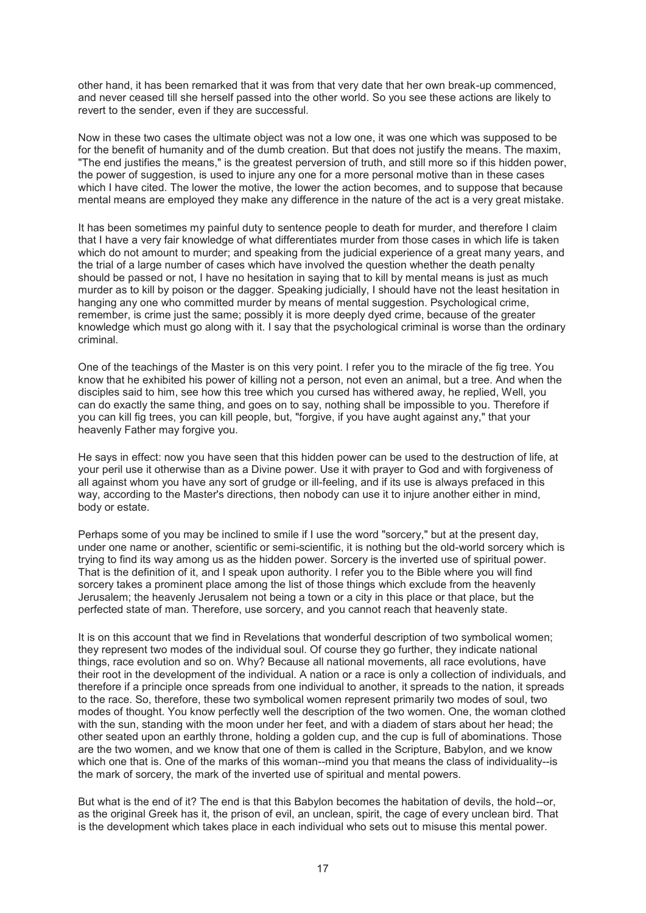other hand, it has been remarked that it was from that very date that her own break-up commenced, and never ceased till she herself passed into the other world. So you see these actions are likely to revert to the sender, even if they are successful.

Now in these two cases the ultimate object was not a low one, it was one which was supposed to be for the benefit of humanity and of the dumb creation. But that does not justify the means. The maxim, "The end justifies the means," is the greatest perversion of truth, and still more so if this hidden power, the power of suggestion, is used to injure any one for a more personal motive than in these cases which I have cited. The lower the motive, the lower the action becomes, and to suppose that because mental means are employed they make any difference in the nature of the act is a very great mistake.

It has been sometimes my painful duty to sentence people to death for murder, and therefore I claim that I have a very fair knowledge of what differentiates murder from those cases in which life is taken which do not amount to murder; and speaking from the judicial experience of a great many years, and the trial of a large number of cases which have involved the question whether the death penalty should be passed or not, I have no hesitation in saying that to kill by mental means is just as much murder as to kill by poison or the dagger. Speaking judicially, I should have not the least hesitation in hanging any one who committed murder by means of mental suggestion. Psychological crime, remember, is crime just the same; possibly it is more deeply dyed crime, because of the greater knowledge which must go along with it. I say that the psychological criminal is worse than the ordinary criminal.

One of the teachings of the Master is on this very point. I refer you to the miracle of the fig tree. You know that he exhibited his power of killing not a person, not even an animal, but a tree. And when the disciples said to him, see how this tree which you cursed has withered away, he replied, Well, you can do exactly the same thing, and goes on to say, nothing shall be impossible to you. Therefore if you can kill fig trees, you can kill people, but, "forgive, if you have aught against any," that your heavenly Father may forgive you.

He says in effect: now you have seen that this hidden power can be used to the destruction of life, at your peril use it otherwise than as a Divine power. Use it with prayer to God and with forgiveness of all against whom you have any sort of grudge or ill-feeling, and if its use is always prefaced in this way, according to the Master's directions, then nobody can use it to injure another either in mind, body or estate.

Perhaps some of you may be inclined to smile if I use the word "sorcery," but at the present day, under one name or another, scientific or semi-scientific, it is nothing but the old-world sorcery which is trying to find its way among us as the hidden power. Sorcery is the inverted use of spiritual power. That is the definition of it, and I speak upon authority. I refer you to the Bible where you will find sorcery takes a prominent place among the list of those things which exclude from the heavenly Jerusalem; the heavenly Jerusalem not being a town or a city in this place or that place, but the perfected state of man. Therefore, use sorcery, and you cannot reach that heavenly state.

It is on this account that we find in Revelations that wonderful description of two symbolical women; they represent two modes of the individual soul. Of course they go further, they indicate national things, race evolution and so on. Why? Because all national movements, all race evolutions, have their root in the development of the individual. A nation or a race is only a collection of individuals, and therefore if a principle once spreads from one individual to another, it spreads to the nation, it spreads to the race. So, therefore, these two symbolical women represent primarily two modes of soul, two modes of thought. You know perfectly well the description of the two women. One, the woman clothed with the sun, standing with the moon under her feet, and with a diadem of stars about her head; the other seated upon an earthly throne, holding a golden cup, and the cup is full of abominations. Those are the two women, and we know that one of them is called in the Scripture, Babylon, and we know which one that is. One of the marks of this woman--mind you that means the class of individuality--is the mark of sorcery, the mark of the inverted use of spiritual and mental powers.

But what is the end of it? The end is that this Babylon becomes the habitation of devils, the hold--or, as the original Greek has it, the prison of evil, an unclean, spirit, the cage of every unclean bird. That is the development which takes place in each individual who sets out to misuse this mental power.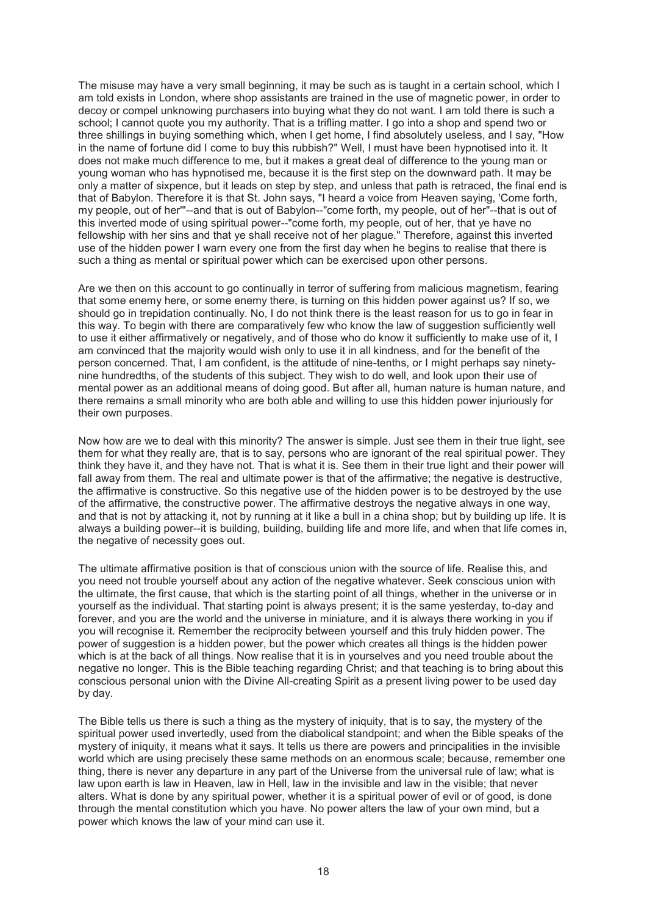The misuse may have a very small beginning, it may be such as is taught in a certain school, which I am told exists in London, where shop assistants are trained in the use of magnetic power, in order to decoy or compel unknowing purchasers into buying what they do not want. I am told there is such a school; I cannot quote you my authority. That is a trifling matter. I go into a shop and spend two or three shillings in buying something which, when I get home, I find absolutely useless, and I say, "How in the name of fortune did I come to buy this rubbish?" Well, I must have been hypnotised into it. It does not make much difference to me, but it makes a great deal of difference to the young man or young woman who has hypnotised me, because it is the first step on the downward path. It may be only a matter of sixpence, but it leads on step by step, and unless that path is retraced, the final end is that of Babylon. Therefore it is that St. John says, "I heard a voice from Heaven saying, 'Come forth, my people, out of her'"--and that is out of Babylon--"come forth, my people, out of her"--that is out of this inverted mode of using spiritual power--"come forth, my people, out of her, that ye have no fellowship with her sins and that ye shall receive not of her plague." Therefore, against this inverted use of the hidden power I warn every one from the first day when he begins to realise that there is such a thing as mental or spiritual power which can be exercised upon other persons.

Are we then on this account to go continually in terror of suffering from malicious magnetism, fearing that some enemy here, or some enemy there, is turning on this hidden power against us? If so, we should go in trepidation continually. No, I do not think there is the least reason for us to go in fear in this way. To begin with there are comparatively few who know the law of suggestion sufficiently well to use it either affirmatively or negatively, and of those who do know it sufficiently to make use of it, I am convinced that the majority would wish only to use it in all kindness, and for the benefit of the person concerned. That, I am confident, is the attitude of nine-tenths, or I might perhaps say ninety-nine hundredths, of the students of this subject. They wish to do well, and look upon their use of mental power as an additional means of doing good. But after all, human nature is human nature, and there remains a small minority who are both able and willing to use this hidden power injuriously for their own purposes.

Now how are we to deal with this minority? The answer is simple. Just see them in their true light, see them for what they really are, that is to say, persons who are ignorant of the real spiritual power. They think they have it, and they have not. That is what it is. See them in their true light and their power will fall away from them. The real and ultimate power is that of the affirmative; the negative is destructive, the affirmative is constructive. So this negative use of the hidden power is to be destroyed by the use of the affirmative, the constructive power. The affirmative destroys the negative always in one way, and that is not by attacking it, not by running at it like a bull in a china shop; but by building up life. It is always a building power--it is building, building, building life and more life, and when that life comes in, the negative of necessity goes out.

The ultimate affirmative position is that of conscious union with the source of life. Realise this, and you need not trouble yourself about any action of the negative whatever. Seek conscious union with the ultimate, the first cause, that which is the starting point of all things, whether in the universe or in yourself as the individual. That starting point is always present; it is the same yesterday, to-day and forever, and you are the world and the universe in miniature, and it is always there working in you if you will recognise it. Remember the reciprocity between yourself and this truly hidden power. The power of suggestion is a hidden power, but the power which creates all things is the hidden power which is at the back of all things. Now realise that it is in yourselves and you need trouble about the negative no longer. This is the Bible teaching regarding Christ; and that teaching is to bring about this conscious personal union with the Divine All-creating Spirit as a present living power to be used day by day.

The Bible tells us there is such a thing as the mystery of iniquity, that is to say, the mystery of the spiritual power used invertedly, used from the diabolical standpoint; and when the Bible speaks of the mystery of iniquity, it means what it says. It tells us there are powers and principalities in the invisible world which are using precisely these same methods on an enormous scale; because, remember one thing, there is never any departure in any part of the Universe from the universal rule of law; what is law upon earth is law in Heaven, law in Hell, law in the invisible and law in the visible; that never alters. What is done by any spiritual power, whether it is a spiritual power of evil or of good, is done through the mental constitution which you have. No power alters the law of your own mind, but a power which knows the law of your mind can use it.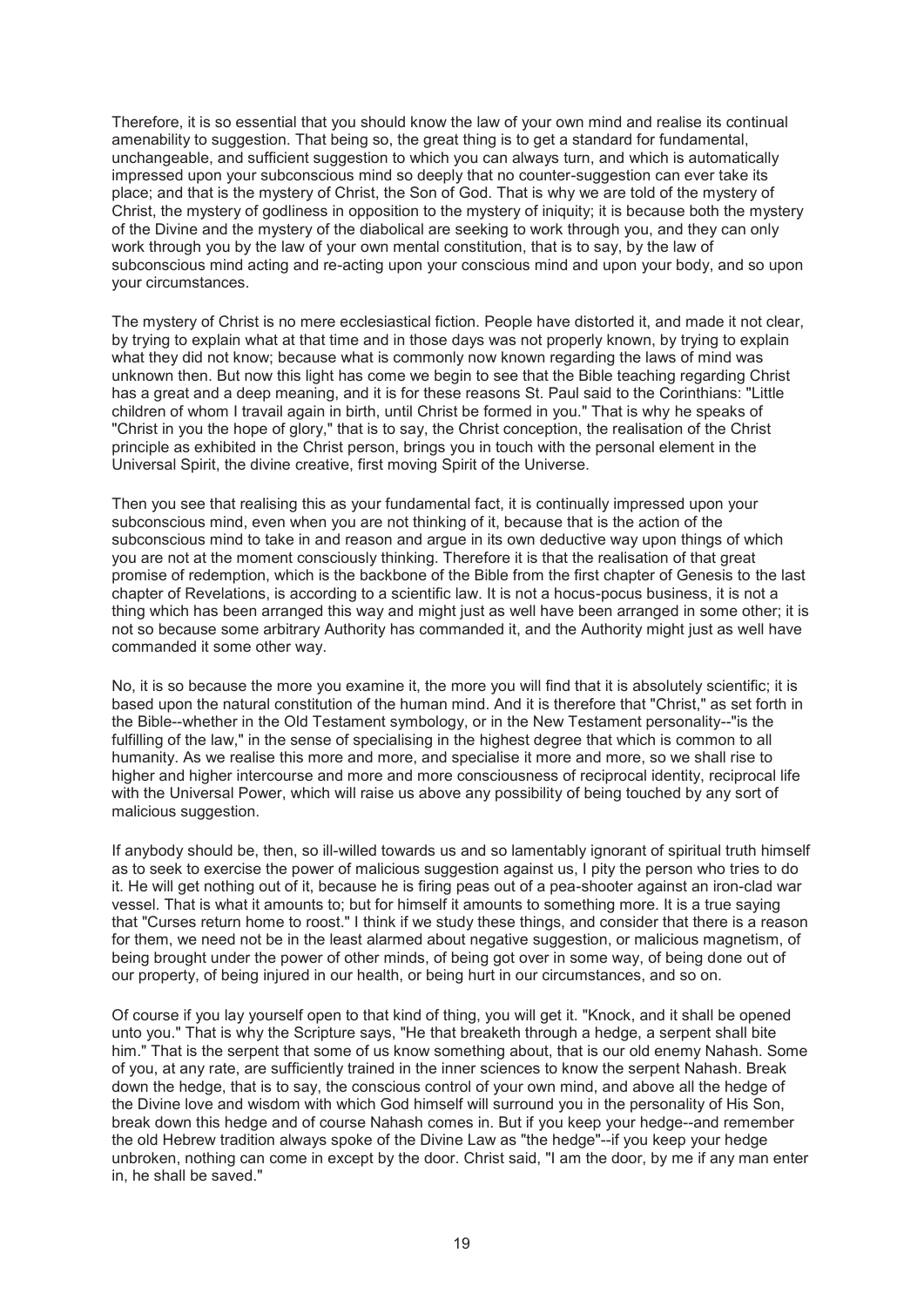Therefore, it is so essential that you should know the law of your own mind and realise its continual amenability to suggestion. That being so, the great thing is to get a standard for fundamental, unchangeable, and sufficient suggestion to which you can always turn, and which is automatically impressed upon your subconscious mind so deeply that no counter-suggestion can ever take its place; and that is the mystery of Christ, the Son of God. That is why we are told of the mystery of Christ, the mystery of godliness in opposition to the mystery of iniquity; it is because both the mystery of the Divine and the mystery of the diabolical are seeking to work through you, and they can only work through you by the law of your own mental constitution, that is to say, by the law of subconscious mind acting and re-acting upon your conscious mind and upon your body, and so upon your circumstances.

The mystery of Christ is no mere ecclesiastical fiction. People have distorted it, and made it not clear, by trying to explain what at that time and in those days was not properly known, by trying to explain what they did not know; because what is commonly now known regarding the laws of mind was unknown then. But now this light has come we begin to see that the Bible teaching regarding Christ has a great and a deep meaning, and it is for these reasons St. Paul said to the Corinthians: "Little children of whom I travail again in birth, until Christ be formed in you." That is why he speaks of "Christ in you the hope of glory," that is to say, the Christ conception, the realisation of the Christ principle as exhibited in the Christ person, brings you in touch with the personal element in the Universal Spirit, the divine creative, first moving Spirit of the Universe.

Then you see that realising this as your fundamental fact, it is continually impressed upon your subconscious mind, even when you are not thinking of it, because that is the action of the subconscious mind to take in and reason and argue in its own deductive way upon things of which you are not at the moment consciously thinking. Therefore it is that the realisation of that great promise of redemption, which is the backbone of the Bible from the first chapter of Genesis to the last chapter of Revelations, is according to a scientific law. It is not a hocus-pocus business, it is not a thing which has been arranged this way and might just as well have been arranged in some other; it is not so because some arbitrary Authority has commanded it, and the Authority might just as well have commanded it some other way.

No, it is so because the more you examine it, the more you will find that it is absolutely scientific; it is based upon the natural constitution of the human mind. And it is therefore that "Christ," as set forth in the Bible--whether in the Old Testament symbology, or in the New Testament personality--"is the fulfilling of the law," in the sense of specialising in the highest degree that which is common to all humanity. As we realise this more and more, and specialise it more and more, so we shall rise to higher and higher intercourse and more and more consciousness of reciprocal identity, reciprocal life with the Universal Power, which will raise us above any possibility of being touched by any sort of malicious suggestion.

If anybody should be, then, so ill-willed towards us and so lamentably ignorant of spiritual truth himself as to seek to exercise the power of malicious suggestion against us, I pity the person who tries to do it. He will get nothing out of it, because he is firing peas out of a pea-shooter against an iron-clad war vessel. That is what it amounts to; but for himself it amounts to something more. It is a true saying that "Curses return home to roost." I think if we study these things, and consider that there is a reason for them, we need not be in the least alarmed about negative suggestion, or malicious magnetism, of being brought under the power of other minds, of being got over in some way, of being done out of our property, of being injured in our health, or being hurt in our circumstances, and so on.

Of course if you lay yourself open to that kind of thing, you will get it. "Knock, and it shall be opened unto you." That is why the Scripture says, "He that breaketh through a hedge, a serpent shall bite him." That is the serpent that some of us know something about, that is our old enemy Nahash. Some of you, at any rate, are sufficiently trained in the inner sciences to know the serpent Nahash. Break down the hedge, that is to say, the conscious control of your own mind, and above all the hedge of the Divine love and wisdom with which God himself will surround you in the personality of His Son, break down this hedge and of course Nahash comes in. But if you keep your hedge--and remember the old Hebrew tradition always spoke of the Divine Law as "the hedge"--if you keep your hedge unbroken, nothing can come in except by the door. Christ said, "I am the door, by me if any man enter in, he shall be saved."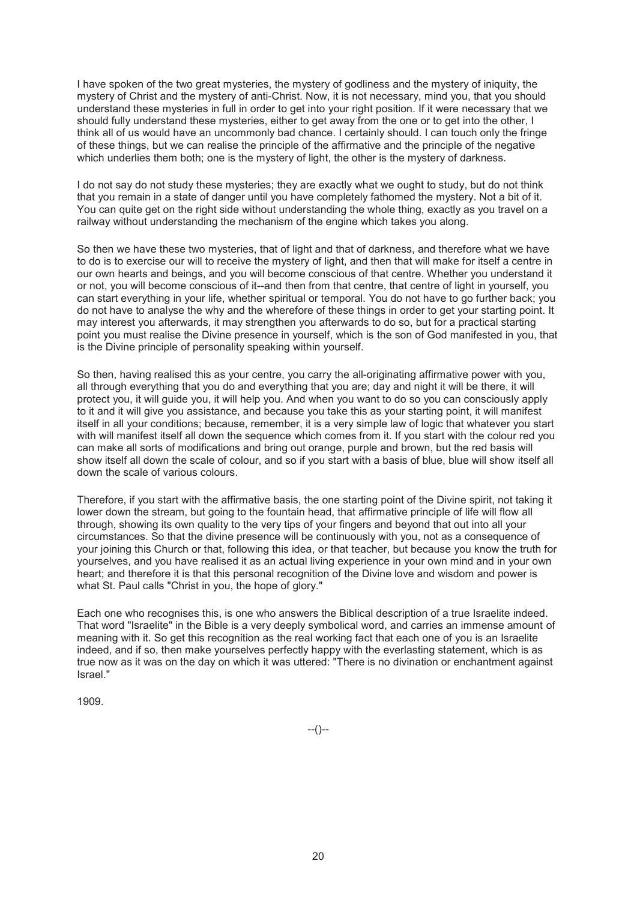I have spoken of the two great mysteries, the mystery of godliness and the mystery of iniquity, the mystery of Christ and the mystery of anti-Christ. Now, it is not necessary, mind you, that you should understand these mysteries in full in order to get into your right position. If it were necessary that we should fully understand these mysteries, either to get away from the one or to get into the other, I think all of us would have an uncommonly bad chance. I certainly should. I can touch only the fringe of these things, but we can realise the principle of the affirmative and the principle of the negative which underlies them both; one is the mystery of light, the other is the mystery of darkness.

I do not say do not study these mysteries; they are exactly what we ought to study, but do not think that you remain in a state of danger until you have completely fathomed the mystery. Not a bit of it. You can quite get on the right side without understanding the whole thing, exactly as you travel on a railway without understanding the mechanism of the engine which takes you along.

So then we have these two mysteries, that of light and that of darkness, and therefore what we have to do is to exercise our will to receive the mystery of light, and then that will make for itself a centre in our own hearts and beings, and you will become conscious of that centre. Whether you understand it or not, you will become conscious of it--and then from that centre, that centre of light in yourself, you can start everything in your life, whether spiritual or temporal. You do not have to go further back; you do not have to analyse the why and the wherefore of these things in order to get your starting point. It may interest you afterwards, it may strengthen you afterwards to do so, but for a practical starting point you must realise the Divine presence in yourself, which is the son of God manifested in you, that is the Divine principle of personality speaking within yourself.

So then, having realised this as your centre, you carry the all-originating affirmative power with you, all through everything that you do and everything that you are; day and night it will be there, it will protect you, it will guide you, it will help you. And when you want to do so you can consciously apply to it and it will give you assistance, and because you take this as your starting point, it will manifest itself in all your conditions; because, remember, it is a very simple law of logic that whatever you start with will manifest itself all down the sequence which comes from it. If you start with the colour red you can make all sorts of modifications and bring out orange, purple and brown, but the red basis will show itself all down the scale of colour, and so if you start with a basis of blue, blue will show itself all down the scale of various colours.

Therefore, if you start with the affirmative basis, the one starting point of the Divine spirit, not taking it lower down the stream, but going to the fountain head, that affirmative principle of life will flow all through, showing its own quality to the very tips of your fingers and beyond that out into all your circumstances. So that the divine presence will be continuously with you, not as a consequence of your joining this Church or that, following this idea, or that teacher, but because you know the truth for yourselves, and you have realised it as an actual living experience in your own mind and in your own heart; and therefore it is that this personal recognition of the Divine love and wisdom and power is what St. Paul calls "Christ in you, the hope of glory."

Each one who recognises this, is one who answers the Biblical description of a true Israelite indeed. That word "Israelite" in the Bible is a very deeply symbolical word, and carries an immense amount of meaning with it. So get this recognition as the real working fact that each one of you is an Israelite indeed, and if so, then make yourselves perfectly happy with the everlasting statement, which is as true now as it was on the day on which it was uttered: "There is no divination or enchantment against Israel."

1909.

--()--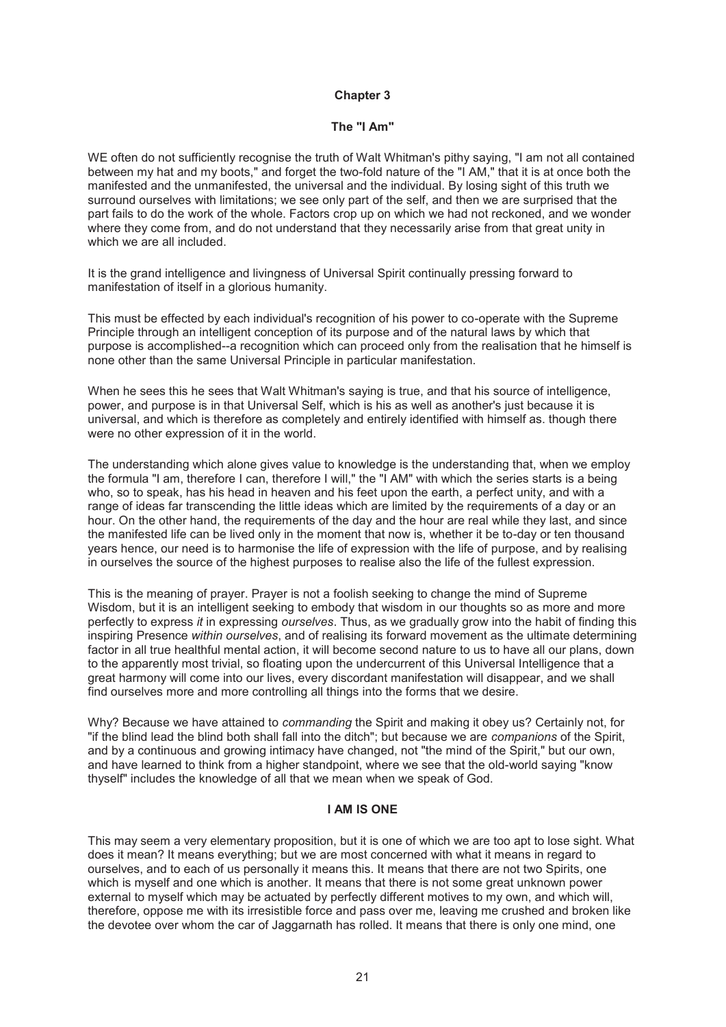# Chapter 3

## The "I Am"

WE often do not sufficiently recognise the truth of Walt Whitman's pithy saying, "I am not all contained between my hat and my boots," and forget the two-fold nature of the "I AM," that it is at once both the manifested and the unmanifested, the universal and the individual. By losing sight of this truth we surround ourselves with limitations; we see only part of the self, and then we are surprised that the part fails to do the work of the whole. Factors crop up on which we had not reckoned, and we wonder where they come from, and do not understand that they necessarily arise from that great unity in which we are all included.

It is the grand intelligence and livingness of Universal Spirit continually pressing forward to manifestation of itself in a glorious humanity.

This must be effected by each individual's recognition of his power to co-operate with the Supreme Principle through an intelligent conception of its purpose and of the natural laws by which that purpose is accomplished--a recognition which can proceed only from the realisation that he himself is none other than the same Universal Principle in particular manifestation.

When he sees this he sees that Walt Whitman's saying is true, and that his source of intelligence, power, and purpose is in that Universal Self, which is his as well as another's just because it is universal, and which is therefore as completely and entirely identified with himself as. though there were no other expression of it in the world.

The understanding which alone gives value to knowledge is the understanding that, when we employ the formula "I am, therefore I can, therefore I will," the "I AM" with which the series starts is a being who, so to speak, has his head in heaven and his feet upon the earth, a perfect unity, and with a range of ideas far transcending the little ideas which are limited by the requirements of a day or an hour. On the other hand, the requirements of the day and the hour are real while they last, and since the manifested life can be lived only in the moment that now is, whether it be to-day or ten thousand years hence, our need is to harmonise the life of expression with the life of purpose, and by realising in ourselves the source of the highest purposes to realise also the life of the fullest expression.

This is the meaning of prayer. Prayer is not a foolish seeking to change the mind of Supreme Wisdom, but it is an intelligent seeking to embody that wisdom in our thoughts so as more and more perfectly to express *it* in expressing *ourselves*. Thus, as we gradually grow into the habit of finding this inspiring Presence *within ourselves*, and of realising its forward movement as the ultimate determining factor in all true healthful mental action, it will become second nature to us to have all our plans, down to the apparently most trivial, so floating upon the undercurrent of this Universal Intelligence that a great harmony will come into our lives, every discordant manifestation will disappear, and we shall find ourselves more and more controlling all things into the forms that we desire.

Why? Because we have attained to *commanding* the Spirit and making it obey us? Certainly not, for "if the blind lead the blind both shall fall into the ditch"; but because we are *companions* of the Spirit, and by a continuous and growing intimacy have changed, not "the mind of the Spirit," but our own, and have learned to think from a higher standpoint, where we see that the old-world saying "know thyself" includes the knowledge of all that we mean when we speak of God.

### I AM IS ONE

This may seem a very elementary proposition, but it is one of which we are too apt to lose sight. What does it mean? It means everything; but we are most concerned with what it means in regard to ourselves, and to each of us personally it means this. It means that there are not two Spirits, one which is myself and one which is another. It means that there is not some great unknown power external to myself which may be actuated by perfectly different motives to my own, and which will, therefore, oppose me with its irresistible force and pass over me, leaving me crushed and broken like the devotee over whom the car of Jaggarnath has rolled. It means that there is only one mind, one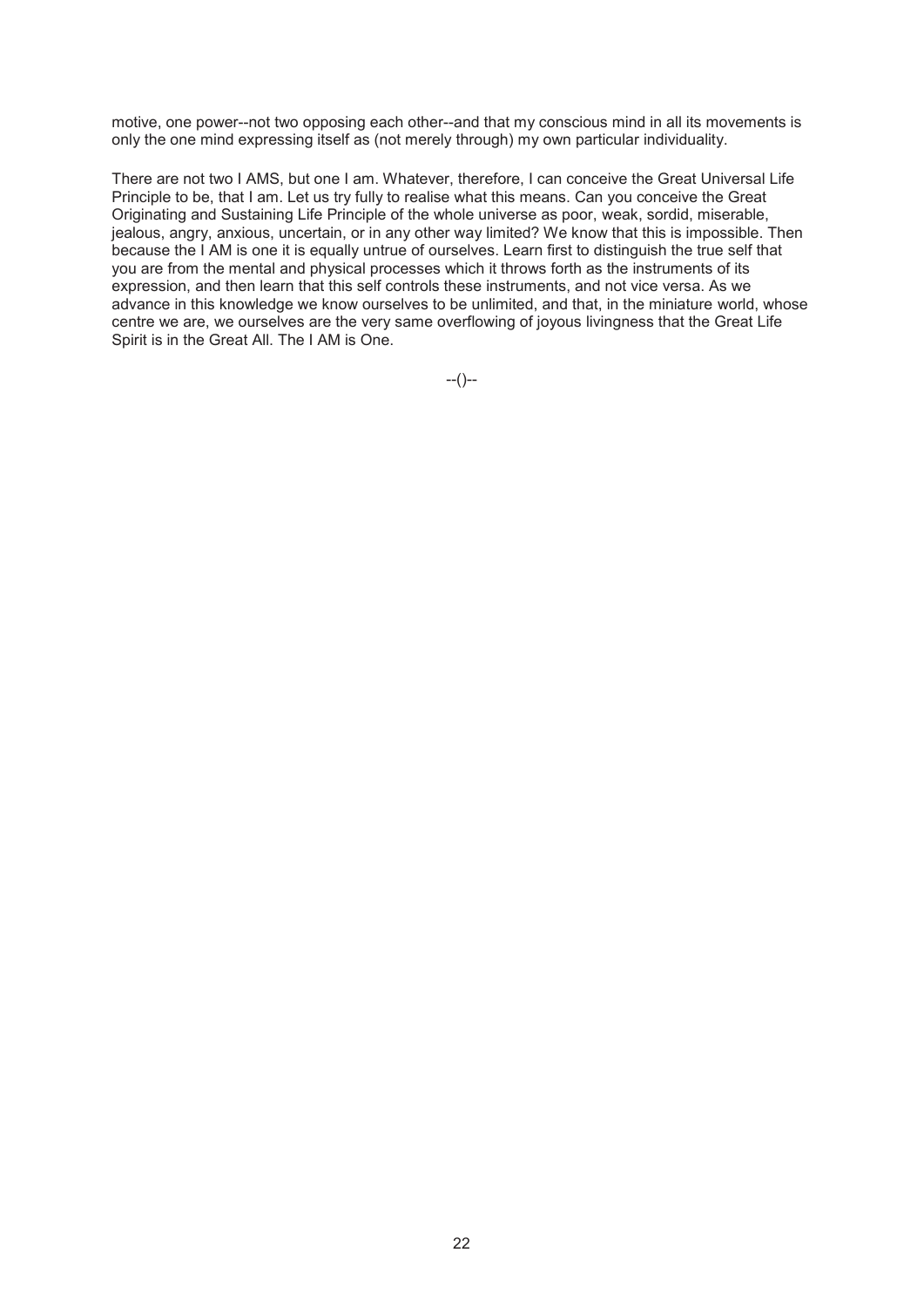motive, one power--not two opposing each other--and that my conscious mind in all its movements is only the one mind expressing itself as (not merely through) my own particular individuality.

There are not two I AMS, but one I am. Whatever, therefore, I can conceive the Great Universal Life Principle to be, that I am. Let us try fully to realise what this means. Can you conceive the Great Originating and Sustaining Life Principle of the whole universe as poor, weak, sordid, miserable, jealous, angry, anxious, uncertain, or in any other way limited? We know that this is impossible. Then because the I AM is one it is equally untrue of ourselves. Learn first to distinguish the true self that you are from the mental and physical processes which it throws forth as the instruments of its expression, and then learn that this self controls these instruments, and not vice versa. As we advance in this knowledge we know ourselves to be unlimited, and that, in the miniature world, whose centre we are, we ourselves are the very same overflowing of joyous livingness that the Great Life Spirit is in the Great All. The I AM is One.

--()--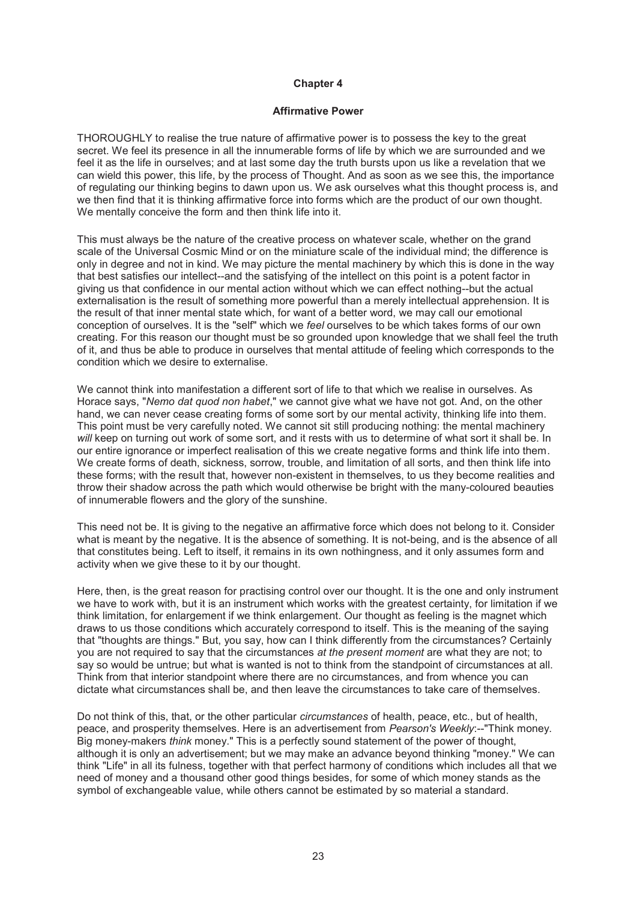## Chapter 4

### Affirmative Power

THOROUGHLY to realise the true nature of affirmative power is to possess the key to the great secret. We feel its presence in all the innumerable forms of life by which we are surrounded and we feel it as the life in ourselves; and at last some day the truth bursts upon us like a revelation that we can wield this power, this life, by the process of Thought. And as soon as we see this, the importance of regulating our thinking begins to dawn upon us. We ask ourselves what this thought process is, and we then find that it is thinking affirmative force into forms which are the product of our own thought. We mentally conceive the form and then think life into it.

This must always be the nature of the creative process on whatever scale, whether on the grand scale of the Universal Cosmic Mind or on the miniature scale of the individual mind; the difference is only in degree and not in kind. We may picture the mental machinery by which this is done in the way that best satisfies our intellect--and the satisfying of the intellect on this point is a potent factor in giving us that confidence in our mental action without which we can effect nothing--but the actual externalisation is the result of something more powerful than a merely intellectual apprehension. It is the result of that inner mental state which, for want of a better word, we may call our emotional conception of ourselves. It is the "self" which we *feel* ourselves to be which takes forms of our own creating. For this reason our thought must be so grounded upon knowledge that we shall feel the truth of it, and thus be able to produce in ourselves that mental attitude of feeling which corresponds to the condition which we desire to externalise.

We cannot think into manifestation a different sort of life to that which we realise in ourselves. As Horace says, "*Nemo dat quod non habet*," we cannot give what we have not got. And, on the other hand, we can never cease creating forms of some sort by our mental activity, thinking life into them. This point must be very carefully noted. We cannot sit still producing nothing: the mental machinery *will* keep on turning out work of some sort, and it rests with us to determine of what sort it shall be. In our entire ignorance or imperfect realisation of this we create negative forms and think life into them. We create forms of death, sickness, sorrow, trouble, and limitation of all sorts, and then think life into these forms; with the result that, however non-existent in themselves, to us they become realities and throw their shadow across the path which would otherwise be bright with the many-coloured beauties of innumerable flowers and the glory of the sunshine.

This need not be. It is giving to the negative an affirmative force which does not belong to it. Consider what is meant by the negative. It is the absence of something. It is not-being, and is the absence of all that constitutes being. Left to itself, it remains in its own nothingness, and it only assumes form and activity when we give these to it by our thought.

Here, then, is the great reason for practising control over our thought. It is the one and only instrument we have to work with, but it is an instrument which works with the greatest certainty, for limitation if we think limitation, for enlargement if we think enlargement. Our thought as feeling is the magnet which draws to us those conditions which accurately correspond to itself. This is the meaning of the saying that "thoughts are things." But, you say, how can I think differently from the circumstances? Certainly you are not required to say that the circumstances *at the present moment* are what they are not; to say so would be untrue; but what is wanted is not to think from the standpoint of circumstances at all. Think from that interior standpoint where there are no circumstances, and from whence you can dictate what circumstances shall be, and then leave the circumstances to take care of themselves.

Do not think of this, that, or the other particular *circumstances* of health, peace, etc., but of health, peace, and prosperity themselves. Here is an advertisement from *Pearson's Weekly*:--"Think money. Big money-makers *think* money." This is a perfectly sound statement of the power of thought, although it is only an advertisement; but we may make an advance beyond thinking "money." We can think "Life" in all its fulness, together with that perfect harmony of conditions which includes all that we need of money and a thousand other good things besides, for some of which money stands as the symbol of exchangeable value, while others cannot be estimated by so material a standard.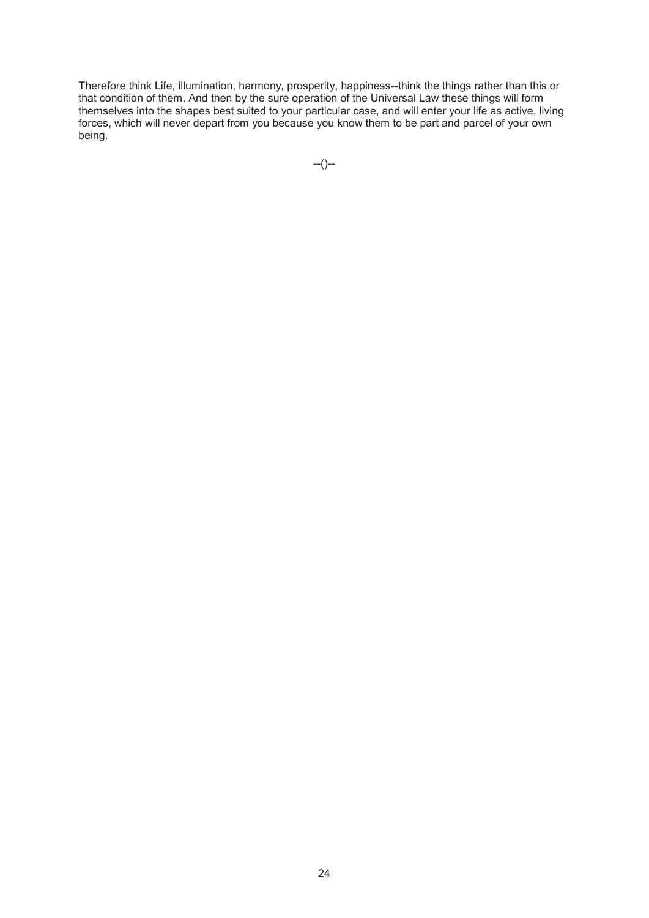Therefore think Life, illumination, harmony, prosperity, happiness--think the things rather than this or that condition of them. And then by the sure operation of the Universal Law these things will form themselves into the shapes best suited to your particular case, and will enter your life as active, living forces, which will never depart from you because you know them to be part and parcel of your own being.

--()--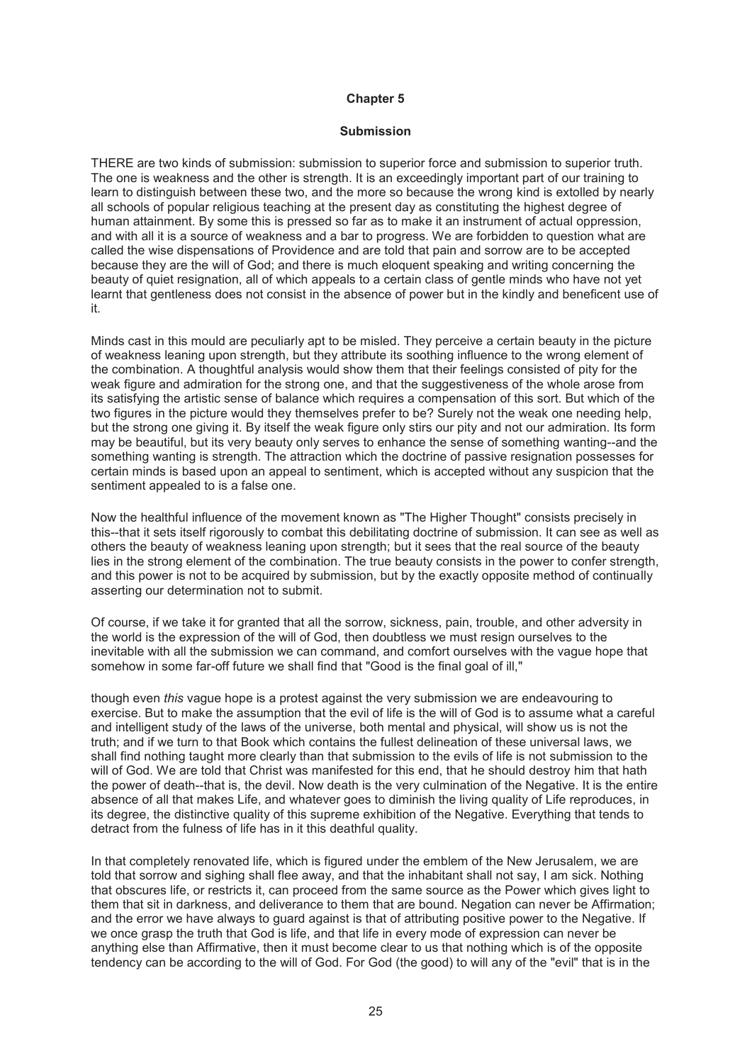## Chapter 5

### Submission

THERE are two kinds of submission: submission to superior force and submission to superior truth. The one is weakness and the other is strength. It is an exceedingly important part of our training to learn to distinguish between these two, and the more so because the wrong kind is extolled by nearly all schools of popular religious teaching at the present day as constituting the highest degree of human attainment. By some this is pressed so far as to make it an instrument of actual oppression, and with all it is a source of weakness and a bar to progress. We are forbidden to question what are called the wise dispensations of Providence and are told that pain and sorrow are to be accepted because they are the will of God; and there is much eloquent speaking and writing concerning the beauty of quiet resignation, all of which appeals to a certain class of gentle minds who have not yet learnt that gentleness does not consist in the absence of power but in the kindly and beneficent use of it.

Minds cast in this mould are peculiarly apt to be misled. They perceive a certain beauty in the picture of weakness leaning upon strength, but they attribute its soothing influence to the wrong element of the combination. A thoughtful analysis would show them that their feelings consisted of pity for the weak figure and admiration for the strong one, and that the suggestiveness of the whole arose from its satisfying the artistic sense of balance which requires a compensation of this sort. But which of the two figures in the picture would they themselves prefer to be? Surely not the weak one needing help, but the strong one giving it. By itself the weak figure only stirs our pity and not our admiration. Its form may be beautiful, but its very beauty only serves to enhance the sense of something wanting--and the something wanting is strength. The attraction which the doctrine of passive resignation possesses for certain minds is based upon an appeal to sentiment, which is accepted without any suspicion that the sentiment appealed to is a false one.

Now the healthful influence of the movement known as "The Higher Thought" consists precisely in this--that it sets itself rigorously to combat this debilitating doctrine of submission. It can see as well as others the beauty of weakness leaning upon strength; but it sees that the real source of the beauty lies in the strong element of the combination. The true beauty consists in the power to confer strength, and this power is not to be acquired by submission, but by the exactly opposite method of continually asserting our determination not to submit.

Of course, if we take it for granted that all the sorrow, sickness, pain, trouble, and other adversity in the world is the expression of the will of God, then doubtless we must resign ourselves to the inevitable with all the submission we can command, and comfort ourselves with the vague hope that somehow in some far-off future we shall find that "Good is the final goal of ill,"

though even *this* vague hope is a protest against the very submission we are endeavouring to exercise. But to make the assumption that the evil of life is the will of God is to assume what a careful and intelligent study of the laws of the universe, both mental and physical, will show us is not the truth; and if we turn to that Book which contains the fullest delineation of these universal laws, we shall find nothing taught more clearly than that submission to the evils of life is not submission to the will of God. We are told that Christ was manifested for this end, that he should destroy him that hath the power of death--that is, the devil. Now death is the very culmination of the Negative. It is the entire absence of all that makes Life, and whatever goes to diminish the living quality of Life reproduces, in its degree, the distinctive quality of this supreme exhibition of the Negative. Everything that tends to detract from the fulness of life has in it this deathful quality.

In that completely renovated life, which is figured under the emblem of the New Jerusalem, we are told that sorrow and sighing shall flee away, and that the inhabitant shall not say, I am sick. Nothing that obscures life, or restricts it, can proceed from the same source as the Power which gives light to them that sit in darkness, and deliverance to them that are bound. Negation can never be Affirmation; and the error we have always to guard against is that of attributing positive power to the Negative. If we once grasp the truth that God is life, and that life in every mode of expression can never be anything else than Affirmative, then it must become clear to us that nothing which is of the opposite tendency can be according to the will of God. For God (the good) to will any of the "evil" that is in the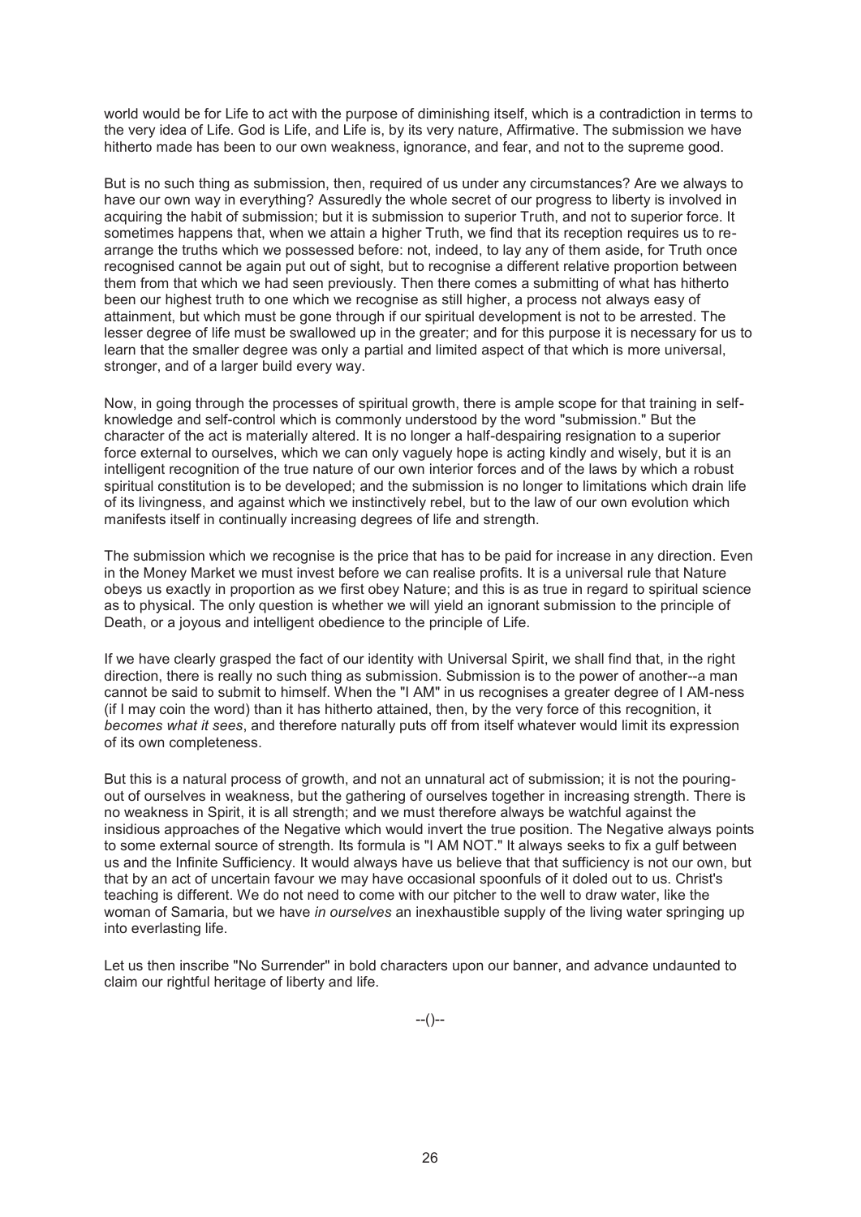world would be for Life to act with the purpose of diminishing itself, which is a contradiction in terms to the very idea of Life. God is Life, and Life is, by its very nature, Affirmative. The submission we have hitherto made has been to our own weakness, ignorance, and fear, and not to the supreme good.

But is no such thing as submission, then, required of us under any circumstances? Are we always to have our own way in everything? Assuredly the whole secret of our progress to liberty is involved in acquiring the habit of submission; but it is submission to superior Truth, and not to superior force. It sometimes happens that, when we attain a higher Truth, we find that its reception requires us to re-arrange the truths which we possessed before: not, indeed, to lay any of them aside, for Truth once recognised cannot be again put out of sight, but to recognise a different relative proportion between them from that which we had seen previously. Then there comes a submitting of what has hitherto been our highest truth to one which we recognise as still higher, a process not always easy of attainment, but which must be gone through if our spiritual development is not to be arrested. The lesser degree of life must be swallowed up in the greater; and for this purpose it is necessary for us to learn that the smaller degree was only a partial and limited aspect of that which is more universal, stronger, and of a larger build every way.

Now, in going through the processes of spiritual growth, there is ample scope for that training in self-knowledge and self-control which is commonly understood by the word "submission." But the character of the act is materially altered. It is no longer a half-despairing resignation to a superior force external to ourselves, which we can only vaguely hope is acting kindly and wisely, but it is an intelligent recognition of the true nature of our own interior forces and of the laws by which a robust spiritual constitution is to be developed; and the submission is no longer to limitations which drain life of its livingness, and against which we instinctively rebel, but to the law of our own evolution which manifests itself in continually increasing degrees of life and strength.

The submission which we recognise is the price that has to be paid for increase in any direction. Even in the Money Market we must invest before we can realise profits. It is a universal rule that Nature obeys us exactly in proportion as we first obey Nature; and this is as true in regard to spiritual science as to physical. The only question is whether we will yield an ignorant submission to the principle of Death, or a joyous and intelligent obedience to the principle of Life.

If we have clearly grasped the fact of our identity with Universal Spirit, we shall find that, in the right direction, there is really no such thing as submission. Submission is to the power of another--a man cannot be said to submit to himself. When the "I AM" in us recognises a greater degree of I AM-ness (if I may coin the word) than it has hitherto attained, then, by the very force of this recognition, it *becomes what it sees*, and therefore naturally puts off from itself whatever would limit its expression of its own completeness.

But this is a natural process of growth, and not an unnatural act of submission; it is not the pouring-out of ourselves in weakness, but the gathering of ourselves together in increasing strength. There is no weakness in Spirit, it is all strength; and we must therefore always be watchful against the insidious approaches of the Negative which would invert the true position. The Negative always points to some external source of strength. Its formula is "I AM NOT." It always seeks to fix a gulf between us and the Infinite Sufficiency. It would always have us believe that that sufficiency is not our own, but that by an act of uncertain favour we may have occasional spoonfuls of it doled out to us. Christ's teaching is different. We do not need to come with our pitcher to the well to draw water, like the woman of Samaria, but we have *in ourselves* an inexhaustible supply of the living water springing up into everlasting life.

Let us then inscribe "No Surrender" in bold characters upon our banner, and advance undaunted to claim our rightful heritage of liberty and life.

--()--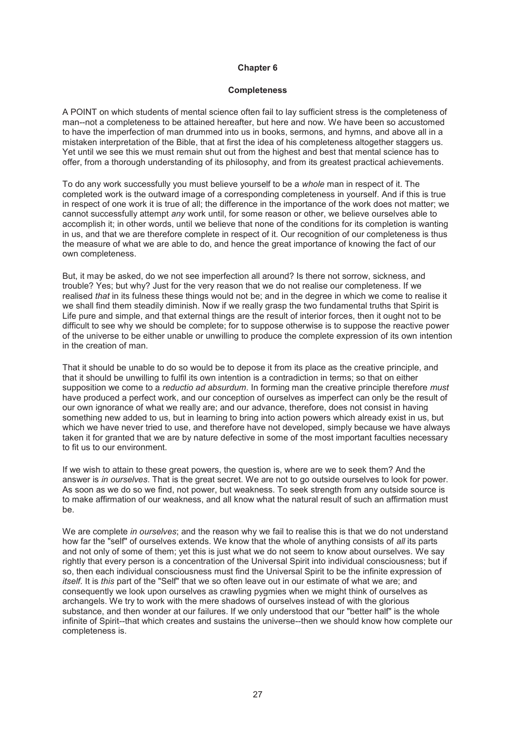## Chapter 6

### Completeness

A POINT on which students of mental science often fail to lay sufficient stress is the completeness of man--not a completeness to be attained hereafter, but here and now. We have been so accustomed to have the imperfection of man drummed into us in books, sermons, and hymns, and above all in a mistaken interpretation of the Bible, that at first the idea of his completeness altogether staggers us. Yet until we see this we must remain shut out from the highest and best that mental science has to offer, from a thorough understanding of its philosophy, and from its greatest practical achievements.

To do any work successfully you must believe yourself to be a *whole* man in respect of it. The completed work is the outward image of a corresponding completeness in yourself. And if this is true in respect of one work it is true of all; the difference in the importance of the work does not matter; we cannot successfully attempt *any* work until, for some reason or other, we believe ourselves able to accomplish it; in other words, until we believe that none of the conditions for its completion is wanting in us, and that we are therefore complete in respect of it. Our recognition of our completeness is thus the measure of what we are able to do, and hence the great importance of knowing the fact of our own completeness.

But, it may be asked, do we not see imperfection all around? Is there not sorrow, sickness, and trouble? Yes; but why? Just for the very reason that we do not realise our completeness. If we realised *that* in its fulness these things would not be; and in the degree in which we come to realise it we shall find them steadily diminish. Now if we really grasp the two fundamental truths that Spirit is Life pure and simple, and that external things are the result of interior forces, then it ought not to be difficult to see why we should be complete; for to suppose otherwise is to suppose the reactive power of the universe to be either unable or unwilling to produce the complete expression of its own intention in the creation of man.

That it should be unable to do so would be to depose it from its place as the creative principle, and that it should be unwilling to fulfil its own intention is a contradiction in terms; so that on either supposition we come to a *reductio ad absurdum*. In forming man the creative principle therefore *must* have produced a perfect work, and our conception of ourselves as imperfect can only be the result of our own ignorance of what we really are; and our advance, therefore, does not consist in having something new added to us, but in learning to bring into action powers which already exist in us, but which we have never tried to use, and therefore have not developed, simply because we have always taken it for granted that we are by nature defective in some of the most important faculties necessary to fit us to our environment.

If we wish to attain to these great powers, the question is, where are we to seek them? And the answer is *in ourselves*. That is the great secret. We are not to go outside ourselves to look for power. As soon as we do so we find, not power, but weakness. To seek strength from any outside source is to make affirmation of our weakness, and all know what the natural result of such an affirmation must be.

We are complete *in ourselves*; and the reason why we fail to realise this is that we do not understand how far the "self" of ourselves extends. We know that the whole of anything consists of *all* its parts and not only of some of them; yet this is just what we do not seem to know about ourselves. We say rightly that every person is a concentration of the Universal Spirit into individual consciousness; but if so, then each individual consciousness must find the Universal Spirit to be the infinite expression of *itself*. It is *this* part of the "Self" that we so often leave out in our estimate of what we are; and consequently we look upon ourselves as crawling pygmies when we might think of ourselves as archangels. We try to work with the mere shadows of ourselves instead of with the glorious substance, and then wonder at our failures. If we only understood that our "better half" is the whole infinite of Spirit--that which creates and sustains the universe--then we should know how complete our completeness is.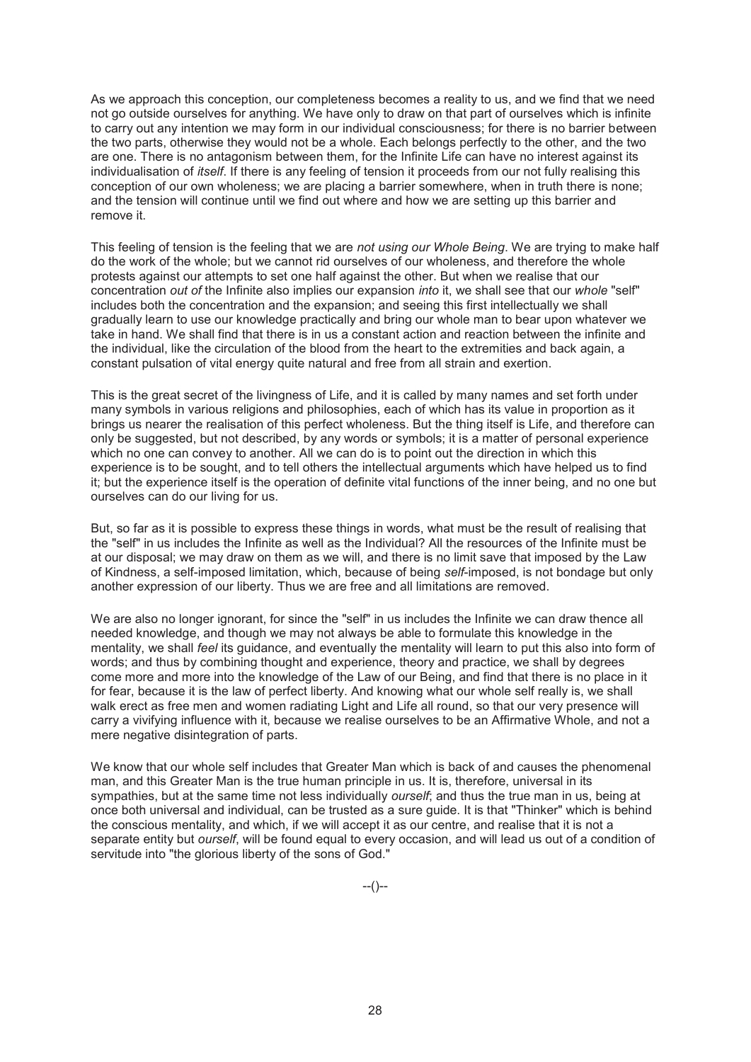As we approach this conception, our completeness becomes a reality to us, and we find that we need not go outside ourselves for anything. We have only to draw on that part of ourselves which is infinite to carry out any intention we may form in our individual consciousness; for there is no barrier between the two parts, otherwise they would not be a whole. Each belongs perfectly to the other, and the two are one. There is no antagonism between them, for the Infinite Life can have no interest against its individualisation of *itself*. If there is any feeling of tension it proceeds from our not fully realising this conception of our own wholeness; we are placing a barrier somewhere, when in truth there is none; and the tension will continue until we find out where and how we are setting up this barrier and remove it.

This feeling of tension is the feeling that we are *not using our Whole Being*. We are trying to make half do the work of the whole; but we cannot rid ourselves of our wholeness, and therefore the whole protests against our attempts to set one half against the other. But when we realise that our concentration *out of* the Infinite also implies our expansion *into* it, we shall see that our *whole* "self" includes both the concentration and the expansion; and seeing this first intellectually we shall gradually learn to use our knowledge practically and bring our whole man to bear upon whatever we take in hand. We shall find that there is in us a constant action and reaction between the infinite and the individual, like the circulation of the blood from the heart to the extremities and back again, a constant pulsation of vital energy quite natural and free from all strain and exertion.

This is the great secret of the livingness of Life, and it is called by many names and set forth under many symbols in various religions and philosophies, each of which has its value in proportion as it brings us nearer the realisation of this perfect wholeness. But the thing itself is Life, and therefore can only be suggested, but not described, by any words or symbols; it is a matter of personal experience which no one can convey to another. All we can do is to point out the direction in which this experience is to be sought, and to tell others the intellectual arguments which have helped us to find it; but the experience itself is the operation of definite vital functions of the inner being, and no one but ourselves can do our living for us.

But, so far as it is possible to express these things in words, what must be the result of realising that the "self" in us includes the Infinite as well as the Individual? All the resources of the Infinite must be at our disposal; we may draw on them as we will, and there is no limit save that imposed by the Law of Kindness, a self-imposed limitation, which, because of being *self*-imposed, is not bondage but only another expression of our liberty. Thus we are free and all limitations are removed.

We are also no longer ignorant, for since the "self" in us includes the Infinite we can draw thence all needed knowledge, and though we may not always be able to formulate this knowledge in the mentality, we shall *feel* its guidance, and eventually the mentality will learn to put this also into form of words; and thus by combining thought and experience, theory and practice, we shall by degrees come more and more into the knowledge of the Law of our Being, and find that there is no place in it for fear, because it is the law of perfect liberty. And knowing what our whole self really is, we shall walk erect as free men and women radiating Light and Life all round, so that our very presence will carry a vivifying influence with it, because we realise ourselves to be an Affirmative Whole, and not a mere negative disintegration of parts.

We know that our whole self includes that Greater Man which is back of and causes the phenomenal man, and this Greater Man is the true human principle in us. It is, therefore, universal in its sympathies, but at the same time not less individually *ourself*; and thus the true man in us, being at once both universal and individual, can be trusted as a sure guide. It is that "Thinker" which is behind the conscious mentality, and which, if we will accept it as our centre, and realise that it is not a separate entity but *ourself*, will be found equal to every occasion, and will lead us out of a condition of servitude into "the glorious liberty of the sons of God."

--()--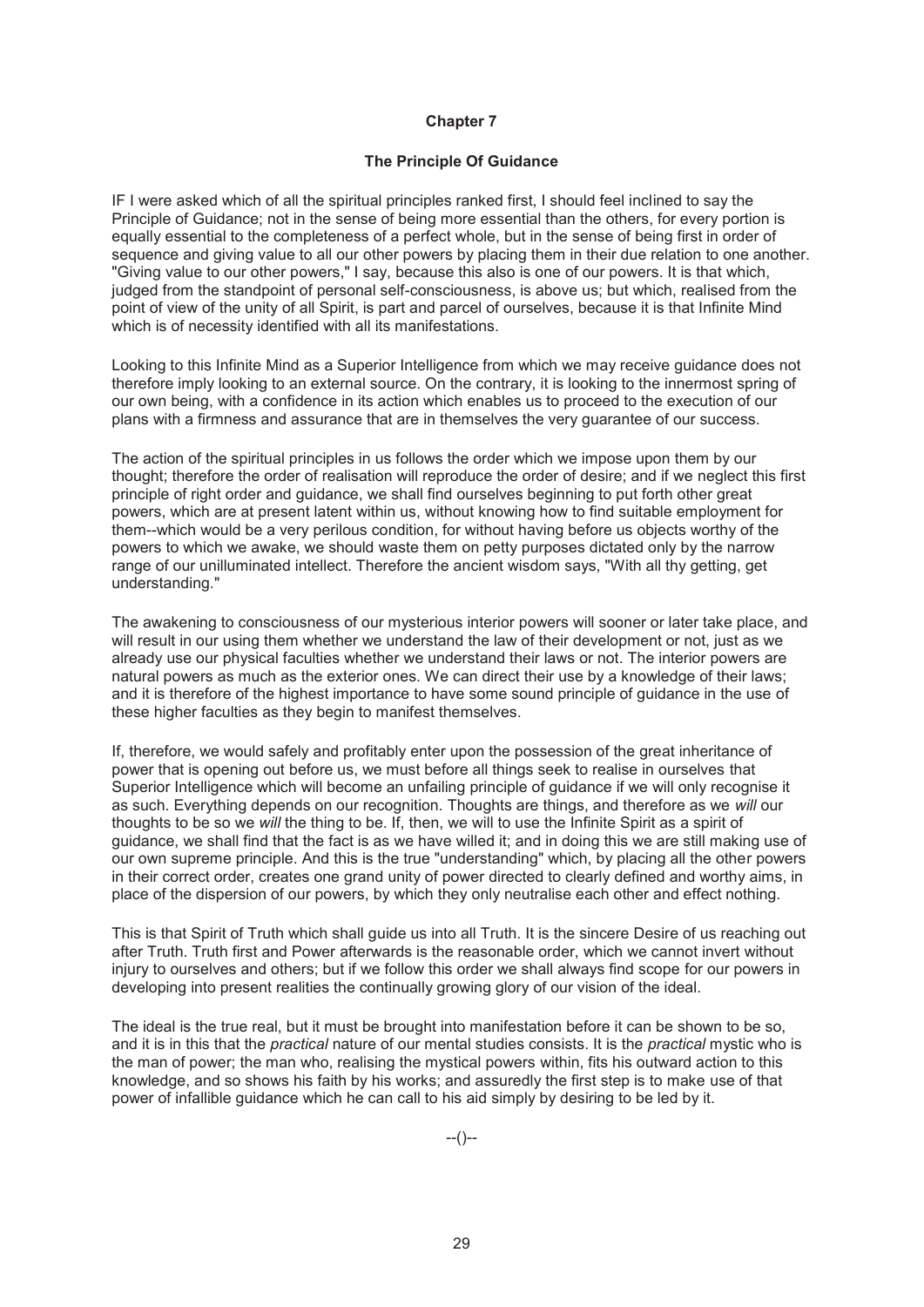## Chapter 7

### The Principle Of Guidance

IF I were asked which of all the spiritual principles ranked first, I should feel inclined to say the Principle of Guidance; not in the sense of being more essential than the others, for every portion is equally essential to the completeness of a perfect whole, but in the sense of being first in order of sequence and giving value to all our other powers by placing them in their due relation to one another. "Giving value to our other powers," I say, because this also is one of our powers. It is that which, judged from the standpoint of personal self-consciousness, is above us; but which, realised from the point of view of the unity of all Spirit, is part and parcel of ourselves, because it is that Infinite Mind which is of necessity identified with all its manifestations.

Looking to this Infinite Mind as a Superior Intelligence from which we may receive guidance does not therefore imply looking to an external source. On the contrary, it is looking to the innermost spring of our own being, with a confidence in its action which enables us to proceed to the execution of our plans with a firmness and assurance that are in themselves the very guarantee of our success.

The action of the spiritual principles in us follows the order which we impose upon them by our thought; therefore the order of realisation will reproduce the order of desire; and if we neglect this first principle of right order and guidance, we shall find ourselves beginning to put forth other great powers, which are at present latent within us, without knowing how to find suitable employment for them--which would be a very perilous condition, for without having before us objects worthy of the powers to which we awake, we should waste them on petty purposes dictated only by the narrow range of our unilluminated intellect. Therefore the ancient wisdom says, "With all thy getting, get understanding."

The awakening to consciousness of our mysterious interior powers will sooner or later take place, and will result in our using them whether we understand the law of their development or not, just as we already use our physical faculties whether we understand their laws or not. The interior powers are natural powers as much as the exterior ones. We can direct their use by a knowledge of their laws; and it is therefore of the highest importance to have some sound principle of guidance in the use of these higher faculties as they begin to manifest themselves.

If, therefore, we would safely and profitably enter upon the possession of the great inheritance of power that is opening out before us, we must before all things seek to realise in ourselves that Superior Intelligence which will become an unfailing principle of guidance if we will only recognise it as such. Everything depends on our recognition. Thoughts are things, and therefore as we *will* our thoughts to be so we *will* the thing to be. If, then, we will to use the Infinite Spirit as a spirit of guidance, we shall find that the fact is as we have willed it; and in doing this we are still making use of our own supreme principle. And this is the true "understanding" which, by placing all the other powers in their correct order, creates one grand unity of power directed to clearly defined and worthy aims, in place of the dispersion of our powers, by which they only neutralise each other and effect nothing.

This is that Spirit of Truth which shall guide us into all Truth. It is the sincere Desire of us reaching out after Truth. Truth first and Power afterwards is the reasonable order, which we cannot invert without injury to ourselves and others; but if we follow this order we shall always find scope for our powers in developing into present realities the continually growing glory of our vision of the ideal.

The ideal is the true real, but it must be brought into manifestation before it can be shown to be so, and it is in this that the *practical* nature of our mental studies consists. It is the *practical* mystic who is the man of power; the man who, realising the mystical powers within, fits his outward action to this knowledge, and so shows his faith by his works; and assuredly the first step is to make use of that power of infallible guidance which he can call to his aid simply by desiring to be led by it.

--()--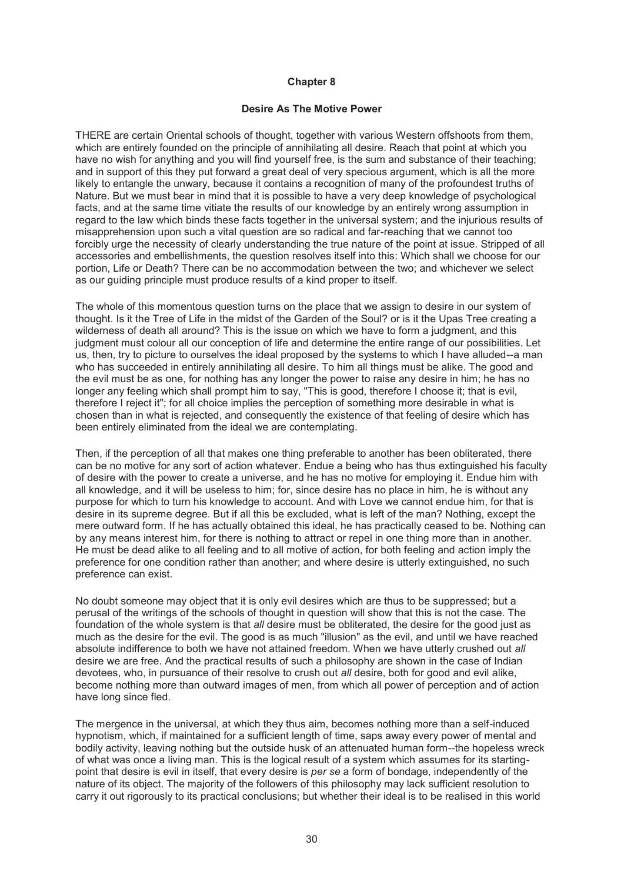# Chapter 8

## Desire As The Motive Power

THERE are certain Oriental schools of thought, together with various Western offshoots from them, which are entirely founded on the principle of annihilating all desire. Reach that point at which you have no wish for anything and you will find yourself free, is the sum and substance of their teaching; and in support of this they put forward a great deal of very specious argument, which is all the more likely to entangle the unwary, because it contains a recognition of many of the profoundest truths of Nature. But we must bear in mind that it is possible to have a very deep knowledge of psychological facts, and at the same time vitiate the results of our knowledge by an entirely wrong assumption in regard to the law which binds these facts together in the universal system; and the injurious results of misapprehension upon such a vital question are so radical and far-reaching that we cannot too forcibly urge the necessity of clearly understanding the true nature of the point at issue. Stripped of all accessories and embellishments, the question resolves itself into this: Which shall we choose for our portion, Life or Death? There can be no accommodation between the two; and whichever we select as our guiding principle must produce results of a kind proper to itself.

The whole of this momentous question turns on the place that we assign to desire in our system of thought. Is it the Tree of Life in the midst of the Garden of the Soul? or is it the Upas Tree creating a wilderness of death all around? This is the issue on which we have to form a judgment, and this judgment must colour all our conception of life and determine the entire range of our possibilities. Let us, then, try to picture to ourselves the ideal proposed by the systems to which I have alluded--a man who has succeeded in entirely annihilating all desire. To him all things must be alike. The good and the evil must be as one, for nothing has any longer the power to raise any desire in him; he has no longer any feeling which shall prompt him to say, "This is good, therefore I choose it; that is evil, therefore I reject it"; for all choice implies the perception of something more desirable in what is chosen than in what is rejected, and consequently the existence of that feeling of desire which has been entirely eliminated from the ideal we are contemplating.

Then, if the perception of all that makes one thing preferable to another has been obliterated, there can be no motive for any sort of action whatever. Endue a being who has thus extinguished his faculty of desire with the power to create a universe, and he has no motive for employing it. Endue him with all knowledge, and it will be useless to him; for, since desire has no place in him, he is without any purpose for which to turn his knowledge to account. And with Love we cannot endue him, for that is desire in its supreme degree. But if all this be excluded, what is left of the man? Nothing, except the mere outward form. If he has actually obtained this ideal, he has practically ceased to be. Nothing can by any means interest him, for there is nothing to attract or repel in one thing more than in another. He must be dead alike to all feeling and to all motive of action, for both feeling and action imply the preference for one condition rather than another; and where desire is utterly extinguished, no such preference can exist.

No doubt someone may object that it is only evil desires which are thus to be suppressed; but a perusal of the writings of the schools of thought in question will show that this is not the case. The foundation of the whole system is that *all* desire must be obliterated, the desire for the good just as much as the desire for the evil. The good is as much "illusion" as the evil, and until we have reached absolute indifference to both we have not attained freedom. When we have utterly crushed out *all* desire we are free. And the practical results of such a philosophy are shown in the case of Indian devotees, who, in pursuance of their resolve to crush out *all* desire, both for good and evil alike, become nothing more than outward images of men, from which all power of perception and of action have long since fled.

The mergence in the universal, at which they thus aim, becomes nothing more than a self-induced hypnotism, which, if maintained for a sufficient length of time, saps away every power of mental and bodily activity, leaving nothing but the outside husk of an attenuated human form--the hopeless wreck of what was once a living man. This is the logical result of a system which assumes for its starting-point that desire is evil in itself, that every desire is *per se* a form of bondage, independently of the nature of its object. The majority of the followers of this philosophy may lack sufficient resolution to carry it out rigorously to its practical conclusions; but whether their ideal is to be realised in this world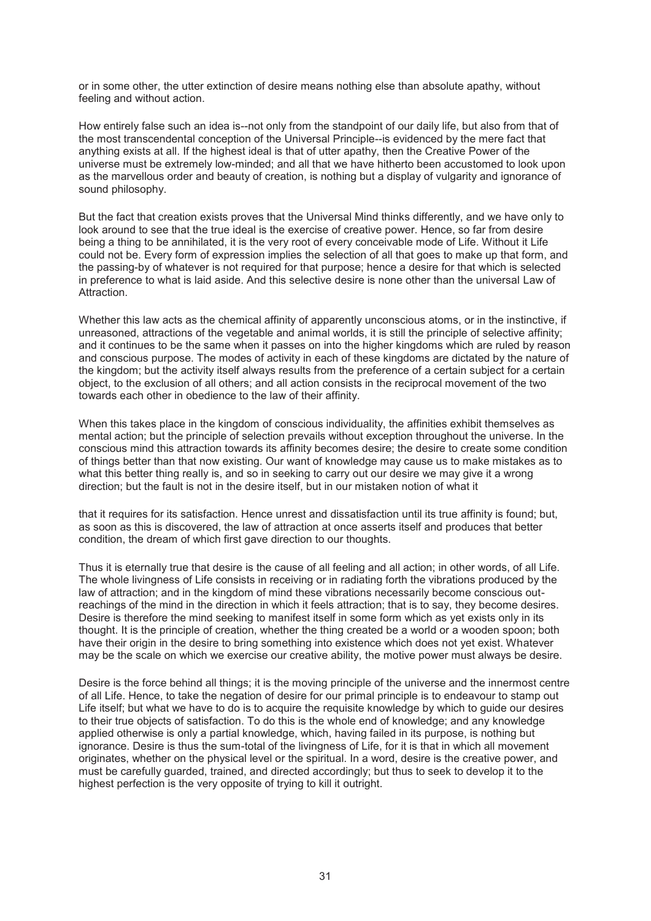or in some other, the utter extinction of desire means nothing else than absolute apathy, without feeling and without action.

How entirely false such an idea is--not only from the standpoint of our daily life, but also from that of the most transcendental conception of the Universal Principle--is evidenced by the mere fact that anything exists at all. If the highest ideal is that of utter apathy, then the Creative Power of the universe must be extremely low-minded; and all that we have hitherto been accustomed to look upon as the marvellous order and beauty of creation, is nothing but a display of vulgarity and ignorance of sound philosophy.

But the fact that creation exists proves that the Universal Mind thinks differently, and we have only to look around to see that the true ideal is the exercise of creative power. Hence, so far from desire being a thing to be annihilated, it is the very root of every conceivable mode of Life. Without it Life could not be. Every form of expression implies the selection of all that goes to make up that form, and the passing-by of whatever is not required for that purpose; hence a desire for that which is selected in preference to what is laid aside. And this selective desire is none other than the universal Law of Attraction.

Whether this law acts as the chemical affinity of apparently unconscious atoms, or in the instinctive, if unreasoned, attractions of the vegetable and animal worlds, it is still the principle of selective affinity; and it continues to be the same when it passes on into the higher kingdoms which are ruled by reason and conscious purpose. The modes of activity in each of these kingdoms are dictated by the nature of the kingdom; but the activity itself always results from the preference of a certain subject for a certain object, to the exclusion of all others; and all action consists in the reciprocal movement of the two towards each other in obedience to the law of their affinity.

When this takes place in the kingdom of conscious individuality, the affinities exhibit themselves as mental action; but the principle of selection prevails without exception throughout the universe. In the conscious mind this attraction towards its affinity becomes desire; the desire to create some condition of things better than that now existing. Our want of knowledge may cause us to make mistakes as to what this better thing really is, and so in seeking to carry out our desire we may give it a wrong direction; but the fault is not in the desire itself, but in our mistaken notion of what it

that it requires for its satisfaction. Hence unrest and dissatisfaction until its true affinity is found; but, as soon as this is discovered, the law of attraction at once asserts itself and produces that better condition, the dream of which first gave direction to our thoughts.

Thus it is eternally true that desire is the cause of all feeling and all action; in other words, of all Life. The whole livingness of Life consists in receiving or in radiating forth the vibrations produced by the law of attraction; and in the kingdom of mind these vibrations necessarily become conscious out-reachings of the mind in the direction in which it feels attraction; that is to say, they become desires. Desire is therefore the mind seeking to manifest itself in some form which as yet exists only in its thought. It is the principle of creation, whether the thing created be a world or a wooden spoon; both have their origin in the desire to bring something into existence which does not yet exist. Whatever may be the scale on which we exercise our creative ability, the motive power must always be desire.

Desire is the force behind all things; it is the moving principle of the universe and the innermost centre of all Life. Hence, to take the negation of desire for our primal principle is to endeavour to stamp out Life itself; but what we have to do is to acquire the requisite knowledge by which to guide our desires to their true objects of satisfaction. To do this is the whole end of knowledge; and any knowledge applied otherwise is only a partial knowledge, which, having failed in its purpose, is nothing but ignorance. Desire is thus the sum-total of the livingness of Life, for it is that in which all movement originates, whether on the physical level or the spiritual. In a word, desire is the creative power, and must be carefully guarded, trained, and directed accordingly; but thus to seek to develop it to the highest perfection is the very opposite of trying to kill it outright.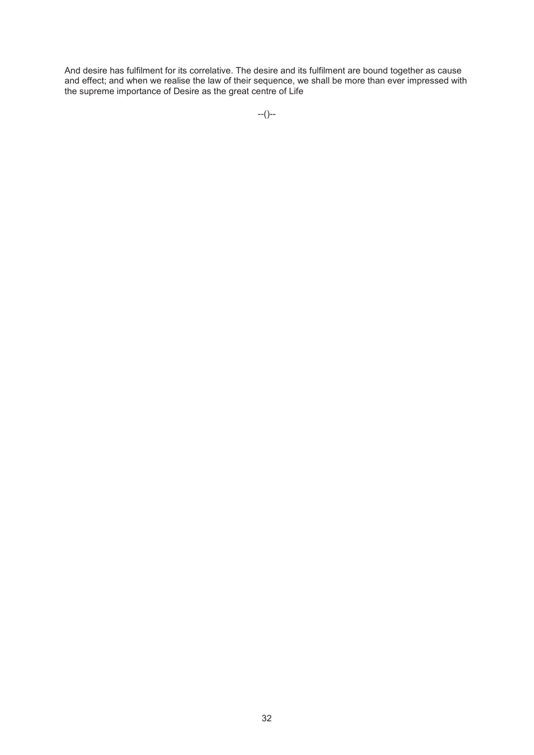And desire has fulfilment for its correlative. The desire and its fulfilment are bound together as cause and effect; and when we realise the law of their sequence, we shall be more than ever impressed with the supreme importance of Desire as the great centre of Life

--()--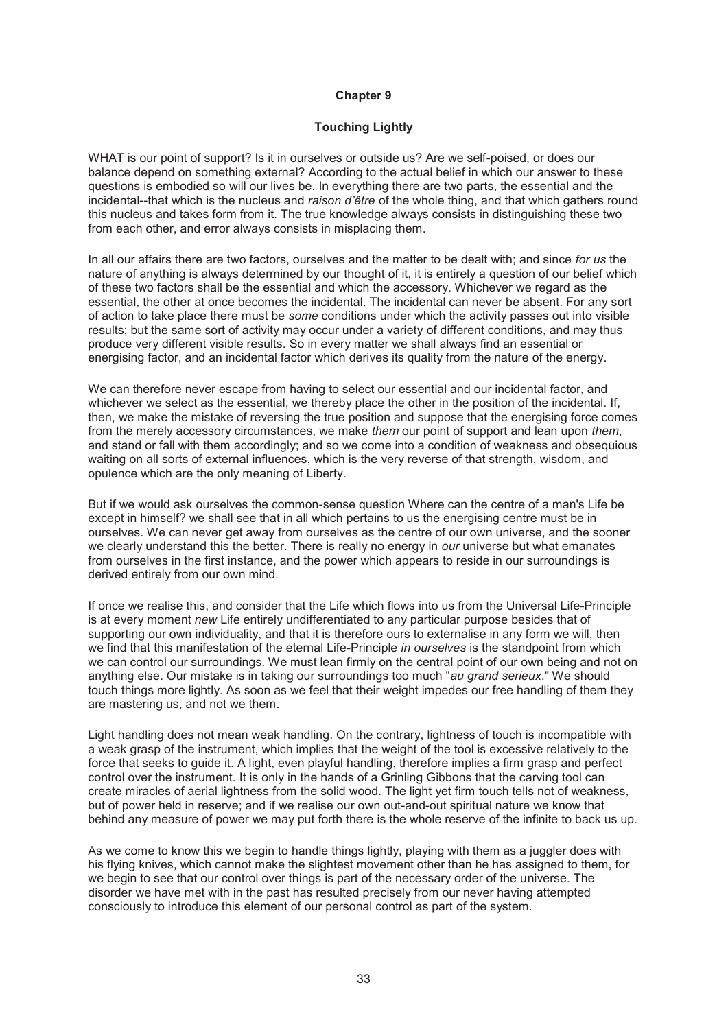# Chapter 9

## Touching Lightly

WHAT is our point of support? Is it in ourselves or outside us? Are we self-poised, or does our balance depend on something external? According to the actual belief in which our answer to these questions is embodied so will our lives be. In everything there are two parts, the essential and the incidental--that which is the nucleus and *raison d'être* of the whole thing, and that which gathers round this nucleus and takes form from it. The true knowledge always consists in distinguishing these two from each other, and error always consists in misplacing them.

In all our affairs there are two factors, ourselves and the matter to be dealt with; and since *for us* the nature of anything is always determined by our thought of it, it is entirely a question of our belief which of these two factors shall be the essential and which the accessory. Whichever we regard as the essential, the other at once becomes the incidental. The incidental can never be absent. For any sort of action to take place there must be *some* conditions under which the activity passes out into visible results; but the same sort of activity may occur under a variety of different conditions, and may thus produce very different visible results. So in every matter we shall always find an essential or energising factor, and an incidental factor which derives its quality from the nature of the energy.

We can therefore never escape from having to select our essential and our incidental factor, and whichever we select as the essential, we thereby place the other in the position of the incidental. If, then, we make the mistake of reversing the true position and suppose that the energising force comes from the merely accessory circumstances, we make *them* our point of support and lean upon *them*, and stand or fall with them accordingly; and so we come into a condition of weakness and obsequious waiting on all sorts of external influences, which is the very reverse of that strength, wisdom, and opulence which are the only meaning of Liberty.

But if we would ask ourselves the common-sense question Where can the centre of a man's Life be except in himself? we shall see that in all which pertains to us the energising centre must be in ourselves. We can never get away from ourselves as the centre of our own universe, and the sooner we clearly understand this the better. There is really no energy in *our* universe but what emanates from ourselves in the first instance, and the power which appears to reside in our surroundings is derived entirely from our own mind.

If once we realise this, and consider that the Life which flows into us from the Universal Life-Principle is at every moment *new* Life entirely undifferentiated to any particular purpose besides that of supporting our own individuality, and that it is therefore ours to externalise in any form we will, then we find that this manifestation of the eternal Life-Principle *in ourselves* is the standpoint from which we can control our surroundings. We must lean firmly on the central point of our own being and not on anything else. Our mistake is in taking our surroundings too much "*au grand serieux*." We should touch things more lightly. As soon as we feel that their weight impedes our free handling of them they are mastering us, and not we them.

Light handling does not mean weak handling. On the contrary, lightness of touch is incompatible with a weak grasp of the instrument, which implies that the weight of the tool is excessive relatively to the force that seeks to guide it. A light, even playful handling, therefore implies a firm grasp and perfect control over the instrument. It is only in the hands of a Grinling Gibbons that the carving tool can create miracles of aerial lightness from the solid wood. The light yet firm touch tells not of weakness, but of power held in reserve; and if we realise our own out-and-out spiritual nature we know that behind any measure of power we may put forth there is the whole reserve of the infinite to back us up.

As we come to know this we begin to handle things lightly, playing with them as a juggler does with his flying knives, which cannot make the slightest movement other than he has assigned to them, for we begin to see that our control over things is part of the necessary order of the universe. The disorder we have met with in the past has resulted precisely from our never having attempted consciously to introduce this element of our personal control as part of the system.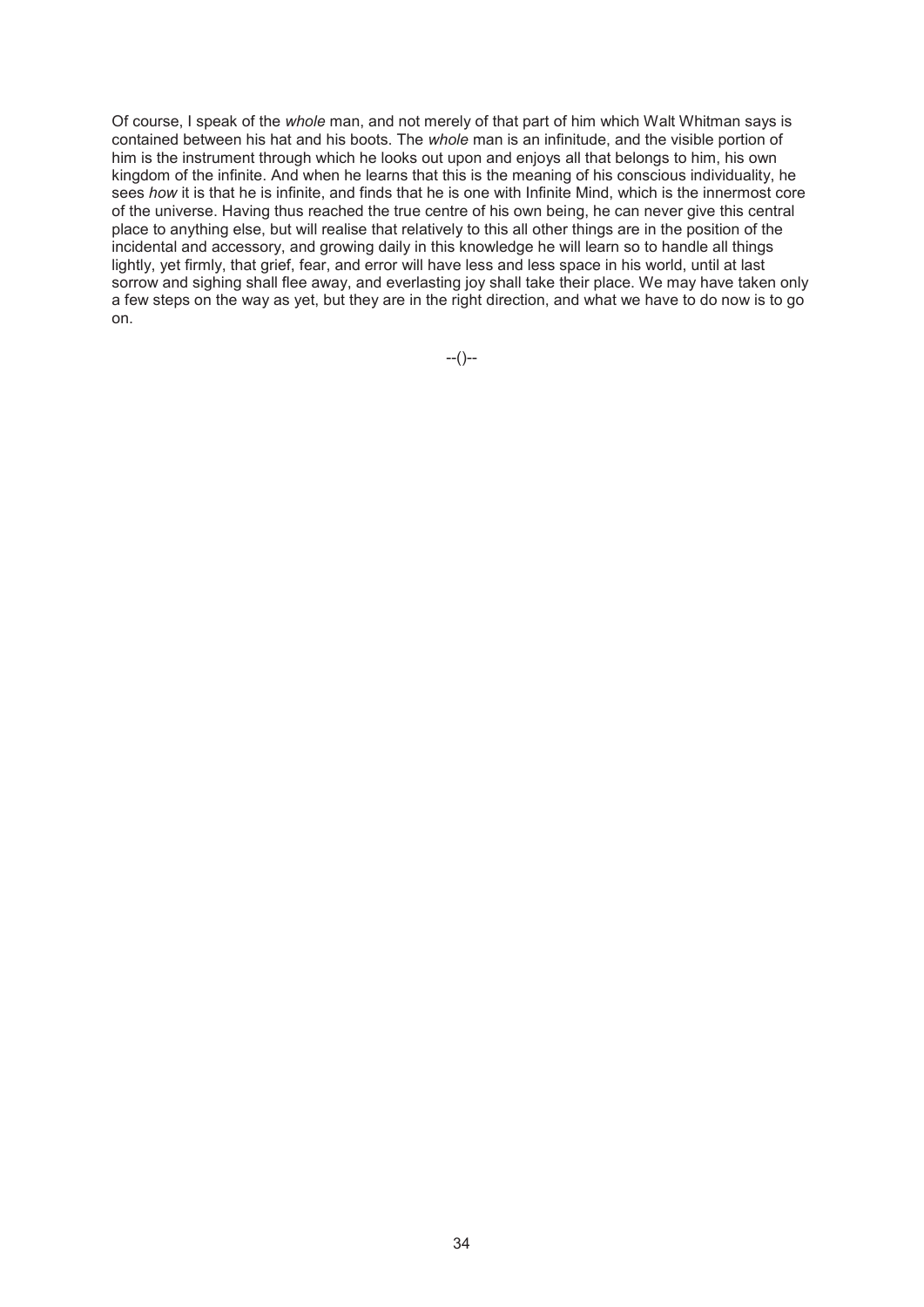Of course, I speak of the *whole* man, and not merely of that part of him which Walt Whitman says is contained between his hat and his boots. The *whole* man is an infinitude, and the visible portion of him is the instrument through which he looks out upon and enjoys all that belongs to him, his own kingdom of the infinite. And when he learns that this is the meaning of his conscious individuality, he sees *how* it is that he is infinite, and finds that he is one with Infinite Mind, which is the innermost core of the universe. Having thus reached the true centre of his own being, he can never give this central place to anything else, but will realise that relatively to this all other things are in the position of the incidental and accessory, and growing daily in this knowledge he will learn so to handle all things lightly, yet firmly, that grief, fear, and error will have less and less space in his world, until at last sorrow and sighing shall flee away, and everlasting joy shall take their place. We may have taken only a few steps on the way as yet, but they are in the right direction, and what we have to do now is to go on.

--()--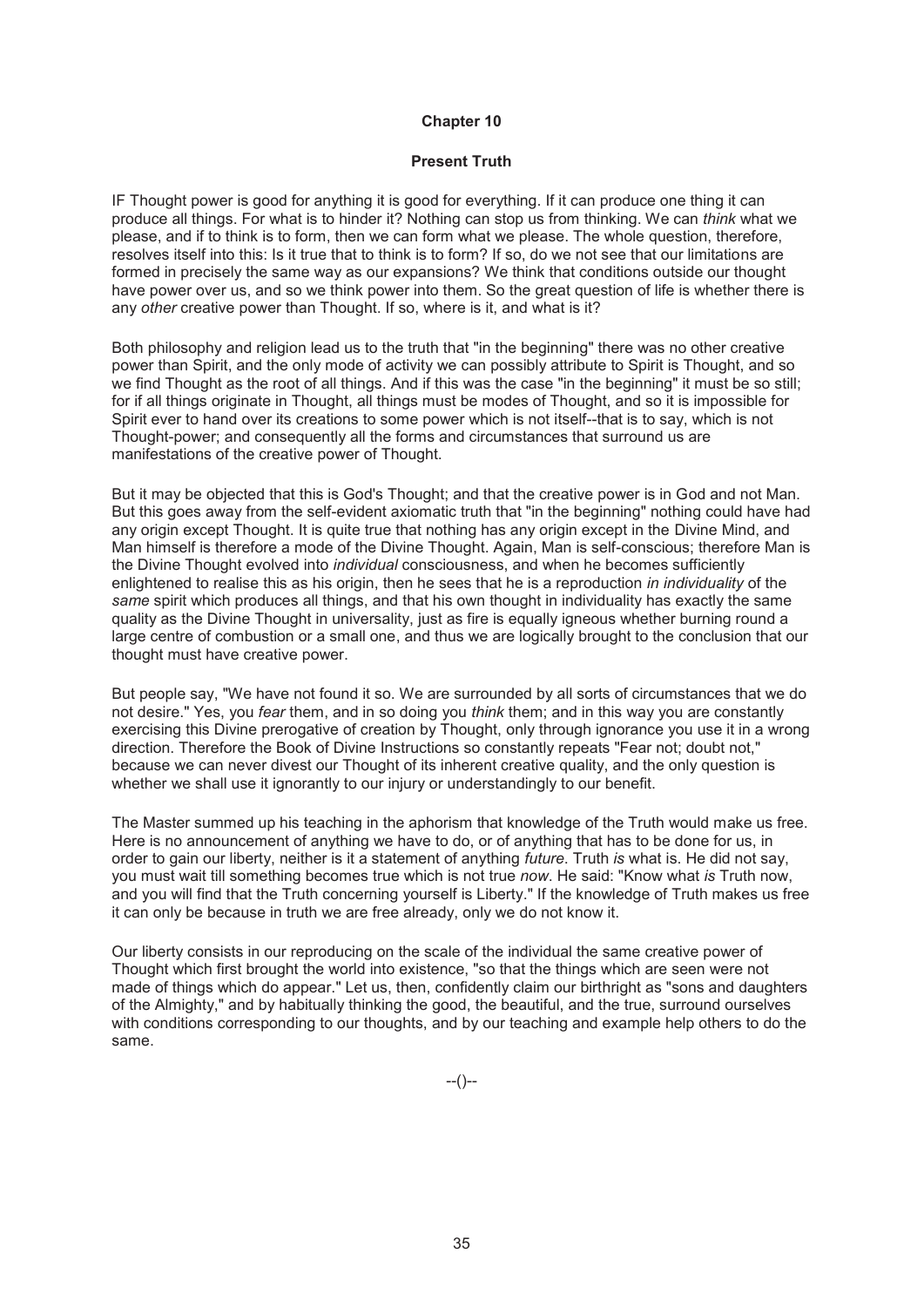## Chapter 10

### Present Truth

IF Thought power is good for anything it is good for everything. If it can produce one thing it can produce all things. For what is to hinder it? Nothing can stop us from thinking. We can *think* what we please, and if to think is to form, then we can form what we please. The whole question, therefore, resolves itself into this: Is it true that to think is to form? If so, do we not see that our limitations are formed in precisely the same way as our expansions? We think that conditions outside our thought have power over us, and so we think power into them. So the great question of life is whether there is any *other* creative power than Thought. If so, where is it, and what is it?

Both philosophy and religion lead us to the truth that "in the beginning" there was no other creative power than Spirit, and the only mode of activity we can possibly attribute to Spirit is Thought, and so we find Thought as the root of all things. And if this was the case "in the beginning" it must be so still; for if all things originate in Thought, all things must be modes of Thought, and so it is impossible for Spirit ever to hand over its creations to some power which is not itself--that is to say, which is not Thought-power; and consequently all the forms and circumstances that surround us are manifestations of the creative power of Thought.

But it may be objected that this is God's Thought; and that the creative power is in God and not Man. But this goes away from the self-evident axiomatic truth that "in the beginning" nothing could have had any origin except Thought. It is quite true that nothing has any origin except in the Divine Mind, and Man himself is therefore a mode of the Divine Thought. Again, Man is self-conscious; therefore Man is the Divine Thought evolved into *individual* consciousness, and when he becomes sufficiently enlightened to realise this as his origin, then he sees that he is a reproduction *in individuality* of the *same* spirit which produces all things, and that his own thought in individuality has exactly the same quality as the Divine Thought in universality, just as fire is equally igneous whether burning round a large centre of combustion or a small one, and thus we are logically brought to the conclusion that our thought must have creative power.

But people say, "We have not found it so. We are surrounded by all sorts of circumstances that we do not desire." Yes, you *fear* them, and in so doing you *think* them; and in this way you are constantly exercising this Divine prerogative of creation by Thought, only through ignorance you use it in a wrong direction. Therefore the Book of Divine Instructions so constantly repeats "Fear not; doubt not," because we can never divest our Thought of its inherent creative quality, and the only question is whether we shall use it ignorantly to our injury or understandingly to our benefit.

The Master summed up his teaching in the aphorism that knowledge of the Truth would make us free. Here is no announcement of anything we have to do, or of anything that has to be done for us, in order to gain our liberty, neither is it a statement of anything *future*. Truth *is* what is. He did not say, you must wait till something becomes true which is not true *now*. He said: "Know what *is* Truth now, and you will find that the Truth concerning yourself is Liberty." If the knowledge of Truth makes us free it can only be because in truth we are free already, only we do not know it.

Our liberty consists in our reproducing on the scale of the individual the same creative power of Thought which first brought the world into existence, "so that the things which are seen were not made of things which do appear." Let us, then, confidently claim our birthright as "sons and daughters of the Almighty," and by habitually thinking the good, the beautiful, and the true, surround ourselves with conditions corresponding to our thoughts, and by our teaching and example help others to do the same.

--()--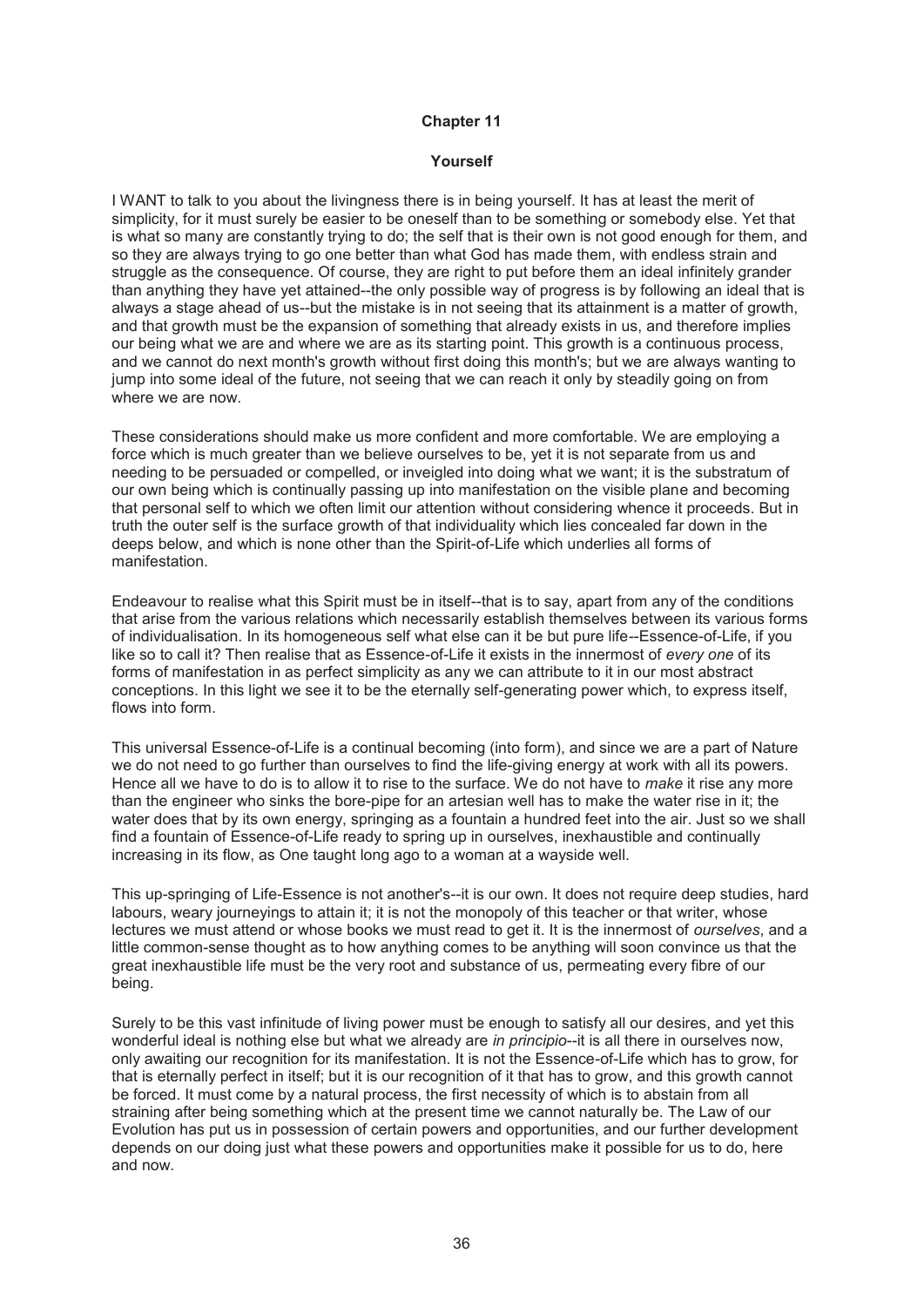# Chapter 11

## Yourself

I WANT to talk to you about the livingness there is in being yourself. It has at least the merit of simplicity, for it must surely be easier to be oneself than to be something or somebody else. Yet that is what so many are constantly trying to do; the self that is their own is not good enough for them, and so they are always trying to go one better than what God has made them, with endless strain and struggle as the consequence. Of course, they are right to put before them an ideal infinitely grander than anything they have yet attained--the only possible way of progress is by following an ideal that is always a stage ahead of us--but the mistake is in not seeing that its attainment is a matter of growth, and that growth must be the expansion of something that already exists in us, and therefore implies our being what we are and where we are as its starting point. This growth is a continuous process, and we cannot do next month's growth without first doing this month's; but we are always wanting to jump into some ideal of the future, not seeing that we can reach it only by steadily going on from where we are now.

These considerations should make us more confident and more comfortable. We are employing a force which is much greater than we believe ourselves to be, yet it is not separate from us and needing to be persuaded or compelled, or inveigled into doing what we want; it is the substratum of our own being which is continually passing up into manifestation on the visible plane and becoming that personal self to which we often limit our attention without considering whence it proceeds. But in truth the outer self is the surface growth of that individuality which lies concealed far down in the deeps below, and which is none other than the Spirit-of-Life which underlies all forms of manifestation.

Endeavour to realise what this Spirit must be in itself--that is to say, apart from any of the conditions that arise from the various relations which necessarily establish themselves between its various forms of individualisation. In its homogeneous self what else can it be but pure life--Essence-of-Life, if you like so to call it? Then realise that as Essence-of-Life it exists in the innermost of *every one* of its forms of manifestation in as perfect simplicity as any we can attribute to it in our most abstract conceptions. In this light we see it to be the eternally self-generating power which, to express itself, flows into form.

This universal Essence-of-Life is a continual becoming (into form), and since we are a part of Nature we do not need to go further than ourselves to find the life-giving energy at work with all its powers. Hence all we have to do is to allow it to rise to the surface. We do not have to *make* it rise any more than the engineer who sinks the bore-pipe for an artesian well has to make the water rise in it; the water does that by its own energy, springing as a fountain a hundred feet into the air. Just so we shall find a fountain of Essence-of-Life ready to spring up in ourselves, inexhaustible and continually increasing in its flow, as One taught long ago to a woman at a wayside well.

This up-springing of Life-Essence is not another's--it is our own. It does not require deep studies, hard labours, weary journeyings to attain it; it is not the monopoly of this teacher or that writer, whose lectures we must attend or whose books we must read to get it. It is the innermost of *ourselves*, and a little common-sense thought as to how anything comes to be anything will soon convince us that the great inexhaustible life must be the very root and substance of us, permeating every fibre of our being.

Surely to be this vast infinitude of living power must be enough to satisfy all our desires, and yet this wonderful ideal is nothing else but what we already are *in principio*--it is all there in ourselves now, only awaiting our recognition for its manifestation. It is not the Essence-of-Life which has to grow, for that is eternally perfect in itself; but it is our recognition of it that has to grow, and this growth cannot be forced. It must come by a natural process, the first necessity of which is to abstain from all straining after being something which at the present time we cannot naturally be. The Law of our Evolution has put us in possession of certain powers and opportunities, and our further development depends on our doing just what these powers and opportunities make it possible for us to do, here and now.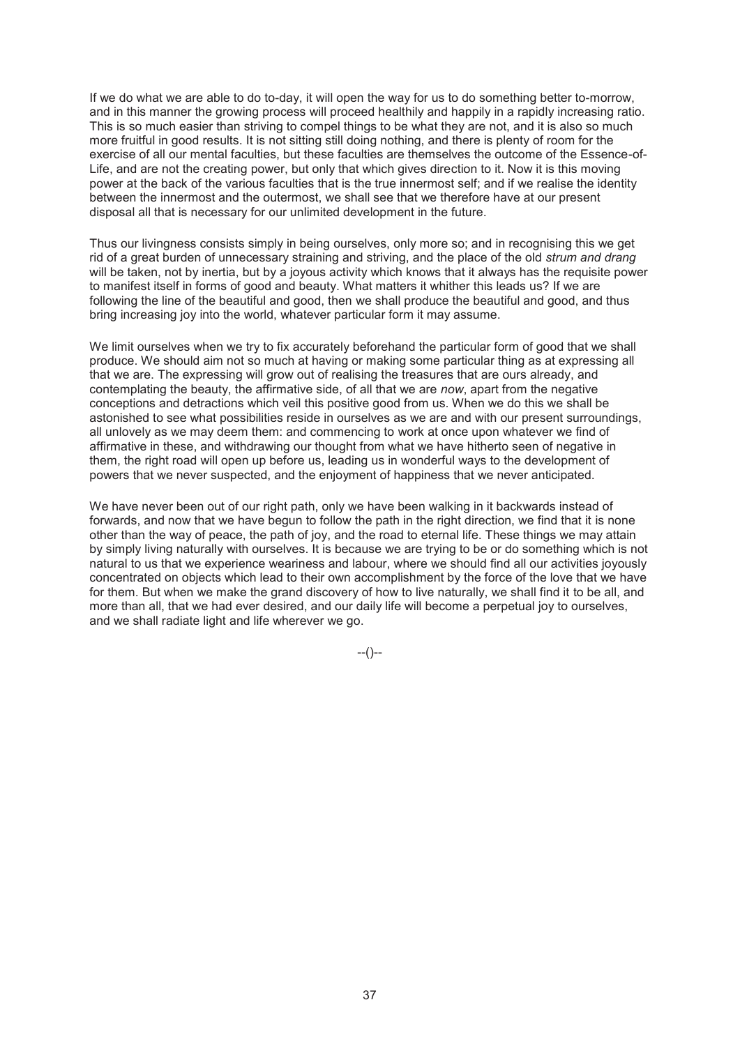If we do what we are able to do to-day, it will open the way for us to do something better to-morrow, and in this manner the growing process will proceed healthily and happily in a rapidly increasing ratio. This is so much easier than striving to compel things to be what they are not, and it is also so much more fruitful in good results. It is not sitting still doing nothing, and there is plenty of room for the exercise of all our mental faculties, but these faculties are themselves the outcome of the Essence-of-Life, and are not the creating power, but only that which gives direction to it. Now it is this moving power at the back of the various faculties that is the true innermost self; and if we realise the identity between the innermost and the outermost, we shall see that we therefore have at our present disposal all that is necessary for our unlimited development in the future.

Thus our livingness consists simply in being ourselves, only more so; and in recognising this we get rid of a great burden of unnecessary straining and striving, and the place of the old *strum and drang* will be taken, not by inertia, but by a joyous activity which knows that it always has the requisite power to manifest itself in forms of good and beauty. What matters it whither this leads us? If we are following the line of the beautiful and good, then we shall produce the beautiful and good, and thus bring increasing joy into the world, whatever particular form it may assume.

We limit ourselves when we try to fix accurately beforehand the particular form of good that we shall produce. We should aim not so much at having or making some particular thing as at expressing all that we are. The expressing will grow out of realising the treasures that are ours already, and contemplating the beauty, the affirmative side, of all that we are *now*, apart from the negative conceptions and detractions which veil this positive good from us. When we do this we shall be astonished to see what possibilities reside in ourselves as we are and with our present surroundings, all unlovely as we may deem them: and commencing to work at once upon whatever we find of affirmative in these, and withdrawing our thought from what we have hitherto seen of negative in them, the right road will open up before us, leading us in wonderful ways to the development of powers that we never suspected, and the enjoyment of happiness that we never anticipated.

We have never been out of our right path, only we have been walking in it backwards instead of forwards, and now that we have begun to follow the path in the right direction, we find that it is none other than the way of peace, the path of joy, and the road to eternal life. These things we may attain by simply living naturally with ourselves. It is because we are trying to be or do something which is not natural to us that we experience weariness and labour, where we should find all our activities joyously concentrated on objects which lead to their own accomplishment by the force of the love that we have for them. But when we make the grand discovery of how to live naturally, we shall find it to be all, and more than all, that we had ever desired, and our daily life will become a perpetual joy to ourselves, and we shall radiate light and life wherever we go.

--()--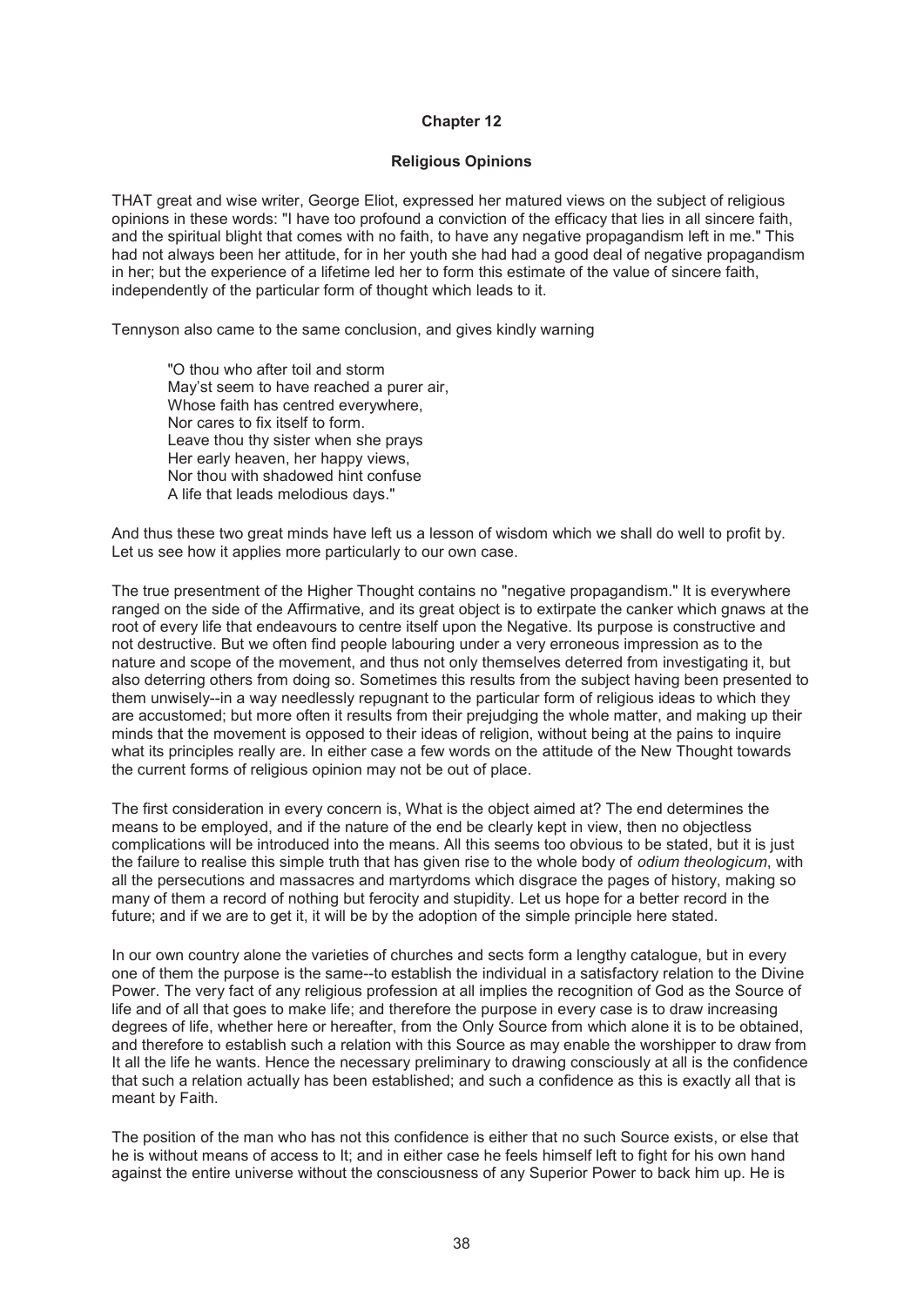## Chapter 12

### Religious Opinions

THAT great and wise writer, George Eliot, expressed her matured views on the subject of religious opinions in these words: "I have too profound a conviction of the efficacy that lies in all sincere faith, and the spiritual blight that comes with no faith, to have any negative propagandism left in me." This had not always been her attitude, for in her youth she had had a good deal of negative propagandism in her; but the experience of a lifetime led her to form this estimate of the value of sincere faith, independently of the particular form of thought which leads to it.

Tennyson also came to the same conclusion, and gives kindly warning

> "O thou who after toil and storm
> May'st seem to have reached a purer air,
> Whose faith has centred everywhere,
> Nor cares to fix itself to form.
> Leave thou thy sister when she prays
> Her early heaven, her happy views,
> Nor thou with shadowed hint confuse
> A life that leads melodious days."

And thus these two great minds have left us a lesson of wisdom which we shall do well to profit by. Let us see how it applies more particularly to our own case.

The true presentment of the Higher Thought contains no "negative propagandism." It is everywhere ranged on the side of the Affirmative, and its great object is to extirpate the canker which gnaws at the root of every life that endeavours to centre itself upon the Negative. Its purpose is constructive and not destructive. But we often find people labouring under a very erroneous impression as to the nature and scope of the movement, and thus not only themselves deterred from investigating it, but also deterring others from doing so. Sometimes this results from the subject having been presented to them unwisely--in a way needlessly repugnant to the particular form of religious ideas to which they are accustomed; but more often it results from their prejudging the whole matter, and making up their minds that the movement is opposed to their ideas of religion, without being at the pains to inquire what its principles really are. In either case a few words on the attitude of the New Thought towards the current forms of religious opinion may not be out of place.

The first consideration in every concern is, What is the object aimed at? The end determines the means to be employed, and if the nature of the end be clearly kept in view, then no objectless complications will be introduced into the means. All this seems too obvious to be stated, but it is just the failure to realise this simple truth that has given rise to the whole body of *odium theologicum*, with all the persecutions and massacres and martyrdoms which disgrace the pages of history, making so many of them a record of nothing but ferocity and stupidity. Let us hope for a better record in the future; and if we are to get it, it will be by the adoption of the simple principle here stated.

In our own country alone the varieties of churches and sects form a lengthy catalogue, but in every one of them the purpose is the same--to establish the individual in a satisfactory relation to the Divine Power. The very fact of any religious profession at all implies the recognition of God as the Source of life and of all that goes to make life; and therefore the purpose in every case is to draw increasing degrees of life, whether here or hereafter, from the Only Source from which alone it is to be obtained, and therefore to establish such a relation with this Source as may enable the worshipper to draw from It all the life he wants. Hence the necessary preliminary to drawing consciously at all is the confidence that such a relation actually has been established; and such a confidence as this is exactly all that is meant by Faith.

The position of the man who has not this confidence is either that no such Source exists, or else that he is without means of access to It; and in either case he feels himself left to fight for his own hand against the entire universe without the consciousness of any Superior Power to back him up. He is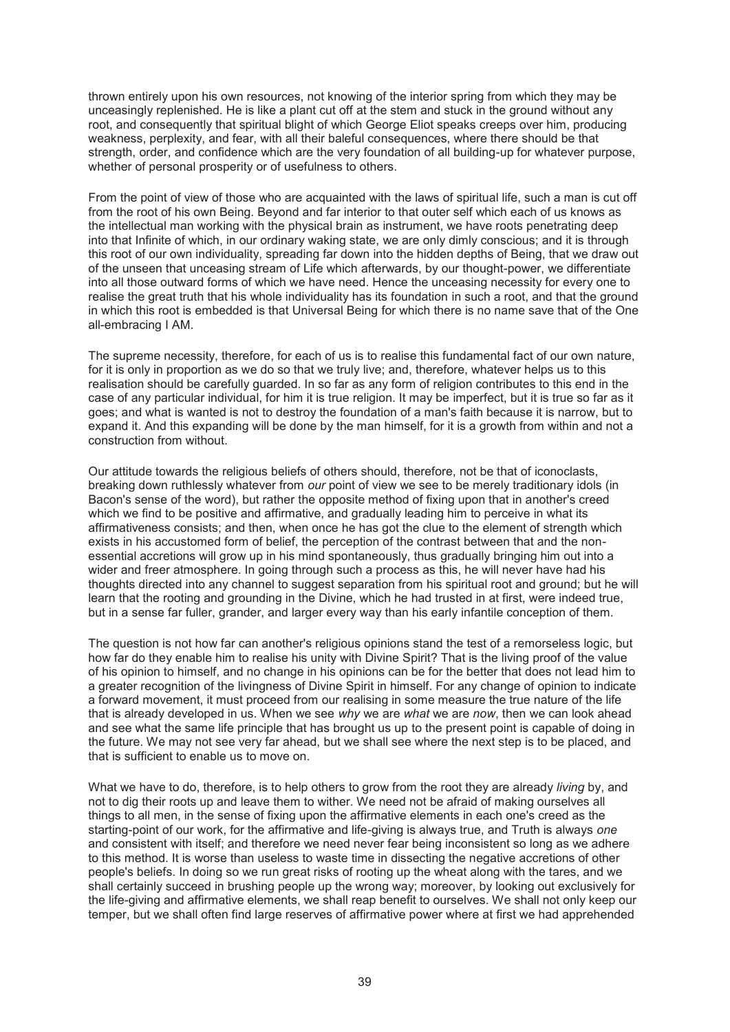thrown entirely upon his own resources, not knowing of the interior spring from which they may be unceasingly replenished. He is like a plant cut off at the stem and stuck in the ground without any root, and consequently that spiritual blight of which George Eliot speaks creeps over him, producing weakness, perplexity, and fear, with all their baleful consequences, where there should be that strength, order, and confidence which are the very foundation of all building-up for whatever purpose, whether of personal prosperity or of usefulness to others.

From the point of view of those who are acquainted with the laws of spiritual life, such a man is cut off from the root of his own Being. Beyond and far interior to that outer self which each of us knows as the intellectual man working with the physical brain as instrument, we have roots penetrating deep into that Infinite of which, in our ordinary waking state, we are only dimly conscious; and it is through this root of our own individuality, spreading far down into the hidden depths of Being, that we draw out of the unseen that unceasing stream of Life which afterwards, by our thought-power, we differentiate into all those outward forms of which we have need. Hence the unceasing necessity for every one to realise the great truth that his whole individuality has its foundation in such a root, and that the ground in which this root is embedded is that Universal Being for which there is no name save that of the One all-embracing I AM.

The supreme necessity, therefore, for each of us is to realise this fundamental fact of our own nature, for it is only in proportion as we do so that we truly live; and, therefore, whatever helps us to this realisation should be carefully guarded. In so far as any form of religion contributes to this end in the case of any particular individual, for him it is true religion. It may be imperfect, but it is true so far as it goes; and what is wanted is not to destroy the foundation of a man's faith because it is narrow, but to expand it. And this expanding will be done by the man himself, for it is a growth from within and not a construction from without.

Our attitude towards the religious beliefs of others should, therefore, not be that of iconoclasts, breaking down ruthlessly whatever from *our* point of view we see to be merely traditionary idols (in Bacon's sense of the word), but rather the opposite method of fixing upon that in another's creed which we find to be positive and affirmative, and gradually leading him to perceive in what its affirmativeness consists; and then, when once he has got the clue to the element of strength which exists in his accustomed form of belief, the perception of the contrast between that and the non-essential accretions will grow up in his mind spontaneously, thus gradually bringing him out into a wider and freer atmosphere. In going through such a process as this, he will never have had his thoughts directed into any channel to suggest separation from his spiritual root and ground; but he will learn that the rooting and grounding in the Divine, which he had trusted in at first, were indeed true, but in a sense far fuller, grander, and larger every way than his early infantile conception of them.

The question is not how far can another's religious opinions stand the test of a remorseless logic, but how far do they enable him to realise his unity with Divine Spirit? That is the living proof of the value of his opinion to himself, and no change in his opinions can be for the better that does not lead him to a greater recognition of the livingness of Divine Spirit in himself. For any change of opinion to indicate a forward movement, it must proceed from our realising in some measure the true nature of the life that is already developed in us. When we see *why* we are *what* we are *now*, then we can look ahead and see what the same life principle that has brought us up to the present point is capable of doing in the future. We may not see very far ahead, but we shall see where the next step is to be placed, and that is sufficient to enable us to move on.

What we have to do, therefore, is to help others to grow from the root they are already *living* by, and not to dig their roots up and leave them to wither. We need not be afraid of making ourselves all things to all men, in the sense of fixing upon the affirmative elements in each one's creed as the starting-point of our work, for the affirmative and life-giving is always true, and Truth is always *one* and consistent with itself; and therefore we need never fear being inconsistent so long as we adhere to this method. It is worse than useless to waste time in dissecting the negative accretions of other people's beliefs. In doing so we run great risks of rooting up the wheat along with the tares, and we shall certainly succeed in brushing people up the wrong way; moreover, by looking out exclusively for the life-giving and affirmative elements, we shall reap benefit to ourselves. We shall not only keep our temper, but we shall often find large reserves of affirmative power where at first we had apprehended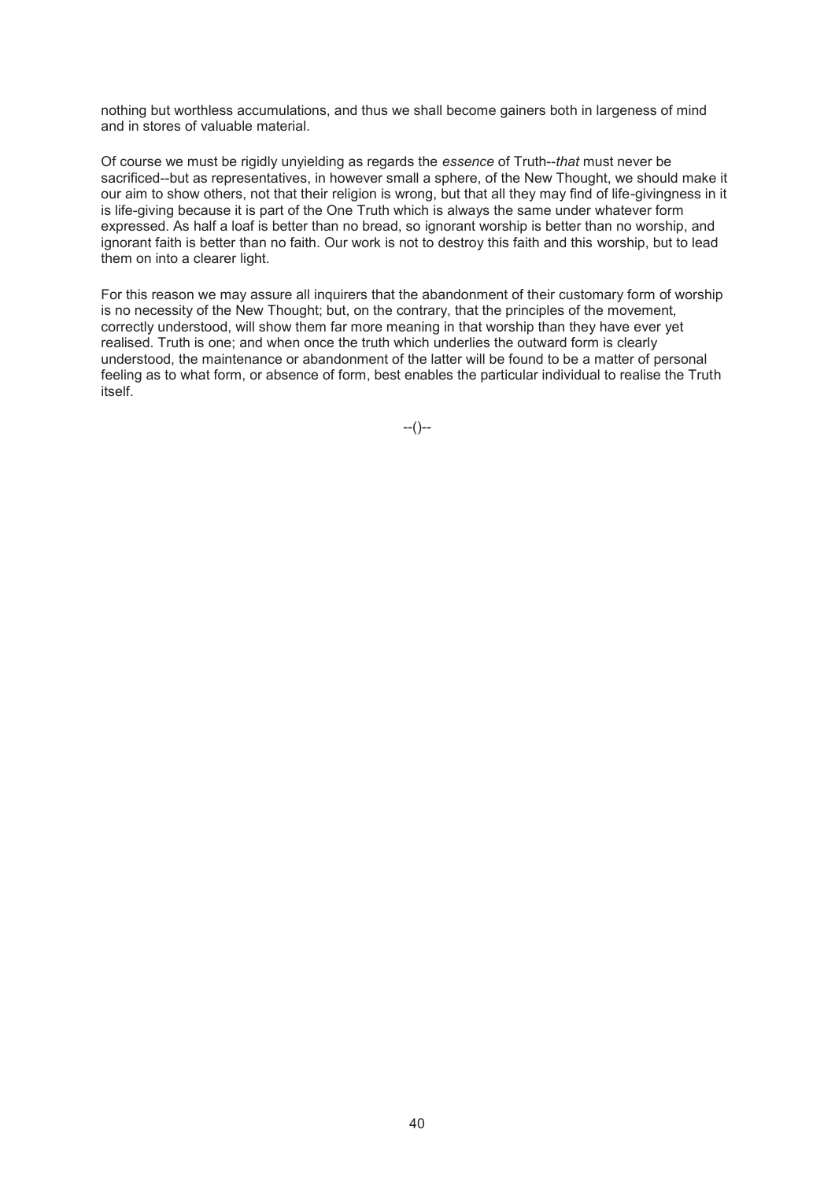nothing but worthless accumulations, and thus we shall become gainers both in largeness of mind and in stores of valuable material.

Of course we must be rigidly unyielding as regards the *essence* of Truth--*that* must never be sacrificed--but as representatives, in however small a sphere, of the New Thought, we should make it our aim to show others, not that their religion is wrong, but that all they may find of life-givingness in it is life-giving because it is part of the One Truth which is always the same under whatever form expressed. As half a loaf is better than no bread, so ignorant worship is better than no worship, and ignorant faith is better than no faith. Our work is not to destroy this faith and this worship, but to lead them on into a clearer light.

For this reason we may assure all inquirers that the abandonment of their customary form of worship is no necessity of the New Thought; but, on the contrary, that the principles of the movement, correctly understood, will show them far more meaning in that worship than they have ever yet realised. Truth is one; and when once the truth which underlies the outward form is clearly understood, the maintenance or abandonment of the latter will be found to be a matter of personal feeling as to what form, or absence of form, best enables the particular individual to realise the Truth itself.

--()--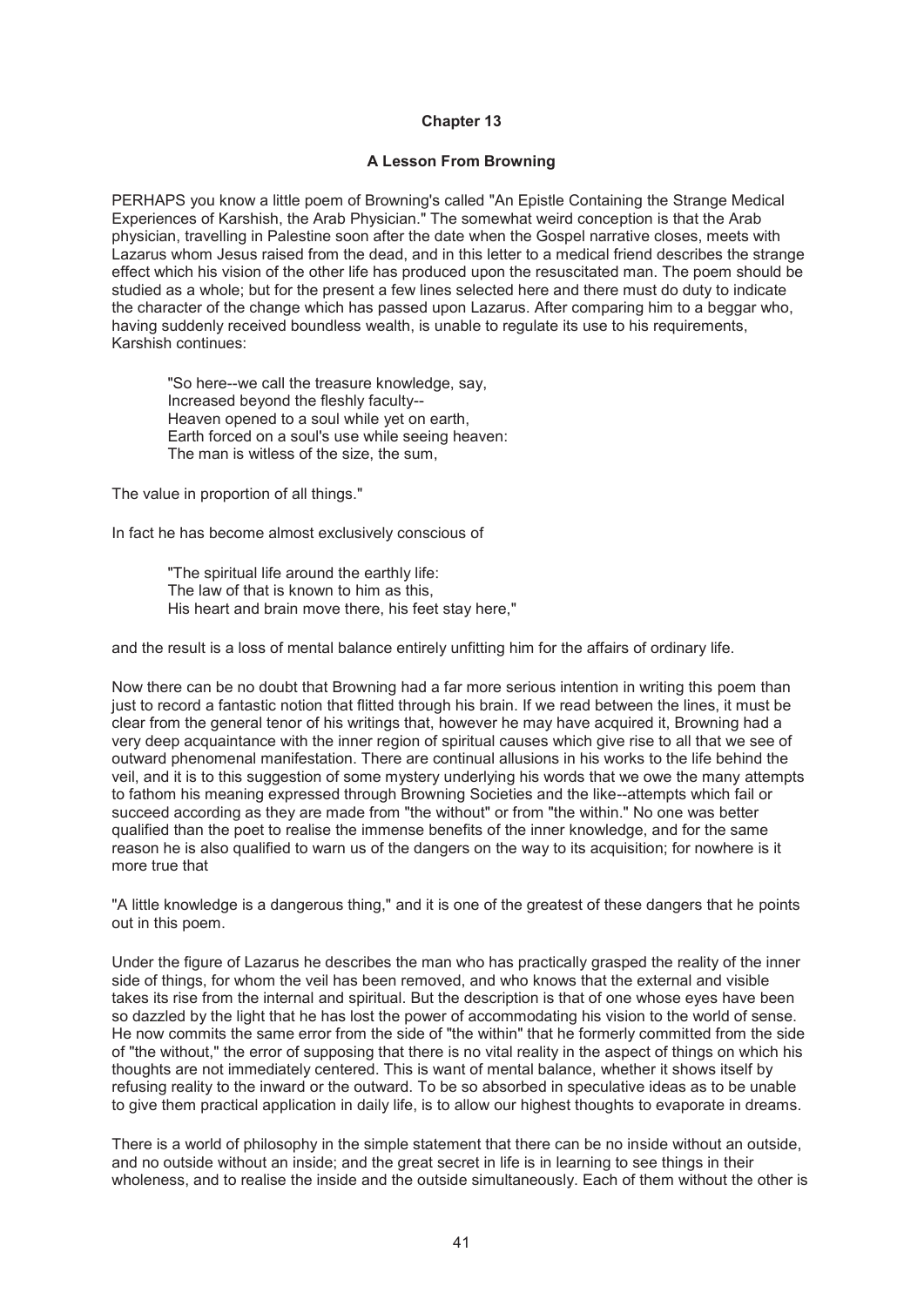## Chapter 13

### A Lesson From Browning

PERHAPS you know a little poem of Browning's called "An Epistle Containing the Strange Medical Experiences of Karshish, the Arab Physician." The somewhat weird conception is that the Arab physician, travelling in Palestine soon after the date when the Gospel narrative closes, meets with Lazarus whom Jesus raised from the dead, and in this letter to a medical friend describes the strange effect which his vision of the other life has produced upon the resuscitated man. The poem should be studied as a whole; but for the present a few lines selected here and there must do duty to indicate the character of the change which has passed upon Lazarus. After comparing him to a beggar who, having suddenly received boundless wealth, is unable to regulate its use to his requirements, Karshish continues:

> "So here--we call the treasure knowledge, say,
> Increased beyond the fleshly faculty--
> Heaven opened to a soul while yet on earth,
> Earth forced on a soul's use while seeing heaven:
> The man is witless of the size, the sum,

The value in proportion of all things."

In fact he has become almost exclusively conscious of

> "The spiritual life around the earthly life:
> The law of that is known to him as this,
> His heart and brain move there, his feet stay here,"

and the result is a loss of mental balance entirely unfitting him for the affairs of ordinary life.

Now there can be no doubt that Browning had a far more serious intention in writing this poem than just to record a fantastic notion that flitted through his brain. If we read between the lines, it must be clear from the general tenor of his writings that, however he may have acquired it, Browning had a very deep acquaintance with the inner region of spiritual causes which give rise to all that we see of outward phenomenal manifestation. There are continual allusions in his works to the life behind the veil, and it is to this suggestion of some mystery underlying his words that we owe the many attempts to fathom his meaning expressed through Browning Societies and the like--attempts which fail or succeed according as they are made from "the without" or from "the within." No one was better qualified than the poet to realise the immense benefits of the inner knowledge, and for the same reason he is also qualified to warn us of the dangers on the way to its acquisition; for nowhere is it more true that

"A little knowledge is a dangerous thing," and it is one of the greatest of these dangers that he points out in this poem.

Under the figure of Lazarus he describes the man who has practically grasped the reality of the inner side of things, for whom the veil has been removed, and who knows that the external and visible takes its rise from the internal and spiritual. But the description is that of one whose eyes have been so dazzled by the light that he has lost the power of accommodating his vision to the world of sense. He now commits the same error from the side of "the within" that he formerly committed from the side of "the without," the error of supposing that there is no vital reality in the aspect of things on which his thoughts are not immediately centered. This is want of mental balance, whether it shows itself by refusing reality to the inward or the outward. To be so absorbed in speculative ideas as to be unable to give them practical application in daily life, is to allow our highest thoughts to evaporate in dreams.

There is a world of philosophy in the simple statement that there can be no inside without an outside, and no outside without an inside; and the great secret in life is in learning to see things in their wholeness, and to realise the inside and the outside simultaneously. Each of them without the other is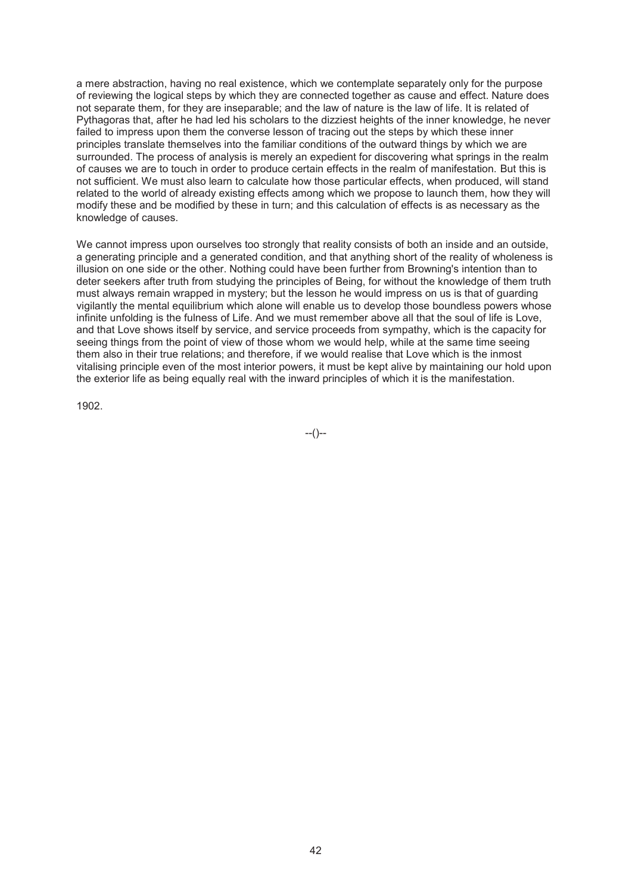a mere abstraction, having no real existence, which we contemplate separately only for the purpose of reviewing the logical steps by which they are connected together as cause and effect. Nature does not separate them, for they are inseparable; and the law of nature is the law of life. It is related of Pythagoras that, after he had led his scholars to the dizziest heights of the inner knowledge, he never failed to impress upon them the converse lesson of tracing out the steps by which these inner principles translate themselves into the familiar conditions of the outward things by which we are surrounded. The process of analysis is merely an expedient for discovering what springs in the realm of causes we are to touch in order to produce certain effects in the realm of manifestation. But this is not sufficient. We must also learn to calculate how those particular effects, when produced, will stand related to the world of already existing effects among which we propose to launch them, how they will modify these and be modified by these in turn; and this calculation of effects is as necessary as the knowledge of causes.

We cannot impress upon ourselves too strongly that reality consists of both an inside and an outside, a generating principle and a generated condition, and that anything short of the reality of wholeness is illusion on one side or the other. Nothing could have been further from Browning's intention than to deter seekers after truth from studying the principles of Being, for without the knowledge of them truth must always remain wrapped in mystery; but the lesson he would impress on us is that of guarding vigilantly the mental equilibrium which alone will enable us to develop those boundless powers whose infinite unfolding is the fulness of Life. And we must remember above all that the soul of life is Love, and that Love shows itself by service, and service proceeds from sympathy, which is the capacity for seeing things from the point of view of those whom we would help, while at the same time seeing them also in their true relations; and therefore, if we would realise that Love which is the inmost vitalising principle even of the most interior powers, it must be kept alive by maintaining our hold upon the exterior life as being equally real with the inward principles of which it is the manifestation.

1902.

--()--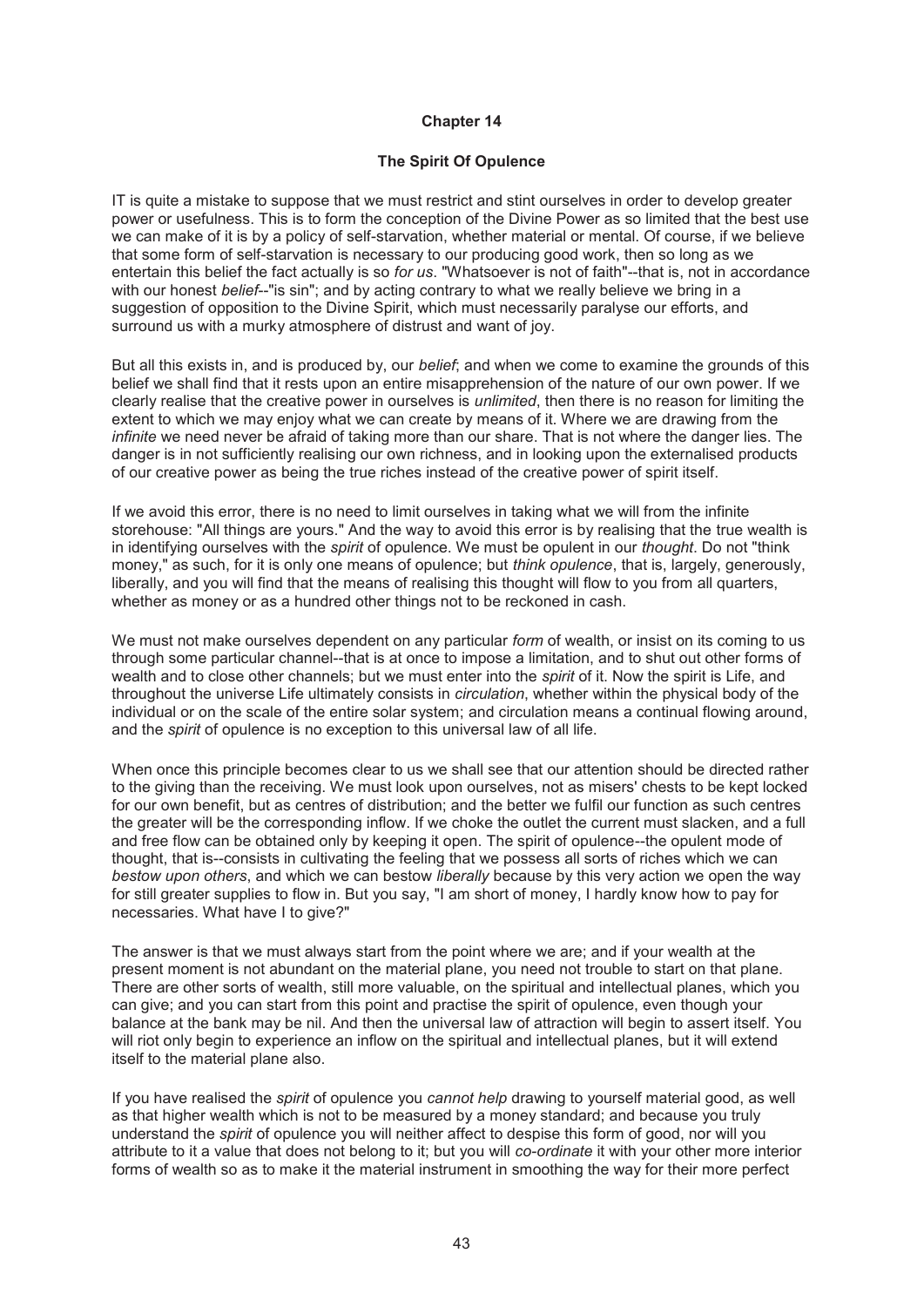**Chapter 14**

**The Spirit Of Opulence**

IT is quite a mistake to suppose that we must restrict and stint ourselves in order to develop greater power or usefulness. This is to form the conception of the Divine Power as so limited that the best use we can make of it is by a policy of self-starvation, whether material or mental. Of course, if we believe that some form of self-starvation is necessary to our producing good work, then so long as we entertain this belief the fact actually is so *for us*. "Whatsoever is not of faith"--that is, not in accordance with our honest *belief*--"is sin"; and by acting contrary to what we really believe we bring in a suggestion of opposition to the Divine Spirit, which must necessarily paralyse our efforts, and surround us with a murky atmosphere of distrust and want of joy.

But all this exists in, and is produced by, our *belief*; and when we come to examine the grounds of this belief we shall find that it rests upon an entire misapprehension of the nature of our own power. If we clearly realise that the creative power in ourselves is *unlimited*, then there is no reason for limiting the extent to which we may enjoy what we can create by means of it. Where we are drawing from the *infinite* we need never be afraid of taking more than our share. That is not where the danger lies. The danger is in not sufficiently realising our own richness, and in looking upon the externalised products of our creative power as being the true riches instead of the creative power of spirit itself.

If we avoid this error, there is no need to limit ourselves in taking what we will from the infinite storehouse: "All things are yours." And the way to avoid this error is by realising that the true wealth is in identifying ourselves with the *spirit* of opulence. We must be opulent in our *thought*. Do not "think money," as such, for it is only one means of opulence; but *think opulence*, that is, largely, generously, liberally, and you will find that the means of realising this thought will flow to you from all quarters, whether as money or as a hundred other things not to be reckoned in cash.

We must not make ourselves dependent on any particular *form* of wealth, or insist on its coming to us through some particular channel--that is at once to impose a limitation, and to shut out other forms of wealth and to close other channels; but we must enter into the *spirit* of it. Now the spirit is Life, and throughout the universe Life ultimately consists in *circulation*, whether within the physical body of the individual or on the scale of the entire solar system; and circulation means a continual flowing around, and the *spirit* of opulence is no exception to this universal law of all life.

When once this principle becomes clear to us we shall see that our attention should be directed rather to the giving than the receiving. We must look upon ourselves, not as misers' chests to be kept locked for our own benefit, but as centres of distribution; and the better we fulfil our function as such centres the greater will be the corresponding inflow. If we choke the outlet the current must slacken, and a full and free flow can be obtained only by keeping it open. The spirit of opulence--the opulent mode of thought, that is--consists in cultivating the feeling that we possess all sorts of riches which we can *bestow upon others*, and which we can bestow *liberally* because by this very action we open the way for still greater supplies to flow in. But you say, "I am short of money, I hardly know how to pay for necessaries. What have I to give?"

The answer is that we must always start from the point where we are; and if your wealth at the present moment is not abundant on the material plane, you need not trouble to start on that plane. There are other sorts of wealth, still more valuable, on the spiritual and intellectual planes, which you can give; and you can start from this point and practise the spirit of opulence, even though your balance at the bank may be nil. And then the universal law of attraction will begin to assert itself. You will riot only begin to experience an inflow on the spiritual and intellectual planes, but it will extend itself to the material plane also.

If you have realised the *spirit* of opulence you *cannot help* drawing to yourself material good, as well as that higher wealth which is not to be measured by a money standard; and because you truly understand the *spirit* of opulence you will neither affect to despise this form of good, nor will you attribute to it a value that does not belong to it; but you will *co-ordinate* it with your other more interior forms of wealth so as to make it the material instrument in smoothing the way for their more perfect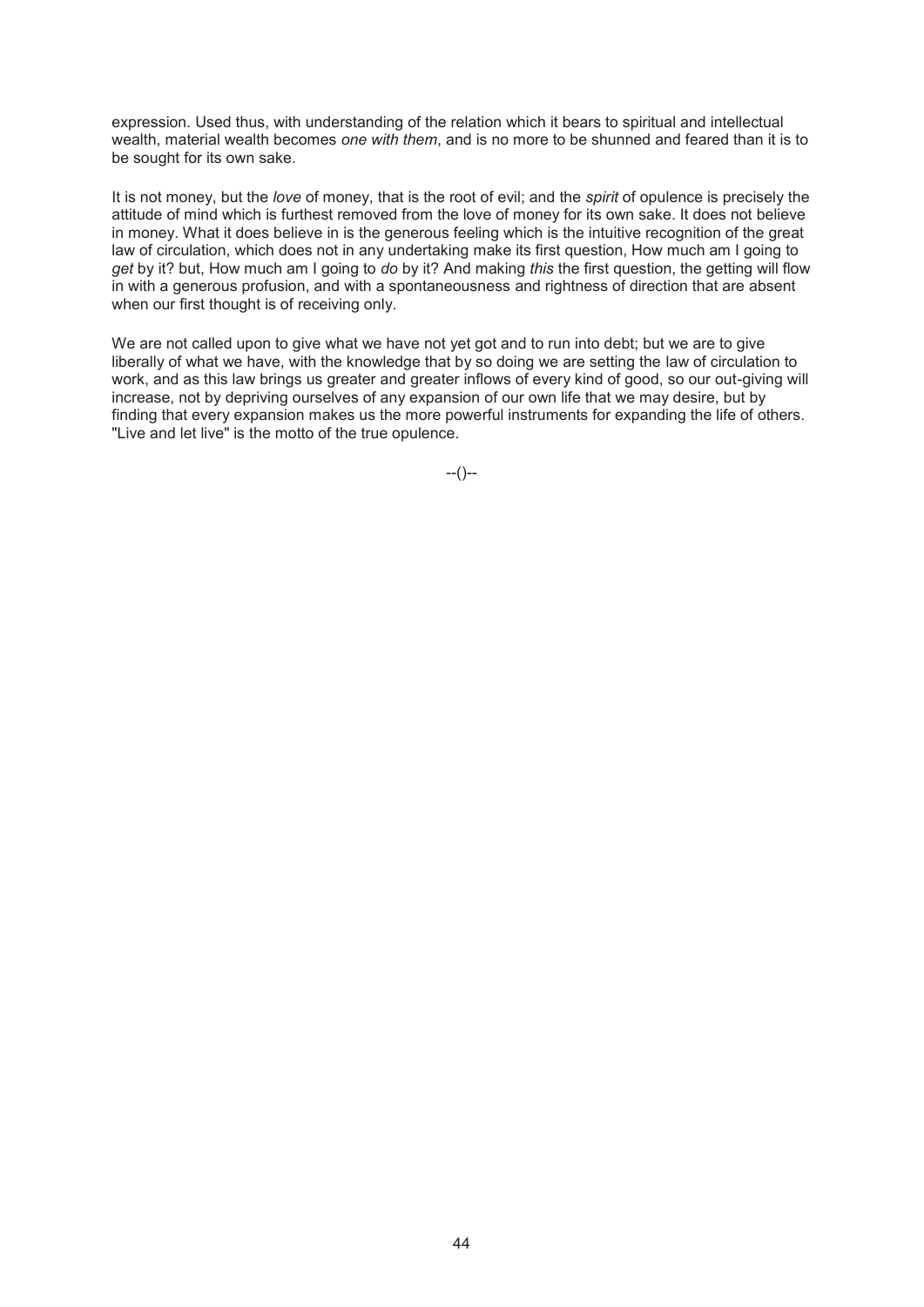expression. Used thus, with understanding of the relation which it bears to spiritual and intellectual wealth, material wealth becomes *one with them*, and is no more to be shunned and feared than it is to be sought for its own sake.

It is not money, but the *love* of money, that is the root of evil; and the *spirit* of opulence is precisely the attitude of mind which is furthest removed from the love of money for its own sake. It does not believe in money. What it does believe in is the generous feeling which is the intuitive recognition of the great law of circulation, which does not in any undertaking make its first question, How much am I going to *get* by it? but, How much am I going to *do* by it? And making *this* the first question, the getting will flow in with a generous profusion, and with a spontaneousness and rightness of direction that are absent when our first thought is of receiving only.

We are not called upon to give what we have not yet got and to run into debt; but we are to give liberally of what we have, with the knowledge that by so doing we are setting the law of circulation to work, and as this law brings us greater and greater inflows of every kind of good, so our out-giving will increase, not by depriving ourselves of any expansion of our own life that we may desire, but by finding that every expansion makes us the more powerful instruments for expanding the life of others. "Live and let live" is the motto of the true opulence.

--()--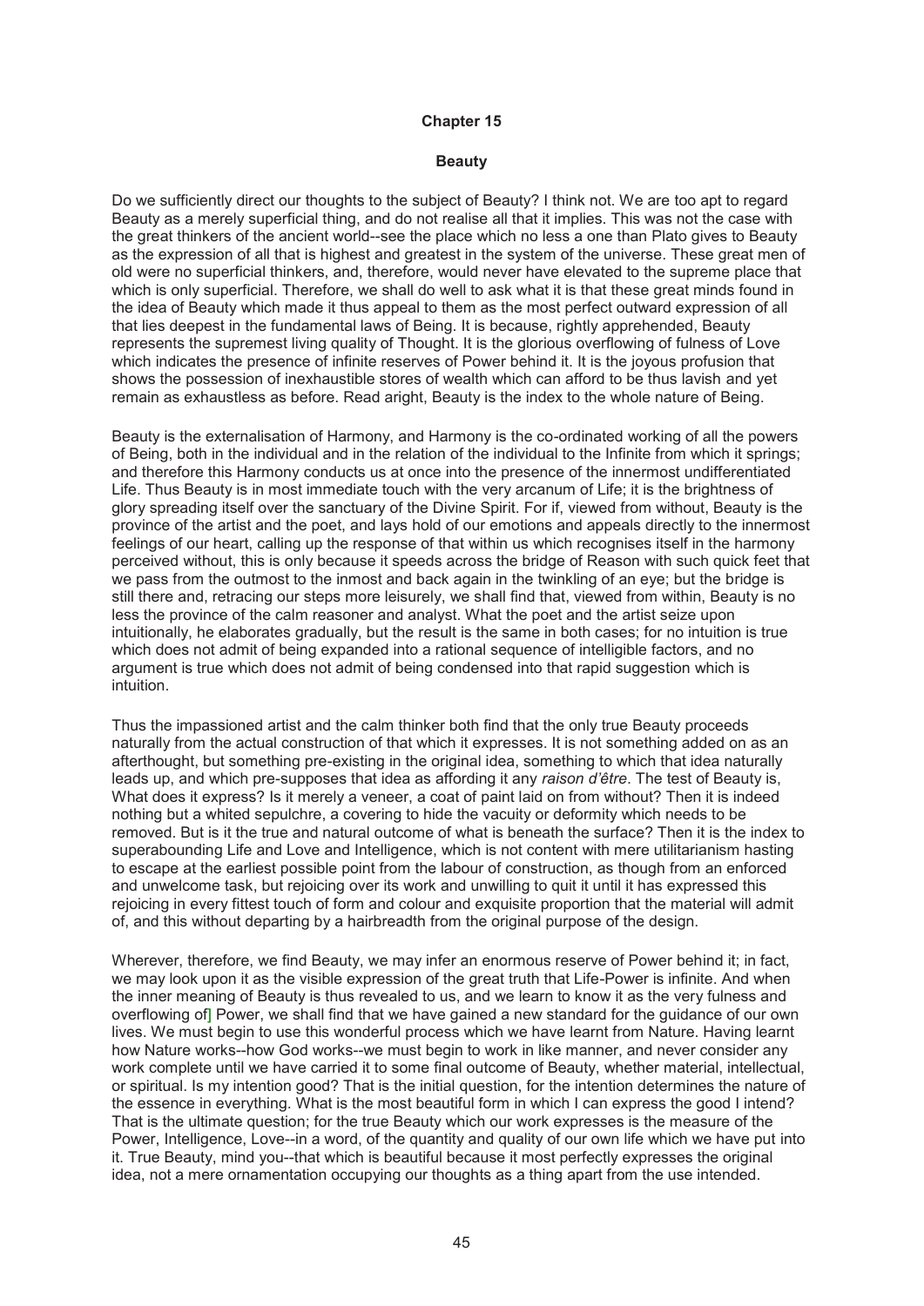# Chapter 15

## Beauty

Do we sufficiently direct our thoughts to the subject of Beauty? I think not. We are too apt to regard Beauty as a merely superficial thing, and do not realise all that it implies. This was not the case with the great thinkers of the ancient world--see the place which no less a one than Plato gives to Beauty as the expression of all that is highest and greatest in the system of the universe. These great men of old were no superficial thinkers, and, therefore, would never have elevated to the supreme place that which is only superficial. Therefore, we shall do well to ask what it is that these great minds found in the idea of Beauty which made it thus appeal to them as the most perfect outward expression of all that lies deepest in the fundamental laws of Being. It is because, rightly apprehended, Beauty represents the supremest living quality of Thought. It is the glorious overflowing of fulness of Love which indicates the presence of infinite reserves of Power behind it. It is the joyous profusion that shows the possession of inexhaustible stores of wealth which can afford to be thus lavish and yet remain as exhaustless as before. Read aright, Beauty is the index to the whole nature of Being.

Beauty is the externalisation of Harmony, and Harmony is the co-ordinated working of all the powers of Being, both in the individual and in the relation of the individual to the Infinite from which it springs; and therefore this Harmony conducts us at once into the presence of the innermost undifferentiated Life. Thus Beauty is in most immediate touch with the very arcanum of Life; it is the brightness of glory spreading itself over the sanctuary of the Divine Spirit. For if, viewed from without, Beauty is the province of the artist and the poet, and lays hold of our emotions and appeals directly to the innermost feelings of our heart, calling up the response of that within us which recognises itself in the harmony perceived without, this is only because it speeds across the bridge of Reason with such quick feet that we pass from the outmost to the inmost and back again in the twinkling of an eye; but the bridge is still there and, retracing our steps more leisurely, we shall find that, viewed from within, Beauty is no less the province of the calm reasoner and analyst. What the poet and the artist seize upon intuitionally, he elaborates gradually, but the result is the same in both cases; for no intuition is true which does not admit of being expanded into a rational sequence of intelligible factors, and no argument is true which does not admit of being condensed into that rapid suggestion which is intuition.

Thus the impassioned artist and the calm thinker both find that the only true Beauty proceeds naturally from the actual construction of that which it expresses. It is not something added on as an afterthought, but something pre-existing in the original idea, something to which that idea naturally leads up, and which pre-supposes that idea as affording it any *raison d'être*. The test of Beauty is, What does it express? Is it merely a veneer, a coat of paint laid on from without? Then it is indeed nothing but a whited sepulchre, a covering to hide the vacuity or deformity which needs to be removed. But is it the true and natural outcome of what is beneath the surface? Then it is the index to superabounding Life and Love and Intelligence, which is not content with mere utilitarianism hasting to escape at the earliest possible point from the labour of construction, as though from an enforced and unwelcome task, but rejoicing over its work and unwilling to quit it until it has expressed this rejoicing in every fittest touch of form and colour and exquisite proportion that the material will admit of, and this without departing by a hairbreadth from the original purpose of the design.

Wherever, therefore, we find Beauty, we may infer an enormous reserve of Power behind it; in fact, we may look upon it as the visible expression of the great truth that Life-Power is infinite. And when the inner meaning of Beauty is thus revealed to us, and we learn to know it as the very fulness and overflowing of] Power, we shall find that we have gained a new standard for the guidance of our own lives. We must begin to use this wonderful process which we have learnt from Nature. Having learnt how Nature works--how God works--we must begin to work in like manner, and never consider any work complete until we have carried it to some final outcome of Beauty, whether material, intellectual, or spiritual. Is my intention good? That is the initial question, for the intention determines the nature of the essence in everything. What is the most beautiful form in which I can express the good I intend? That is the ultimate question; for the true Beauty which our work expresses is the measure of the Power, Intelligence, Love--in a word, of the quantity and quality of our own life which we have put into it. True Beauty, mind you--that which is beautiful because it most perfectly expresses the original idea, not a mere ornamentation occupying our thoughts as a thing apart from the use intended.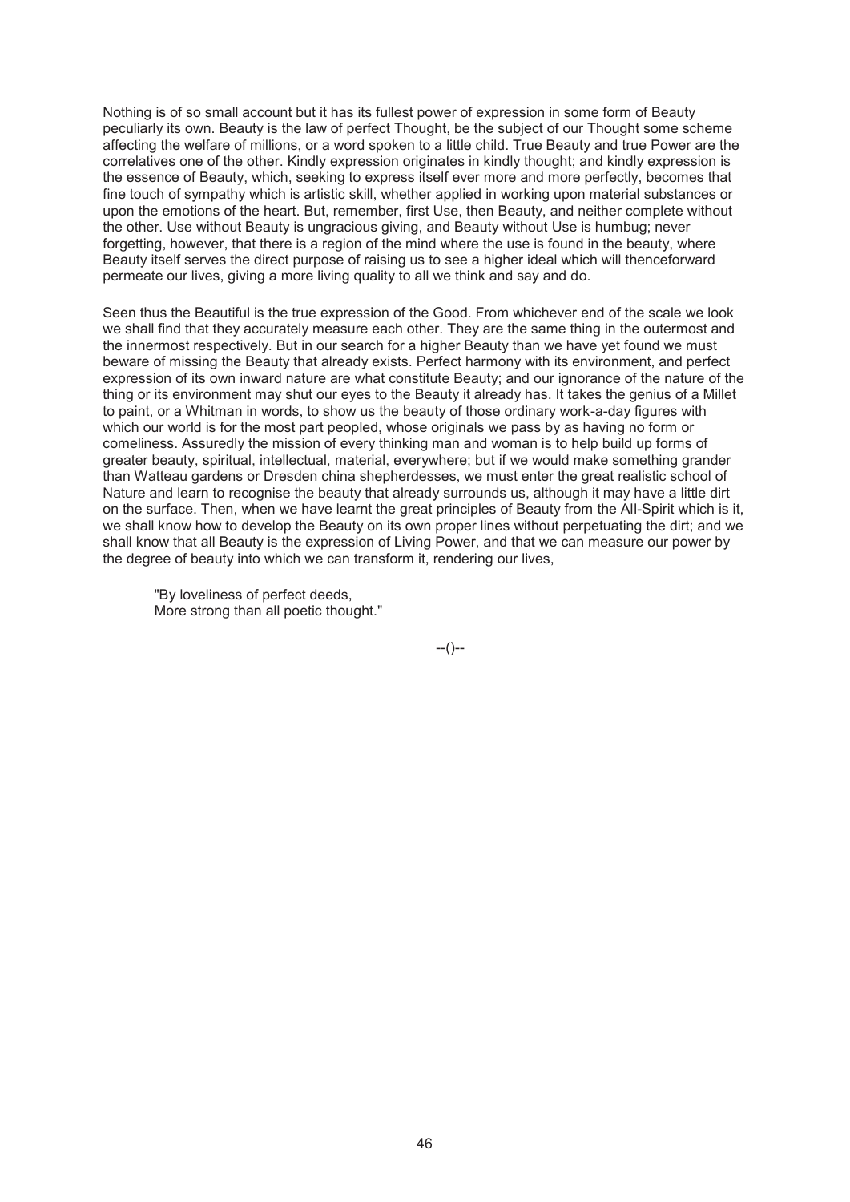Nothing is of so small account but it has its fullest power of expression in some form of Beauty peculiarly its own. Beauty is the law of perfect Thought, be the subject of our Thought some scheme affecting the welfare of millions, or a word spoken to a little child. True Beauty and true Power are the correlatives one of the other. Kindly expression originates in kindly thought; and kindly expression is the essence of Beauty, which, seeking to express itself ever more and more perfectly, becomes that fine touch of sympathy which is artistic skill, whether applied in working upon material substances or upon the emotions of the heart. But, remember, first Use, then Beauty, and neither complete without the other. Use without Beauty is ungracious giving, and Beauty without Use is humbug; never forgetting, however, that there is a region of the mind where the use is found in the beauty, where Beauty itself serves the direct purpose of raising us to see a higher ideal which will thenceforward permeate our lives, giving a more living quality to all we think and say and do.

Seen thus the Beautiful is the true expression of the Good. From whichever end of the scale we look we shall find that they accurately measure each other. They are the same thing in the outermost and the innermost respectively. But in our search for a higher Beauty than we have yet found we must beware of missing the Beauty that already exists. Perfect harmony with its environment, and perfect expression of its own inward nature are what constitute Beauty; and our ignorance of the nature of the thing or its environment may shut our eyes to the Beauty it already has. It takes the genius of a Millet to paint, or a Whitman in words, to show us the beauty of those ordinary work-a-day figures with which our world is for the most part peopled, whose originals we pass by as having no form or comeliness. Assuredly the mission of every thinking man and woman is to help build up forms of greater beauty, spiritual, intellectual, material, everywhere; but if we would make something grander than Watteau gardens or Dresden china shepherdesses, we must enter the great realistic school of Nature and learn to recognise the beauty that already surrounds us, although it may have a little dirt on the surface. Then, when we have learnt the great principles of Beauty from the All-Spirit which is it, we shall know how to develop the Beauty on its own proper lines without perpetuating the dirt; and we shall know that all Beauty is the expression of Living Power, and that we can measure our power by the degree of beauty into which we can transform it, rendering our lives,

> "By loveliness of perfect deeds,
> More strong than all poetic thought."

--()--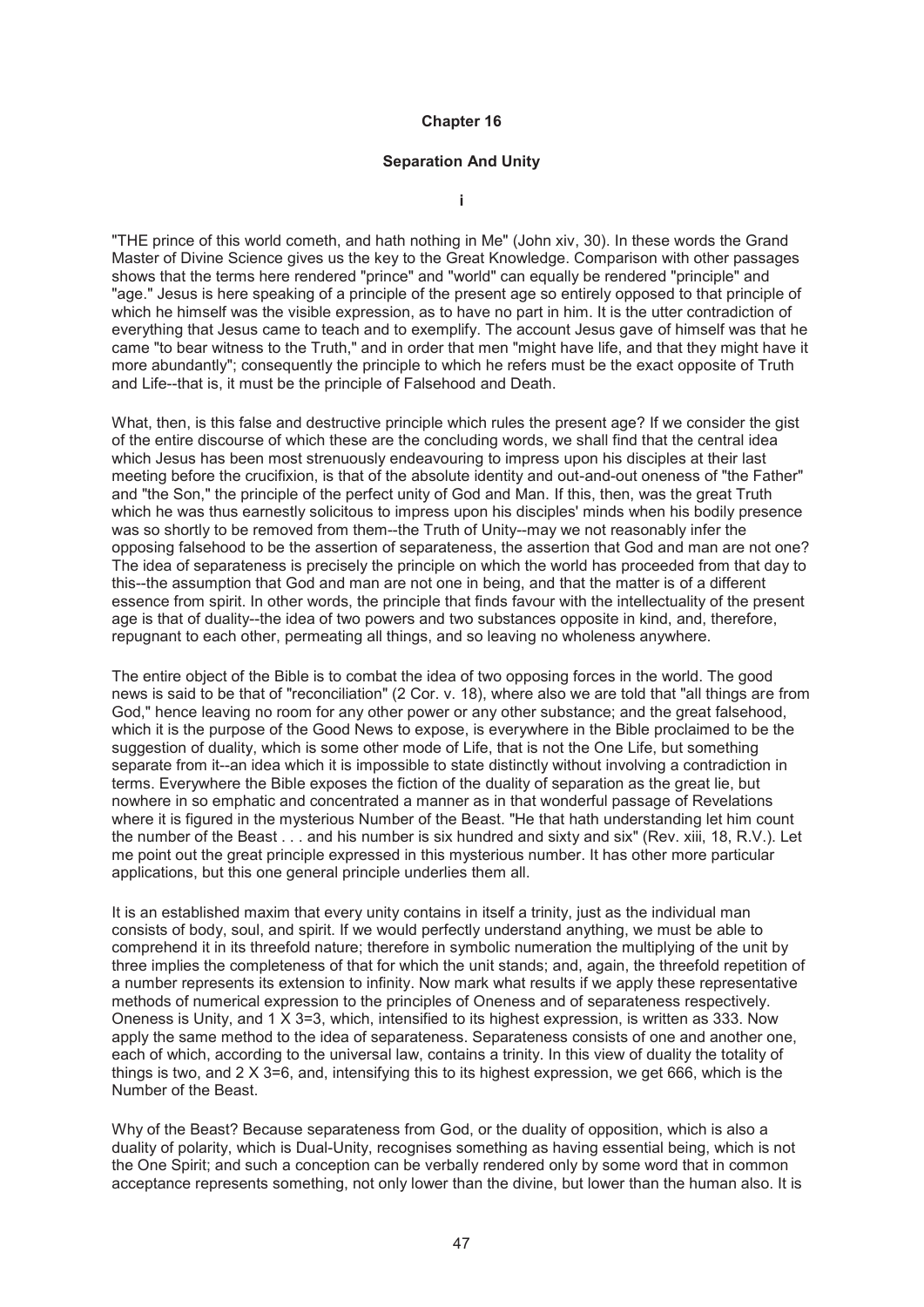# Chapter 16

## Separation And Unity

### i

"THE prince of this world cometh, and hath nothing in Me" (John xiv, 30). In these words the Grand Master of Divine Science gives us the key to the Great Knowledge. Comparison with other passages shows that the terms here rendered "prince" and "world" can equally be rendered "principle" and "age." Jesus is here speaking of a principle of the present age so entirely opposed to that principle of which he himself was the visible expression, as to have no part in him. It is the utter contradiction of everything that Jesus came to teach and to exemplify. The account Jesus gave of himself was that he came "to bear witness to the Truth," and in order that men "might have life, and that they might have it more abundantly"; consequently the principle to which he refers must be the exact opposite of Truth and Life--that is, it must be the principle of Falsehood and Death.

What, then, is this false and destructive principle which rules the present age? If we consider the gist of the entire discourse of which these are the concluding words, we shall find that the central idea which Jesus has been most strenuously endeavouring to impress upon his disciples at their last meeting before the crucifixion, is that of the absolute identity and out-and-out oneness of "the Father" and "the Son," the principle of the perfect unity of God and Man. If this, then, was the great Truth which he was thus earnestly solicitous to impress upon his disciples' minds when his bodily presence was so shortly to be removed from them--the Truth of Unity--may we not reasonably infer the opposing falsehood to be the assertion of separateness, the assertion that God and man are not one? The idea of separateness is precisely the principle on which the world has proceeded from that day to this--the assumption that God and man are not one in being, and that the matter is of a different essence from spirit. In other words, the principle that finds favour with the intellectuality of the present age is that of duality--the idea of two powers and two substances opposite in kind, and, therefore, repugnant to each other, permeating all things, and so leaving no wholeness anywhere.

The entire object of the Bible is to combat the idea of two opposing forces in the world. The good news is said to be that of "reconciliation" (2 Cor. v. 18), where also we are told that "all things are from God," hence leaving no room for any other power or any other substance; and the great falsehood, which it is the purpose of the Good News to expose, is everywhere in the Bible proclaimed to be the suggestion of duality, which is some other mode of Life, that is not the One Life, but something separate from it--an idea which it is impossible to state distinctly without involving a contradiction in terms. Everywhere the Bible exposes the fiction of the duality of separation as the great lie, but nowhere in so emphatic and concentrated a manner as in that wonderful passage of Revelations where it is figured in the mysterious Number of the Beast. "He that hath understanding let him count the number of the Beast . . . and his number is six hundred and sixty and six" (Rev. xiii, 18, R.V.). Let me point out the great principle expressed in this mysterious number. It has other more particular applications, but this one general principle underlies them all.

It is an established maxim that every unity contains in itself a trinity, just as the individual man consists of body, soul, and spirit. If we would perfectly understand anything, we must be able to comprehend it in its threefold nature; therefore in symbolic numeration the multiplying of the unit by three implies the completeness of that for which the unit stands; and, again, the threefold repetition of a number represents its extension to infinity. Now mark what results if we apply these representative methods of numerical expression to the principles of Oneness and of separateness respectively. Oneness is Unity, and 1 X 3=3, which, intensified to its highest expression, is written as 333. Now apply the same method to the idea of separateness. Separateness consists of one and another one, each of which, according to the universal law, contains a trinity. In this view of duality the totality of things is two, and 2 X 3=6, and, intensifying this to its highest expression, we get 666, which is the Number of the Beast.

Why of the Beast? Because separateness from God, or the duality of opposition, which is also a duality of polarity, which is Dual-Unity, recognises something as having essential being, which is not the One Spirit; and such a conception can be verbally rendered only by some word that in common acceptance represents something, not only lower than the divine, but lower than the human also. It is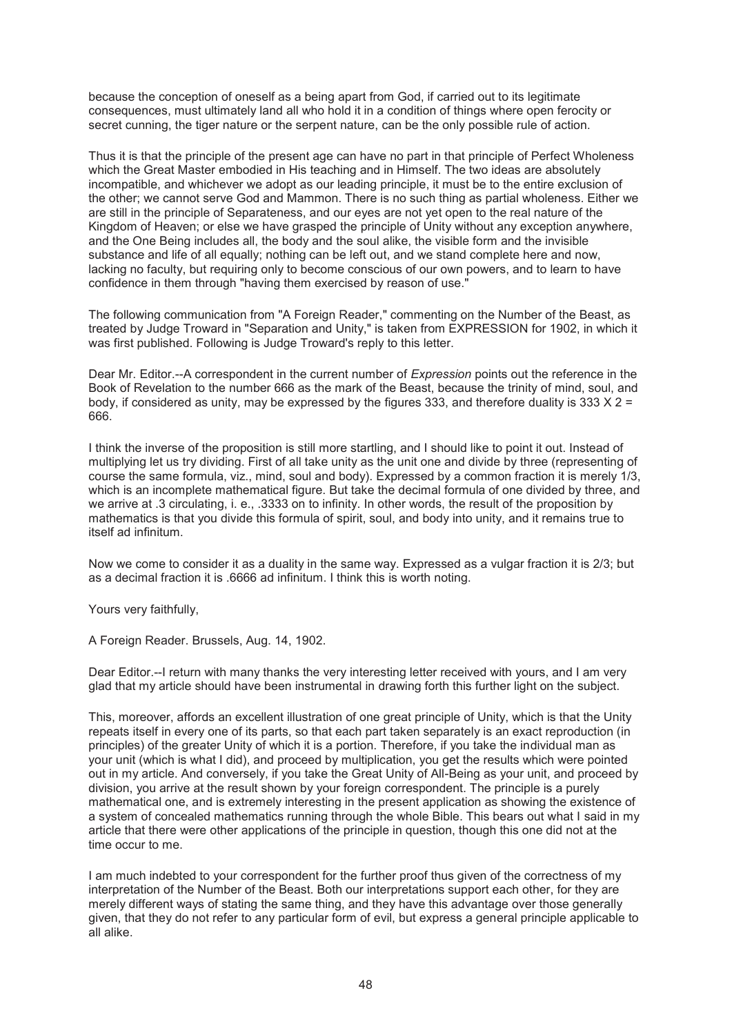because the conception of oneself as a being apart from God, if carried out to its legitimate consequences, must ultimately land all who hold it in a condition of things where open ferocity or secret cunning, the tiger nature or the serpent nature, can be the only possible rule of action.

Thus it is that the principle of the present age can have no part in that principle of Perfect Wholeness which the Great Master embodied in His teaching and in Himself. The two ideas are absolutely incompatible, and whichever we adopt as our leading principle, it must be to the entire exclusion of the other; we cannot serve God and Mammon. There is no such thing as partial wholeness. Either we are still in the principle of Separateness, and our eyes are not yet open to the real nature of the Kingdom of Heaven; or else we have grasped the principle of Unity without any exception anywhere, and the One Being includes all, the body and the soul alike, the visible form and the invisible substance and life of all equally; nothing can be left out, and we stand complete here and now, lacking no faculty, but requiring only to become conscious of our own powers, and to learn to have confidence in them through "having them exercised by reason of use."

The following communication from "A Foreign Reader," commenting on the Number of the Beast, as treated by Judge Troward in "Separation and Unity," is taken from EXPRESSION for 1902, in which it was first published. Following is Judge Troward's reply to this letter.

Dear Mr. Editor.--A correspondent in the current number of *Expression* points out the reference in the Book of Revelation to the number 666 as the mark of the Beast, because the trinity of mind, soul, and body, if considered as unity, may be expressed by the figures 333, and therefore duality is 333 X 2 = 666.

I think the inverse of the proposition is still more startling, and I should like to point it out. Instead of multiplying let us try dividing. First of all take unity as the unit one and divide by three (representing of course the same formula, viz., mind, soul and body). Expressed by a common fraction it is merely 1/3, which is an incomplete mathematical figure. But take the decimal formula of one divided by three, and we arrive at .3 circulating, i. e., .3333 on to infinity. In other words, the result of the proposition by mathematics is that you divide this formula of spirit, soul, and body into unity, and it remains true to itself ad infinitum.

Now we come to consider it as a duality in the same way. Expressed as a vulgar fraction it is 2/3; but as a decimal fraction it is .6666 ad infinitum. I think this is worth noting.

Yours very faithfully,

A Foreign Reader. Brussels, Aug. 14, 1902.

Dear Editor.--I return with many thanks the very interesting letter received with yours, and I am very glad that my article should have been instrumental in drawing forth this further light on the subject.

This, moreover, affords an excellent illustration of one great principle of Unity, which is that the Unity repeats itself in every one of its parts, so that each part taken separately is an exact reproduction (in principles) of the greater Unity of which it is a portion. Therefore, if you take the individual man as your unit (which is what I did), and proceed by multiplication, you get the results which were pointed out in my article. And conversely, if you take the Great Unity of All-Being as your unit, and proceed by division, you arrive at the result shown by your foreign correspondent. The principle is a purely mathematical one, and is extremely interesting in the present application as showing the existence of a system of concealed mathematics running through the whole Bible. This bears out what I said in my article that there were other applications of the principle in question, though this one did not at the time occur to me.

I am much indebted to your correspondent for the further proof thus given of the correctness of my interpretation of the Number of the Beast. Both our interpretations support each other, for they are merely different ways of stating the same thing, and they have this advantage over those generally given, that they do not refer to any particular form of evil, but express a general principle applicable to all alike.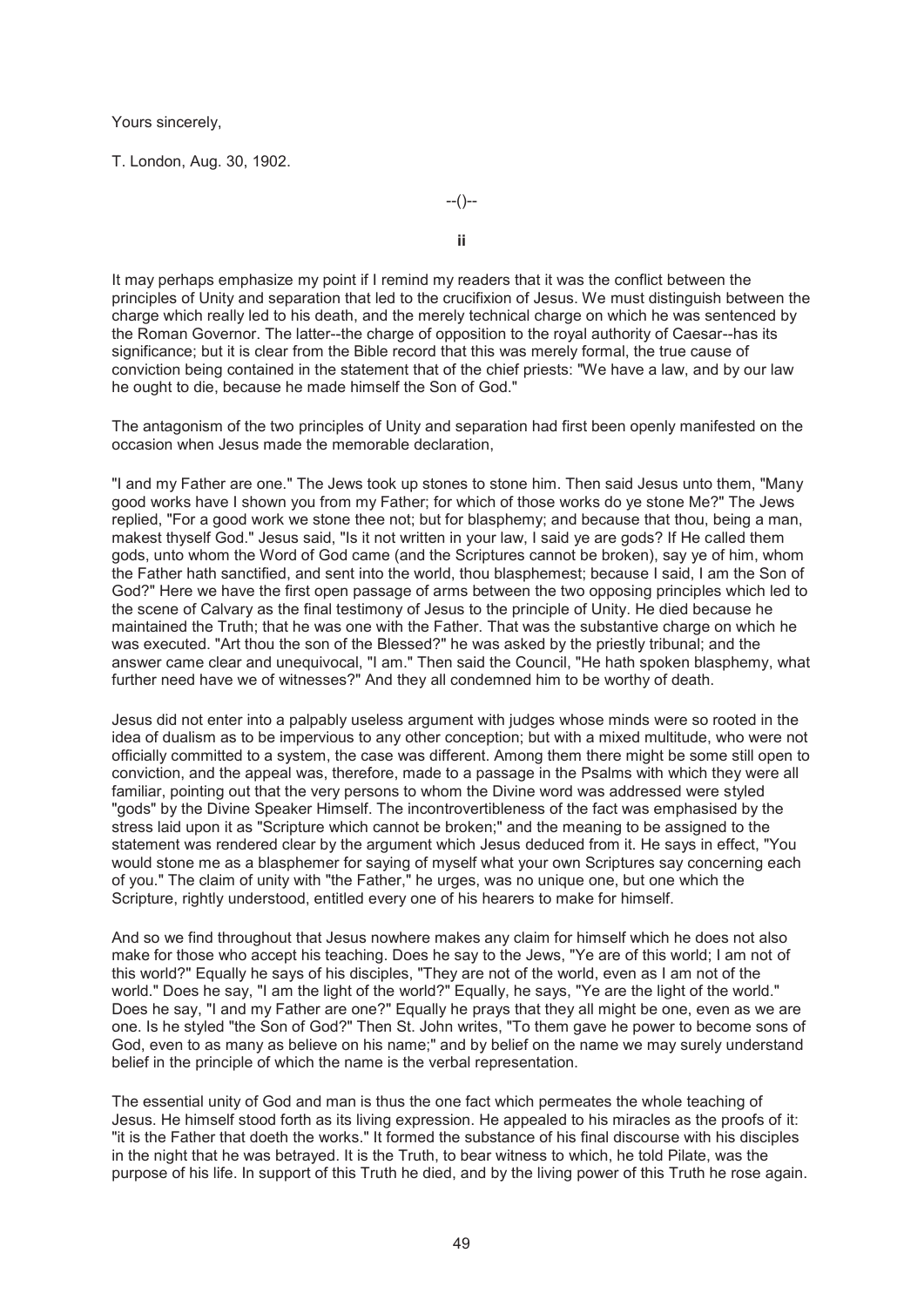Yours sincerely,

T. London, Aug. 30, 1902.

--()--

## ii

It may perhaps emphasize my point if I remind my readers that it was the conflict between the principles of Unity and separation that led to the crucifixion of Jesus. We must distinguish between the charge which really led to his death, and the merely technical charge on which he was sentenced by the Roman Governor. The latter--the charge of opposition to the royal authority of Caesar--has its significance; but it is clear from the Bible record that this was merely formal, the true cause of conviction being contained in the statement that of the chief priests: "We have a law, and by our law he ought to die, because he made himself the Son of God."

The antagonism of the two principles of Unity and separation had first been openly manifested on the occasion when Jesus made the memorable declaration,

"I and my Father are one." The Jews took up stones to stone him. Then said Jesus unto them, "Many good works have I shown you from my Father; for which of those works do ye stone Me?" The Jews replied, "For a good work we stone thee not; but for blasphemy; and because that thou, being a man, makest thyself God." Jesus said, "Is it not written in your law, I said ye are gods? If He called them gods, unto whom the Word of God came (and the Scriptures cannot be broken), say ye of him, whom the Father hath sanctified, and sent into the world, thou blasphemest; because I said, I am the Son of God?" Here we have the first open passage of arms between the two opposing principles which led to the scene of Calvary as the final testimony of Jesus to the principle of Unity. He died because he maintained the Truth; that he was one with the Father. That was the substantive charge on which he was executed. "Art thou the son of the Blessed?" he was asked by the priestly tribunal; and the answer came clear and unequivocal, "I am." Then said the Council, "He hath spoken blasphemy, what further need have we of witnesses?" And they all condemned him to be worthy of death.

Jesus did not enter into a palpably useless argument with judges whose minds were so rooted in the idea of dualism as to be impervious to any other conception; but with a mixed multitude, who were not officially committed to a system, the case was different. Among them there might be some still open to conviction, and the appeal was, therefore, made to a passage in the Psalms with which they were all familiar, pointing out that the very persons to whom the Divine word was addressed were styled "gods" by the Divine Speaker Himself. The incontrovertibleness of the fact was emphasised by the stress laid upon it as "Scripture which cannot be broken;" and the meaning to be assigned to the statement was rendered clear by the argument which Jesus deduced from it. He says in effect, "You would stone me as a blasphemer for saying of myself what your own Scriptures say concerning each of you." The claim of unity with "the Father," he urges, was no unique one, but one which the Scripture, rightly understood, entitled every one of his hearers to make for himself.

And so we find throughout that Jesus nowhere makes any claim for himself which he does not also make for those who accept his teaching. Does he say to the Jews, "Ye are of this world; I am not of this world?" Equally he says of his disciples, "They are not of the world, even as I am not of the world." Does he say, "I am the light of the world?" Equally, he says, "Ye are the light of the world." Does he say, "I and my Father are one?" Equally he prays that they all might be one, even as we are one. Is he styled "the Son of God?" Then St. John writes, "To them gave he power to become sons of God, even to as many as believe on his name;" and by belief on the name we may surely understand belief in the principle of which the name is the verbal representation.

The essential unity of God and man is thus the one fact which permeates the whole teaching of Jesus. He himself stood forth as its living expression. He appealed to his miracles as the proofs of it: "it is the Father that doeth the works." It formed the substance of his final discourse with his disciples in the night that he was betrayed. It is the Truth, to bear witness to which, he told Pilate, was the purpose of his life. In support of this Truth he died, and by the living power of this Truth he rose again.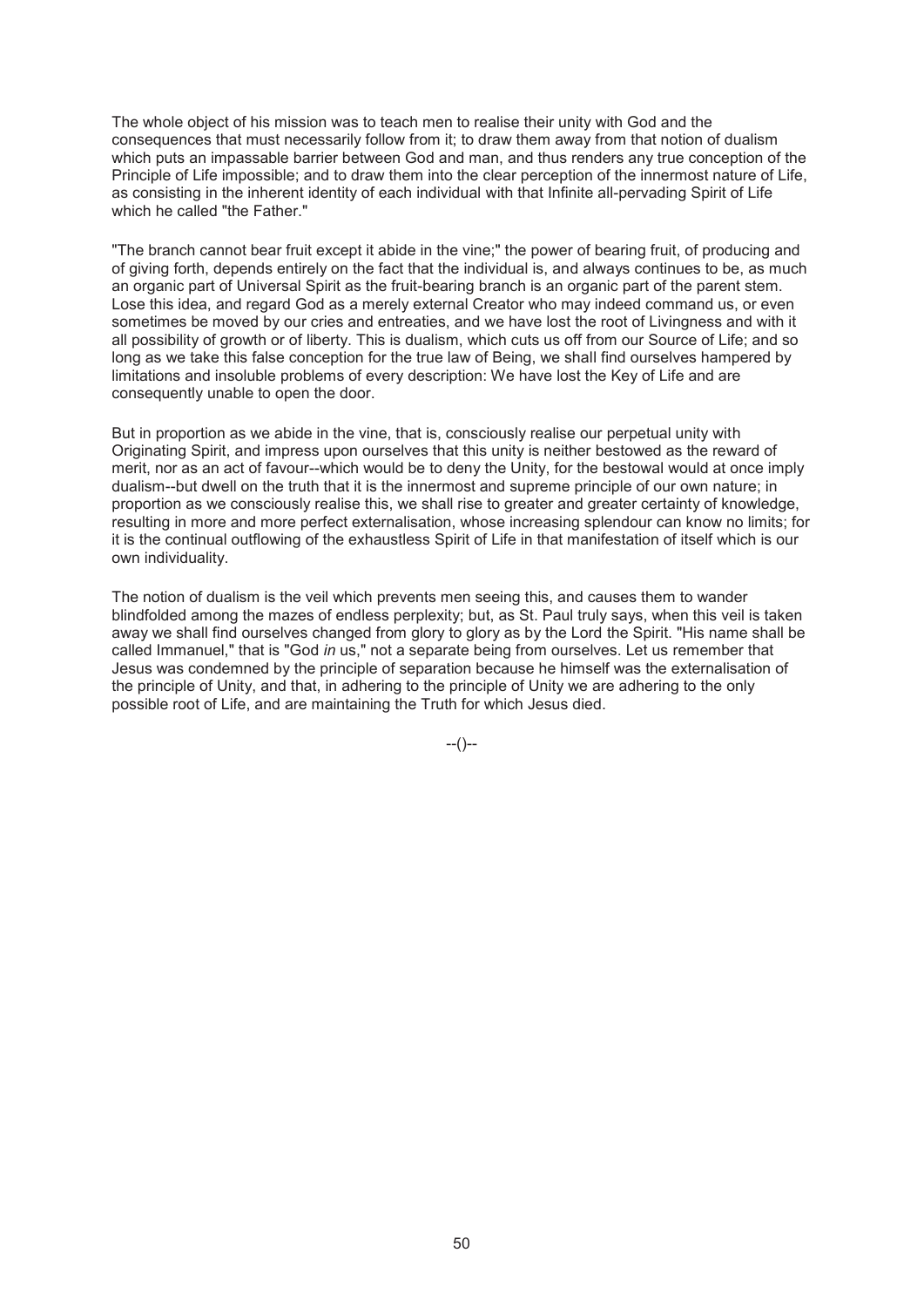The whole object of his mission was to teach men to realise their unity with God and the consequences that must necessarily follow from it; to draw them away from that notion of dualism which puts an impassable barrier between God and man, and thus renders any true conception of the Principle of Life impossible; and to draw them into the clear perception of the innermost nature of Life, as consisting in the inherent identity of each individual with that Infinite all-pervading Spirit of Life which he called "the Father."

"The branch cannot bear fruit except it abide in the vine;" the power of bearing fruit, of producing and of giving forth, depends entirely on the fact that the individual is, and always continues to be, as much an organic part of Universal Spirit as the fruit-bearing branch is an organic part of the parent stem. Lose this idea, and regard God as a merely external Creator who may indeed command us, or even sometimes be moved by our cries and entreaties, and we have lost the root of Livingness and with it all possibility of growth or of liberty. This is dualism, which cuts us off from our Source of Life; and so long as we take this false conception for the true law of Being, we shall find ourselves hampered by limitations and insoluble problems of every description: We have lost the Key of Life and are consequently unable to open the door.

But in proportion as we abide in the vine, that is, consciously realise our perpetual unity with Originating Spirit, and impress upon ourselves that this unity is neither bestowed as the reward of merit, nor as an act of favour--which would be to deny the Unity, for the bestowal would at once imply dualism--but dwell on the truth that it is the innermost and supreme principle of our own nature; in proportion as we consciously realise this, we shall rise to greater and greater certainty of knowledge, resulting in more and more perfect externalisation, whose increasing splendour can know no limits; for it is the continual outflowing of the exhaustless Spirit of Life in that manifestation of itself which is our own individuality.

The notion of dualism is the veil which prevents men seeing this, and causes them to wander blindfolded among the mazes of endless perplexity; but, as St. Paul truly says, when this veil is taken away we shall find ourselves changed from glory to glory as by the Lord the Spirit. "His name shall be called Immanuel," that is "God *in* us," not a separate being from ourselves. Let us remember that Jesus was condemned by the principle of separation because he himself was the externalisation of the principle of Unity, and that, in adhering to the principle of Unity we are adhering to the only possible root of Life, and are maintaining the Truth for which Jesus died.

--()--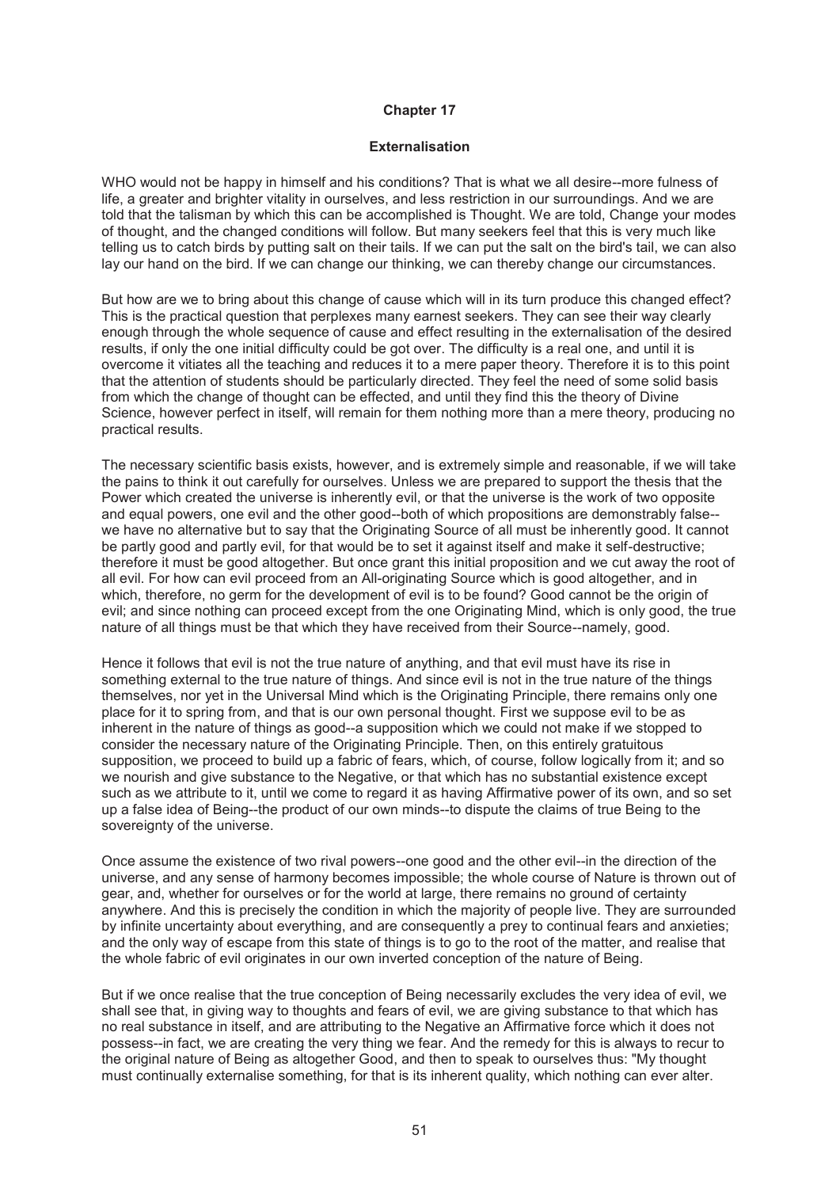# Chapter 17

## Externalisation

WHO would not be happy in himself and his conditions? That is what we all desire--more fulness of life, a greater and brighter vitality in ourselves, and less restriction in our surroundings. And we are told that the talisman by which this can be accomplished is Thought. We are told, Change your modes of thought, and the changed conditions will follow. But many seekers feel that this is very much like telling us to catch birds by putting salt on their tails. If we can put the salt on the bird's tail, we can also lay our hand on the bird. If we can change our thinking, we can thereby change our circumstances.

But how are we to bring about this change of cause which will in its turn produce this changed effect? This is the practical question that perplexes many earnest seekers. They can see their way clearly enough through the whole sequence of cause and effect resulting in the externalisation of the desired results, if only the one initial difficulty could be got over. The difficulty is a real one, and until it is overcome it vitiates all the teaching and reduces it to a mere paper theory. Therefore it is to this point that the attention of students should be particularly directed. They feel the need of some solid basis from which the change of thought can be effected, and until they find this the theory of Divine Science, however perfect in itself, will remain for them nothing more than a mere theory, producing no practical results.

The necessary scientific basis exists, however, and is extremely simple and reasonable, if we will take the pains to think it out carefully for ourselves. Unless we are prepared to support the thesis that the Power which created the universe is inherently evil, or that the universe is the work of two opposite and equal powers, one evil and the other good--both of which propositions are demonstrably false--we have no alternative but to say that the Originating Source of all must be inherently good. It cannot be partly good and partly evil, for that would be to set it against itself and make it self-destructive; therefore it must be good altogether. But once grant this initial proposition and we cut away the root of all evil. For how can evil proceed from an All-originating Source which is good altogether, and in which, therefore, no germ for the development of evil is to be found? Good cannot be the origin of evil; and since nothing can proceed except from the one Originating Mind, which is only good, the true nature of all things must be that which they have received from their Source--namely, good.

Hence it follows that evil is not the true nature of anything, and that evil must have its rise in something external to the true nature of things. And since evil is not in the true nature of the things themselves, nor yet in the Universal Mind which is the Originating Principle, there remains only one place for it to spring from, and that is our own personal thought. First we suppose evil to be as inherent in the nature of things as good--a supposition which we could not make if we stopped to consider the necessary nature of the Originating Principle. Then, on this entirely gratuitous supposition, we proceed to build up a fabric of fears, which, of course, follow logically from it; and so we nourish and give substance to the Negative, or that which has no substantial existence except such as we attribute to it, until we come to regard it as having Affirmative power of its own, and so set up a false idea of Being--the product of our own minds--to dispute the claims of true Being to the sovereignty of the universe.

Once assume the existence of two rival powers--one good and the other evil--in the direction of the universe, and any sense of harmony becomes impossible; the whole course of Nature is thrown out of gear, and, whether for ourselves or for the world at large, there remains no ground of certainty anywhere. And this is precisely the condition in which the majority of people live. They are surrounded by infinite uncertainty about everything, and are consequently a prey to continual fears and anxieties; and the only way of escape from this state of things is to go to the root of the matter, and realise that the whole fabric of evil originates in our own inverted conception of the nature of Being.

But if we once realise that the true conception of Being necessarily excludes the very idea of evil, we shall see that, in giving way to thoughts and fears of evil, we are giving substance to that which has no real substance in itself, and are attributing to the Negative an Affirmative force which it does not possess--in fact, we are creating the very thing we fear. And the remedy for this is always to recur to the original nature of Being as altogether Good, and then to speak to ourselves thus: "My thought must continually externalise something, for that is its inherent quality, which nothing can ever alter.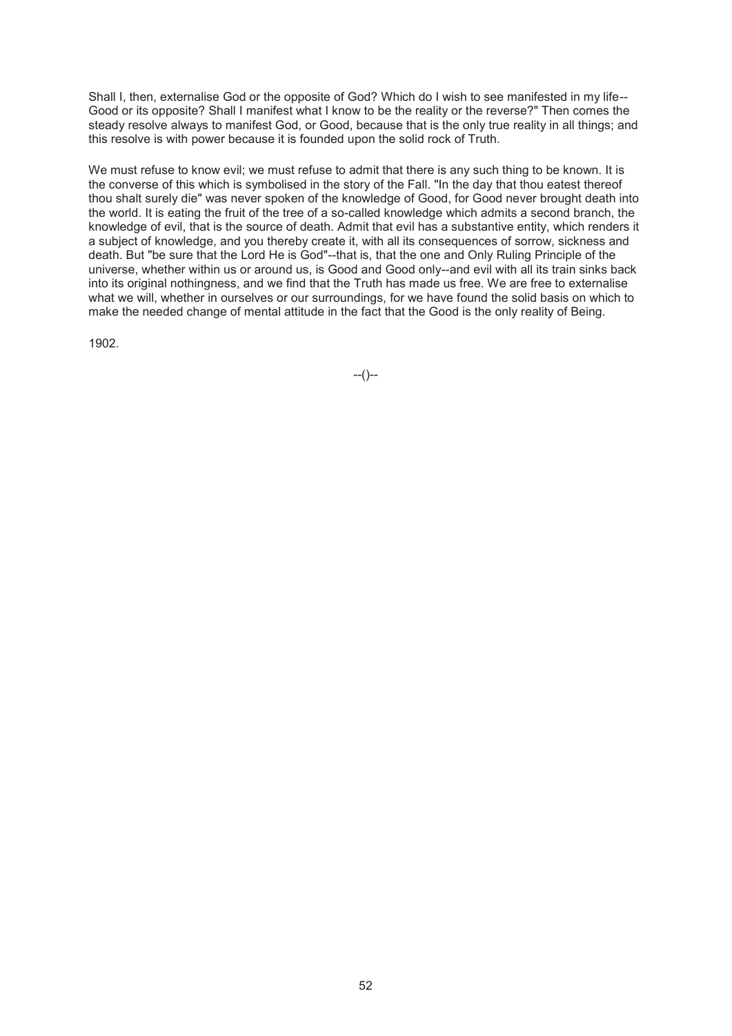Shall I, then, externalise God or the opposite of God? Which do I wish to see manifested in my life--Good or its opposite? Shall I manifest what I know to be the reality or the reverse?" Then comes the steady resolve always to manifest God, or Good, because that is the only true reality in all things; and this resolve is with power because it is founded upon the solid rock of Truth.

We must refuse to know evil; we must refuse to admit that there is any such thing to be known. It is the converse of this which is symbolised in the story of the Fall. "In the day that thou eatest thereof thou shalt surely die" was never spoken of the knowledge of Good, for Good never brought death into the world. It is eating the fruit of the tree of a so-called knowledge which admits a second branch, the knowledge of evil, that is the source of death. Admit that evil has a substantive entity, which renders it a subject of knowledge, and you thereby create it, with all its consequences of sorrow, sickness and death. But "be sure that the Lord He is God"--that is, that the one and Only Ruling Principle of the universe, whether within us or around us, is Good and Good only--and evil with all its train sinks back into its original nothingness, and we find that the Truth has made us free. We are free to externalise what we will, whether in ourselves or our surroundings, for we have found the solid basis on which to make the needed change of mental attitude in the fact that the Good is the only reality of Being.

1902.

--()--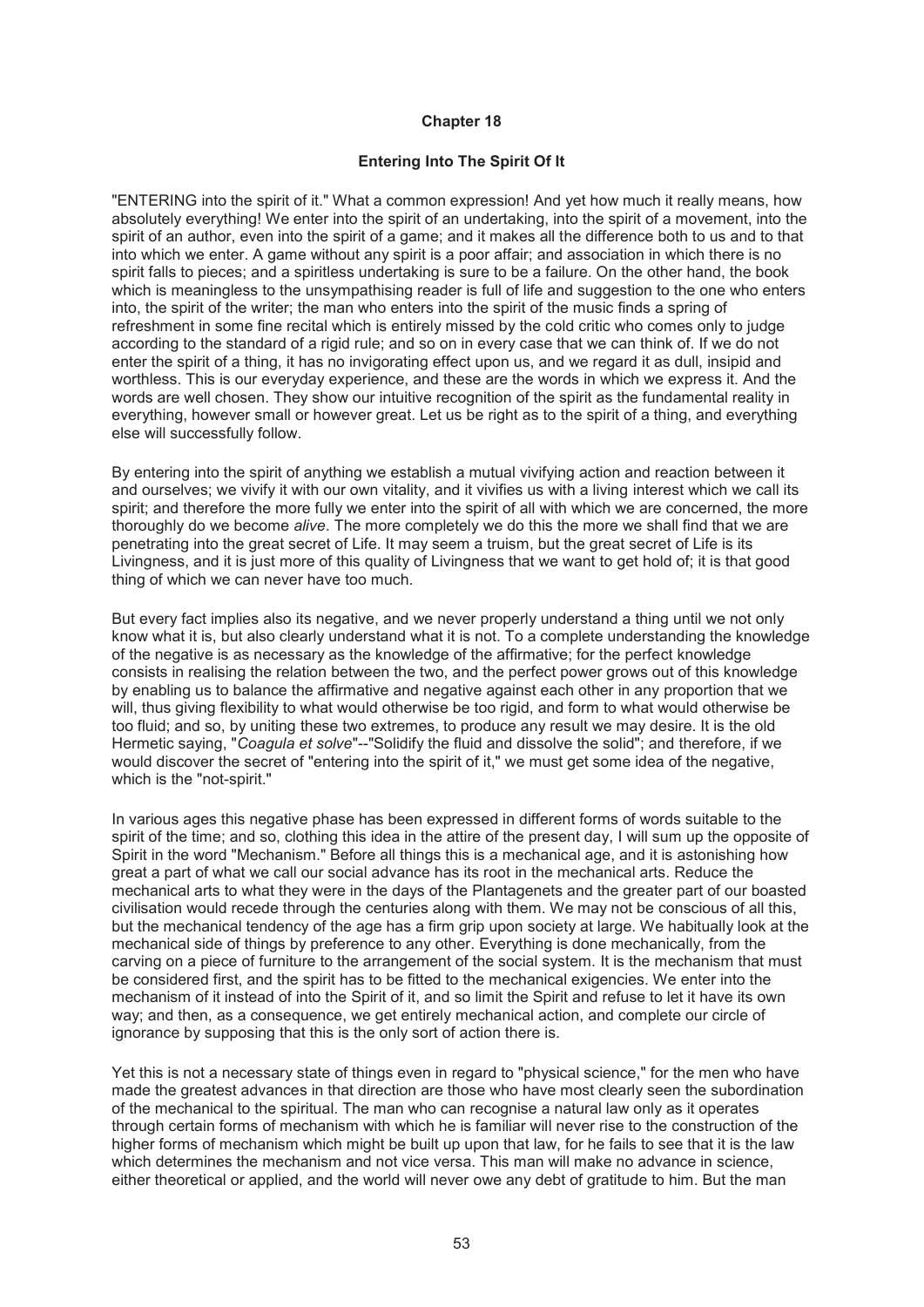# Chapter 18

## Entering Into The Spirit Of It

"ENTERING into the spirit of it." What a common expression! And yet how much it really means, how absolutely everything! We enter into the spirit of an undertaking, into the spirit of a movement, into the spirit of an author, even into the spirit of a game; and it makes all the difference both to us and to that into which we enter. A game without any spirit is a poor affair; and association in which there is no spirit falls to pieces; and a spiritless undertaking is sure to be a failure. On the other hand, the book which is meaningless to the unsympathising reader is full of life and suggestion to the one who enters into, the spirit of the writer; the man who enters into the spirit of the music finds a spring of refreshment in some fine recital which is entirely missed by the cold critic who comes only to judge according to the standard of a rigid rule; and so on in every case that we can think of. If we do not enter the spirit of a thing, it has no invigorating effect upon us, and we regard it as dull, insipid and worthless. This is our everyday experience, and these are the words in which we express it. And the words are well chosen. They show our intuitive recognition of the spirit as the fundamental reality in everything, however small or however great. Let us be right as to the spirit of a thing, and everything else will successfully follow.

By entering into the spirit of anything we establish a mutual vivifying action and reaction between it and ourselves; we vivify it with our own vitality, and it vivifies us with a living interest which we call its spirit; and therefore the more fully we enter into the spirit of all with which we are concerned, the more thoroughly do we become *alive*. The more completely we do this the more we shall find that we are penetrating into the great secret of Life. It may seem a truism, but the great secret of Life is its Livingness, and it is just more of this quality of Livingness that we want to get hold of; it is that good thing of which we can never have too much.

But every fact implies also its negative, and we never properly understand a thing until we not only know what it is, but also clearly understand what it is not. To a complete understanding the knowledge of the negative is as necessary as the knowledge of the affirmative; for the perfect knowledge consists in realising the relation between the two, and the perfect power grows out of this knowledge by enabling us to balance the affirmative and negative against each other in any proportion that we will, thus giving flexibility to what would otherwise be too rigid, and form to what would otherwise be too fluid; and so, by uniting these two extremes, to produce any result we may desire. It is the old Hermetic saying, "*Coagula et solve*"--"Solidify the fluid and dissolve the solid"; and therefore, if we would discover the secret of "entering into the spirit of it," we must get some idea of the negative, which is the "not-spirit."

In various ages this negative phase has been expressed in different forms of words suitable to the spirit of the time; and so, clothing this idea in the attire of the present day, I will sum up the opposite of Spirit in the word "Mechanism." Before all things this is a mechanical age, and it is astonishing how great a part of what we call our social advance has its root in the mechanical arts. Reduce the mechanical arts to what they were in the days of the Plantagenets and the greater part of our boasted civilisation would recede through the centuries along with them. We may not be conscious of all this, but the mechanical tendency of the age has a firm grip upon society at large. We habitually look at the mechanical side of things by preference to any other. Everything is done mechanically, from the carving on a piece of furniture to the arrangement of the social system. It is the mechanism that must be considered first, and the spirit has to be fitted to the mechanical exigencies. We enter into the mechanism of it instead of into the Spirit of it, and so limit the Spirit and refuse to let it have its own way; and then, as a consequence, we get entirely mechanical action, and complete our circle of ignorance by supposing that this is the only sort of action there is.

Yet this is not a necessary state of things even in regard to "physical science," for the men who have made the greatest advances in that direction are those who have most clearly seen the subordination of the mechanical to the spiritual. The man who can recognise a natural law only as it operates through certain forms of mechanism with which he is familiar will never rise to the construction of the higher forms of mechanism which might be built up upon that law, for he fails to see that it is the law which determines the mechanism and not vice versa. This man will make no advance in science, either theoretical or applied, and the world will never owe any debt of gratitude to him. But the man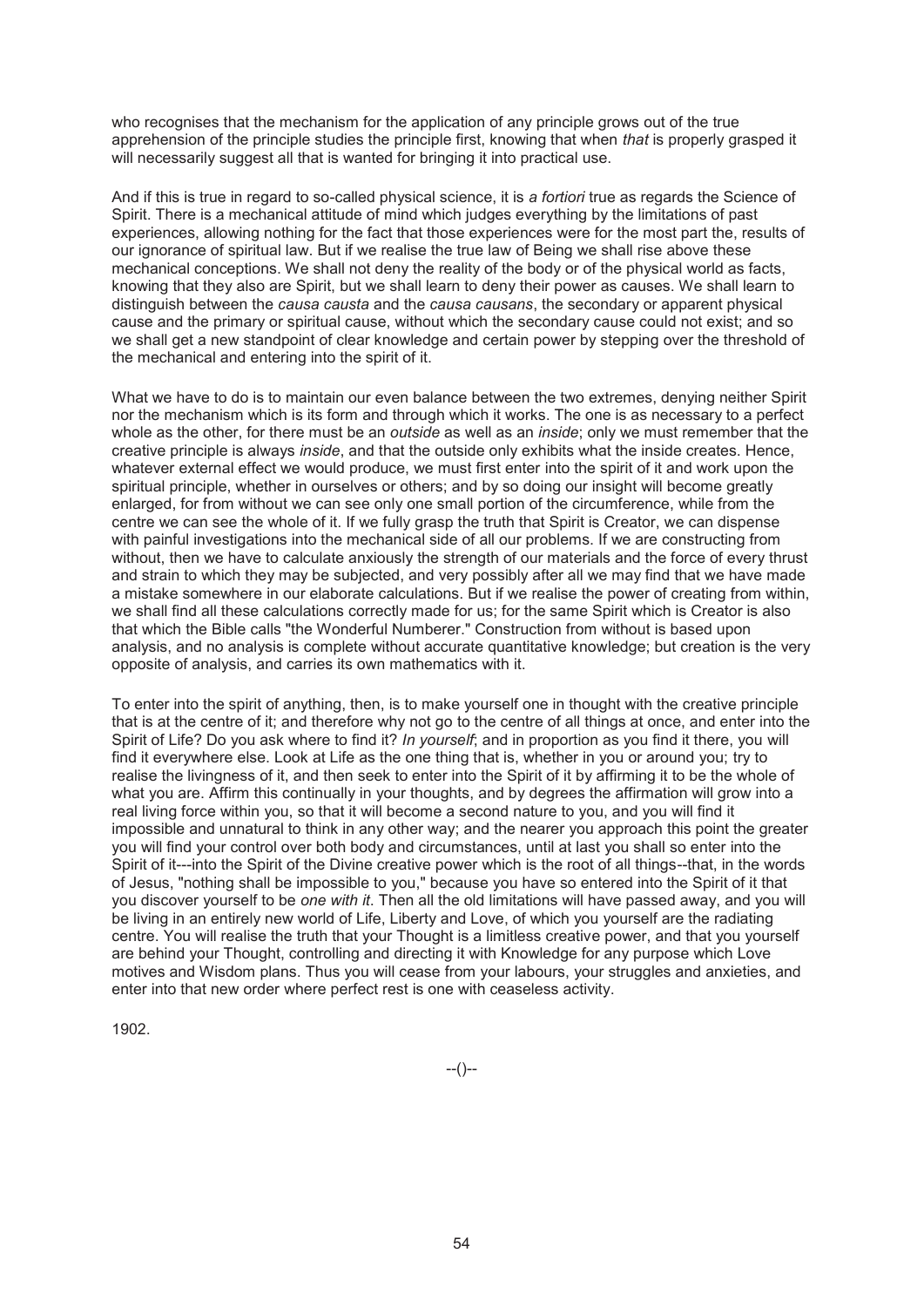who recognises that the mechanism for the application of any principle grows out of the true apprehension of the principle studies the principle first, knowing that when *that* is properly grasped it will necessarily suggest all that is wanted for bringing it into practical use.

And if this is true in regard to so-called physical science, it is *a fortiori* true as regards the Science of Spirit. There is a mechanical attitude of mind which judges everything by the limitations of past experiences, allowing nothing for the fact that those experiences were for the most part the, results of our ignorance of spiritual law. But if we realise the true law of Being we shall rise above these mechanical conceptions. We shall not deny the reality of the body or of the physical world as facts, knowing that they also are Spirit, but we shall learn to deny their power as causes. We shall learn to distinguish between the *causa causta* and the *causa causans*, the secondary or apparent physical cause and the primary or spiritual cause, without which the secondary cause could not exist; and so we shall get a new standpoint of clear knowledge and certain power by stepping over the threshold of the mechanical and entering into the spirit of it.

What we have to do is to maintain our even balance between the two extremes, denying neither Spirit nor the mechanism which is its form and through which it works. The one is as necessary to a perfect whole as the other, for there must be an *outside* as well as an *inside*; only we must remember that the creative principle is always *inside*, and that the outside only exhibits what the inside creates. Hence, whatever external effect we would produce, we must first enter into the spirit of it and work upon the spiritual principle, whether in ourselves or others; and by so doing our insight will become greatly enlarged, for from without we can see only one small portion of the circumference, while from the centre we can see the whole of it. If we fully grasp the truth that Spirit is Creator, we can dispense with painful investigations into the mechanical side of all our problems. If we are constructing from without, then we have to calculate anxiously the strength of our materials and the force of every thrust and strain to which they may be subjected, and very possibly after all we may find that we have made a mistake somewhere in our elaborate calculations. But if we realise the power of creating from within, we shall find all these calculations correctly made for us; for the same Spirit which is Creator is also that which the Bible calls "the Wonderful Numberer." Construction from without is based upon analysis, and no analysis is complete without accurate quantitative knowledge; but creation is the very opposite of analysis, and carries its own mathematics with it.

To enter into the spirit of anything, then, is to make yourself one in thought with the creative principle that is at the centre of it; and therefore why not go to the centre of all things at once, and enter into the Spirit of Life? Do you ask where to find it? *In yourself*; and in proportion as you find it there, you will find it everywhere else. Look at Life as the one thing that is, whether in you or around you; try to realise the livingness of it, and then seek to enter into the Spirit of it by affirming it to be the whole of what you are. Affirm this continually in your thoughts, and by degrees the affirmation will grow into a real living force within you, so that it will become a second nature to you, and you will find it impossible and unnatural to think in any other way; and the nearer you approach this point the greater you will find your control over both body and circumstances, until at last you shall so enter into the Spirit of it---into the Spirit of the Divine creative power which is the root of all things--that, in the words of Jesus, "nothing shall be impossible to you," because you have so entered into the Spirit of it that you discover yourself to be *one with it*. Then all the old limitations will have passed away, and you will be living in an entirely new world of Life, Liberty and Love, of which you yourself are the radiating centre. You will realise the truth that your Thought is a limitless creative power, and that you yourself are behind your Thought, controlling and directing it with Knowledge for any purpose which Love motives and Wisdom plans. Thus you will cease from your labours, your struggles and anxieties, and enter into that new order where perfect rest is one with ceaseless activity.

1902.

--()--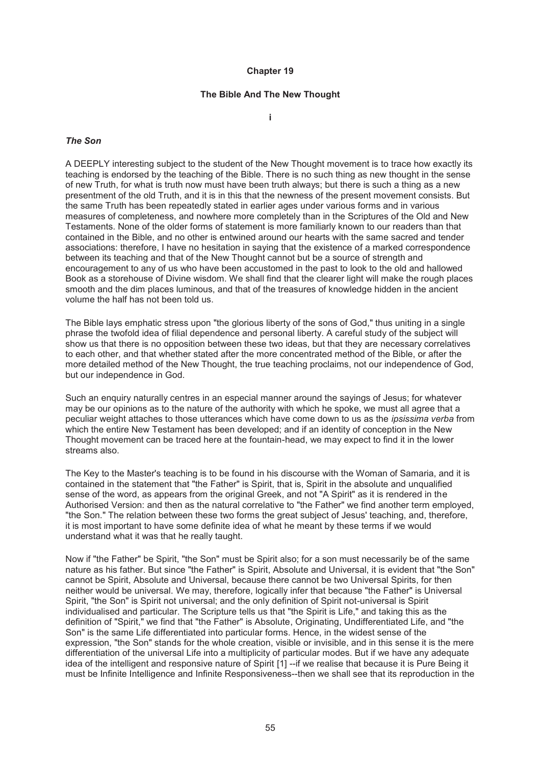# Chapter 19

## The Bible And The New Thought

i

### *The Son*

A DEEPLY interesting subject to the student of the New Thought movement is to trace how exactly its teaching is endorsed by the teaching of the Bible. There is no such thing as new thought in the sense of new Truth, for what is truth now must have been truth always; but there is such a thing as a new presentment of the old Truth, and it is in this that the newness of the present movement consists. But the same Truth has been repeatedly stated in earlier ages under various forms and in various measures of completeness, and nowhere more completely than in the Scriptures of the Old and New Testaments. None of the older forms of statement is more familiarly known to our readers than that contained in the Bible, and no other is entwined around our hearts with the same sacred and tender associations: therefore, I have no hesitation in saying that the existence of a marked correspondence between its teaching and that of the New Thought cannot but be a source of strength and encouragement to any of us who have been accustomed in the past to look to the old and hallowed Book as a storehouse of Divine wisdom. We shall find that the clearer light will make the rough places smooth and the dim places luminous, and that of the treasures of knowledge hidden in the ancient volume the half has not been told us.

The Bible lays emphatic stress upon "the glorious liberty of the sons of God," thus uniting in a single phrase the twofold idea of filial dependence and personal liberty. A careful study of the subject will show us that there is no opposition between these two ideas, but that they are necessary correlatives to each other, and that whether stated after the more concentrated method of the Bible, or after the more detailed method of the New Thought, the true teaching proclaims, not our independence of God, but our independence in God.

Such an enquiry naturally centres in an especial manner around the sayings of Jesus; for whatever may be our opinions as to the nature of the authority with which he spoke, we must all agree that a peculiar weight attaches to those utterances which have come down to us as the *ipsissima verba* from which the entire New Testament has been developed; and if an identity of conception in the New Thought movement can be traced here at the fountain-head, we may expect to find it in the lower streams also.

The Key to the Master's teaching is to be found in his discourse with the Woman of Samaria, and it is contained in the statement that "the Father" is Spirit, that is, Spirit in the absolute and unqualified sense of the word, as appears from the original Greek, and not "A Spirit" as it is rendered in the Authorised Version: and then as the natural correlative to "the Father" we find another term employed, "the Son." The relation between these two forms the great subject of Jesus' teaching, and, therefore, it is most important to have some definite idea of what he meant by these terms if we would understand what it was that he really taught.

Now if "the Father" be Spirit, "the Son" must be Spirit also; for a son must necessarily be of the same nature as his father. But since "the Father" is Spirit, Absolute and Universal, it is evident that "the Son" cannot be Spirit, Absolute and Universal, because there cannot be two Universal Spirits, for then neither would be universal. We may, therefore, logically infer that because "the Father" is Universal Spirit, "the Son" is Spirit not universal; and the only definition of Spirit not-universal is Spirit individualised and particular. The Scripture tells us that "the Spirit is Life," and taking this as the definition of "Spirit," we find that "the Father" is Absolute, Originating, Undifferentiated Life, and "the Son" is the same Life differentiated into particular forms. Hence, in the widest sense of the expression, "the Son" stands for the whole creation, visible or invisible, and in this sense it is the mere differentiation of the universal Life into a multiplicity of particular modes. But if we have any adequate idea of the intelligent and responsive nature of Spirit [1] --if we realise that because it is Pure Being it must be Infinite Intelligence and Infinite Responsiveness--then we shall see that its reproduction in the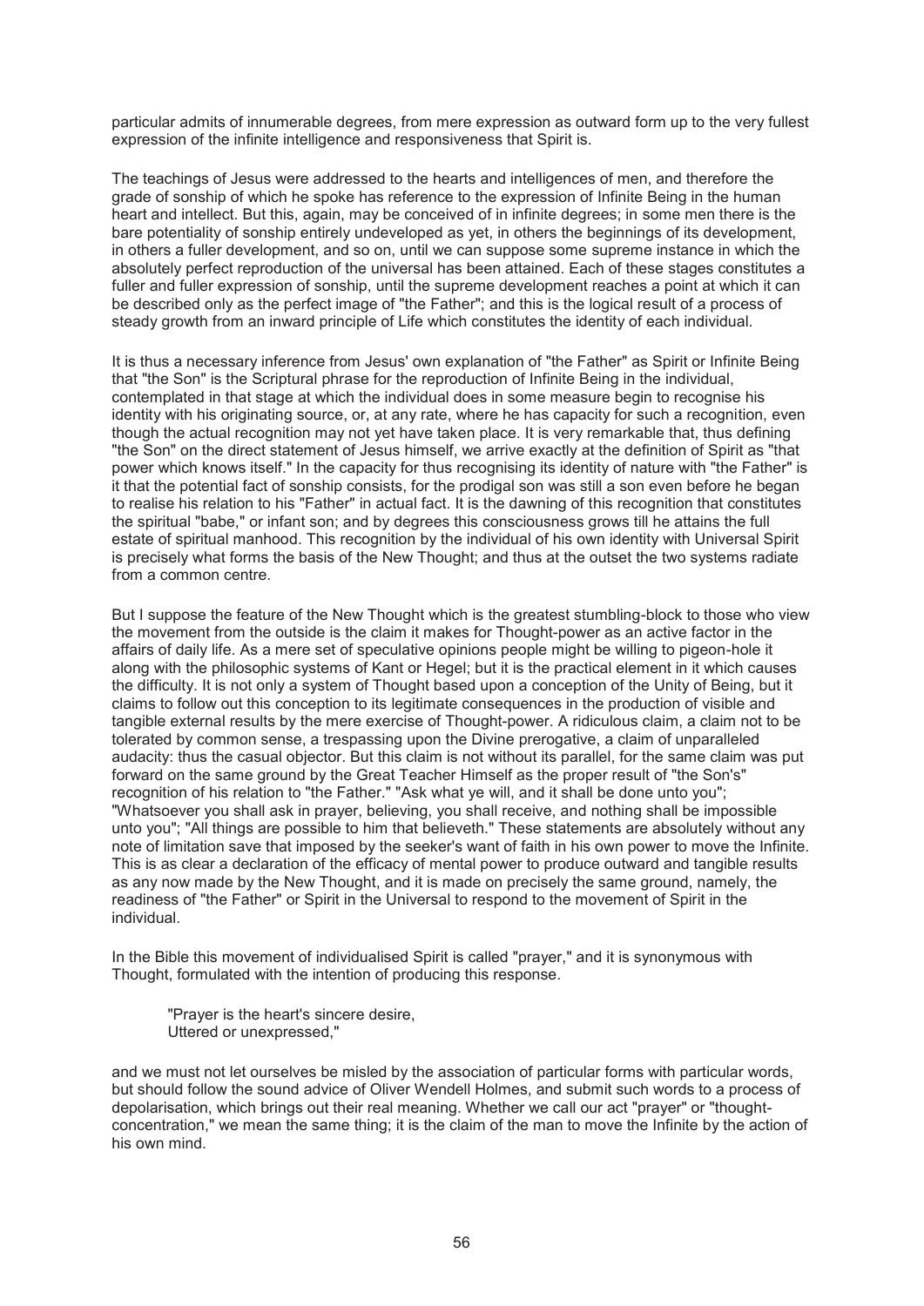particular admits of innumerable degrees, from mere expression as outward form up to the very fullest expression of the infinite intelligence and responsiveness that Spirit is.

The teachings of Jesus were addressed to the hearts and intelligences of men, and therefore the grade of sonship of which he spoke has reference to the expression of Infinite Being in the human heart and intellect. But this, again, may be conceived of in infinite degrees; in some men there is the bare potentiality of sonship entirely undeveloped as yet, in others the beginnings of its development, in others a fuller development, and so on, until we can suppose some supreme instance in which the absolutely perfect reproduction of the universal has been attained. Each of these stages constitutes a fuller and fuller expression of sonship, until the supreme development reaches a point at which it can be described only as the perfect image of "the Father"; and this is the logical result of a process of steady growth from an inward principle of Life which constitutes the identity of each individual.

It is thus a necessary inference from Jesus' own explanation of "the Father" as Spirit or Infinite Being that "the Son" is the Scriptural phrase for the reproduction of Infinite Being in the individual, contemplated in that stage at which the individual does in some measure begin to recognise his identity with his originating source, or, at any rate, where he has capacity for such a recognition, even though the actual recognition may not yet have taken place. It is very remarkable that, thus defining "the Son" on the direct statement of Jesus himself, we arrive exactly at the definition of Spirit as "that power which knows itself." In the capacity for thus recognising its identity of nature with "the Father" is it that the potential fact of sonship consists, for the prodigal son was still a son even before he began to realise his relation to his "Father" in actual fact. It is the dawning of this recognition that constitutes the spiritual "babe," or infant son; and by degrees this consciousness grows till he attains the full estate of spiritual manhood. This recognition by the individual of his own identity with Universal Spirit is precisely what forms the basis of the New Thought; and thus at the outset the two systems radiate from a common centre.

But I suppose the feature of the New Thought which is the greatest stumbling-block to those who view the movement from the outside is the claim it makes for Thought-power as an active factor in the affairs of daily life. As a mere set of speculative opinions people might be willing to pigeon-hole it along with the philosophic systems of Kant or Hegel; but it is the practical element in it which causes the difficulty. It is not only a system of Thought based upon a conception of the Unity of Being, but it claims to follow out this conception to its legitimate consequences in the production of visible and tangible external results by the mere exercise of Thought-power. A ridiculous claim, a claim not to be tolerated by common sense, a trespassing upon the Divine prerogative, a claim of unparalleled audacity: thus the casual objector. But this claim is not without its parallel, for the same claim was put forward on the same ground by the Great Teacher Himself as the proper result of "the Son's" recognition of his relation to "the Father." "Ask what ye will, and it shall be done unto you"; "Whatsoever you shall ask in prayer, believing, you shall receive, and nothing shall be impossible unto you"; "All things are possible to him that believeth." These statements are absolutely without any note of limitation save that imposed by the seeker's want of faith in his own power to move the Infinite. This is as clear a declaration of the efficacy of mental power to produce outward and tangible results as any now made by the New Thought, and it is made on precisely the same ground, namely, the readiness of "the Father" or Spirit in the Universal to respond to the movement of Spirit in the individual.

In the Bible this movement of individualised Spirit is called "prayer," and it is synonymous with Thought, formulated with the intention of producing this response.

> "Prayer is the heart's sincere desire,
> Uttered or unexpressed,"

and we must not let ourselves be misled by the association of particular forms with particular words, but should follow the sound advice of Oliver Wendell Holmes, and submit such words to a process of depolarisation, which brings out their real meaning. Whether we call our act "prayer" or "thought-concentration," we mean the same thing; it is the claim of the man to move the Infinite by the action of his own mind.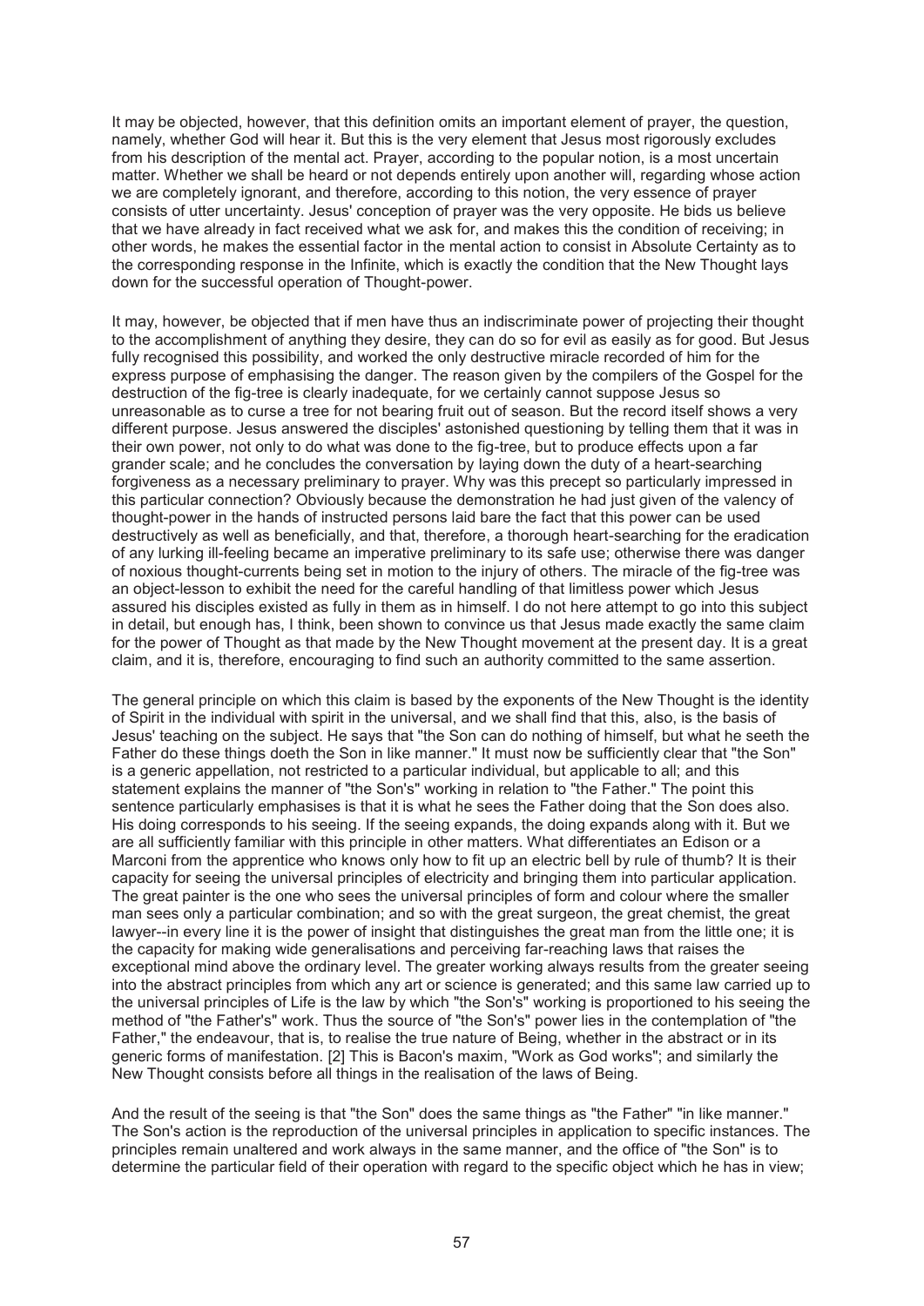It may be objected, however, that this definition omits an important element of prayer, the question, namely, whether God will hear it. But this is the very element that Jesus most rigorously excludes from his description of the mental act. Prayer, according to the popular notion, is a most uncertain matter. Whether we shall be heard or not depends entirely upon another will, regarding whose action we are completely ignorant, and therefore, according to this notion, the very essence of prayer consists of utter uncertainty. Jesus' conception of prayer was the very opposite. He bids us believe that we have already in fact received what we ask for, and makes this the condition of receiving; in other words, he makes the essential factor in the mental action to consist in Absolute Certainty as to the corresponding response in the Infinite, which is exactly the condition that the New Thought lays down for the successful operation of Thought-power.

It may, however, be objected that if men have thus an indiscriminate power of projecting their thought to the accomplishment of anything they desire, they can do so for evil as easily as for good. But Jesus fully recognised this possibility, and worked the only destructive miracle recorded of him for the express purpose of emphasising the danger. The reason given by the compilers of the Gospel for the destruction of the fig-tree is clearly inadequate, for we certainly cannot suppose Jesus so unreasonable as to curse a tree for not bearing fruit out of season. But the record itself shows a very different purpose. Jesus answered the disciples' astonished questioning by telling them that it was in their own power, not only to do what was done to the fig-tree, but to produce effects upon a far grander scale; and he concludes the conversation by laying down the duty of a heart-searching forgiveness as a necessary preliminary to prayer. Why was this precept so particularly impressed in this particular connection? Obviously because the demonstration he had just given of the valency of thought-power in the hands of instructed persons laid bare the fact that this power can be used destructively as well as beneficially, and that, therefore, a thorough heart-searching for the eradication of any lurking ill-feeling became an imperative preliminary to its safe use; otherwise there was danger of noxious thought-currents being set in motion to the injury of others. The miracle of the fig-tree was an object-lesson to exhibit the need for the careful handling of that limitless power which Jesus assured his disciples existed as fully in them as in himself. I do not here attempt to go into this subject in detail, but enough has, I think, been shown to convince us that Jesus made exactly the same claim for the power of Thought as that made by the New Thought movement at the present day. It is a great claim, and it is, therefore, encouraging to find such an authority committed to the same assertion.

The general principle on which this claim is based by the exponents of the New Thought is the identity of Spirit in the individual with spirit in the universal, and we shall find that this, also, is the basis of Jesus' teaching on the subject. He says that "the Son can do nothing of himself, but what he seeth the Father do these things doeth the Son in like manner." It must now be sufficiently clear that "the Son" is a generic appellation, not restricted to a particular individual, but applicable to all; and this statement explains the manner of "the Son's" working in relation to "the Father." The point this sentence particularly emphasises is that it is what he sees the Father doing that the Son does also. His doing corresponds to his seeing. If the seeing expands, the doing expands along with it. But we are all sufficiently familiar with this principle in other matters. What differentiates an Edison or a Marconi from the apprentice who knows only how to fit up an electric bell by rule of thumb? It is their capacity for seeing the universal principles of electricity and bringing them into particular application. The great painter is the one who sees the universal principles of form and colour where the smaller man sees only a particular combination; and so with the great surgeon, the great chemist, the great lawyer--in every line it is the power of insight that distinguishes the great man from the little one; it is the capacity for making wide generalisations and perceiving far-reaching laws that raises the exceptional mind above the ordinary level. The greater working always results from the greater seeing into the abstract principles from which any art or science is generated; and this same law carried up to the universal principles of Life is the law by which "the Son's" working is proportioned to his seeing the method of "the Father's" work. Thus the source of "the Son's" power lies in the contemplation of "the Father," the endeavour, that is, to realise the true nature of Being, whether in the abstract or in its generic forms of manifestation. [2] This is Bacon's maxim, "Work as God works"; and similarly the New Thought consists before all things in the realisation of the laws of Being.

And the result of the seeing is that "the Son" does the same things as "the Father" "in like manner." The Son's action is the reproduction of the universal principles in application to specific instances. The principles remain unaltered and work always in the same manner, and the office of "the Son" is to determine the particular field of their operation with regard to the specific object which he has in view;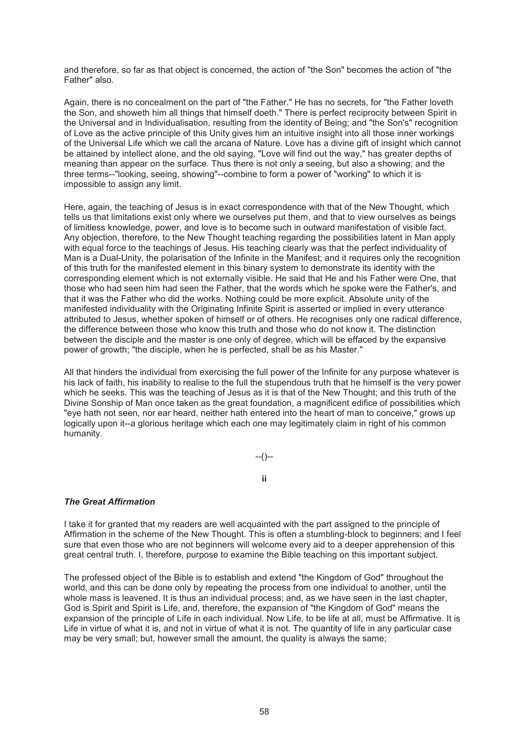and therefore, so far as that object is concerned, the action of "the Son" becomes the action of "the Father" also.

Again, there is no concealment on the part of "the Father." He has no secrets, for "the Father loveth the Son, and showeth him all things that himself doeth." There is perfect reciprocity between Spirit in the Universal and in Individualisation, resulting from the identity of Being; and "the Son's" recognition of Love as the active principle of this Unity gives him an intuitive insight into all those inner workings of the Universal Life which we call the arcana of Nature. Love has a divine gift of insight which cannot be attained by intellect alone, and the old saying, "Love will find out the way," has greater depths of meaning than appear on the surface. Thus there is not only a seeing, but also a showing; and the three terms--"looking, seeing, showing"--combine to form a power of "working" to which it is impossible to assign any limit.

Here, again, the teaching of Jesus is in exact correspondence with that of the New Thought, which tells us that limitations exist only where we ourselves put them, and that to view ourselves as beings of limitless knowledge, power, and love is to become such in outward manifestation of visible fact. Any objection, therefore, to the New Thought teaching regarding the possibilities latent in Man apply with equal force to the teachings of Jesus. His teaching clearly was that the perfect individuality of Man is a Dual-Unity, the polarisation of the Infinite in the Manifest; and it requires only the recognition of this truth for the manifested element in this binary system to demonstrate its identity with the corresponding element which is not externally visible. He said that He and his Father were One, that those who had seen him had seen the Father, that the words which he spoke were the Father's, and that it was the Father who did the works. Nothing could be more explicit. Absolute unity of the manifested individuality with the Originating Infinite Spirit is asserted or implied in every utterance attributed to Jesus, whether spoken of himself or of others. He recognises only one radical difference, the difference between those who know this truth and those who do not know it. The distinction between the disciple and the master is one only of degree, which will be effaced by the expansive power of growth; "the disciple, when he is perfected, shall be as his Master."

All that hinders the individual from exercising the full power of the Infinite for any purpose whatever is his lack of faith, his inability to realise to the full the stupendous truth that he himself is the very power which he seeks. This was the teaching of Jesus as it is that of the New Thought; and this truth of the Divine Sonship of Man once taken as the great foundation, a magnificent edifice of possibilities which "eye hath not seen, nor ear heard, neither hath entered into the heart of man to conceive," grows up logically upon it--a glorious heritage which each one may legitimately claim in right of his common humanity.

--()--

**ii**

### *The Great Affirmation*

I take it for granted that my readers are well acquainted with the part assigned to the principle of Affirmation in the scheme of the New Thought. This is often a stumbling-block to beginners; and I feel sure that even those who are not beginners will welcome every aid to a deeper apprehension of this great central truth. I, therefore, purpose to examine the Bible teaching on this important subject.

The professed object of the Bible is to establish and extend "the Kingdom of God" throughout the world, and this can be done only by repeating the process from one individual to another, until the whole mass is leavened. It is thus an individual process; and, as we have seen in the last chapter, God is Spirit and Spirit is Life, and, therefore, the expansion of "the Kingdom of God" means the expansion of the principle of Life in each individual. Now Life, to be life at all, must be Affirmative. It is Life in virtue of what it is, and not in virtue of what it is not. The quantity of life in any particular case may be very small; but, however small the amount, the quality is always the same;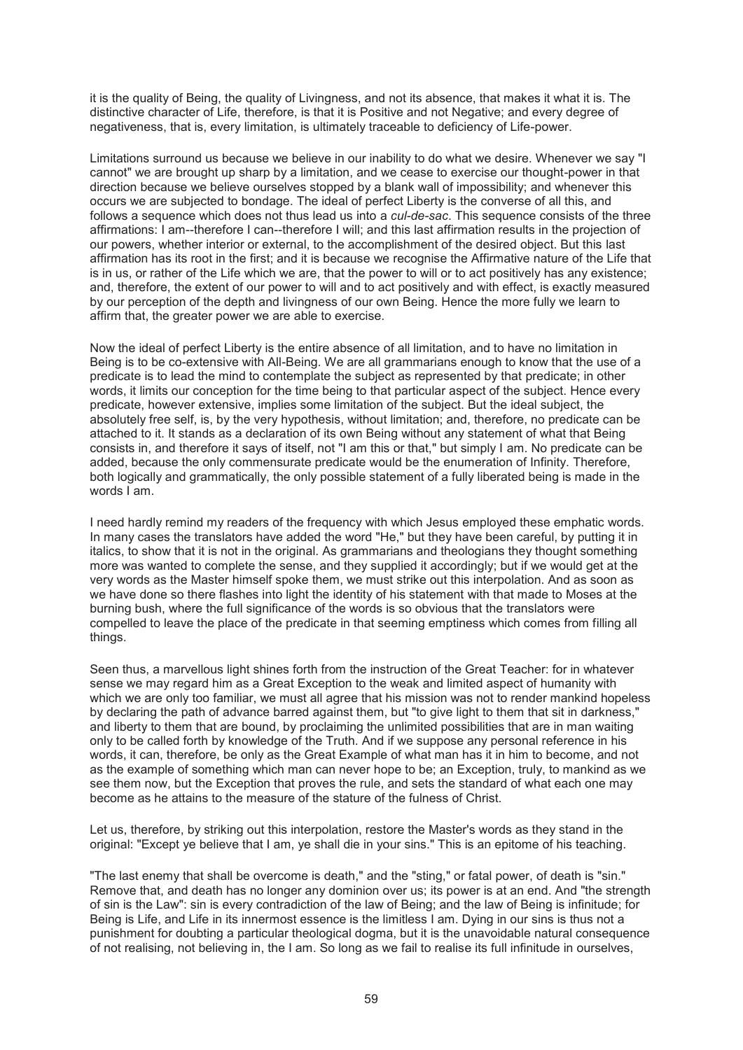it is the quality of Being, the quality of Livingness, and not its absence, that makes it what it is. The distinctive character of Life, therefore, is that it is Positive and not Negative; and every degree of negativeness, that is, every limitation, is ultimately traceable to deficiency of Life-power.

Limitations surround us because we believe in our inability to do what we desire. Whenever we say "I cannot" we are brought up sharp by a limitation, and we cease to exercise our thought-power in that direction because we believe ourselves stopped by a blank wall of impossibility; and whenever this occurs we are subjected to bondage. The ideal of perfect Liberty is the converse of all this, and follows a sequence which does not thus lead us into a *cul-de-sac*. This sequence consists of the three affirmations: I am--therefore I can--therefore I will; and this last affirmation results in the projection of our powers, whether interior or external, to the accomplishment of the desired object. But this last affirmation has its root in the first; and it is because we recognise the Affirmative nature of the Life that is in us, or rather of the Life which we are, that the power to will or to act positively has any existence; and, therefore, the extent of our power to will and to act positively and with effect, is exactly measured by our perception of the depth and livingness of our own Being. Hence the more fully we learn to affirm that, the greater power we are able to exercise.

Now the ideal of perfect Liberty is the entire absence of all limitation, and to have no limitation in Being is to be co-extensive with All-Being. We are all grammarians enough to know that the use of a predicate is to lead the mind to contemplate the subject as represented by that predicate; in other words, it limits our conception for the time being to that particular aspect of the subject. Hence every predicate, however extensive, implies some limitation of the subject. But the ideal subject, the absolutely free self, is, by the very hypothesis, without limitation; and, therefore, no predicate can be attached to it. It stands as a declaration of its own Being without any statement of what that Being consists in, and therefore it says of itself, not "I am this or that," but simply I am. No predicate can be added, because the only commensurate predicate would be the enumeration of Infinity. Therefore, both logically and grammatically, the only possible statement of a fully liberated being is made in the words I am.

I need hardly remind my readers of the frequency with which Jesus employed these emphatic words. In many cases the translators have added the word "He," but they have been careful, by putting it in italics, to show that it is not in the original. As grammarians and theologians they thought something more was wanted to complete the sense, and they supplied it accordingly; but if we would get at the very words as the Master himself spoke them, we must strike out this interpolation. And as soon as we have done so there flashes into light the identity of his statement with that made to Moses at the burning bush, where the full significance of the words is so obvious that the translators were compelled to leave the place of the predicate in that seeming emptiness which comes from filling all things.

Seen thus, a marvellous light shines forth from the instruction of the Great Teacher: for in whatever sense we may regard him as a Great Exception to the weak and limited aspect of humanity with which we are only too familiar, we must all agree that his mission was not to render mankind hopeless by declaring the path of advance barred against them, but "to give light to them that sit in darkness," and liberty to them that are bound, by proclaiming the unlimited possibilities that are in man waiting only to be called forth by knowledge of the Truth. And if we suppose any personal reference in his words, it can, therefore, be only as the Great Example of what man has it in him to become, and not as the example of something which man can never hope to be; an Exception, truly, to mankind as we see them now, but the Exception that proves the rule, and sets the standard of what each one may become as he attains to the measure of the stature of the fulness of Christ.

Let us, therefore, by striking out this interpolation, restore the Master's words as they stand in the original: "Except ye believe that I am, ye shall die in your sins." This is an epitome of his teaching.

"The last enemy that shall be overcome is death," and the "sting," or fatal power, of death is "sin." Remove that, and death has no longer any dominion over us; its power is at an end. And "the strength of sin is the Law": sin is every contradiction of the law of Being; and the law of Being is infinitude; for Being is Life, and Life in its innermost essence is the limitless I am. Dying in our sins is thus not a punishment for doubting a particular theological dogma, but it is the unavoidable natural consequence of not realising, not believing in, the I am. So long as we fail to realise its full infinitude in ourselves,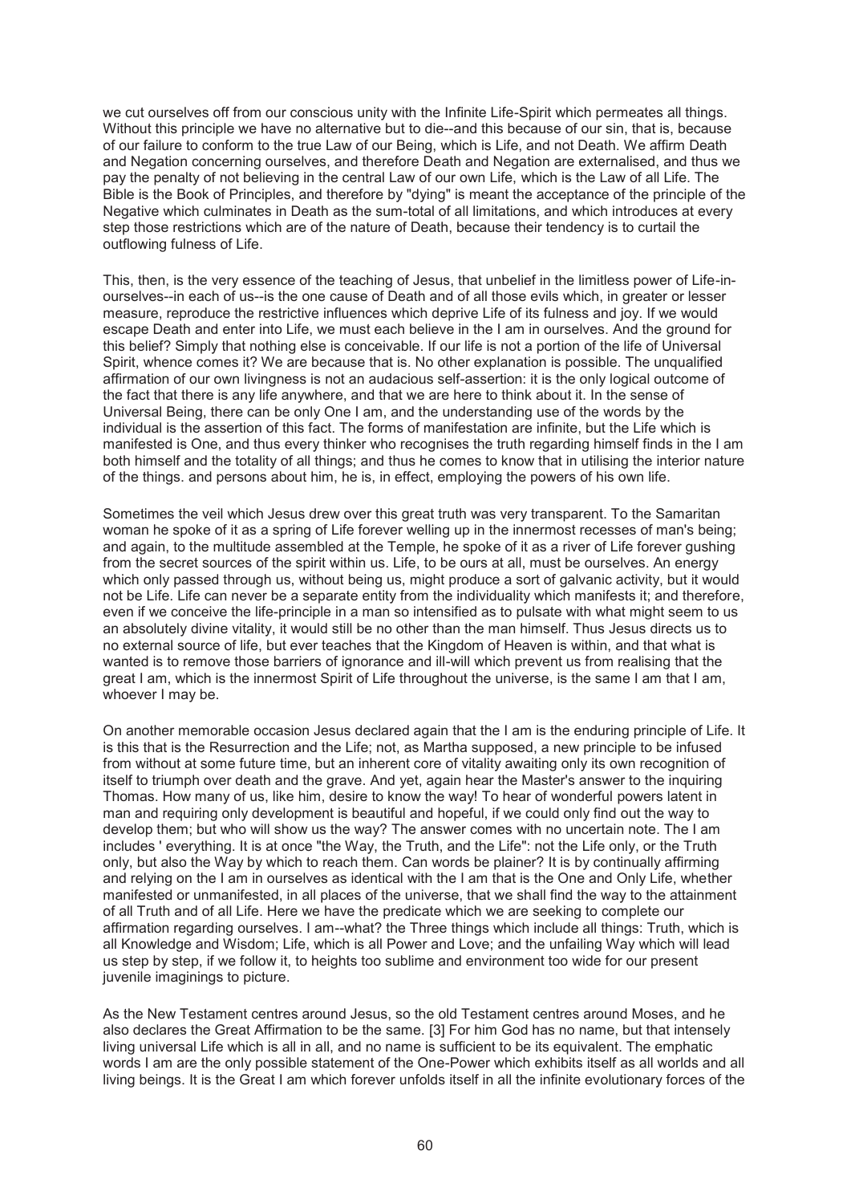we cut ourselves off from our conscious unity with the Infinite Life-Spirit which permeates all things. Without this principle we have no alternative but to die--and this because of our sin, that is, because of our failure to conform to the true Law of our Being, which is Life, and not Death. We affirm Death and Negation concerning ourselves, and therefore Death and Negation are externalised, and thus we pay the penalty of not believing in the central Law of our own Life, which is the Law of all Life. The Bible is the Book of Principles, and therefore by "dying" is meant the acceptance of the principle of the Negative which culminates in Death as the sum-total of all limitations, and which introduces at every step those restrictions which are of the nature of Death, because their tendency is to curtail the outflowing fulness of Life.

This, then, is the very essence of the teaching of Jesus, that unbelief in the limitless power of Life-in-ourselves--in each of us--is the one cause of Death and of all those evils which, in greater or lesser measure, reproduce the restrictive influences which deprive Life of its fulness and joy. If we would escape Death and enter into Life, we must each believe in the I am in ourselves. And the ground for this belief? Simply that nothing else is conceivable. If our life is not a portion of the life of Universal Spirit, whence comes it? We are because that is. No other explanation is possible. The unqualified affirmation of our own livingness is not an audacious self-assertion: it is the only logical outcome of the fact that there is any life anywhere, and that we are here to think about it. In the sense of Universal Being, there can be only One I am, and the understanding use of the words by the individual is the assertion of this fact. The forms of manifestation are infinite, but the Life which is manifested is One, and thus every thinker who recognises the truth regarding himself finds in the I am both himself and the totality of all things; and thus he comes to know that in utilising the interior nature of the things. and persons about him, he is, in effect, employing the powers of his own life.

Sometimes the veil which Jesus drew over this great truth was very transparent. To the Samaritan woman he spoke of it as a spring of Life forever welling up in the innermost recesses of man's being; and again, to the multitude assembled at the Temple, he spoke of it as a river of Life forever gushing from the secret sources of the spirit within us. Life, to be ours at all, must be ourselves. An energy which only passed through us, without being us, might produce a sort of galvanic activity, but it would not be Life. Life can never be a separate entity from the individuality which manifests it; and therefore, even if we conceive the life-principle in a man so intensified as to pulsate with what might seem to us an absolutely divine vitality, it would still be no other than the man himself. Thus Jesus directs us to no external source of life, but ever teaches that the Kingdom of Heaven is within, and that what is wanted is to remove those barriers of ignorance and ill-will which prevent us from realising that the great I am, which is the innermost Spirit of Life throughout the universe, is the same I am that I am, whoever I may be.

On another memorable occasion Jesus declared again that the I am is the enduring principle of Life. It is this that is the Resurrection and the Life; not, as Martha supposed, a new principle to be infused from without at some future time, but an inherent core of vitality awaiting only its own recognition of itself to triumph over death and the grave. And yet, again hear the Master's answer to the inquiring Thomas. How many of us, like him, desire to know the way! To hear of wonderful powers latent in man and requiring only development is beautiful and hopeful, if we could only find out the way to develop them; but who will show us the way? The answer comes with no uncertain note. The I am includes ' everything. It is at once "the Way, the Truth, and the Life": not the Life only, or the Truth only, but also the Way by which to reach them. Can words be plainer? It is by continually affirming and relying on the I am in ourselves as identical with the I am that is the One and Only Life, whether manifested or unmanifested, in all places of the universe, that we shall find the way to the attainment of all Truth and of all Life. Here we have the predicate which we are seeking to complete our affirmation regarding ourselves. I am--what? the Three things which include all things: Truth, which is all Knowledge and Wisdom; Life, which is all Power and Love; and the unfailing Way which will lead us step by step, if we follow it, to heights too sublime and environment too wide for our present juvenile imaginings to picture.

As the New Testament centres around Jesus, so the old Testament centres around Moses, and he also declares the Great Affirmation to be the same. [3] For him God has no name, but that intensely living universal Life which is all in all, and no name is sufficient to be its equivalent. The emphatic words I am are the only possible statement of the One-Power which exhibits itself as all worlds and all living beings. It is the Great I am which forever unfolds itself in all the infinite evolutionary forces of the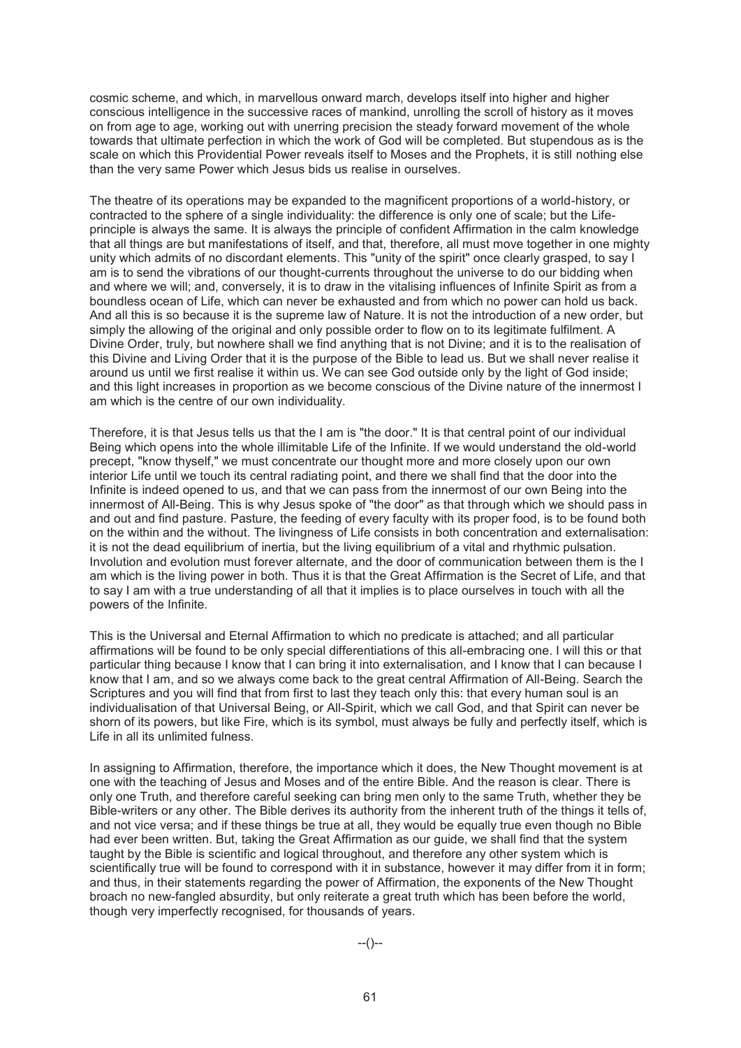cosmic scheme, and which, in marvellous onward march, develops itself into higher and higher conscious intelligence in the successive races of mankind, unrolling the scroll of history as it moves on from age to age, working out with unerring precision the steady forward movement of the whole towards that ultimate perfection in which the work of God will be completed. But stupendous as is the scale on which this Providential Power reveals itself to Moses and the Prophets, it is still nothing else than the very same Power which Jesus bids us realise in ourselves.

The theatre of its operations may be expanded to the magnificent proportions of a world-history, or contracted to the sphere of a single individuality: the difference is only one of scale; but the Life-principle is always the same. It is always the principle of confident Affirmation in the calm knowledge that all things are but manifestations of itself, and that, therefore, all must move together in one mighty unity which admits of no discordant elements. This "unity of the spirit" once clearly grasped, to say I am is to send the vibrations of our thought-currents throughout the universe to do our bidding when and where we will; and, conversely, it is to draw in the vitalising influences of Infinite Spirit as from a boundless ocean of Life, which can never be exhausted and from which no power can hold us back. And all this is so because it is the supreme law of Nature. It is not the introduction of a new order, but simply the allowing of the original and only possible order to flow on to its legitimate fulfilment. A Divine Order, truly, but nowhere shall we find anything that is not Divine; and it is to the realisation of this Divine and Living Order that it is the purpose of the Bible to lead us. But we shall never realise it around us until we first realise it within us. We can see God outside only by the light of God inside; and this light increases in proportion as we become conscious of the Divine nature of the innermost I am which is the centre of our own individuality.

Therefore, it is that Jesus tells us that the I am is "the door." It is that central point of our individual Being which opens into the whole illimitable Life of the Infinite. If we would understand the old-world precept, "know thyself," we must concentrate our thought more and more closely upon our own interior Life until we touch its central radiating point, and there we shall find that the door into the Infinite is indeed opened to us, and that we can pass from the innermost of our own Being into the innermost of All-Being. This is why Jesus spoke of "the door" as that through which we should pass in and out and find pasture. Pasture, the feeding of every faculty with its proper food, is to be found both on the within and the without. The livingness of Life consists in both concentration and externalisation: it is not the dead equilibrium of inertia, but the living equilibrium of a vital and rhythmic pulsation. Involution and evolution must forever alternate, and the door of communication between them is the I am which is the living power in both. Thus it is that the Great Affirmation is the Secret of Life, and that to say I am with a true understanding of all that it implies is to place ourselves in touch with all the powers of the Infinite.

This is the Universal and Eternal Affirmation to which no predicate is attached; and all particular affirmations will be found to be only special differentiations of this all-embracing one. I will this or that particular thing because I know that I can bring it into externalisation, and I know that I can because I know that I am, and so we always come back to the great central Affirmation of All-Being. Search the Scriptures and you will find that from first to last they teach only this: that every human soul is an individualisation of that Universal Being, or All-Spirit, which we call God, and that Spirit can never be shorn of its powers, but like Fire, which is its symbol, must always be fully and perfectly itself, which is Life in all its unlimited fulness.

In assigning to Affirmation, therefore, the importance which it does, the New Thought movement is at one with the teaching of Jesus and Moses and of the entire Bible. And the reason is clear. There is only one Truth, and therefore careful seeking can bring men only to the same Truth, whether they be Bible-writers or any other. The Bible derives its authority from the inherent truth of the things it tells of, and not vice versa; and if these things be true at all, they would be equally true even though no Bible had ever been written. But, taking the Great Affirmation as our guide, we shall find that the system taught by the Bible is scientific and logical throughout, and therefore any other system which is scientifically true will be found to correspond with it in substance, however it may differ from it in form; and thus, in their statements regarding the power of Affirmation, the exponents of the New Thought broach no new-fangled absurdity, but only reiterate a great truth which has been before the world, though very imperfectly recognised, for thousands of years.

--()--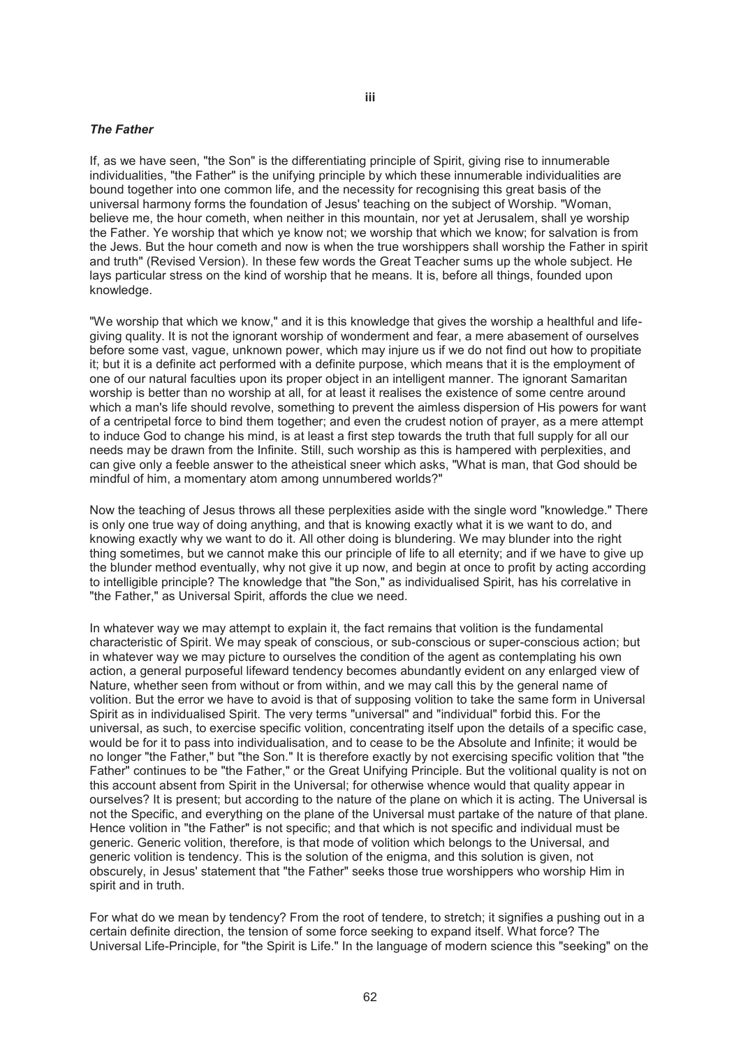### iii

### *The Father*

If, as we have seen, "the Son" is the differentiating principle of Spirit, giving rise to innumerable individualities, "the Father" is the unifying principle by which these innumerable individualities are bound together into one common life, and the necessity for recognising this great basis of the universal harmony forms the foundation of Jesus' teaching on the subject of Worship. "Woman, believe me, the hour cometh, when neither in this mountain, nor yet at Jerusalem, shall ye worship the Father. Ye worship that which ye know not; we worship that which we know; for salvation is from the Jews. But the hour cometh and now is when the true worshippers shall worship the Father in spirit and truth" (Revised Version). In these few words the Great Teacher sums up the whole subject. He lays particular stress on the kind of worship that he means. It is, before all things, founded upon knowledge.

"We worship that which we know," and it is this knowledge that gives the worship a healthful and life-giving quality. It is not the ignorant worship of wonderment and fear, a mere abasement of ourselves before some vast, vague, unknown power, which may injure us if we do not find out how to propitiate it; but it is a definite act performed with a definite purpose, which means that it is the employment of one of our natural faculties upon its proper object in an intelligent manner. The ignorant Samaritan worship is better than no worship at all, for at least it realises the existence of some centre around which a man's life should revolve, something to prevent the aimless dispersion of His powers for want of a centripetal force to bind them together; and even the crudest notion of prayer, as a mere attempt to induce God to change his mind, is at least a first step towards the truth that full supply for all our needs may be drawn from the Infinite. Still, such worship as this is hampered with perplexities, and can give only a feeble answer to the atheistical sneer which asks, "What is man, that God should be mindful of him, a momentary atom among unnumbered worlds?"

Now the teaching of Jesus throws all these perplexities aside with the single word "knowledge." There is only one true way of doing anything, and that is knowing exactly what it is we want to do, and knowing exactly why we want to do it. All other doing is blundering. We may blunder into the right thing sometimes, but we cannot make this our principle of life to all eternity; and if we have to give up the blunder method eventually, why not give it up now, and begin at once to profit by acting according to intelligible principle? The knowledge that "the Son," as individualised Spirit, has his correlative in "the Father," as Universal Spirit, affords the clue we need.

In whatever way we may attempt to explain it, the fact remains that volition is the fundamental characteristic of Spirit. We may speak of conscious, or sub-conscious or super-conscious action; but in whatever way we may picture to ourselves the condition of the agent as contemplating his own action, a general purposeful lifeward tendency becomes abundantly evident on any enlarged view of Nature, whether seen from without or from within, and we may call this by the general name of volition. But the error we have to avoid is that of supposing volition to take the same form in Universal Spirit as in individualised Spirit. The very terms "universal" and "individual" forbid this. For the universal, as such, to exercise specific volition, concentrating itself upon the details of a specific case, would be for it to pass into individualisation, and to cease to be the Absolute and Infinite; it would be no longer "the Father," but "the Son." It is therefore exactly by not exercising specific volition that "the Father" continues to be "the Father," or the Great Unifying Principle. But the volitional quality is not on this account absent from Spirit in the Universal; for otherwise whence would that quality appear in ourselves? It is present; but according to the nature of the plane on which it is acting. The Universal is not the Specific, and everything on the plane of the Universal must partake of the nature of that plane. Hence volition in "the Father" is not specific; and that which is not specific and individual must be generic. Generic volition, therefore, is that mode of volition which belongs to the Universal, and generic volition is tendency. This is the solution of the enigma, and this solution is given, not obscurely, in Jesus' statement that "the Father" seeks those true worshippers who worship Him in spirit and in truth.

For what do we mean by tendency? From the root of tendere, to stretch; it signifies a pushing out in a certain definite direction, the tension of some force seeking to expand itself. What force? The Universal Life-Principle, for "the Spirit is Life." In the language of modern science this "seeking" on the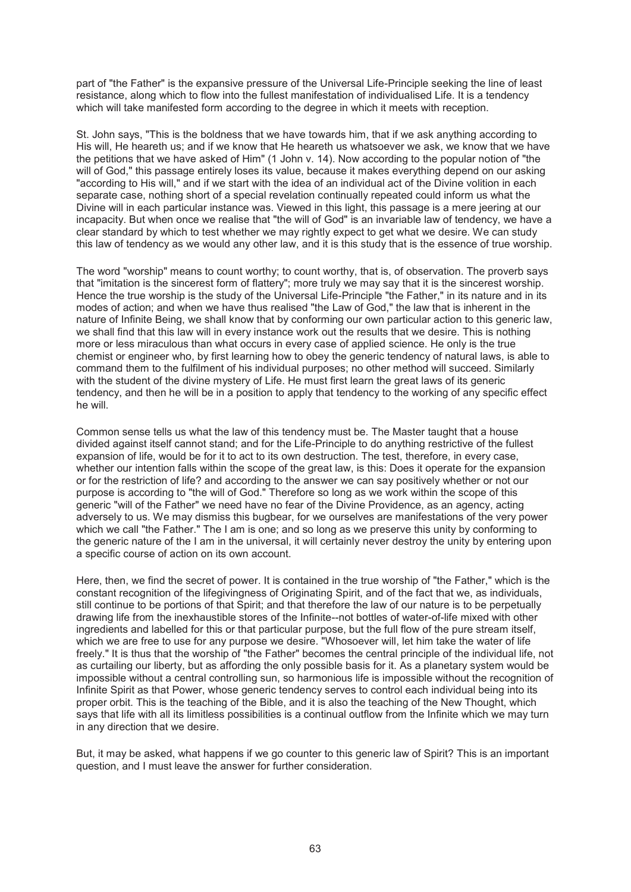part of "the Father" is the expansive pressure of the Universal Life-Principle seeking the line of least resistance, along which to flow into the fullest manifestation of individualised Life. It is a tendency which will take manifested form according to the degree in which it meets with reception.

St. John says, "This is the boldness that we have towards him, that if we ask anything according to His will, He heareth us; and if we know that He heareth us whatsoever we ask, we know that we have the petitions that we have asked of Him" (1 John v. 14). Now according to the popular notion of "the will of God," this passage entirely loses its value, because it makes everything depend on our asking "according to His will," and if we start with the idea of an individual act of the Divine volition in each separate case, nothing short of a special revelation continually repeated could inform us what the Divine will in each particular instance was. Viewed in this light, this passage is a mere jeering at our incapacity. But when once we realise that "the will of God" is an invariable law of tendency, we have a clear standard by which to test whether we may rightly expect to get what we desire. We can study this law of tendency as we would any other law, and it is this study that is the essence of true worship.

The word "worship" means to count worthy; to count worthy, that is, of observation. The proverb says that "imitation is the sincerest form of flattery"; more truly we may say that it is the sincerest worship. Hence the true worship is the study of the Universal Life-Principle "the Father," in its nature and in its modes of action; and when we have thus realised "the Law of God," the law that is inherent in the nature of Infinite Being, we shall know that by conforming our own particular action to this generic law, we shall find that this law will in every instance work out the results that we desire. This is nothing more or less miraculous than what occurs in every case of applied science. He only is the true chemist or engineer who, by first learning how to obey the generic tendency of natural laws, is able to command them to the fulfilment of his individual purposes; no other method will succeed. Similarly with the student of the divine mystery of Life. He must first learn the great laws of its generic tendency, and then he will be in a position to apply that tendency to the working of any specific effect he will.

Common sense tells us what the law of this tendency must be. The Master taught that a house divided against itself cannot stand; and for the Life-Principle to do anything restrictive of the fullest expansion of life, would be for it to act to its own destruction. The test, therefore, in every case, whether our intention falls within the scope of the great law, is this: Does it operate for the expansion or for the restriction of life? and according to the answer we can say positively whether or not our purpose is according to "the will of God." Therefore so long as we work within the scope of this generic "will of the Father" we need have no fear of the Divine Providence, as an agency, acting adversely to us. We may dismiss this bugbear, for we ourselves are manifestations of the very power which we call "the Father." The I am is one; and so long as we preserve this unity by conforming to the generic nature of the I am in the universal, it will certainly never destroy the unity by entering upon a specific course of action on its own account.

Here, then, we find the secret of power. It is contained in the true worship of "the Father," which is the constant recognition of the lifegivingness of Originating Spirit, and of the fact that we, as individuals, still continue to be portions of that Spirit; and that therefore the law of our nature is to be perpetually drawing life from the inexhaustible stores of the Infinite--not bottles of water-of-life mixed with other ingredients and labelled for this or that particular purpose, but the full flow of the pure stream itself, which we are free to use for any purpose we desire. "Whosoever will, let him take the water of life freely." It is thus that the worship of "the Father" becomes the central principle of the individual life, not as curtailing our liberty, but as affording the only possible basis for it. As a planetary system would be impossible without a central controlling sun, so harmonious life is impossible without the recognition of Infinite Spirit as that Power, whose generic tendency serves to control each individual being into its proper orbit. This is the teaching of the Bible, and it is also the teaching of the New Thought, which says that life with all its limitless possibilities is a continual outflow from the Infinite which we may turn in any direction that we desire.

But, it may be asked, what happens if we go counter to this generic law of Spirit? This is an important question, and I must leave the answer for further consideration.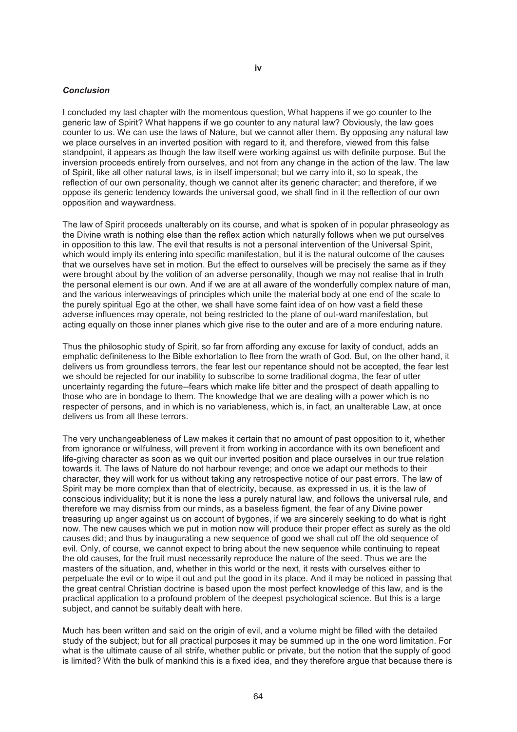## iv

### *Conclusion*

I concluded my last chapter with the momentous question, What happens if we go counter to the generic law of Spirit? What happens if we go counter to any natural law? Obviously, the law goes counter to us. We can use the laws of Nature, but we cannot alter them. By opposing any natural law we place ourselves in an inverted position with regard to it, and therefore, viewed from this false standpoint, it appears as though the law itself were working against us with definite purpose. But the inversion proceeds entirely from ourselves, and not from any change in the action of the law. The law of Spirit, like all other natural laws, is in itself impersonal; but we carry into it, so to speak, the reflection of our own personality, though we cannot alter its generic character; and therefore, if we oppose its generic tendency towards the universal good, we shall find in it the reflection of our own opposition and waywardness.

The law of Spirit proceeds unalterably on its course, and what is spoken of in popular phraseology as the Divine wrath is nothing else than the reflex action which naturally follows when we put ourselves in opposition to this law. The evil that results is not a personal intervention of the Universal Spirit, which would imply its entering into specific manifestation, but it is the natural outcome of the causes that we ourselves have set in motion. But the effect to ourselves will be precisely the same as if they were brought about by the volition of an adverse personality, though we may not realise that in truth the personal element is our own. And if we are at all aware of the wonderfully complex nature of man, and the various interweavings of principles which unite the material body at one end of the scale to the purely spiritual Ego at the other, we shall have some faint idea of on how vast a field these adverse influences may operate, not being restricted to the plane of out-ward manifestation, but acting equally on those inner planes which give rise to the outer and are of a more enduring nature.

Thus the philosophic study of Spirit, so far from affording any excuse for laxity of conduct, adds an emphatic definiteness to the Bible exhortation to flee from the wrath of God. But, on the other hand, it delivers us from groundless terrors, the fear lest our repentance should not be accepted, the fear lest we should be rejected for our inability to subscribe to some traditional dogma, the fear of utter uncertainty regarding the future--fears which make life bitter and the prospect of death appalling to those who are in bondage to them. The knowledge that we are dealing with a power which is no respecter of persons, and in which is no variableness, which is, in fact, an unalterable Law, at once delivers us from all these terrors.

The very unchangeableness of Law makes it certain that no amount of past opposition to it, whether from ignorance or wilfulness, will prevent it from working in accordance with its own beneficent and life-giving character as soon as we quit our inverted position and place ourselves in our true relation towards it. The laws of Nature do not harbour revenge; and once we adapt our methods to their character, they will work for us without taking any retrospective notice of our past errors. The law of Spirit may be more complex than that of electricity, because, as expressed in us, it is the law of conscious individuality; but it is none the less a purely natural law, and follows the universal rule, and therefore we may dismiss from our minds, as a baseless figment, the fear of any Divine power treasuring up anger against us on account of bygones, if we are sincerely seeking to do what is right now. The new causes which we put in motion now will produce their proper effect as surely as the old causes did; and thus by inaugurating a new sequence of good we shall cut off the old sequence of evil. Only, of course, we cannot expect to bring about the new sequence while continuing to repeat the old causes, for the fruit must necessarily reproduce the nature of the seed. Thus we are the masters of the situation, and, whether in this world or the next, it rests with ourselves either to perpetuate the evil or to wipe it out and put the good in its place. And it may be noticed in passing that the great central Christian doctrine is based upon the most perfect knowledge of this law, and is the practical application to a profound problem of the deepest psychological science. But this is a large subject, and cannot be suitably dealt with here.

Much has been written and said on the origin of evil, and a volume might be filled with the detailed study of the subject; but for all practical purposes it may be summed up in the one word limitation. For what is the ultimate cause of all strife, whether public or private, but the notion that the supply of good is limited? With the bulk of mankind this is a fixed idea, and they therefore argue that because there is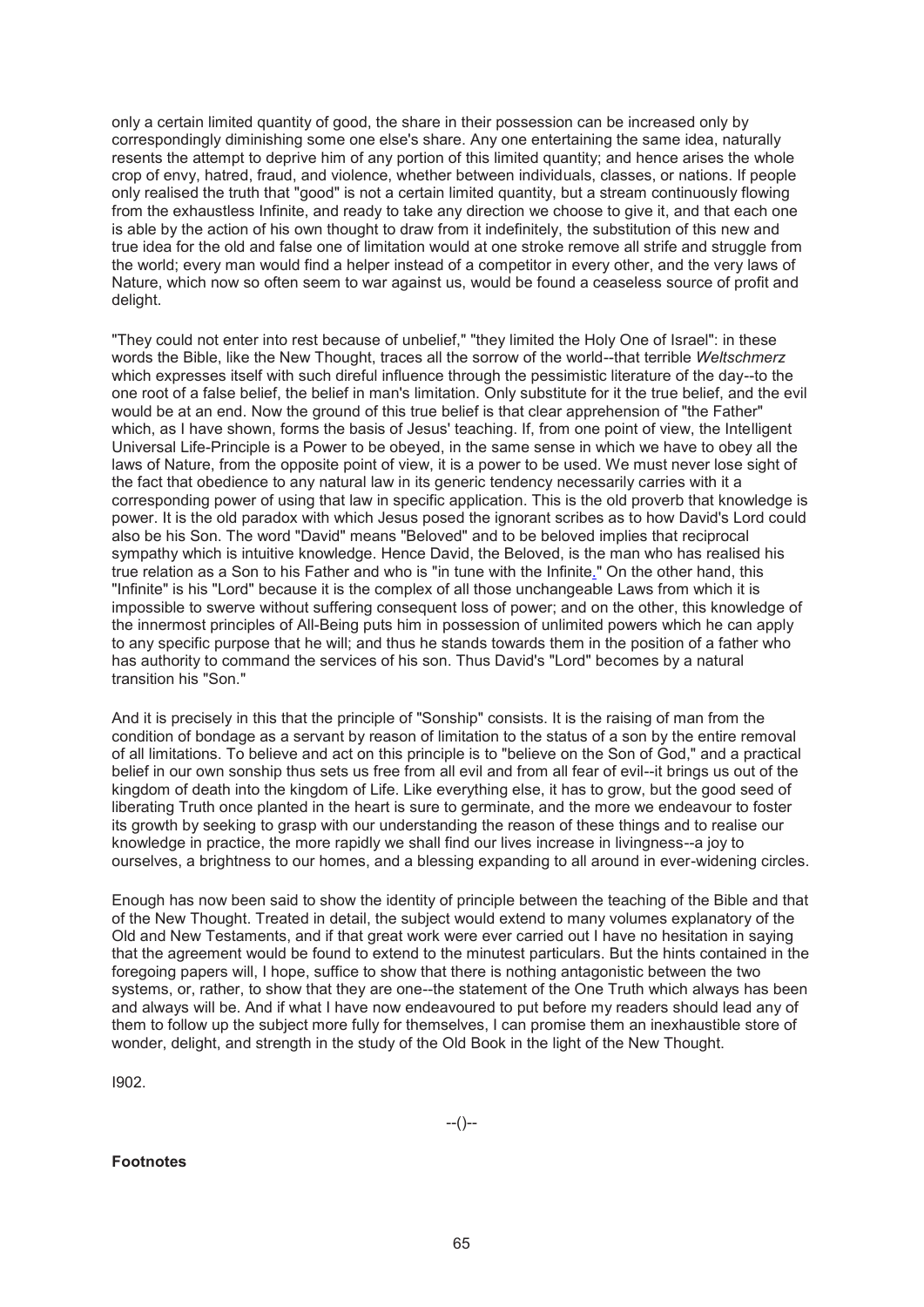only a certain limited quantity of good, the share in their possession can be increased only by correspondingly diminishing some one else's share. Any one entertaining the same idea, naturally resents the attempt to deprive him of any portion of this limited quantity; and hence arises the whole crop of envy, hatred, fraud, and violence, whether between individuals, classes, or nations. If people only realised the truth that "good" is not a certain limited quantity, but a stream continuously flowing from the exhaustless Infinite, and ready to take any direction we choose to give it, and that each one is able by the action of his own thought to draw from it indefinitely, the substitution of this new and true idea for the old and false one of limitation would at one stroke remove all strife and struggle from the world; every man would find a helper instead of a competitor in every other, and the very laws of Nature, which now so often seem to war against us, would be found a ceaseless source of profit and delight.

"They could not enter into rest because of unbelief," "they limited the Holy One of Israel": in these words the Bible, like the New Thought, traces all the sorrow of the world--that terrible *Weltschmerz* which expresses itself with such direful influence through the pessimistic literature of the day--to the one root of a false belief, the belief in man's limitation. Only substitute for it the true belief, and the evil would be at an end. Now the ground of this true belief is that clear apprehension of "the Father" which, as I have shown, forms the basis of Jesus' teaching. If, from one point of view, the Intelligent Universal Life-Principle is a Power to be obeyed, in the same sense in which we have to obey all the laws of Nature, from the opposite point of view, it is a power to be used. We must never lose sight of the fact that obedience to any natural law in its generic tendency necessarily carries with it a corresponding power of using that law in specific application. This is the old proverb that knowledge is power. It is the old paradox with which Jesus posed the ignorant scribes as to how David's Lord could also be his Son. The word "David" means "Beloved" and to be beloved implies that reciprocal sympathy which is intuitive knowledge. Hence David, the Beloved, is the man who has realised his true relation as a Son to his Father and who is "in tune with the Infinite." On the other hand, this "Infinite" is his "Lord" because it is the complex of all those unchangeable Laws from which it is impossible to swerve without suffering consequent loss of power; and on the other, this knowledge of the innermost principles of All-Being puts him in possession of unlimited powers which he can apply to any specific purpose that he will; and thus he stands towards them in the position of a father who has authority to command the services of his son. Thus David's "Lord" becomes by a natural transition his "Son."

And it is precisely in this that the principle of "Sonship" consists. It is the raising of man from the condition of bondage as a servant by reason of limitation to the status of a son by the entire removal of all limitations. To believe and act on this principle is to "believe on the Son of God," and a practical belief in our own sonship thus sets us free from all evil and from all fear of evil--it brings us out of the kingdom of death into the kingdom of Life. Like everything else, it has to grow, but the good seed of liberating Truth once planted in the heart is sure to germinate, and the more we endeavour to foster its growth by seeking to grasp with our understanding the reason of these things and to realise our knowledge in practice, the more rapidly we shall find our lives increase in livingness--a joy to ourselves, a brightness to our homes, and a blessing expanding to all around in ever-widening circles.

Enough has now been said to show the identity of principle between the teaching of the Bible and that of the New Thought. Treated in detail, the subject would extend to many volumes explanatory of the Old and New Testaments, and if that great work were ever carried out I have no hesitation in saying that the agreement would be found to extend to the minutest particulars. But the hints contained in the foregoing papers will, I hope, suffice to show that there is nothing antagonistic between the two systems, or, rather, to show that they are one--the statement of the One Truth which always has been and always will be. And if what I have now endeavoured to put before my readers should lead any of them to follow up the subject more fully for themselves, I can promise them an inexhaustible store of wonder, delight, and strength in the study of the Old Book in the light of the New Thought.

I902.

--()--

**Footnotes**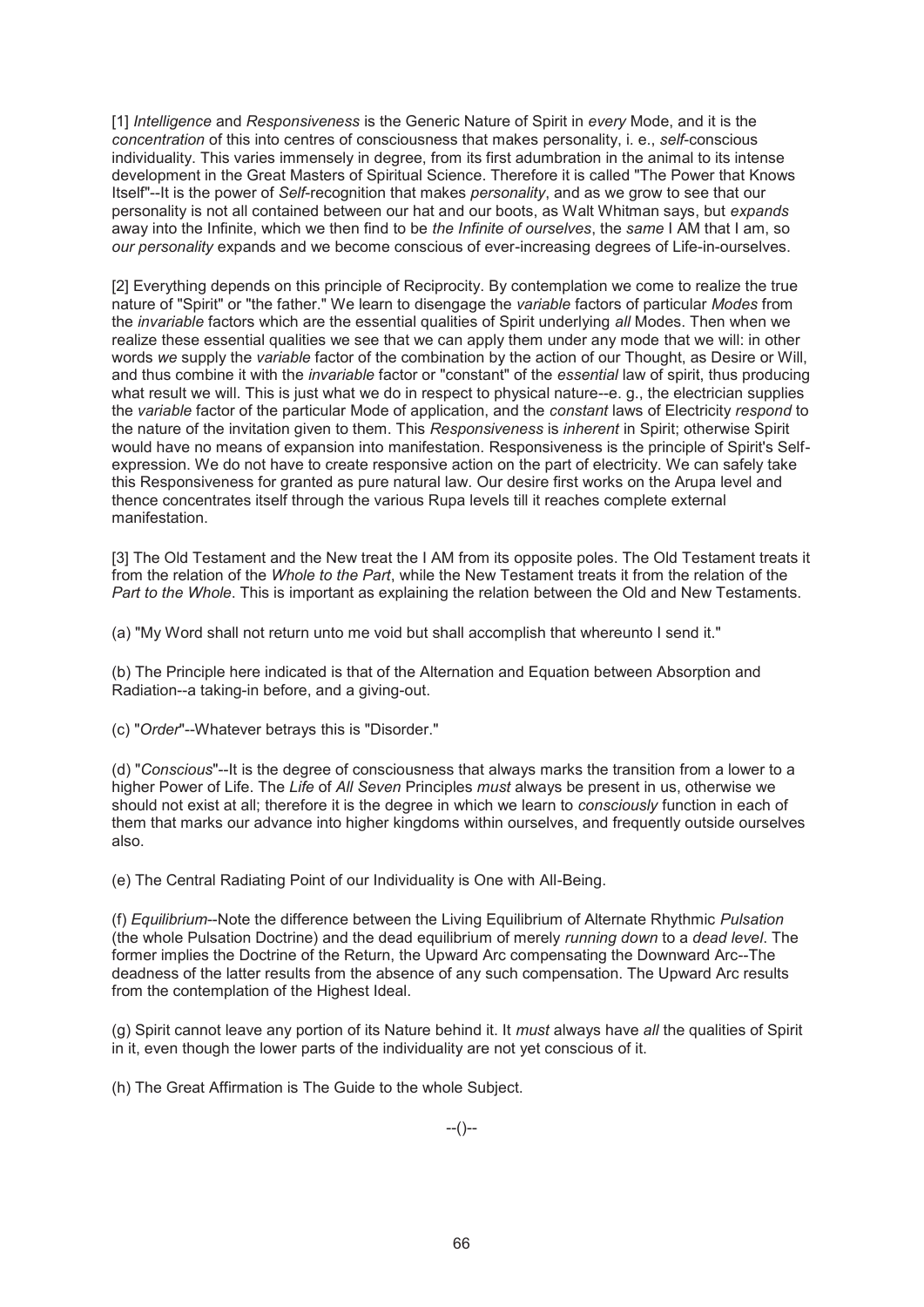[1] *Intelligence* and *Responsiveness* is the Generic Nature of Spirit in *every* Mode, and it is the *concentration* of this into centres of consciousness that makes personality, i. e., *self*-conscious individuality. This varies immensely in degree, from its first adumbration in the animal to its intense development in the Great Masters of Spiritual Science. Therefore it is called "The Power that Knows Itself"--It is the power of *Self*-recognition that makes *personality*, and as we grow to see that our personality is not all contained between our hat and our boots, as Walt Whitman says, but *expands* away into the Infinite, which we then find to be *the Infinite of ourselves*, the *same* I AM that I am, so *our personality* expands and we become conscious of ever-increasing degrees of Life-in-ourselves.

[2] Everything depends on this principle of Reciprocity. By contemplation we come to realize the true nature of "Spirit" or "the father." We learn to disengage the *variable* factors of particular *Modes* from the *invariable* factors which are the essential qualities of Spirit underlying *all* Modes. Then when we realize these essential qualities we see that we can apply them under any mode that we will: in other words *we* supply the *variable* factor of the combination by the action of our Thought, as Desire or Will, and thus combine it with the *invariable* factor or "constant" of the *essential* law of spirit, thus producing what result we will. This is just what we do in respect to physical nature--e. g., the electrician supplies the *variable* factor of the particular Mode of application, and the *constant* laws of Electricity *respond* to the nature of the invitation given to them. This *Responsiveness* is *inherent* in Spirit; otherwise Spirit would have no means of expansion into manifestation. Responsiveness is the principle of Spirit's Self-expression. We do not have to create responsive action on the part of electricity. We can safely take this Responsiveness for granted as pure natural law. Our desire first works on the Arupa level and thence concentrates itself through the various Rupa levels till it reaches complete external manifestation.

[3] The Old Testament and the New treat the I AM from its opposite poles. The Old Testament treats it from the relation of the *Whole to the Part*, while the New Testament treats it from the relation of the *Part to the Whole*. This is important as explaining the relation between the Old and New Testaments.

(a) "My Word shall not return unto me void but shall accomplish that whereunto I send it."

(b) The Principle here indicated is that of the Alternation and Equation between Absorption and Radiation--a taking-in before, and a giving-out.

(c) "*Order*"--Whatever betrays this is "Disorder."

(d) "*Conscious*"--It is the degree of consciousness that always marks the transition from a lower to a higher Power of Life. The *Life* of *All Seven* Principles *must* always be present in us, otherwise we should not exist at all; therefore it is the degree in which we learn to *consciously* function in each of them that marks our advance into higher kingdoms within ourselves, and frequently outside ourselves also.

(e) The Central Radiating Point of our Individuality is One with All-Being.

(f) *Equilibrium*--Note the difference between the Living Equilibrium of Alternate Rhythmic *Pulsation* (the whole Pulsation Doctrine) and the dead equilibrium of merely *running down* to a *dead level*. The former implies the Doctrine of the Return, the Upward Arc compensating the Downward Arc--The deadness of the latter results from the absence of any such compensation. The Upward Arc results from the contemplation of the Highest Ideal.

(g) Spirit cannot leave any portion of its Nature behind it. It *must* always have *all* the qualities of Spirit in it, even though the lower parts of the individuality are not yet conscious of it.

(h) The Great Affirmation is The Guide to the whole Subject.

--()--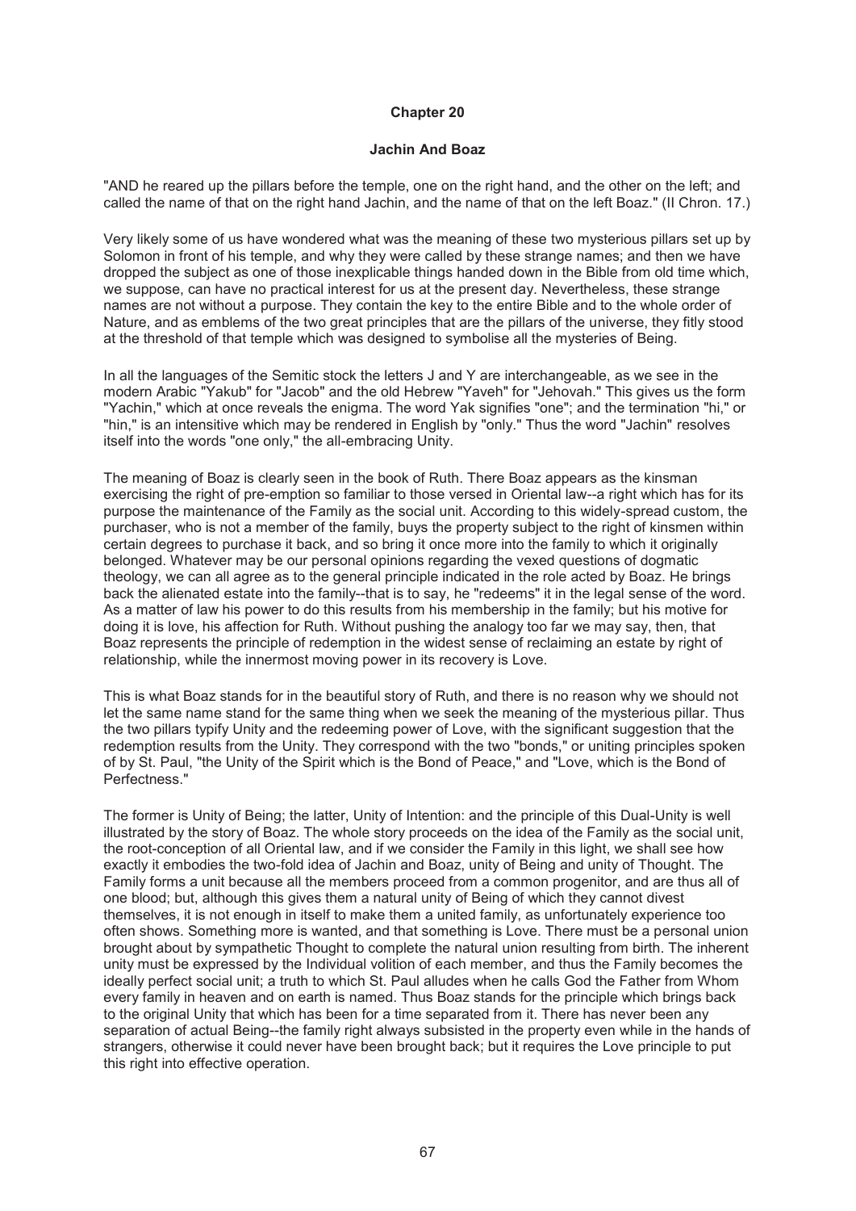## Chapter 20

### Jachin And Boaz

"AND he reared up the pillars before the temple, one on the right hand, and the other on the left; and called the name of that on the right hand Jachin, and the name of that on the left Boaz." (II Chron. 17.)

Very likely some of us have wondered what was the meaning of these two mysterious pillars set up by Solomon in front of his temple, and why they were called by these strange names; and then we have dropped the subject as one of those inexplicable things handed down in the Bible from old time which, we suppose, can have no practical interest for us at the present day. Nevertheless, these strange names are not without a purpose. They contain the key to the entire Bible and to the whole order of Nature, and as emblems of the two great principles that are the pillars of the universe, they fitly stood at the threshold of that temple which was designed to symbolise all the mysteries of Being.

In all the languages of the Semitic stock the letters J and Y are interchangeable, as we see in the modern Arabic "Yakub" for "Jacob" and the old Hebrew "Yaveh" for "Jehovah." This gives us the form "Yachin," which at once reveals the enigma. The word Yak signifies "one"; and the termination "hi," or "hin," is an intensitive which may be rendered in English by "only." Thus the word "Jachin" resolves itself into the words "one only," the all-embracing Unity.

The meaning of Boaz is clearly seen in the book of Ruth. There Boaz appears as the kinsman exercising the right of pre-emption so familiar to those versed in Oriental law--a right which has for its purpose the maintenance of the Family as the social unit. According to this widely-spread custom, the purchaser, who is not a member of the family, buys the property subject to the right of kinsmen within certain degrees to purchase it back, and so bring it once more into the family to which it originally belonged. Whatever may be our personal opinions regarding the vexed questions of dogmatic theology, we can all agree as to the general principle indicated in the role acted by Boaz. He brings back the alienated estate into the family--that is to say, he "redeems" it in the legal sense of the word. As a matter of law his power to do this results from his membership in the family; but his motive for doing it is love, his affection for Ruth. Without pushing the analogy too far we may say, then, that Boaz represents the principle of redemption in the widest sense of reclaiming an estate by right of relationship, while the innermost moving power in its recovery is Love.

This is what Boaz stands for in the beautiful story of Ruth, and there is no reason why we should not let the same name stand for the same thing when we seek the meaning of the mysterious pillar. Thus the two pillars typify Unity and the redeeming power of Love, with the significant suggestion that the redemption results from the Unity. They correspond with the two "bonds," or uniting principles spoken of by St. Paul, "the Unity of the Spirit which is the Bond of Peace," and "Love, which is the Bond of Perfectness."

The former is Unity of Being; the latter, Unity of Intention: and the principle of this Dual-Unity is well illustrated by the story of Boaz. The whole story proceeds on the idea of the Family as the social unit, the root-conception of all Oriental law, and if we consider the Family in this light, we shall see how exactly it embodies the two-fold idea of Jachin and Boaz, unity of Being and unity of Thought. The Family forms a unit because all the members proceed from a common progenitor, and are thus all of one blood; but, although this gives them a natural unity of Being of which they cannot divest themselves, it is not enough in itself to make them a united family, as unfortunately experience too often shows. Something more is wanted, and that something is Love. There must be a personal union brought about by sympathetic Thought to complete the natural union resulting from birth. The inherent unity must be expressed by the Individual volition of each member, and thus the Family becomes the ideally perfect social unit; a truth to which St. Paul alludes when he calls God the Father from Whom every family in heaven and on earth is named. Thus Boaz stands for the principle which brings back to the original Unity that which has been for a time separated from it. There has never been any separation of actual Being--the family right always subsisted in the property even while in the hands of strangers, otherwise it could never have been brought back; but it requires the Love principle to put this right into effective operation.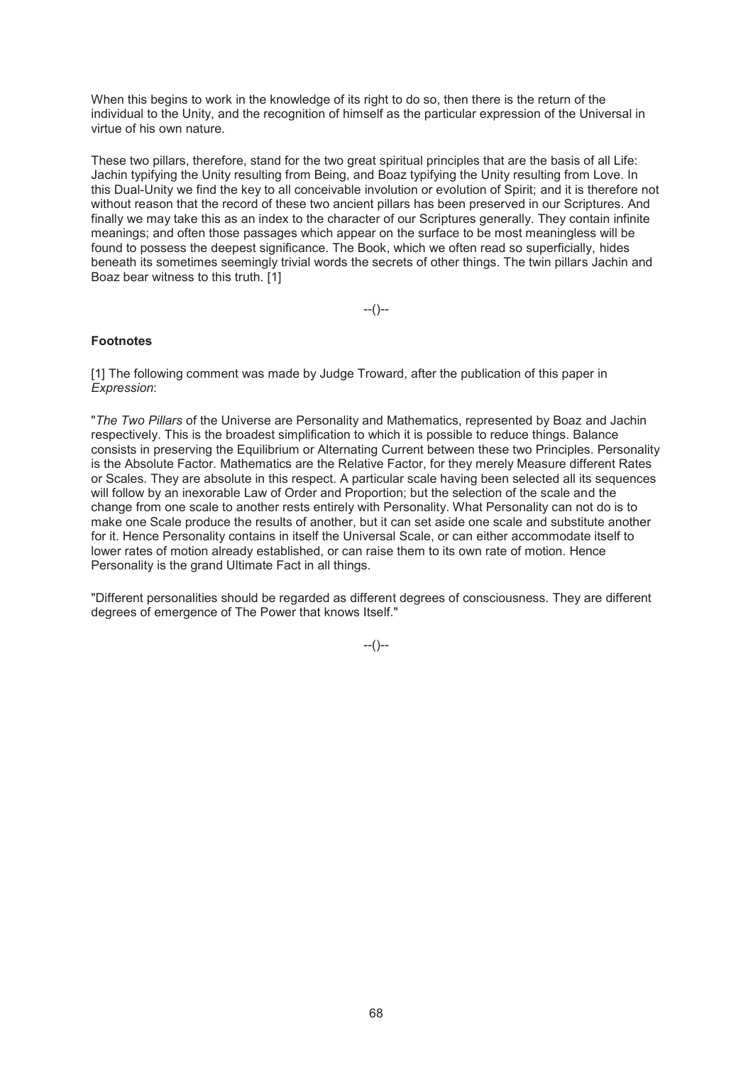When this begins to work in the knowledge of its right to do so, then there is the return of the individual to the Unity, and the recognition of himself as the particular expression of the Universal in virtue of his own nature.

These two pillars, therefore, stand for the two great spiritual principles that are the basis of all Life: Jachin typifying the Unity resulting from Being, and Boaz typifying the Unity resulting from Love. In this Dual-Unity we find the key to all conceivable involution or evolution of Spirit; and it is therefore not without reason that the record of these two ancient pillars has been preserved in our Scriptures. And finally we may take this as an index to the character of our Scriptures generally. They contain infinite meanings; and often those passages which appear on the surface to be most meaningless will be found to possess the deepest significance. The Book, which we often read so superficially, hides beneath its sometimes seemingly trivial words the secrets of other things. The twin pillars Jachin and Boaz bear witness to this truth. [1]

--()--

### Footnotes

[1] The following comment was made by Judge Troward, after the publication of this paper in *Expression*:

"*The Two Pillars* of the Universe are Personality and Mathematics, represented by Boaz and Jachin respectively. This is the broadest simplification to which it is possible to reduce things. Balance consists in preserving the Equilibrium or Alternating Current between these two Principles. Personality is the Absolute Factor. Mathematics are the Relative Factor, for they merely Measure different Rates or Scales. They are absolute in this respect. A particular scale having been selected all its sequences will follow by an inexorable Law of Order and Proportion; but the selection of the scale and the change from one scale to another rests entirely with Personality. What Personality can not do is to make one Scale produce the results of another, but it can set aside one scale and substitute another for it. Hence Personality contains in itself the Universal Scale, or can either accommodate itself to lower rates of motion already established, or can raise them to its own rate of motion. Hence Personality is the grand Ultimate Fact in all things.

"Different personalities should be regarded as different degrees of consciousness. They are different degrees of emergence of The Power that knows Itself."

--()--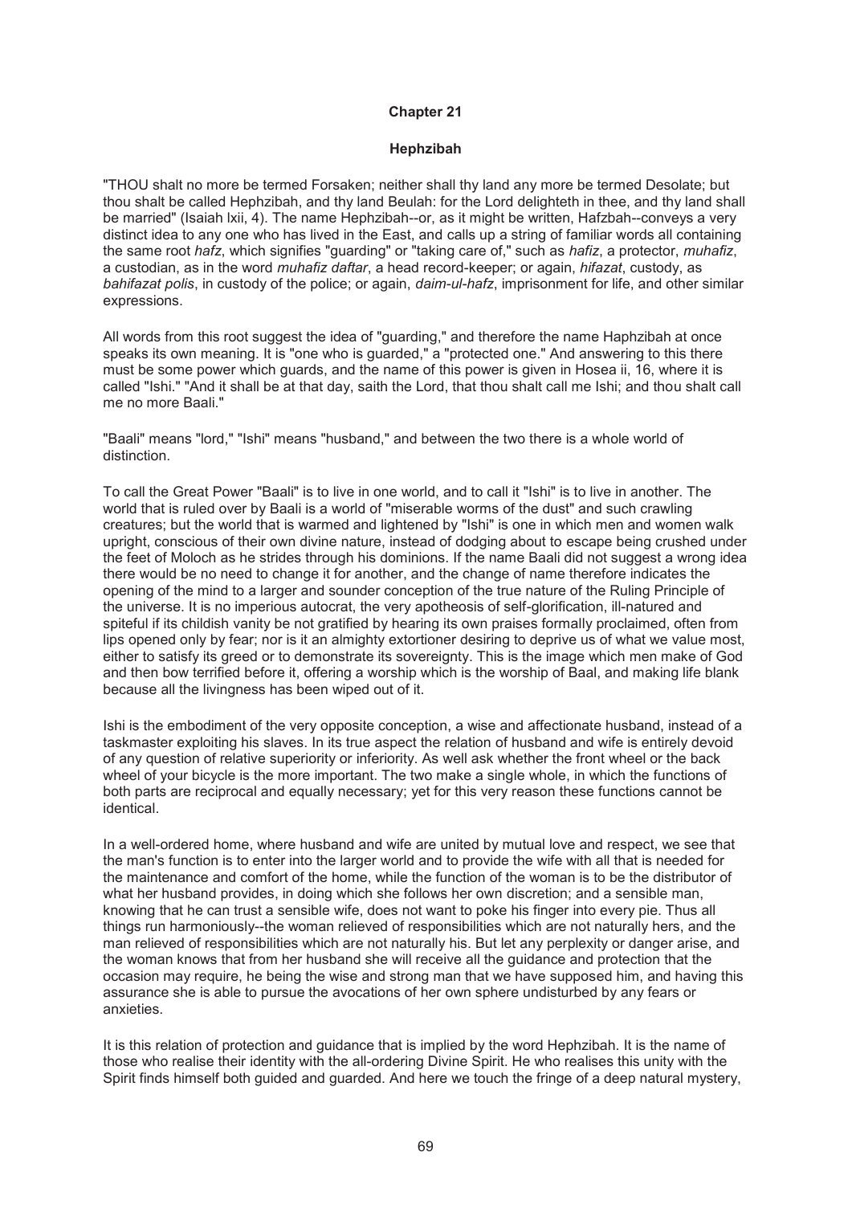# Chapter 21

## Hephzibah

"THOU shalt no more be termed Forsaken; neither shall thy land any more be termed Desolate; but thou shalt be called Hephzibah, and thy land Beulah: for the Lord delighteth in thee, and thy land shall be married" (Isaiah lxii, 4). The name Hephzibah--or, as it might be written, Hafzbah--conveys a very distinct idea to any one who has lived in the East, and calls up a string of familiar words all containing the same root *hafz*, which signifies "guarding" or "taking care of," such as *hafiz*, a protector, *muhafiz*, a custodian, as in the word *muhafiz daftar*, a head record-keeper; or again, *hifazat*, custody, as *bahifazat polis*, in custody of the police; or again, *daim-ul-hafz*, imprisonment for life, and other similar expressions.

All words from this root suggest the idea of "guarding," and therefore the name Haphzibah at once speaks its own meaning. It is "one who is guarded," a "protected one." And answering to this there must be some power which guards, and the name of this power is given in Hosea ii, 16, where it is called "Ishi." "And it shall be at that day, saith the Lord, that thou shalt call me Ishi; and thou shalt call me no more Baali."

"Baali" means "lord," "Ishi" means "husband," and between the two there is a whole world of distinction.

To call the Great Power "Baali" is to live in one world, and to call it "Ishi" is to live in another. The world that is ruled over by Baali is a world of "miserable worms of the dust" and such crawling creatures; but the world that is warmed and lightened by "Ishi" is one in which men and women walk upright, conscious of their own divine nature, instead of dodging about to escape being crushed under the feet of Moloch as he strides through his dominions. If the name Baali did not suggest a wrong idea there would be no need to change it for another, and the change of name therefore indicates the opening of the mind to a larger and sounder conception of the true nature of the Ruling Principle of the universe. It is no imperious autocrat, the very apotheosis of self-glorification, ill-natured and spiteful if its childish vanity be not gratified by hearing its own praises formally proclaimed, often from lips opened only by fear; nor is it an almighty extortioner desiring to deprive us of what we value most, either to satisfy its greed or to demonstrate its sovereignty. This is the image which men make of God and then bow terrified before it, offering a worship which is the worship of Baal, and making life blank because all the livingness has been wiped out of it.

Ishi is the embodiment of the very opposite conception, a wise and affectionate husband, instead of a taskmaster exploiting his slaves. In its true aspect the relation of husband and wife is entirely devoid of any question of relative superiority or inferiority. As well ask whether the front wheel or the back wheel of your bicycle is the more important. The two make a single whole, in which the functions of both parts are reciprocal and equally necessary; yet for this very reason these functions cannot be identical.

In a well-ordered home, where husband and wife are united by mutual love and respect, we see that the man's function is to enter into the larger world and to provide the wife with all that is needed for the maintenance and comfort of the home, while the function of the woman is to be the distributor of what her husband provides, in doing which she follows her own discretion; and a sensible man, knowing that he can trust a sensible wife, does not want to poke his finger into every pie. Thus all things run harmoniously--the woman relieved of responsibilities which are not naturally hers, and the man relieved of responsibilities which are not naturally his. But let any perplexity or danger arise, and the woman knows that from her husband she will receive all the guidance and protection that the occasion may require, he being the wise and strong man that we have supposed him, and having this assurance she is able to pursue the avocations of her own sphere undisturbed by any fears or anxieties.

It is this relation of protection and guidance that is implied by the word Hephzibah. It is the name of those who realise their identity with the all-ordering Divine Spirit. He who realises this unity with the Spirit finds himself both guided and guarded. And here we touch the fringe of a deep natural mystery,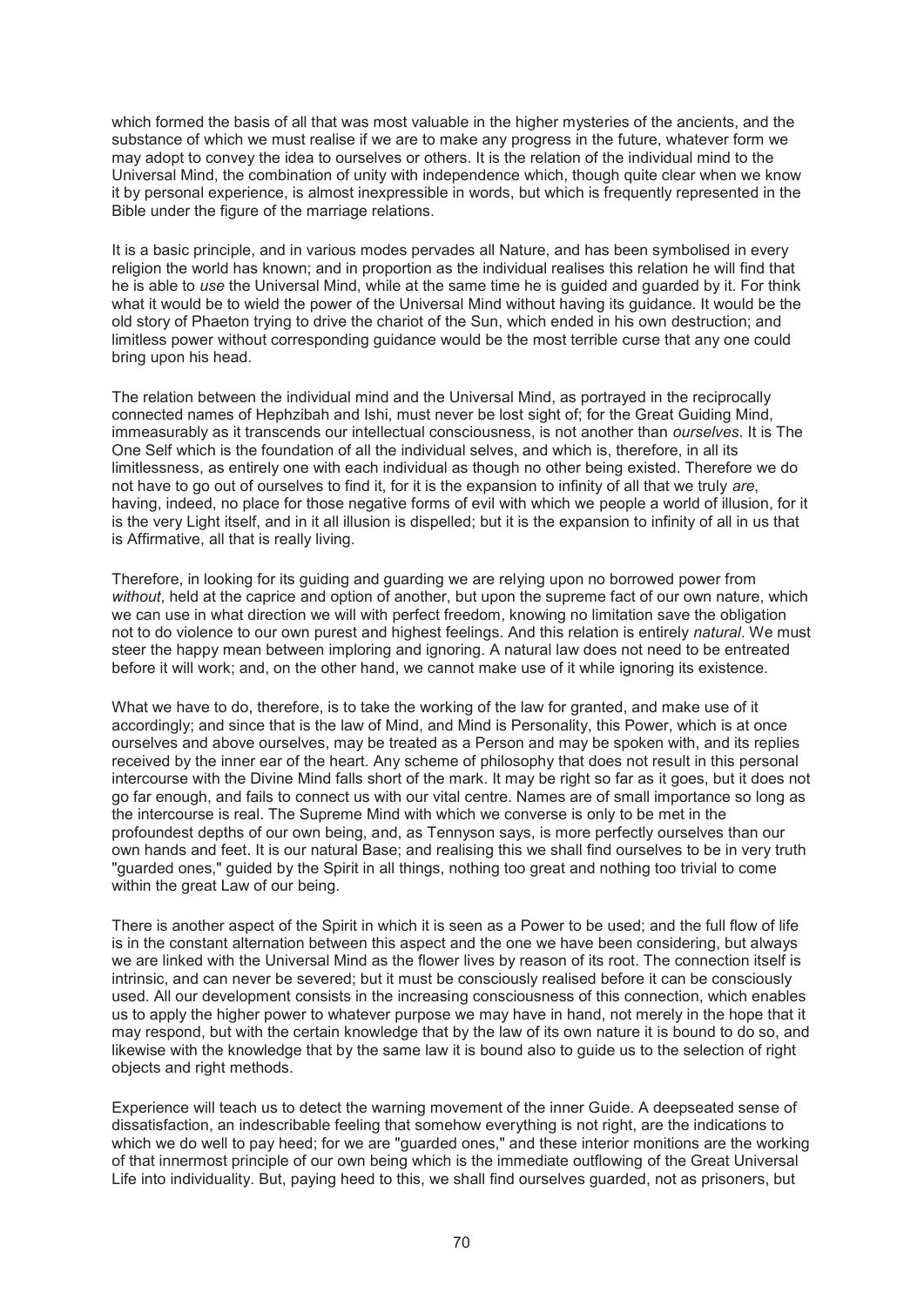which formed the basis of all that was most valuable in the higher mysteries of the ancients, and the substance of which we must realise if we are to make any progress in the future, whatever form we may adopt to convey the idea to ourselves or others. It is the relation of the individual mind to the Universal Mind, the combination of unity with independence which, though quite clear when we know it by personal experience, is almost inexpressible in words, but which is frequently represented in the Bible under the figure of the marriage relations.

It is a basic principle, and in various modes pervades all Nature, and has been symbolised in every religion the world has known; and in proportion as the individual realises this relation he will find that he is able to *use* the Universal Mind, while at the same time he is guided and guarded by it. For think what it would be to wield the power of the Universal Mind without having its guidance. It would be the old story of Phaeton trying to drive the chariot of the Sun, which ended in his own destruction; and limitless power without corresponding guidance would be the most terrible curse that any one could bring upon his head.

The relation between the individual mind and the Universal Mind, as portrayed in the reciprocally connected names of Hephzibah and Ishi, must never be lost sight of; for the Great Guiding Mind, immeasurably as it transcends our intellectual consciousness, is not another than *ourselves*. It is The One Self which is the foundation of all the individual selves, and which is, therefore, in all its limitlessness, as entirely one with each individual as though no other being existed. Therefore we do not have to go out of ourselves to find it, for it is the expansion to infinity of all that we truly *are*, having, indeed, no place for those negative forms of evil with which we people a world of illusion, for it is the very Light itself, and in it all illusion is dispelled; but it is the expansion to infinity of all in us that is Affirmative, all that is really living.

Therefore, in looking for its guiding and guarding we are relying upon no borrowed power from *without*, held at the caprice and option of another, but upon the supreme fact of our own nature, which we can use in what direction we will with perfect freedom, knowing no limitation save the obligation not to do violence to our own purest and highest feelings. And this relation is entirely *natural*. We must steer the happy mean between imploring and ignoring. A natural law does not need to be entreated before it will work; and, on the other hand, we cannot make use of it while ignoring its existence.

What we have to do, therefore, is to take the working of the law for granted, and make use of it accordingly; and since that is the law of Mind, and Mind is Personality, this Power, which is at once ourselves and above ourselves, may be treated as a Person and may be spoken with, and its replies received by the inner ear of the heart. Any scheme of philosophy that does not result in this personal intercourse with the Divine Mind falls short of the mark. It may be right so far as it goes, but it does not go far enough, and fails to connect us with our vital centre. Names are of small importance so long as the intercourse is real. The Supreme Mind with which we converse is only to be met in the profoundest depths of our own being, and, as Tennyson says, is more perfectly ourselves than our own hands and feet. It is our natural Base; and realising this we shall find ourselves to be in very truth "guarded ones," guided by the Spirit in all things, nothing too great and nothing too trivial to come within the great Law of our being.

There is another aspect of the Spirit in which it is seen as a Power to be used; and the full flow of life is in the constant alternation between this aspect and the one we have been considering, but always we are linked with the Universal Mind as the flower lives by reason of its root. The connection itself is intrinsic, and can never be severed; but it must be consciously realised before it can be consciously used. All our development consists in the increasing consciousness of this connection, which enables us to apply the higher power to whatever purpose we may have in hand, not merely in the hope that it may respond, but with the certain knowledge that by the law of its own nature it is bound to do so, and likewise with the knowledge that by the same law it is bound also to guide us to the selection of right objects and right methods.

Experience will teach us to detect the warning movement of the inner Guide. A deepseated sense of dissatisfaction, an indescribable feeling that somehow everything is not right, are the indications to which we do well to pay heed; for we are "guarded ones," and these interior monitions are the working of that innermost principle of our own being which is the immediate outflowing of the Great Universal Life into individuality. But, paying heed to this, we shall find ourselves guarded, not as prisoners, but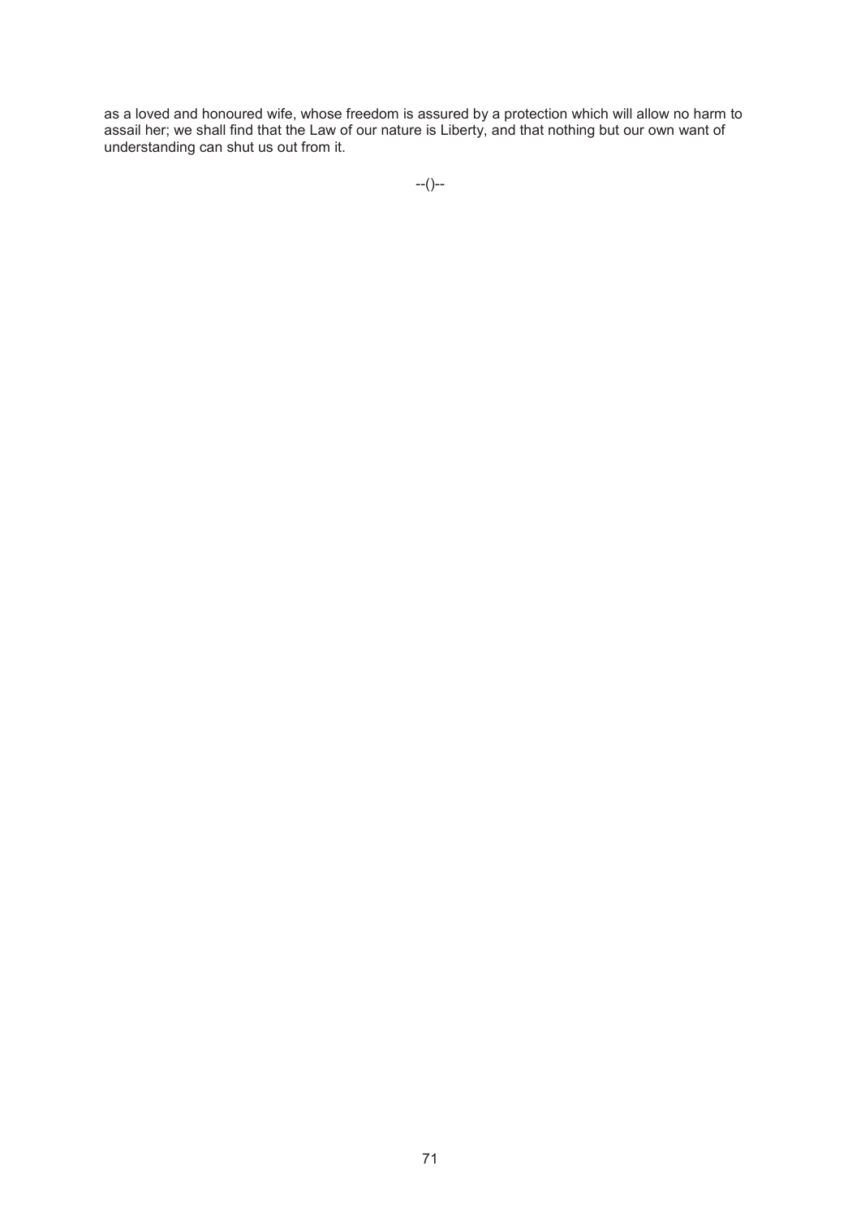as a loved and honoured wife, whose freedom is assured by a protection which will allow no harm to assail her; we shall find that the Law of our nature is Liberty, and that nothing but our own want of understanding can shut us out from it.

--()--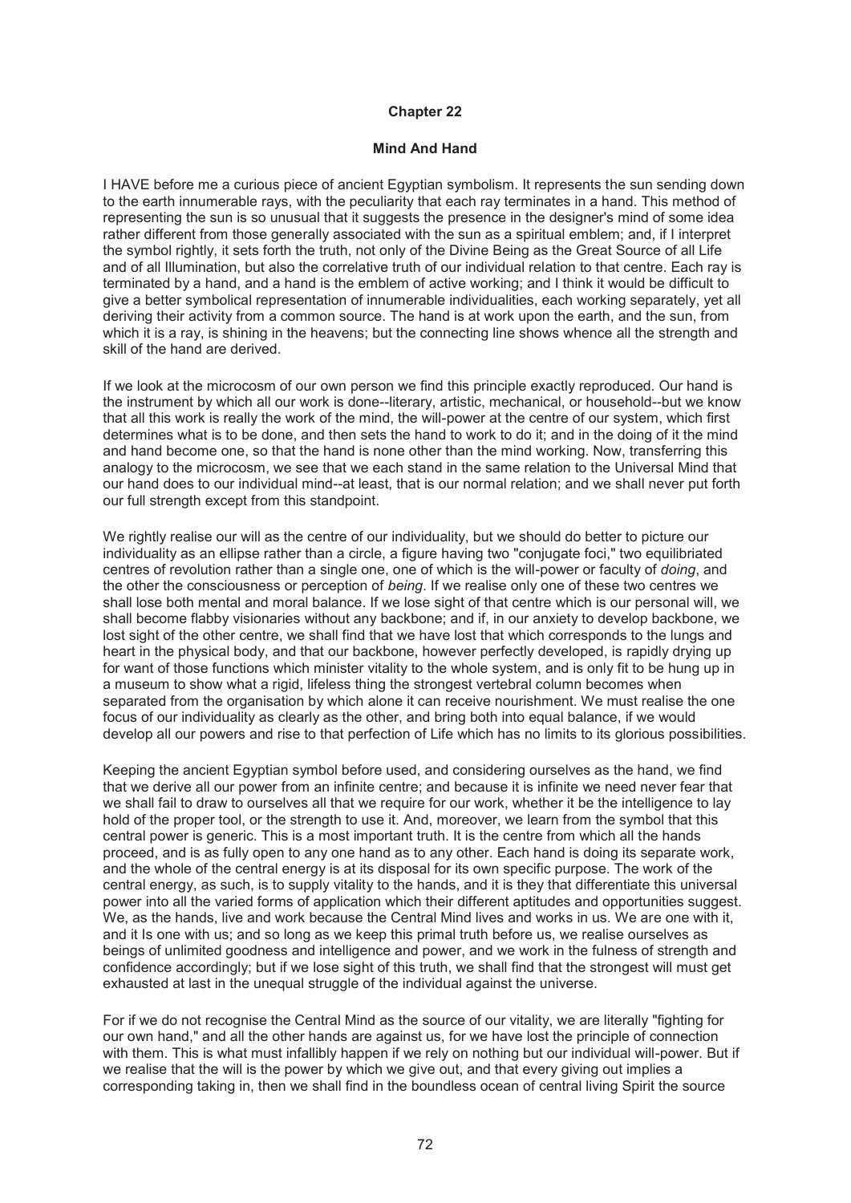## Chapter 22

### Mind And Hand

I HAVE before me a curious piece of ancient Egyptian symbolism. It represents the sun sending down to the earth innumerable rays, with the peculiarity that each ray terminates in a hand. This method of representing the sun is so unusual that it suggests the presence in the designer's mind of some idea rather different from those generally associated with the sun as a spiritual emblem; and, if I interpret the symbol rightly, it sets forth the truth, not only of the Divine Being as the Great Source of all Life and of all Illumination, but also the correlative truth of our individual relation to that centre. Each ray is terminated by a hand, and a hand is the emblem of active working; and I think it would be difficult to give a better symbolical representation of innumerable individualities, each working separately, yet all deriving their activity from a common source. The hand is at work upon the earth, and the sun, from which it is a ray, is shining in the heavens; but the connecting line shows whence all the strength and skill of the hand are derived.

If we look at the microcosm of our own person we find this principle exactly reproduced. Our hand is the instrument by which all our work is done--literary, artistic, mechanical, or household--but we know that all this work is really the work of the mind, the will-power at the centre of our system, which first determines what is to be done, and then sets the hand to work to do it; and in the doing of it the mind and hand become one, so that the hand is none other than the mind working. Now, transferring this analogy to the microcosm, we see that we each stand in the same relation to the Universal Mind that our hand does to our individual mind--at least, that is our normal relation; and we shall never put forth our full strength except from this standpoint.

We rightly realise our will as the centre of our individuality, but we should do better to picture our individuality as an ellipse rather than a circle, a figure having two "conjugate foci," two equilibriated centres of revolution rather than a single one, one of which is the will-power or faculty of *doing*, and the other the consciousness or perception of *being*. If we realise only one of these two centres we shall lose both mental and moral balance. If we lose sight of that centre which is our personal will, we shall become flabby visionaries without any backbone; and if, in our anxiety to develop backbone, we lost sight of the other centre, we shall find that we have lost that which corresponds to the lungs and heart in the physical body, and that our backbone, however perfectly developed, is rapidly drying up for want of those functions which minister vitality to the whole system, and is only fit to be hung up in a museum to show what a rigid, lifeless thing the strongest vertebral column becomes when separated from the organisation by which alone it can receive nourishment. We must realise the one focus of our individuality as clearly as the other, and bring both into equal balance, if we would develop all our powers and rise to that perfection of Life which has no limits to its glorious possibilities.

Keeping the ancient Egyptian symbol before used, and considering ourselves as the hand, we find that we derive all our power from an infinite centre; and because it is infinite we need never fear that we shall fail to draw to ourselves all that we require for our work, whether it be the intelligence to lay hold of the proper tool, or the strength to use it. And, moreover, we learn from the symbol that this central power is generic. This is a most important truth. It is the centre from which all the hands proceed, and is as fully open to any one hand as to any other. Each hand is doing its separate work, and the whole of the central energy is at its disposal for its own specific purpose. The work of the central energy, as such, is to supply vitality to the hands, and it is they that differentiate this universal power into all the varied forms of application which their different aptitudes and opportunities suggest. We, as the hands, live and work because the Central Mind lives and works in us. We are one with it, and it Is one with us; and so long as we keep this primal truth before us, we realise ourselves as beings of unlimited goodness and intelligence and power, and we work in the fulness of strength and confidence accordingly; but if we lose sight of this truth, we shall find that the strongest will must get exhausted at last in the unequal struggle of the individual against the universe.

For if we do not recognise the Central Mind as the source of our vitality, we are literally "fighting for our own hand," and all the other hands are against us, for we have lost the principle of connection with them. This is what must infallibly happen if we rely on nothing but our individual will-power. But if we realise that the will is the power by which we give out, and that every giving out implies a corresponding taking in, then we shall find in the boundless ocean of central living Spirit the source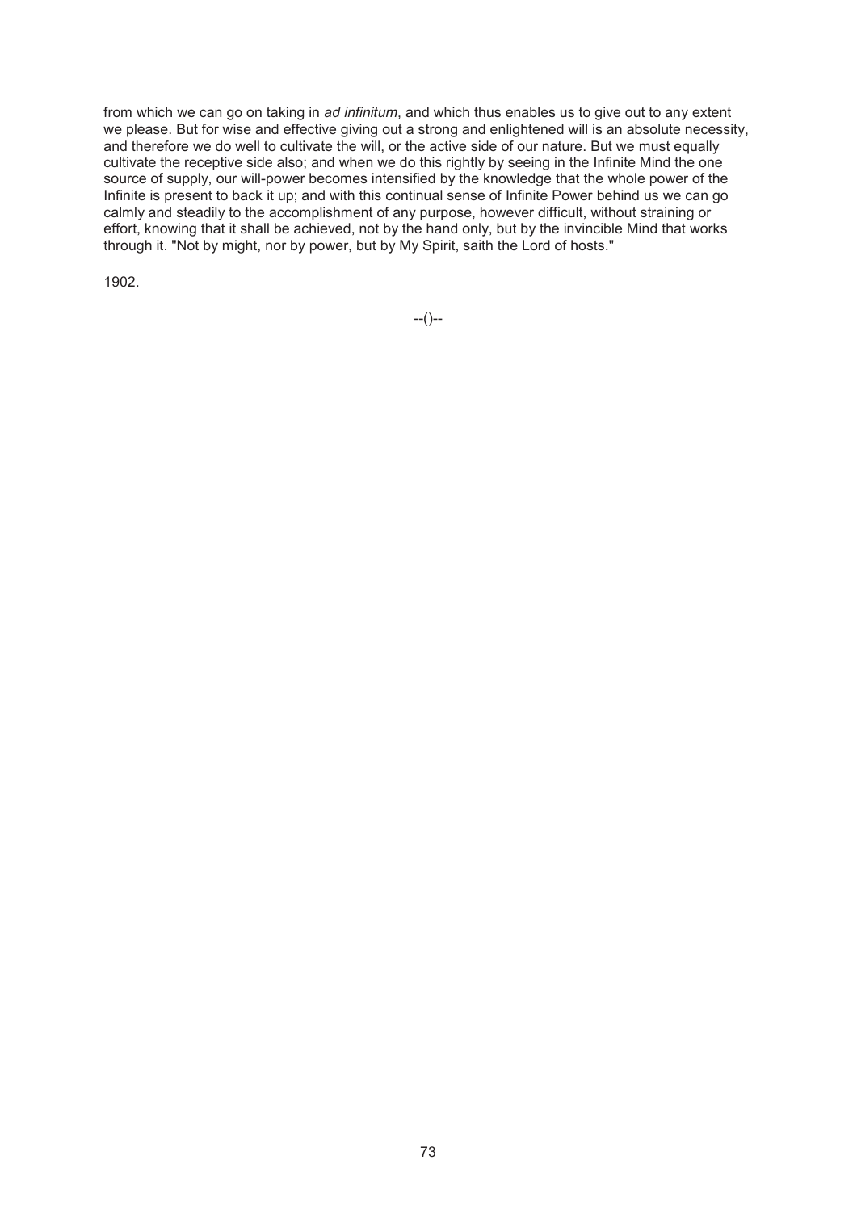from which we can go on taking in *ad infinitum*, and which thus enables us to give out to any extent we please. But for wise and effective giving out a strong and enlightened will is an absolute necessity, and therefore we do well to cultivate the will, or the active side of our nature. But we must equally cultivate the receptive side also; and when we do this rightly by seeing in the Infinite Mind the one source of supply, our will-power becomes intensified by the knowledge that the whole power of the Infinite is present to back it up; and with this continual sense of Infinite Power behind us we can go calmly and steadily to the accomplishment of any purpose, however difficult, without straining or effort, knowing that it shall be achieved, not by the hand only, but by the invincible Mind that works through it. "Not by might, nor by power, but by My Spirit, saith the Lord of hosts."

1902.

--()--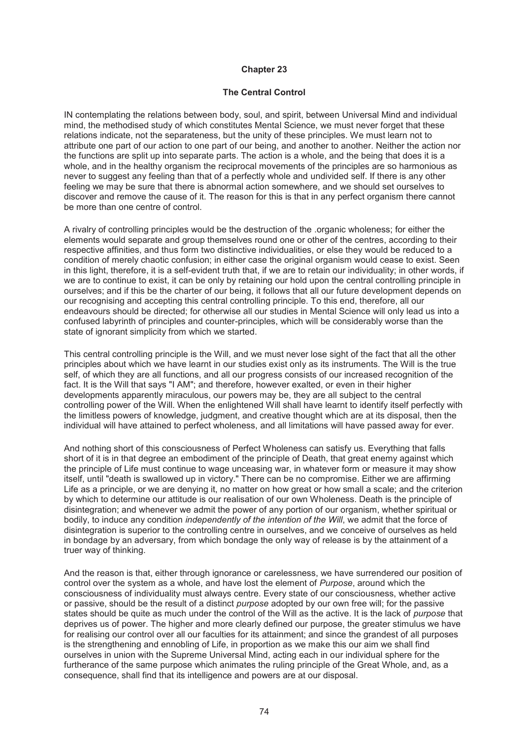# Chapter 23

## The Central Control

IN contemplating the relations between body, soul, and spirit, between Universal Mind and individual mind, the methodised study of which constitutes Mental Science, we must never forget that these relations indicate, not the separateness, but the unity of these principles. We must learn not to attribute one part of our action to one part of our being, and another to another. Neither the action nor the functions are split up into separate parts. The action is a whole, and the being that does it is a whole, and in the healthy organism the reciprocal movements of the principles are so harmonious as never to suggest any feeling than that of a perfectly whole and undivided self. If there is any other feeling we may be sure that there is abnormal action somewhere, and we should set ourselves to discover and remove the cause of it. The reason for this is that in any perfect organism there cannot be more than one centre of control.

A rivalry of controlling principles would be the destruction of the .organic wholeness; for either the elements would separate and group themselves round one or other of the centres, according to their respective affinities, and thus form two distinctive individualities, or else they would be reduced to a condition of merely chaotic confusion; in either case the original organism would cease to exist. Seen in this light, therefore, it is a self-evident truth that, if we are to retain our individuality; in other words, if we are to continue to exist, it can be only by retaining our hold upon the central controlling principle in ourselves; and if this be the charter of our being, it follows that all our future development depends on our recognising and accepting this central controlling principle. To this end, therefore, all our endeavours should be directed; for otherwise all our studies in Mental Science will only lead us into a confused labyrinth of principles and counter-principles, which will be considerably worse than the state of ignorant simplicity from which we started.

This central controlling principle is the Will, and we must never lose sight of the fact that all the other principles about which we have learnt in our studies exist only as its instruments. The Will is the true self, of which they are all functions, and all our progress consists of our increased recognition of the fact. It is the Will that says "I AM"; and therefore, however exalted, or even in their higher developments apparently miraculous, our powers may be, they are all subject to the central controlling power of the Will. When the enlightened Will shall have learnt to identify itself perfectly with the limitless powers of knowledge, judgment, and creative thought which are at its disposal, then the individual will have attained to perfect wholeness, and all limitations will have passed away for ever.

And nothing short of this consciousness of Perfect Wholeness can satisfy us. Everything that falls short of it is in that degree an embodiment of the principle of Death, that great enemy against which the principle of Life must continue to wage unceasing war, in whatever form or measure it may show itself, until "death is swallowed up in victory." There can be no compromise. Either we are affirming Life as a principle, or we are denying it, no matter on how great or how small a scale; and the criterion by which to determine our attitude is our realisation of our own Wholeness. Death is the principle of disintegration; and whenever we admit the power of any portion of our organism, whether spiritual or bodily, to induce any condition *independently of the intention of the Will*, we admit that the force of disintegration is superior to the controlling centre in ourselves, and we conceive of ourselves as held in bondage by an adversary, from which bondage the only way of release is by the attainment of a truer way of thinking.

And the reason is that, either through ignorance or carelessness, we have surrendered our position of control over the system as a whole, and have lost the element of *Purpose*, around which the consciousness of individuality must always centre. Every state of our consciousness, whether active or passive, should be the result of a distinct *purpose* adopted by our own free will; for the passive states should be quite as much under the control of the Will as the active. It is the lack of *purpose* that deprives us of power. The higher and more clearly defined our purpose, the greater stimulus we have for realising our control over all our faculties for its attainment; and since the grandest of all purposes is the strengthening and ennobling of Life, in proportion as we make this our aim we shall find ourselves in union with the Supreme Universal Mind, acting each in our individual sphere for the furtherance of the same purpose which animates the ruling principle of the Great Whole, and, as a consequence, shall find that its intelligence and powers are at our disposal.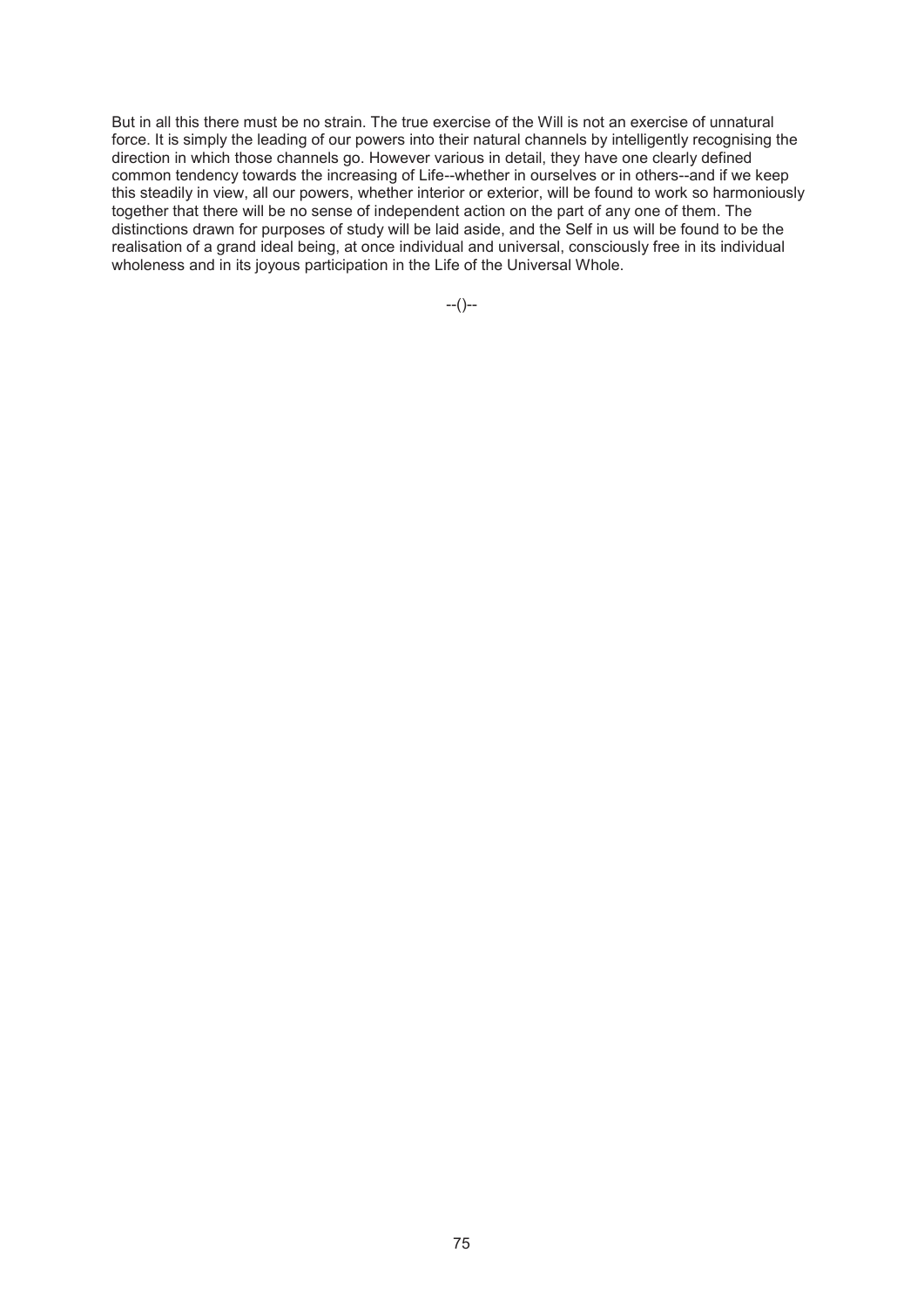But in all this there must be no strain. The true exercise of the Will is not an exercise of unnatural force. It is simply the leading of our powers into their natural channels by intelligently recognising the direction in which those channels go. However various in detail, they have one clearly defined common tendency towards the increasing of Life--whether in ourselves or in others--and if we keep this steadily in view, all our powers, whether interior or exterior, will be found to work so harmoniously together that there will be no sense of independent action on the part of any one of them. The distinctions drawn for purposes of study will be laid aside, and the Self in us will be found to be the realisation of a grand ideal being, at once individual and universal, consciously free in its individual wholeness and in its joyous participation in the Life of the Universal Whole.

--()--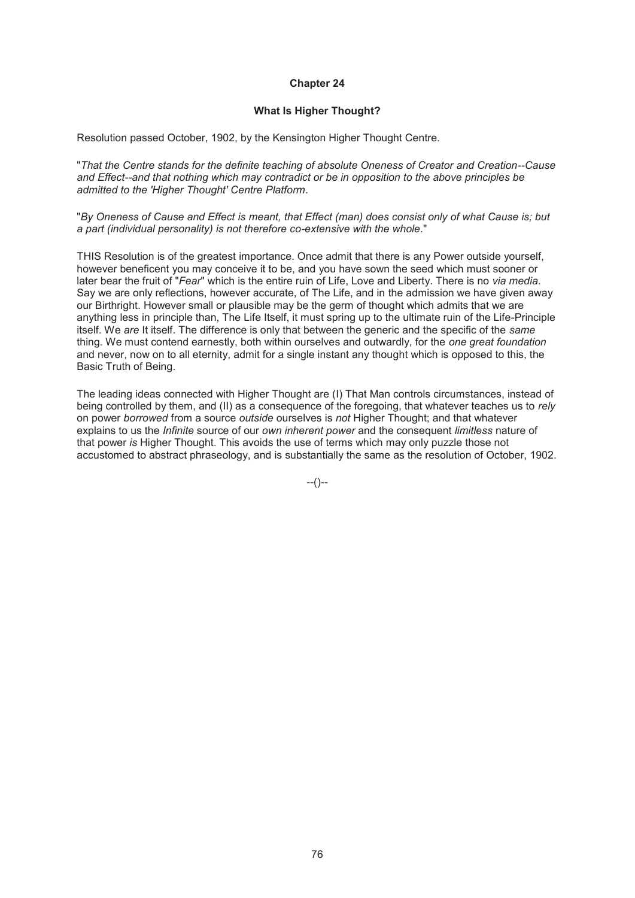# Chapter 24

## What Is Higher Thought?

Resolution passed October, 1902, by the Kensington Higher Thought Centre.

"*That the Centre stands for the definite teaching of absolute Oneness of Creator and Creation--Cause and Effect--and that nothing which may contradict or be in opposition to the above principles be admitted to the 'Higher Thought' Centre Platform*.

"*By Oneness of Cause and Effect is meant, that Effect (man) does consist only of what Cause is; but a part (individual personality) is not therefore co-extensive with the whole*."

THIS Resolution is of the greatest importance. Once admit that there is any Power outside yourself, however beneficent you may conceive it to be, and you have sown the seed which must sooner or later bear the fruit of "*Fear*" which is the entire ruin of Life, Love and Liberty. There is no *via media*. Say we are only reflections, however accurate, of The Life, and in the admission we have given away our Birthright. However small or plausible may be the germ of thought which admits that we are anything less in principle than, The Life Itself, it must spring up to the ultimate ruin of the Life-Principle itself. We *are* It itself. The difference is only that between the generic and the specific of the *same* thing. We must contend earnestly, both within ourselves and outwardly, for the *one great foundation* and never, now on to all eternity, admit for a single instant any thought which is opposed to this, the Basic Truth of Being.

The leading ideas connected with Higher Thought are (I) That Man controls circumstances, instead of being controlled by them, and (II) as a consequence of the foregoing, that whatever teaches us to *rely* on power *borrowed* from a source *outside* ourselves is *not* Higher Thought; and that whatever explains to us the *Infinite* source of our *own inherent power* and the consequent *limitless* nature of that power *is* Higher Thought. This avoids the use of terms which may only puzzle those not accustomed to abstract phraseology, and is substantially the same as the resolution of October, 1902.

--()--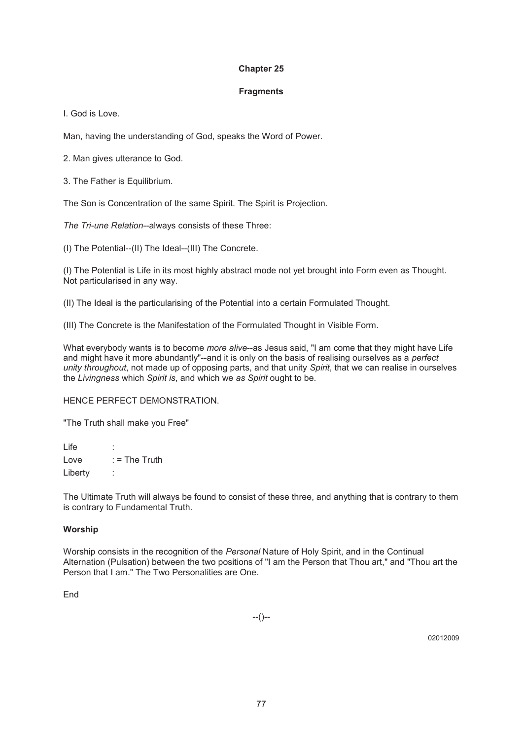## Chapter 25

### Fragments

I. God is Love.

Man, having the understanding of God, speaks the Word of Power.

2. Man gives utterance to God.

3. The Father is Equilibrium.

The Son is Concentration of the same Spirit. The Spirit is Projection.

*The Tri-une Relation*--always consists of these Three:

(I) The Potential--(II) The Ideal--(III) The Concrete.

(I) The Potential is Life in its most highly abstract mode not yet brought into Form even as Thought. Not particularised in any way.

(II) The Ideal is the particularising of the Potential into a certain Formulated Thought.

(III) The Concrete is the Manifestation of the Formulated Thought in Visible Form.

What everybody wants is to become *more alive*--as Jesus said, "I am come that they might have Life and might have it more abundantly"--and it is only on the basis of realising ourselves as a *perfect unity throughout*, not made up of opposing parts, and that unity *Spirit*, that we can realise in ourselves the *Livingness* which *Spirit is*, and which we *as Spirit* ought to be.

HENCE PERFECT DEMONSTRATION.

"The Truth shall make you Free"

| | |
|---|---|
| Life | : |
| Love | : = The Truth |
| Liberty | : |

The Ultimate Truth will always be found to consist of these three, and anything that is contrary to them is contrary to Fundamental Truth.

**Worship**

Worship consists in the recognition of the *Personal* Nature of Holy Spirit, and in the Continual Alternation (Pulsation) between the two positions of "I am the Person that Thou art," and "Thou art the Person that I am." The Two Personalities are One.

End

--()--

02012009